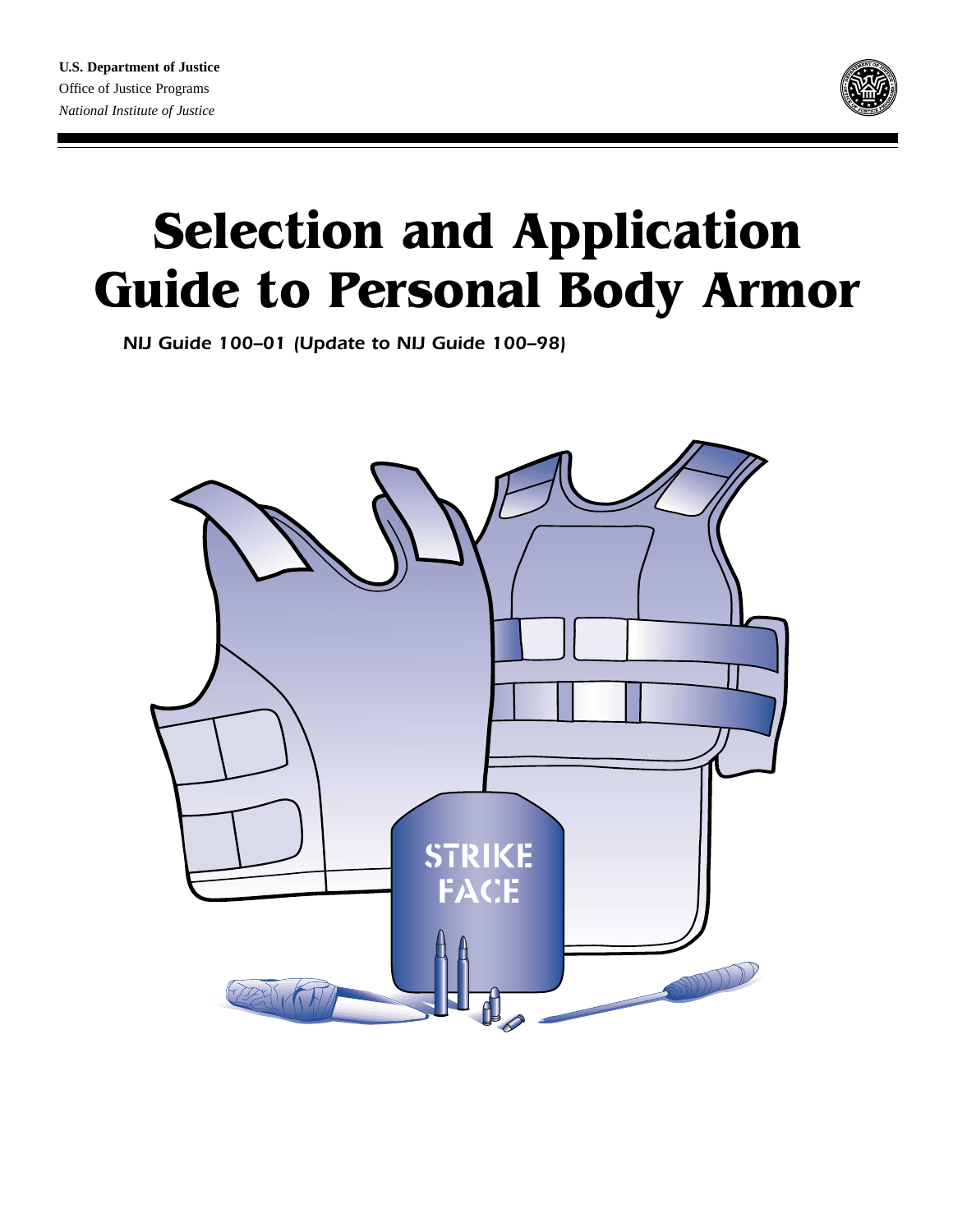**U.S. Department of Justice**
Office of Justice Programs
*National Institute of Justice*

# Selection and Application Guide to Personal Body Armor

*NIJ Guide 100–01 (Update to NIJ Guide 100–98)*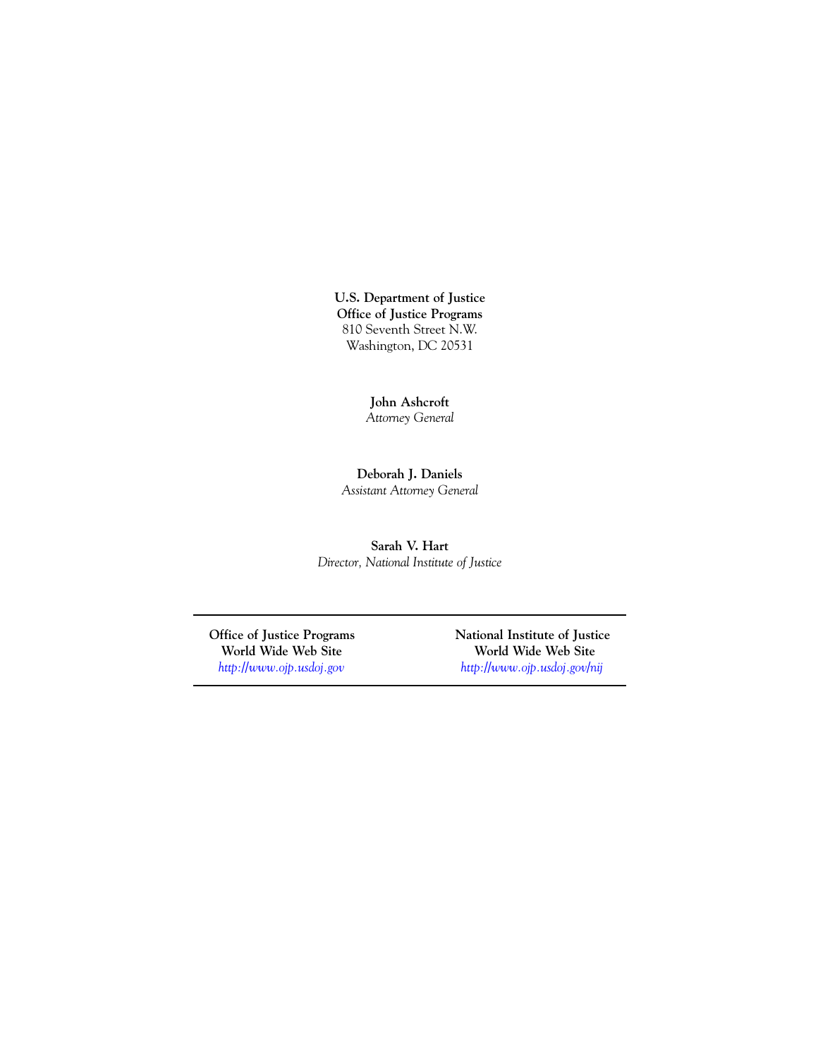**U.S. Department of Justice**
**Office of Justice Programs**
810 Seventh Street N.W.
Washington, DC 20531

**John Ashcroft**
*Attorney General*

**Deborah J. Daniels**
*Assistant Attorney General*

**Sarah V. Hart**
*Director, National Institute of Justice*

---

**Office of Justice Programs**
**World Wide Web Site**
*http://www.ojp.usdoj.gov*

**National Institute of Justice**
**World Wide Web Site**
*http://www.ojp.usdoj.gov/nij*

---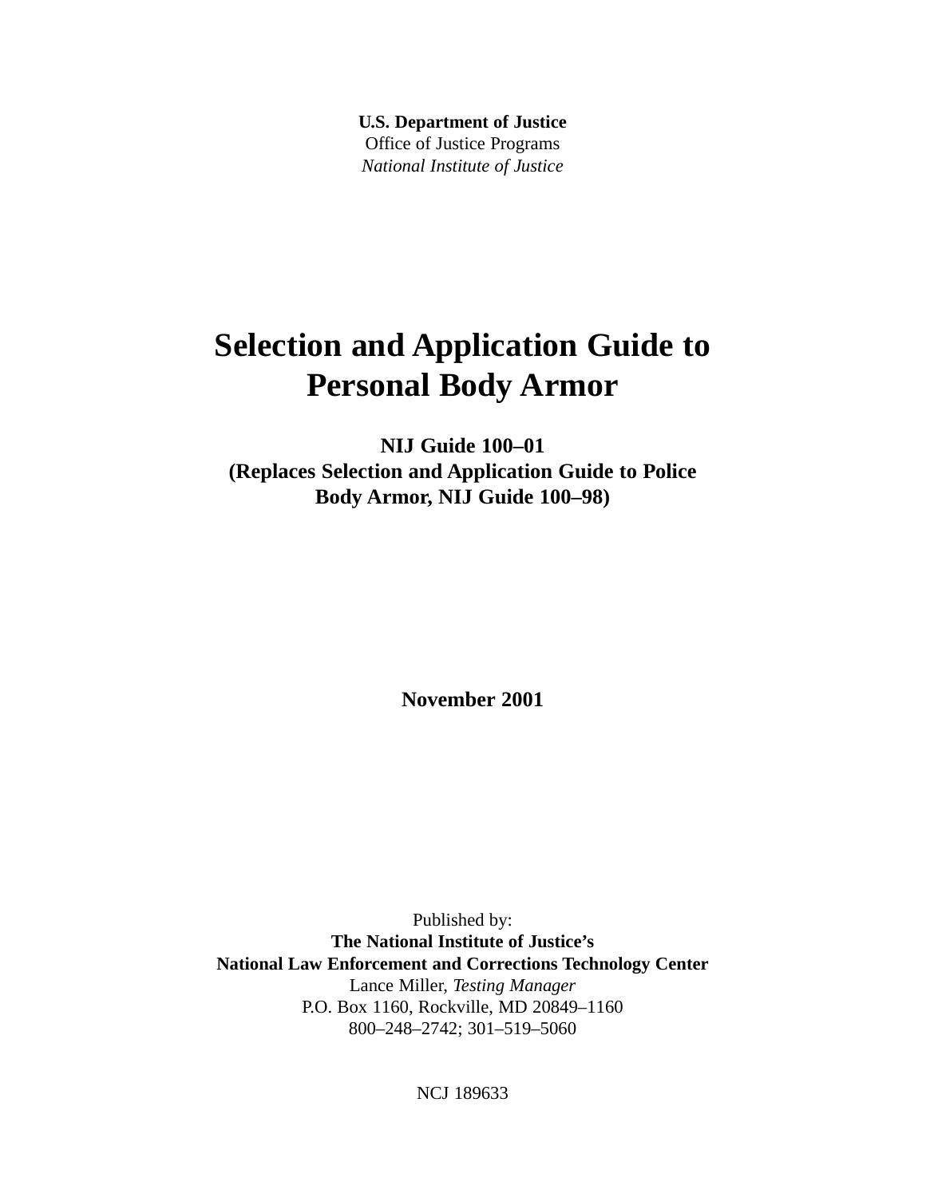**U.S. Department of Justice**
Office of Justice Programs
*National Institute of Justice*

# Selection and Application Guide to Personal Body Armor

**NIJ Guide 100–01**
**(Replaces Selection and Application Guide to Police Body Armor, NIJ Guide 100–98)**

**November 2001**

Published by:
**The National Institute of Justice's**
**National Law Enforcement and Corrections Technology Center**
Lance Miller, *Testing Manager*
P.O. Box 1160, Rockville, MD 20849–1160
800–248–2742; 301–519–5060

NCJ 189633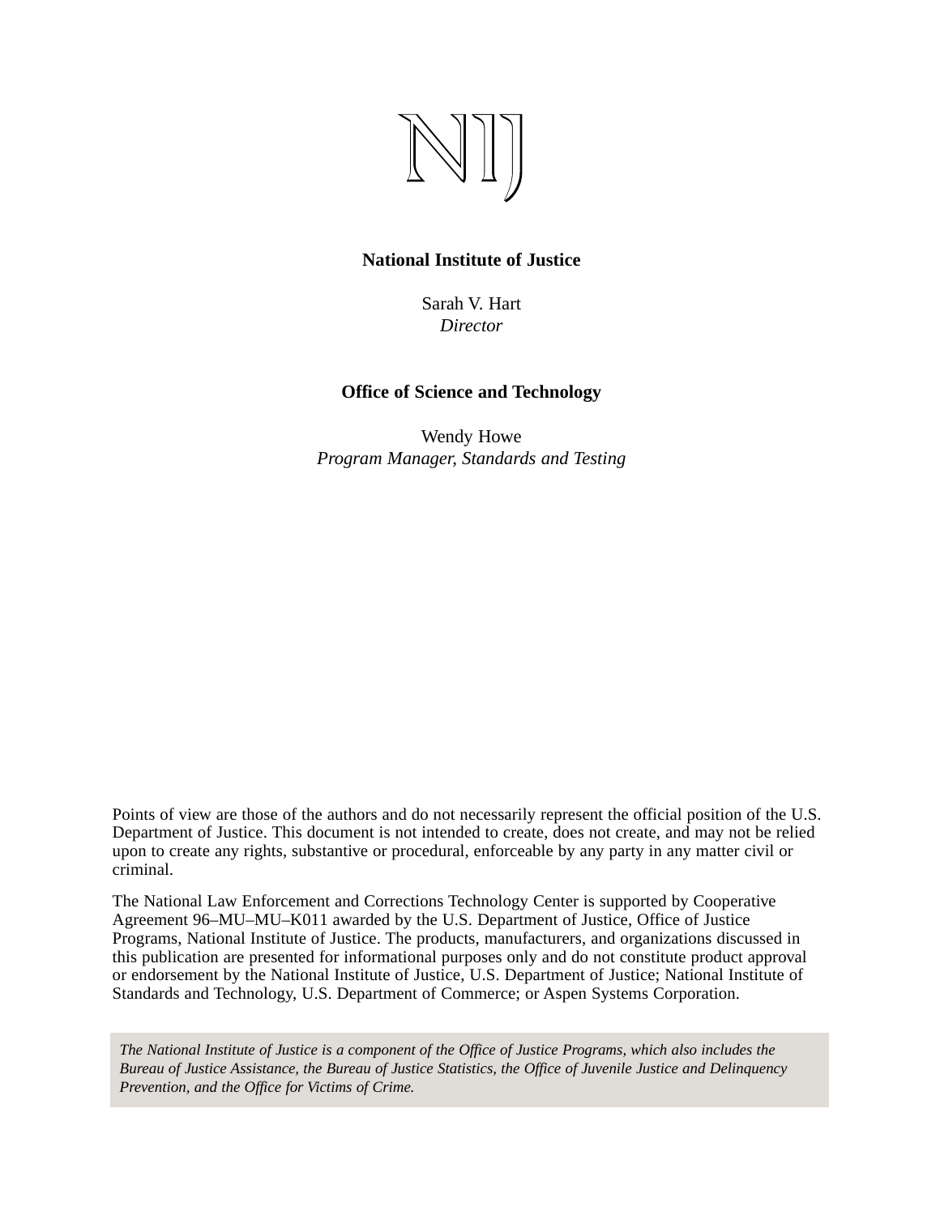NIJ

**National Institute of Justice**

Sarah V. Hart
*Director*

**Office of Science and Technology**

Wendy Howe
*Program Manager, Standards and Testing*

Points of view are those of the authors and do not necessarily represent the official position of the U.S. Department of Justice. This document is not intended to create, does not create, and may not be relied upon to create any rights, substantive or procedural, enforceable by any party in any matter civil or criminal.

The National Law Enforcement and Corrections Technology Center is supported by Cooperative Agreement 96–MU–MU–K011 awarded by the U.S. Department of Justice, Office of Justice Programs, National Institute of Justice. The products, manufacturers, and organizations discussed in this publication are presented for informational purposes only and do not constitute product approval or endorsement by the National Institute of Justice, U.S. Department of Justice; National Institute of Standards and Technology, U.S. Department of Commerce; or Aspen Systems Corporation.

*The National Institute of Justice is a component of the Office of Justice Programs, which also includes the Bureau of Justice Assistance, the Bureau of Justice Statistics, the Office of Juvenile Justice and Delinquency Prevention, and the Office for Victims of Crime.*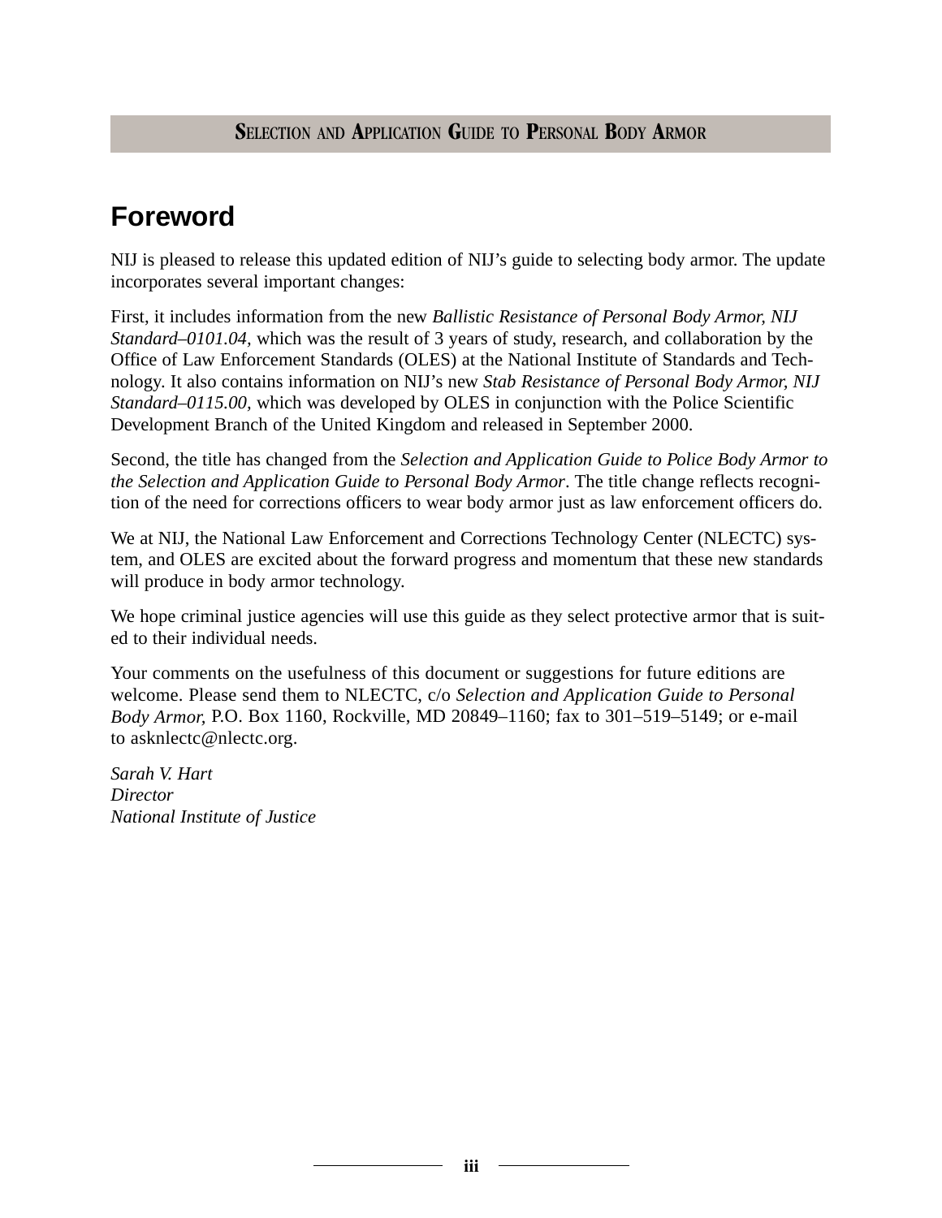# Foreword

NIJ is pleased to release this updated edition of NIJ's guide to selecting body armor. The update incorporates several important changes:

First, it includes information from the new *Ballistic Resistance of Personal Body Armor, NIJ Standard–0101.04,* which was the result of 3 years of study, research, and collaboration by the Office of Law Enforcement Standards (OLES) at the National Institute of Standards and Technology. It also contains information on NIJ's new *Stab Resistance of Personal Body Armor, NIJ Standard–0115.00,* which was developed by OLES in conjunction with the Police Scientific Development Branch of the United Kingdom and released in September 2000.

Second, the title has changed from the *Selection and Application Guide to Police Body Armor to the Selection and Application Guide to Personal Body Armor*. The title change reflects recognition of the need for corrections officers to wear body armor just as law enforcement officers do.

We at NIJ, the National Law Enforcement and Corrections Technology Center (NLECTC) system, and OLES are excited about the forward progress and momentum that these new standards will produce in body armor technology.

We hope criminal justice agencies will use this guide as they select protective armor that is suited to their individual needs.

Your comments on the usefulness of this document or suggestions for future editions are welcome. Please send them to NLECTC, c/o *Selection and Application Guide to Personal Body Armor,* P.O. Box 1160, Rockville, MD 20849–1160; fax to 301–519–5149; or e-mail to asknlectc@nlectc.org.

*Sarah V. Hart*
*Director*
*National Institute of Justice*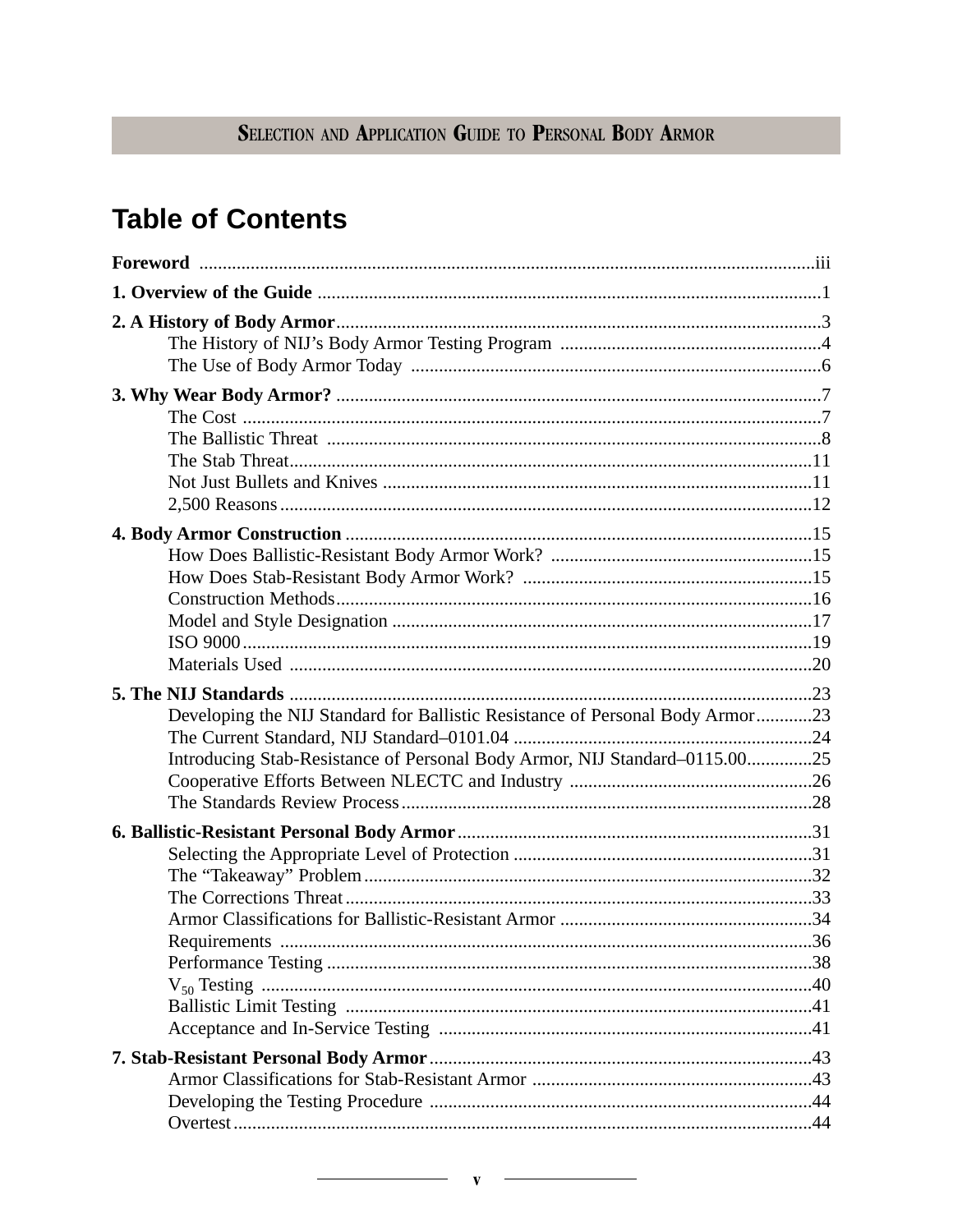# Table of Contents

**Foreword** ...iii

**1. Overview of the Guide** ...1

**2. A History of Body Armor** ...3
- The History of NIJ's Body Armor Testing Program ...4
- The Use of Body Armor Today ...6

**3. Why Wear Body Armor?** ...7
- The Cost ...7
- The Ballistic Threat ...8
- The Stab Threat ...11
- Not Just Bullets and Knives ...11
- 2,500 Reasons ...12

**4. Body Armor Construction** ...15
- How Does Ballistic-Resistant Body Armor Work? ...15
- How Does Stab-Resistant Body Armor Work? ...15
- Construction Methods ...16
- Model and Style Designation ...17
- ISO 9000 ...19
- Materials Used ...20

**5. The NIJ Standards** ...23
- Developing the NIJ Standard for Ballistic Resistance of Personal Body Armor ...23
- The Current Standard, NIJ Standard–0101.04 ...24
- Introducing Stab-Resistance of Personal Body Armor, NIJ Standard–0115.00 ...25
- Cooperative Efforts Between NLECTC and Industry ...26
- The Standards Review Process ...28

**6. Ballistic-Resistant Personal Body Armor** ...31
- Selecting the Appropriate Level of Protection ...31
- The "Takeaway" Problem ...32
- The Corrections Threat ...33
- Armor Classifications for Ballistic-Resistant Armor ...34
- Requirements ...36
- Performance Testing ...38
- $V_{50}$ Testing ...40
- Ballistic Limit Testing ...41
- Acceptance and In-Service Testing ...41

**7. Stab-Resistant Personal Body Armor** ...43
- Armor Classifications for Stab-Resistant Armor ...43
- Developing the Testing Procedure ...44
- Overtest ...44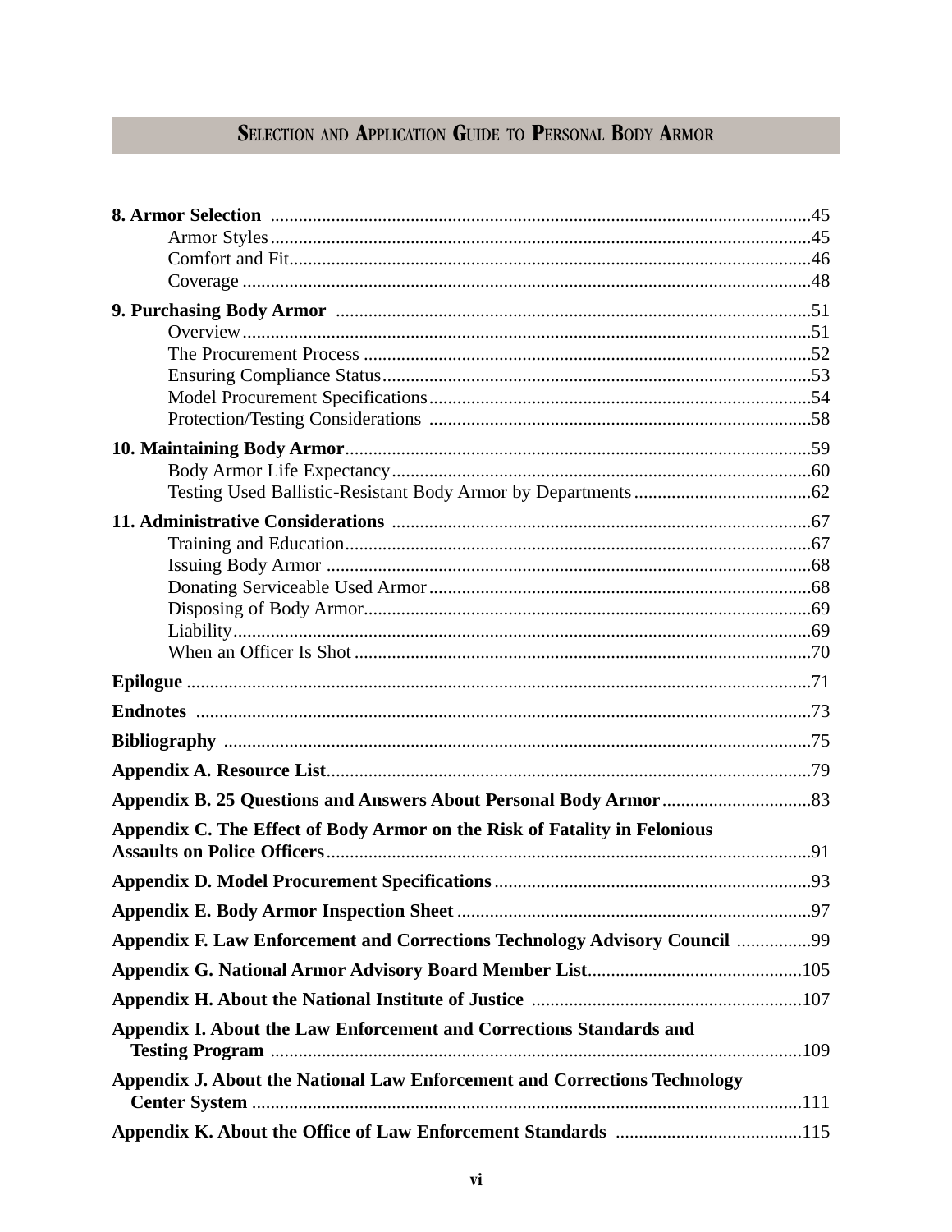**8. Armor Selection** ....................................................................................................................45

Armor Styles....................................................................................................................45

Comfort and Fit................................................................................................................46

Coverage ..........................................................................................................................48

**9. Purchasing Body Armor** ......................................................................................................51

Overview..........................................................................................................................51

The Procurement Process ................................................................................................52

Ensuring Compliance Status............................................................................................53

Model Procurement Specifications..................................................................................54

Protection/Testing Considerations ..................................................................................58

**10. Maintaining Body Armor**....................................................................................................59

Body Armor Life Expectancy..........................................................................................60

Testing Used Ballistic-Resistant Body Armor by Departments......................................62

**11. Administrative Considerations** ..........................................................................................67

Training and Education....................................................................................................67

Issuing Body Armor ........................................................................................................68

Donating Serviceable Used Armor..................................................................................68

Disposing of Body Armor................................................................................................69

Liability............................................................................................................................69

When an Officer Is Shot ..................................................................................................70

**Epilogue** ......................................................................................................................................71

**Endnotes** ....................................................................................................................................73

**Bibliography** ..............................................................................................................................75

**Appendix A. Resource List**........................................................................................................79

**Appendix B. 25 Questions and Answers About Personal Body Armor**................................83

**Appendix C. The Effect of Body Armor on the Risk of Fatality in Felonious Assaults on Police Officers**........................................................................................................91

**Appendix D. Model Procurement Specifications**....................................................................93

**Appendix E. Body Armor Inspection Sheet**............................................................................97

**Appendix F. Law Enforcement and Corrections Technology Advisory Council** ................99

**Appendix G. National Armor Advisory Board Member List**..............................................105

**Appendix H. About the National Institute of Justice** ..........................................................107

**Appendix I. About the Law Enforcement and Corrections Standards and Testing Program** ..................................................................................................................109

**Appendix J. About the National Law Enforcement and Corrections Technology Center System** ......................................................................................................................111

**Appendix K. About the Office of Law Enforcement Standards** ........................................115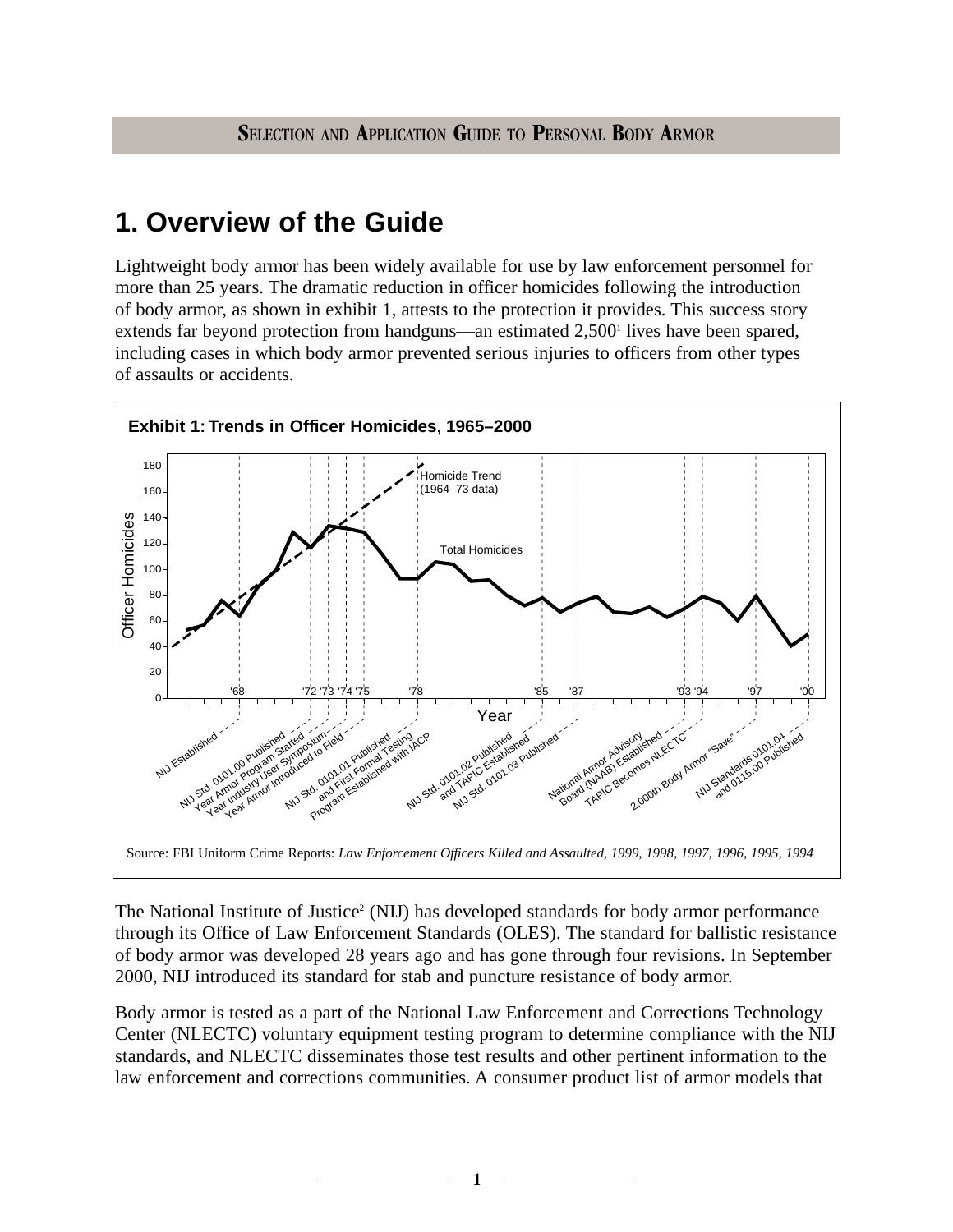# 1. Overview of the Guide

Lightweight body armor has been widely available for use by law enforcement personnel for more than 25 years. The dramatic reduction in officer homicides following the introduction of body armor, as shown in exhibit 1, attests to the protection it provides. This success story extends far beyond protection from handguns—an estimated 2,500[1] lives have been spared, including cases in which body armor prevented serious injuries to officers from other types of assaults or accidents.

**Exhibit 1: Trends in Officer Homicides, 1965–2000**

Source: FBI Uniform Crime Reports: *Law Enforcement Officers Killed and Assaulted, 1999, 1998, 1997, 1996, 1995, 1994*

The National Institute of Justice[2] (NIJ) has developed standards for body armor performance through its Office of Law Enforcement Standards (OLES). The standard for ballistic resistance of body armor was developed 28 years ago and has gone through four revisions. In September 2000, NIJ introduced its standard for stab and puncture resistance of body armor.

Body armor is tested as a part of the National Law Enforcement and Corrections Technology Center (NLECTC) voluntary equipment testing program to determine compliance with the NIJ standards, and NLECTC disseminates those test results and other pertinent information to the law enforcement and corrections communities. A consumer product list of armor models that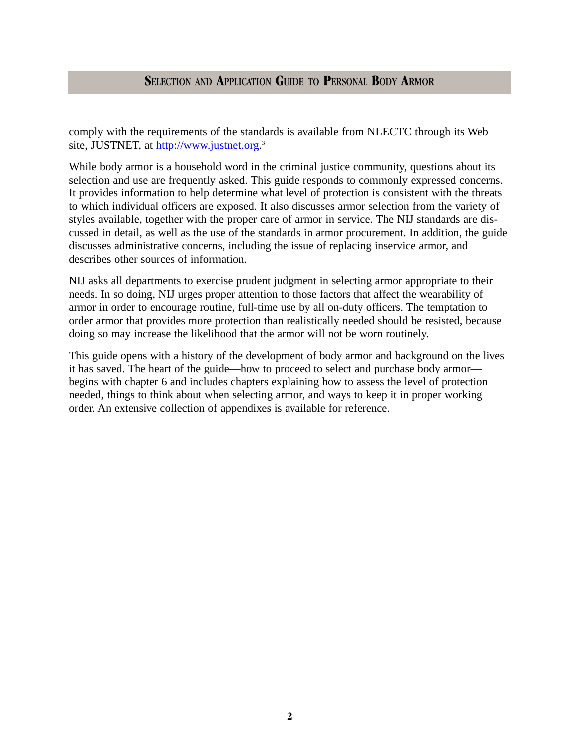comply with the requirements of the standards is available from NLECTC through its Web site, JUSTNET, at http://www.justnet.org.[3]

While body armor is a household word in the criminal justice community, questions about its selection and use are frequently asked. This guide responds to commonly expressed concerns. It provides information to help determine what level of protection is consistent with the threats to which individual officers are exposed. It also discusses armor selection from the variety of styles available, together with the proper care of armor in service. The NIJ standards are discussed in detail, as well as the use of the standards in armor procurement. In addition, the guide discusses administrative concerns, including the issue of replacing inservice armor, and describes other sources of information.

NIJ asks all departments to exercise prudent judgment in selecting armor appropriate to their needs. In so doing, NIJ urges proper attention to those factors that affect the wearability of armor in order to encourage routine, full-time use by all on-duty officers. The temptation to order armor that provides more protection than realistically needed should be resisted, because doing so may increase the likelihood that the armor will not be worn routinely.

This guide opens with a history of the development of body armor and background on the lives it has saved. The heart of the guide—how to proceed to select and purchase body armor—begins with chapter 6 and includes chapters explaining how to assess the level of protection needed, things to think about when selecting armor, and ways to keep it in proper working order. An extensive collection of appendixes is available for reference.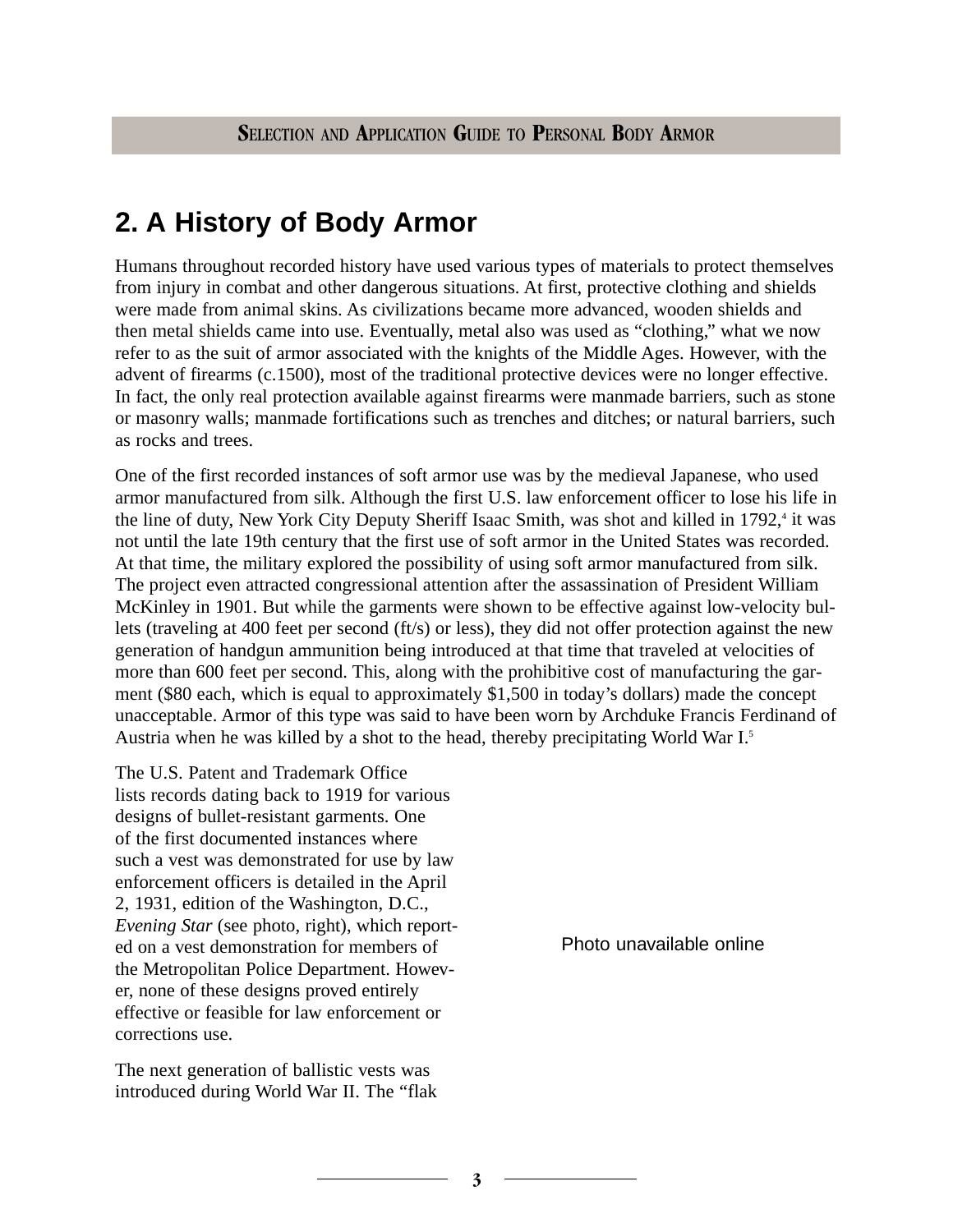## 2. A History of Body Armor

Humans throughout recorded history have used various types of materials to protect themselves from injury in combat and other dangerous situations. At first, protective clothing and shields were made from animal skins. As civilizations became more advanced, wooden shields and then metal shields came into use. Eventually, metal also was used as "clothing," what we now refer to as the suit of armor associated with the knights of the Middle Ages. However, with the advent of firearms (c.1500), most of the traditional protective devices were no longer effective. In fact, the only real protection available against firearms were manmade barriers, such as stone or masonry walls; manmade fortifications such as trenches and ditches; or natural barriers, such as rocks and trees.

One of the first recorded instances of soft armor use was by the medieval Japanese, who used armor manufactured from silk. Although the first U.S. law enforcement officer to lose his life in the line of duty, New York City Deputy Sheriff Isaac Smith, was shot and killed in 1792,[4] it was not until the late 19th century that the first use of soft armor in the United States was recorded. At that time, the military explored the possibility of using soft armor manufactured from silk. The project even attracted congressional attention after the assassination of President William McKinley in 1901. But while the garments were shown to be effective against low-velocity bullets (traveling at 400 feet per second (ft/s) or less), they did not offer protection against the new generation of handgun ammunition being introduced at that time that traveled at velocities of more than 600 feet per second. This, along with the prohibitive cost of manufacturing the garment ($80 each, which is equal to approximately $1,500 in today's dollars) made the concept unacceptable. Armor of this type was said to have been worn by Archduke Francis Ferdinand of Austria when he was killed by a shot to the head, thereby precipitating World War I.[5]

The U.S. Patent and Trademark Office lists records dating back to 1919 for various designs of bullet-resistant garments. One of the first documented instances where such a vest was demonstrated for use by law enforcement officers is detailed in the April 2, 1931, edition of the Washington, D.C., *Evening Star* (see photo, right), which reported on a vest demonstration for members of the Metropolitan Police Department. However, none of these designs proved entirely effective or feasible for law enforcement or corrections use.

Photo unavailable online

The next generation of ballistic vests was introduced during World War II. The "flak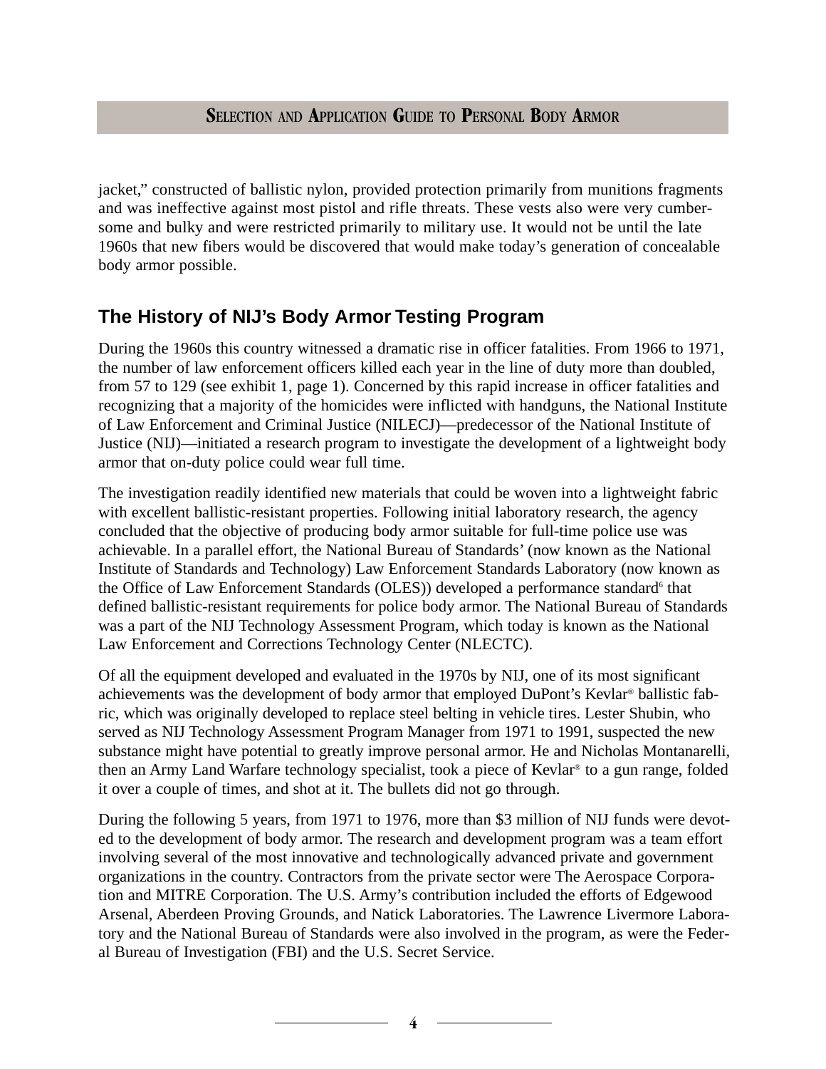jacket," constructed of ballistic nylon, provided protection primarily from munitions fragments and was ineffective against most pistol and rifle threats. These vests also were very cumbersome and bulky and were restricted primarily to military use. It would not be until the late 1960s that new fibers would be discovered that would make today's generation of concealable body armor possible.

## The History of NIJ's Body Armor Testing Program

During the 1960s this country witnessed a dramatic rise in officer fatalities. From 1966 to 1971, the number of law enforcement officers killed each year in the line of duty more than doubled, from 57 to 129 (see exhibit 1, page 1). Concerned by this rapid increase in officer fatalities and recognizing that a majority of the homicides were inflicted with handguns, the National Institute of Law Enforcement and Criminal Justice (NILECJ)—predecessor of the National Institute of Justice (NIJ)—initiated a research program to investigate the development of a lightweight body armor that on-duty police could wear full time.

The investigation readily identified new materials that could be woven into a lightweight fabric with excellent ballistic-resistant properties. Following initial laboratory research, the agency concluded that the objective of producing body armor suitable for full-time police use was achievable. In a parallel effort, the National Bureau of Standards' (now known as the National Institute of Standards and Technology) Law Enforcement Standards Laboratory (now known as the Office of Law Enforcement Standards (OLES)) developed a performance standard[6] that defined ballistic-resistant requirements for police body armor. The National Bureau of Standards was a part of the NIJ Technology Assessment Program, which today is known as the National Law Enforcement and Corrections Technology Center (NLECTC).

Of all the equipment developed and evaluated in the 1970s by NIJ, one of its most significant achievements was the development of body armor that employed DuPont's Kevlar® ballistic fabric, which was originally developed to replace steel belting in vehicle tires. Lester Shubin, who served as NIJ Technology Assessment Program Manager from 1971 to 1991, suspected the new substance might have potential to greatly improve personal armor. He and Nicholas Montanarelli, then an Army Land Warfare technology specialist, took a piece of Kevlar® to a gun range, folded it over a couple of times, and shot at it. The bullets did not go through.

During the following 5 years, from 1971 to 1976, more than $3 million of NIJ funds were devoted to the development of body armor. The research and development program was a team effort involving several of the most innovative and technologically advanced private and government organizations in the country. Contractors from the private sector were The Aerospace Corporation and MITRE Corporation. The U.S. Army's contribution included the efforts of Edgewood Arsenal, Aberdeen Proving Grounds, and Natick Laboratories. The Lawrence Livermore Laboratory and the National Bureau of Standards were also involved in the program, as were the Federal Bureau of Investigation (FBI) and the U.S. Secret Service.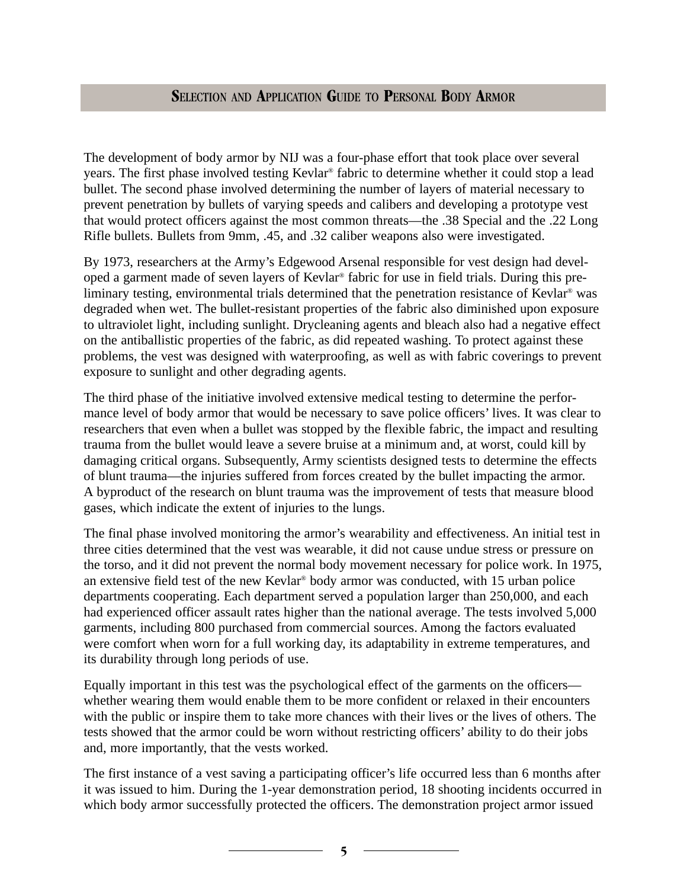The development of body armor by NIJ was a four-phase effort that took place over several years. The first phase involved testing Kevlar® fabric to determine whether it could stop a lead bullet. The second phase involved determining the number of layers of material necessary to prevent penetration by bullets of varying speeds and calibers and developing a prototype vest that would protect officers against the most common threats—the .38 Special and the .22 Long Rifle bullets. Bullets from 9mm, .45, and .32 caliber weapons also were investigated.

By 1973, researchers at the Army's Edgewood Arsenal responsible for vest design had developed a garment made of seven layers of Kevlar® fabric for use in field trials. During this preliminary testing, environmental trials determined that the penetration resistance of Kevlar® was degraded when wet. The bullet-resistant properties of the fabric also diminished upon exposure to ultraviolet light, including sunlight. Drycleaning agents and bleach also had a negative effect on the antiballistic properties of the fabric, as did repeated washing. To protect against these problems, the vest was designed with waterproofing, as well as with fabric coverings to prevent exposure to sunlight and other degrading agents.

The third phase of the initiative involved extensive medical testing to determine the performance level of body armor that would be necessary to save police officers' lives. It was clear to researchers that even when a bullet was stopped by the flexible fabric, the impact and resulting trauma from the bullet would leave a severe bruise at a minimum and, at worst, could kill by damaging critical organs. Subsequently, Army scientists designed tests to determine the effects of blunt trauma—the injuries suffered from forces created by the bullet impacting the armor. A byproduct of the research on blunt trauma was the improvement of tests that measure blood gases, which indicate the extent of injuries to the lungs.

The final phase involved monitoring the armor's wearability and effectiveness. An initial test in three cities determined that the vest was wearable, it did not cause undue stress or pressure on the torso, and it did not prevent the normal body movement necessary for police work. In 1975, an extensive field test of the new Kevlar® body armor was conducted, with 15 urban police departments cooperating. Each department served a population larger than 250,000, and each had experienced officer assault rates higher than the national average. The tests involved 5,000 garments, including 800 purchased from commercial sources. Among the factors evaluated were comfort when worn for a full working day, its adaptability in extreme temperatures, and its durability through long periods of use.

Equally important in this test was the psychological effect of the garments on the officers—whether wearing them would enable them to be more confident or relaxed in their encounters with the public or inspire them to take more chances with their lives or the lives of others. The tests showed that the armor could be worn without restricting officers' ability to do their jobs and, more importantly, that the vests worked.

The first instance of a vest saving a participating officer's life occurred less than 6 months after it was issued to him. During the 1-year demonstration period, 18 shooting incidents occurred in which body armor successfully protected the officers. The demonstration project armor issued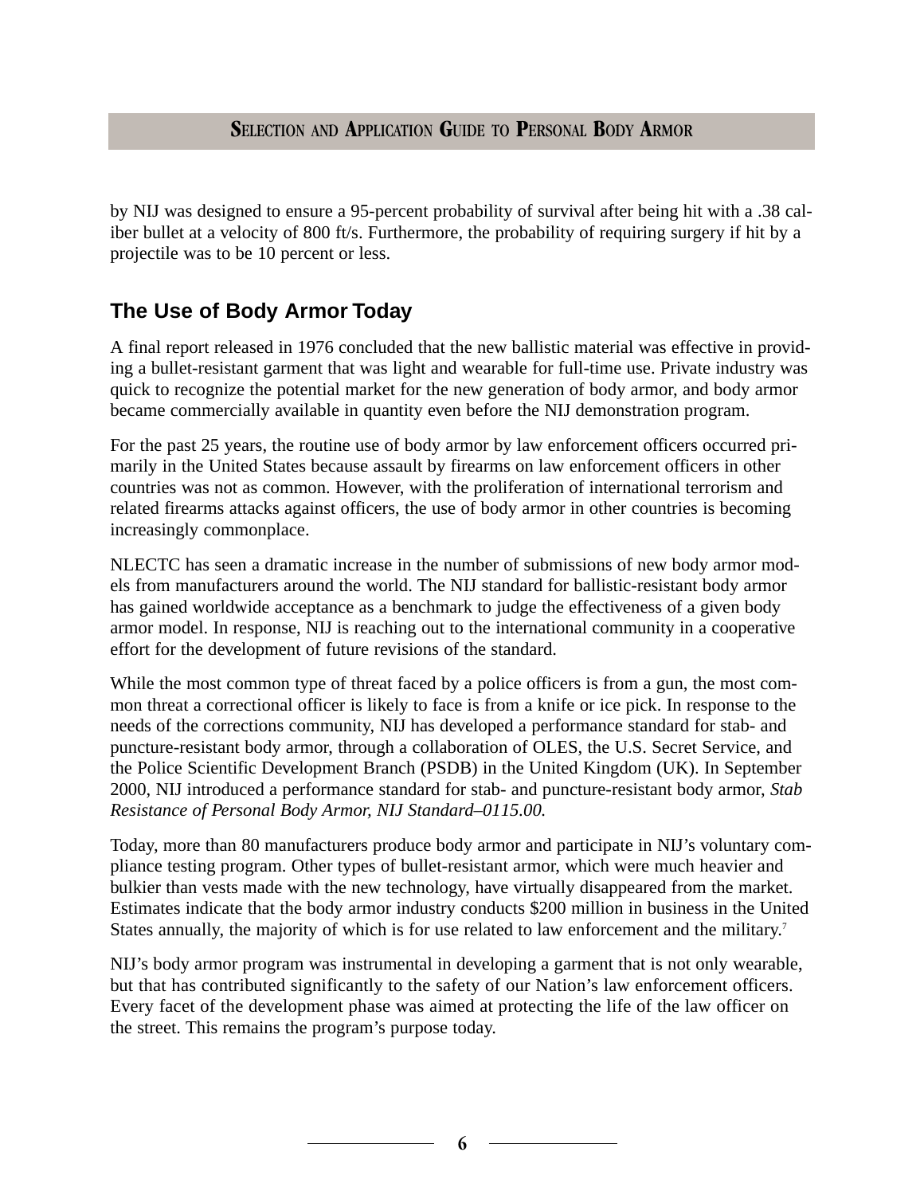by NIJ was designed to ensure a 95-percent probability of survival after being hit with a .38 caliber bullet at a velocity of 800 ft/s. Furthermore, the probability of requiring surgery if hit by a projectile was to be 10 percent or less.

## The Use of Body Armor Today

A final report released in 1976 concluded that the new ballistic material was effective in providing a bullet-resistant garment that was light and wearable for full-time use. Private industry was quick to recognize the potential market for the new generation of body armor, and body armor became commercially available in quantity even before the NIJ demonstration program.

For the past 25 years, the routine use of body armor by law enforcement officers occurred primarily in the United States because assault by firearms on law enforcement officers in other countries was not as common. However, with the proliferation of international terrorism and related firearms attacks against officers, the use of body armor in other countries is becoming increasingly commonplace.

NLECTC has seen a dramatic increase in the number of submissions of new body armor models from manufacturers around the world. The NIJ standard for ballistic-resistant body armor has gained worldwide acceptance as a benchmark to judge the effectiveness of a given body armor model. In response, NIJ is reaching out to the international community in a cooperative effort for the development of future revisions of the standard.

While the most common type of threat faced by a police officers is from a gun, the most common threat a correctional officer is likely to face is from a knife or ice pick. In response to the needs of the corrections community, NIJ has developed a performance standard for stab- and puncture-resistant body armor, through a collaboration of OLES, the U.S. Secret Service, and the Police Scientific Development Branch (PSDB) in the United Kingdom (UK). In September 2000, NIJ introduced a performance standard for stab- and puncture-resistant body armor, *Stab Resistance of Personal Body Armor, NIJ Standard–0115.00.*

Today, more than 80 manufacturers produce body armor and participate in NIJ's voluntary compliance testing program. Other types of bullet-resistant armor, which were much heavier and bulkier than vests made with the new technology, have virtually disappeared from the market. Estimates indicate that the body armor industry conducts $200 million in business in the United States annually, the majority of which is for use related to law enforcement and the military.[7]

NIJ's body armor program was instrumental in developing a garment that is not only wearable, but that has contributed significantly to the safety of our Nation's law enforcement officers. Every facet of the development phase was aimed at protecting the life of the law officer on the street. This remains the program's purpose today.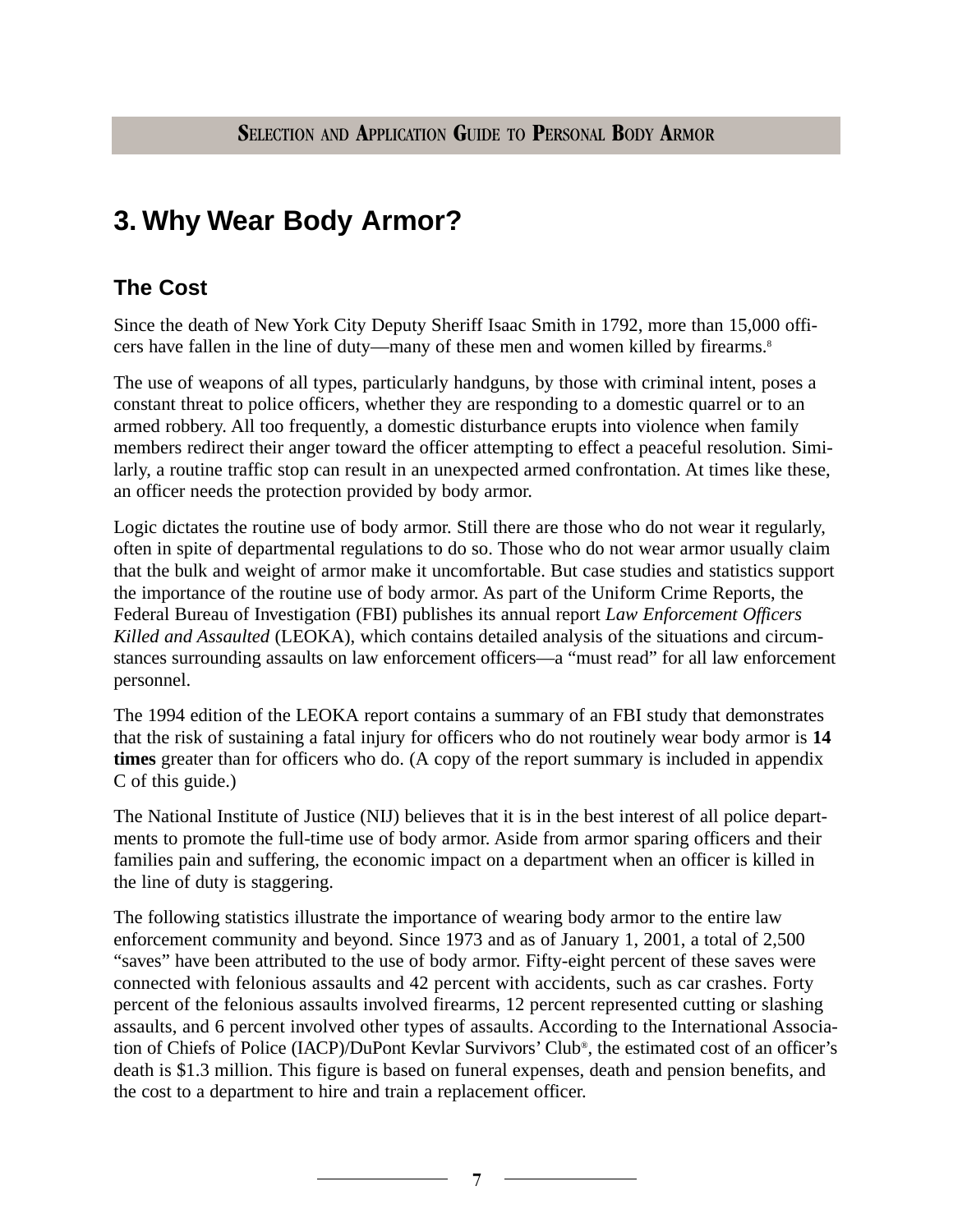# 3. Why Wear Body Armor?

## The Cost

Since the death of New York City Deputy Sheriff Isaac Smith in 1792, more than 15,000 officers have fallen in the line of duty—many of these men and women killed by firearms.[8]

The use of weapons of all types, particularly handguns, by those with criminal intent, poses a constant threat to police officers, whether they are responding to a domestic quarrel or to an armed robbery. All too frequently, a domestic disturbance erupts into violence when family members redirect their anger toward the officer attempting to effect a peaceful resolution. Similarly, a routine traffic stop can result in an unexpected armed confrontation. At times like these, an officer needs the protection provided by body armor.

Logic dictates the routine use of body armor. Still there are those who do not wear it regularly, often in spite of departmental regulations to do so. Those who do not wear armor usually claim that the bulk and weight of armor make it uncomfortable. But case studies and statistics support the importance of the routine use of body armor. As part of the Uniform Crime Reports, the Federal Bureau of Investigation (FBI) publishes its annual report *Law Enforcement Officers Killed and Assaulted* (LEOKA), which contains detailed analysis of the situations and circumstances surrounding assaults on law enforcement officers—a "must read" for all law enforcement personnel.

The 1994 edition of the LEOKA report contains a summary of an FBI study that demonstrates that the risk of sustaining a fatal injury for officers who do not routinely wear body armor is **14 times** greater than for officers who do. (A copy of the report summary is included in appendix C of this guide.)

The National Institute of Justice (NIJ) believes that it is in the best interest of all police departments to promote the full-time use of body armor. Aside from armor sparing officers and their families pain and suffering, the economic impact on a department when an officer is killed in the line of duty is staggering.

The following statistics illustrate the importance of wearing body armor to the entire law enforcement community and beyond. Since 1973 and as of January 1, 2001, a total of 2,500 "saves" have been attributed to the use of body armor. Fifty-eight percent of these saves were connected with felonious assaults and 42 percent with accidents, such as car crashes. Forty percent of the felonious assaults involved firearms, 12 percent represented cutting or slashing assaults, and 6 percent involved other types of assaults. According to the International Association of Chiefs of Police (IACP)/DuPont Kevlar Survivors' Club®, the estimated cost of an officer's death is $1.3 million. This figure is based on funeral expenses, death and pension benefits, and the cost to a department to hire and train a replacement officer.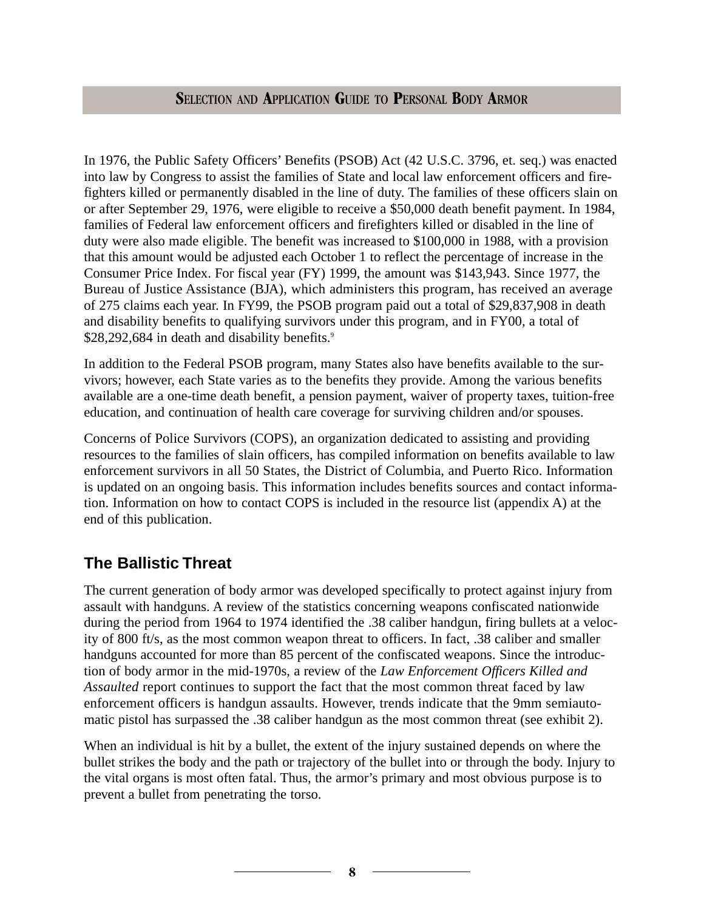In 1976, the Public Safety Officers' Benefits (PSOB) Act (42 U.S.C. 3796, et. seq.) was enacted into law by Congress to assist the families of State and local law enforcement officers and firefighters killed or permanently disabled in the line of duty. The families of these officers slain on or after September 29, 1976, were eligible to receive a $50,000 death benefit payment. In 1984, families of Federal law enforcement officers and firefighters killed or disabled in the line of duty were also made eligible. The benefit was increased to $100,000 in 1988, with a provision that this amount would be adjusted each October 1 to reflect the percentage of increase in the Consumer Price Index. For fiscal year (FY) 1999, the amount was $143,943. Since 1977, the Bureau of Justice Assistance (BJA), which administers this program, has received an average of 275 claims each year. In FY99, the PSOB program paid out a total of $29,837,908 in death and disability benefits to qualifying survivors under this program, and in FY00, a total of $28,292,684 in death and disability benefits.[9]

In addition to the Federal PSOB program, many States also have benefits available to the survivors; however, each State varies as to the benefits they provide. Among the various benefits available are a one-time death benefit, a pension payment, waiver of property taxes, tuition-free education, and continuation of health care coverage for surviving children and/or spouses.

Concerns of Police Survivors (COPS), an organization dedicated to assisting and providing resources to the families of slain officers, has compiled information on benefits available to law enforcement survivors in all 50 States, the District of Columbia, and Puerto Rico. Information is updated on an ongoing basis. This information includes benefits sources and contact information. Information on how to contact COPS is included in the resource list (appendix A) at the end of this publication.

## The Ballistic Threat

The current generation of body armor was developed specifically to protect against injury from assault with handguns. A review of the statistics concerning weapons confiscated nationwide during the period from 1964 to 1974 identified the .38 caliber handgun, firing bullets at a velocity of 800 ft/s, as the most common weapon threat to officers. In fact, .38 caliber and smaller handguns accounted for more than 85 percent of the confiscated weapons. Since the introduction of body armor in the mid-1970s, a review of the *Law Enforcement Officers Killed and Assaulted* report continues to support the fact that the most common threat faced by law enforcement officers is handgun assaults. However, trends indicate that the 9mm semiautomatic pistol has surpassed the .38 caliber handgun as the most common threat (see exhibit 2).

When an individual is hit by a bullet, the extent of the injury sustained depends on where the bullet strikes the body and the path or trajectory of the bullet into or through the body. Injury to the vital organs is most often fatal. Thus, the armor's primary and most obvious purpose is to prevent a bullet from penetrating the torso.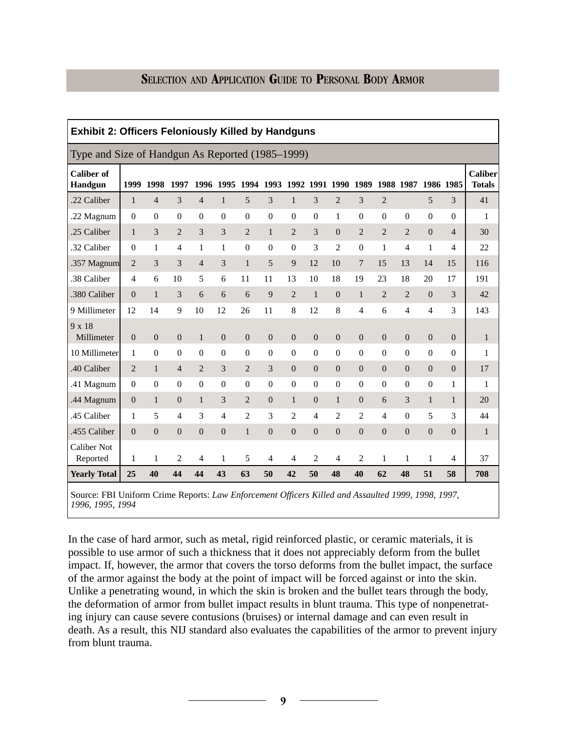**Exhibit 2: Officers Feloniously Killed by Handguns**

Type and Size of Handgun As Reported (1985–1999)

| Caliber of Handgun | 1999 | 1998 | 1997 | 1996 | 1995 | 1994 | 1993 | 1992 | 1991 | 1990 | 1989 | 1988 | 1987 | 1986 | 1985 | Caliber Totals |
|---|---|---|---|---|---|---|---|---|---|---|---|---|---|---|---|---|
| .22 Caliber | 1 | 4 | 3 | 4 | 1 | 5 | 3 | 1 | 3 | 2 | 3 | 2 | | 5 | 3 | 41 |
| .22 Magnum | 0 | 0 | 0 | 0 | 0 | 0 | 0 | 0 | 0 | 1 | 0 | 0 | 0 | 0 | 0 | 1 |
| .25 Caliber | 1 | 3 | 2 | 3 | 3 | 2 | 1 | 2 | 3 | 0 | 2 | 2 | 2 | 0 | 4 | 30 |
| .32 Caliber | 0 | 1 | 4 | 1 | 1 | 0 | 0 | 0 | 3 | 2 | 0 | 1 | 4 | 1 | 4 | 22 |
| .357 Magnum | 2 | 3 | 3 | 4 | 3 | 1 | 5 | 9 | 12 | 10 | 7 | 15 | 13 | 14 | 15 | 116 |
| .38 Caliber | 4 | 6 | 10 | 5 | 6 | 11 | 11 | 13 | 10 | 18 | 19 | 23 | 18 | 20 | 17 | 191 |
| .380 Caliber | 0 | 1 | 3 | 6 | 6 | 6 | 9 | 2 | 1 | 0 | 1 | 2 | 2 | 0 | 3 | 42 |
| 9 Millimeter | 12 | 14 | 9 | 10 | 12 | 26 | 11 | 8 | 12 | 8 | 4 | 6 | 4 | 4 | 3 | 143 |
| 9 x 18 Millimeter | 0 | 0 | 0 | 1 | 0 | 0 | 0 | 0 | 0 | 0 | 0 | 0 | 0 | 0 | 0 | 1 |
| 10 Millimeter | 1 | 0 | 0 | 0 | 0 | 0 | 0 | 0 | 0 | 0 | 0 | 0 | 0 | 0 | 0 | 1 |
| .40 Caliber | 2 | 1 | 4 | 2 | 3 | 2 | 3 | 0 | 0 | 0 | 0 | 0 | 0 | 0 | 0 | 17 |
| .41 Magnum | 0 | 0 | 0 | 0 | 0 | 0 | 0 | 0 | 0 | 0 | 0 | 0 | 0 | 0 | 1 | 1 |
| .44 Magnum | 0 | 1 | 0 | 1 | 3 | 2 | 0 | 1 | 0 | 1 | 0 | 6 | 3 | 1 | 1 | 20 |
| .45 Caliber | 1 | 5 | 4 | 3 | 4 | 2 | 3 | 2 | 4 | 2 | 2 | 4 | 0 | 5 | 3 | 44 |
| .455 Caliber | 0 | 0 | 0 | 0 | 0 | 1 | 0 | 0 | 0 | 0 | 0 | 0 | 0 | 0 | 0 | 1 |
| Caliber Not Reported | 1 | 1 | 2 | 4 | 1 | 5 | 4 | 4 | 2 | 4 | 2 | 1 | 1 | 1 | 4 | 37 |
| **Yearly Total** | **25** | **40** | **44** | **44** | **43** | **63** | **50** | **42** | **50** | **48** | **40** | **62** | **48** | **51** | **58** | **708** |

Source: FBI Uniform Crime Reports: *Law Enforcement Officers Killed and Assaulted 1999, 1998, 1997, 1996, 1995, 1994*

In the case of hard armor, such as metal, rigid reinforced plastic, or ceramic materials, it is possible to use armor of such a thickness that it does not appreciably deform from the bullet impact. If, however, the armor that covers the torso deforms from the bullet impact, the surface of the armor against the body at the point of impact will be forced against or into the skin. Unlike a penetrating wound, in which the skin is broken and the bullet tears through the body, the deformation of armor from bullet impact results in blunt trauma. This type of nonpenetrating injury can cause severe contusions (bruises) or internal damage and can even result in death. As a result, this NIJ standard also evaluates the capabilities of the armor to prevent injury from blunt trauma.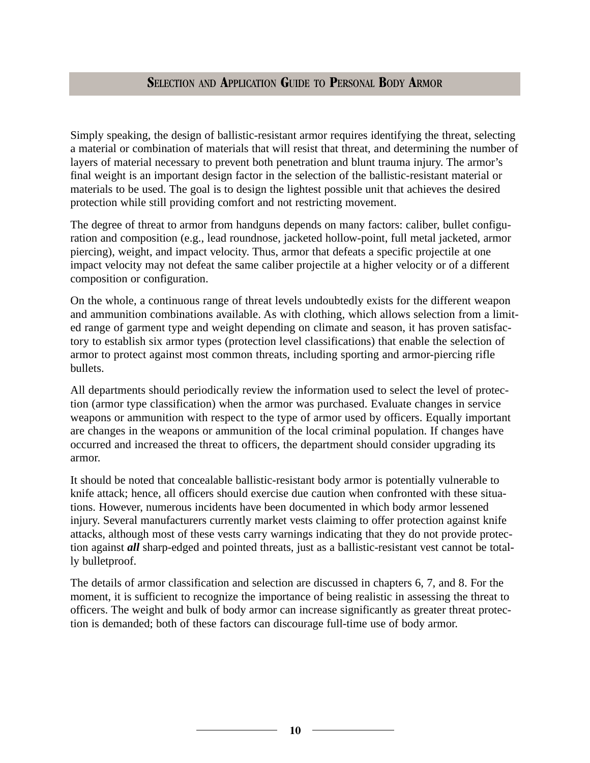Simply speaking, the design of ballistic-resistant armor requires identifying the threat, selecting a material or combination of materials that will resist that threat, and determining the number of layers of material necessary to prevent both penetration and blunt trauma injury. The armor's final weight is an important design factor in the selection of the ballistic-resistant material or materials to be used. The goal is to design the lightest possible unit that achieves the desired protection while still providing comfort and not restricting movement.

The degree of threat to armor from handguns depends on many factors: caliber, bullet configuration and composition (e.g., lead roundnose, jacketed hollow-point, full metal jacketed, armor piercing), weight, and impact velocity. Thus, armor that defeats a specific projectile at one impact velocity may not defeat the same caliber projectile at a higher velocity or of a different composition or configuration.

On the whole, a continuous range of threat levels undoubtedly exists for the different weapon and ammunition combinations available. As with clothing, which allows selection from a limited range of garment type and weight depending on climate and season, it has proven satisfactory to establish six armor types (protection level classifications) that enable the selection of armor to protect against most common threats, including sporting and armor-piercing rifle bullets.

All departments should periodically review the information used to select the level of protection (armor type classification) when the armor was purchased. Evaluate changes in service weapons or ammunition with respect to the type of armor used by officers. Equally important are changes in the weapons or ammunition of the local criminal population. If changes have occurred and increased the threat to officers, the department should consider upgrading its armor.

It should be noted that concealable ballistic-resistant body armor is potentially vulnerable to knife attack; hence, all officers should exercise due caution when confronted with these situations. However, numerous incidents have been documented in which body armor lessened injury. Several manufacturers currently market vests claiming to offer protection against knife attacks, although most of these vests carry warnings indicating that they do not provide protection against ***all*** sharp-edged and pointed threats, just as a ballistic-resistant vest cannot be totally bulletproof.

The details of armor classification and selection are discussed in chapters 6, 7, and 8. For the moment, it is sufficient to recognize the importance of being realistic in assessing the threat to officers. The weight and bulk of body armor can increase significantly as greater threat protection is demanded; both of these factors can discourage full-time use of body armor.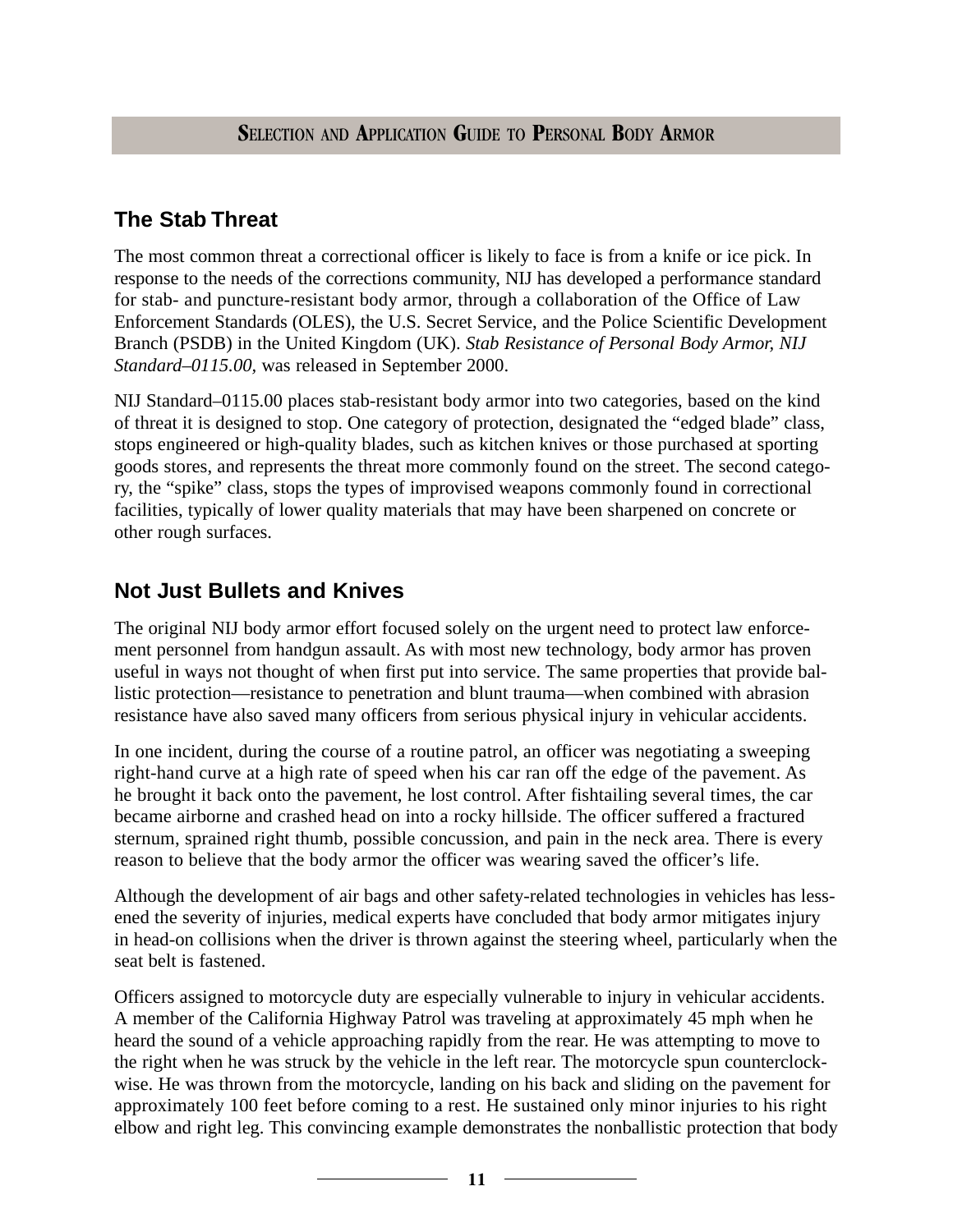## The Stab Threat

The most common threat a correctional officer is likely to face is from a knife or ice pick. In response to the needs of the corrections community, NIJ has developed a performance standard for stab- and puncture-resistant body armor, through a collaboration of the Office of Law Enforcement Standards (OLES), the U.S. Secret Service, and the Police Scientific Development Branch (PSDB) in the United Kingdom (UK). *Stab Resistance of Personal Body Armor, NIJ Standard–0115.00*, was released in September 2000.

NIJ Standard–0115.00 places stab-resistant body armor into two categories, based on the kind of threat it is designed to stop. One category of protection, designated the "edged blade" class, stops engineered or high-quality blades, such as kitchen knives or those purchased at sporting goods stores, and represents the threat more commonly found on the street. The second category, the "spike" class, stops the types of improvised weapons commonly found in correctional facilities, typically of lower quality materials that may have been sharpened on concrete or other rough surfaces.

## Not Just Bullets and Knives

The original NIJ body armor effort focused solely on the urgent need to protect law enforcement personnel from handgun assault. As with most new technology, body armor has proven useful in ways not thought of when first put into service. The same properties that provide ballistic protection—resistance to penetration and blunt trauma—when combined with abrasion resistance have also saved many officers from serious physical injury in vehicular accidents.

In one incident, during the course of a routine patrol, an officer was negotiating a sweeping right-hand curve at a high rate of speed when his car ran off the edge of the pavement. As he brought it back onto the pavement, he lost control. After fishtailing several times, the car became airborne and crashed head on into a rocky hillside. The officer suffered a fractured sternum, sprained right thumb, possible concussion, and pain in the neck area. There is every reason to believe that the body armor the officer was wearing saved the officer's life.

Although the development of air bags and other safety-related technologies in vehicles has lessened the severity of injuries, medical experts have concluded that body armor mitigates injury in head-on collisions when the driver is thrown against the steering wheel, particularly when the seat belt is fastened.

Officers assigned to motorcycle duty are especially vulnerable to injury in vehicular accidents. A member of the California Highway Patrol was traveling at approximately 45 mph when he heard the sound of a vehicle approaching rapidly from the rear. He was attempting to move to the right when he was struck by the vehicle in the left rear. The motorcycle spun counterclockwise. He was thrown from the motorcycle, landing on his back and sliding on the pavement for approximately 100 feet before coming to a rest. He sustained only minor injuries to his right elbow and right leg. This convincing example demonstrates the nonballistic protection that body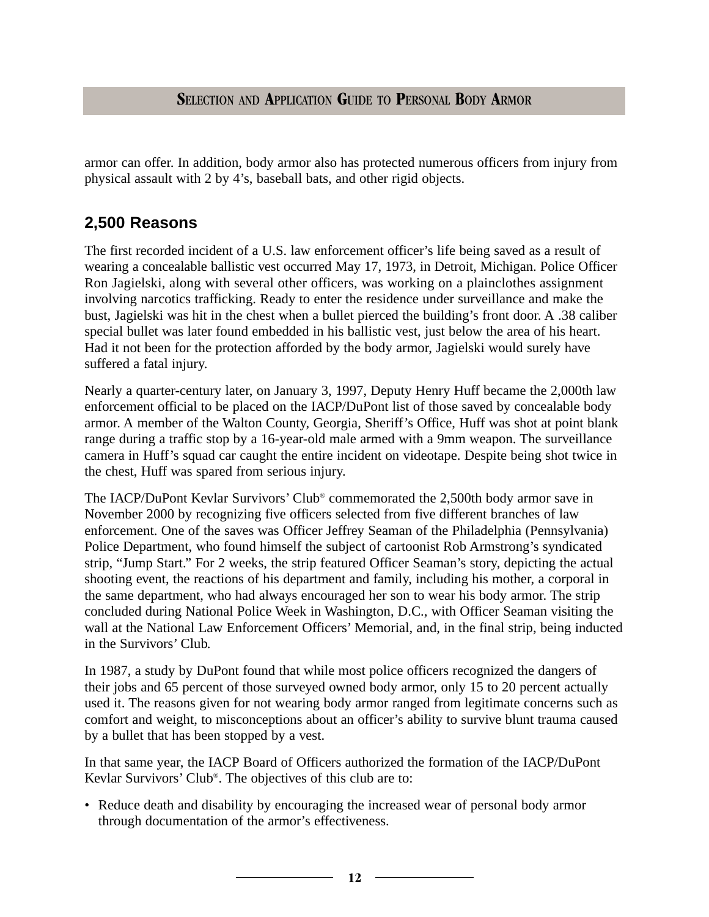armor can offer. In addition, body armor also has protected numerous officers from injury from physical assault with 2 by 4's, baseball bats, and other rigid objects.

## 2,500 Reasons

The first recorded incident of a U.S. law enforcement officer's life being saved as a result of wearing a concealable ballistic vest occurred May 17, 1973, in Detroit, Michigan. Police Officer Ron Jagielski, along with several other officers, was working on a plainclothes assignment involving narcotics trafficking. Ready to enter the residence under surveillance and make the bust, Jagielski was hit in the chest when a bullet pierced the building's front door. A .38 caliber special bullet was later found embedded in his ballistic vest, just below the area of his heart. Had it not been for the protection afforded by the body armor, Jagielski would surely have suffered a fatal injury.

Nearly a quarter-century later, on January 3, 1997, Deputy Henry Huff became the 2,000th law enforcement official to be placed on the IACP/DuPont list of those saved by concealable body armor. A member of the Walton County, Georgia, Sheriff's Office, Huff was shot at point blank range during a traffic stop by a 16-year-old male armed with a 9mm weapon. The surveillance camera in Huff's squad car caught the entire incident on videotape. Despite being shot twice in the chest, Huff was spared from serious injury.

The IACP/DuPont Kevlar Survivors' Club® commemorated the 2,500th body armor save in November 2000 by recognizing five officers selected from five different branches of law enforcement. One of the saves was Officer Jeffrey Seaman of the Philadelphia (Pennsylvania) Police Department, who found himself the subject of cartoonist Rob Armstrong's syndicated strip, "Jump Start." For 2 weeks, the strip featured Officer Seaman's story, depicting the actual shooting event, the reactions of his department and family, including his mother, a corporal in the same department, who had always encouraged her son to wear his body armor. The strip concluded during National Police Week in Washington, D.C., with Officer Seaman visiting the wall at the National Law Enforcement Officers' Memorial, and, in the final strip, being inducted in the Survivors' Club.

In 1987, a study by DuPont found that while most police officers recognized the dangers of their jobs and 65 percent of those surveyed owned body armor, only 15 to 20 percent actually used it. The reasons given for not wearing body armor ranged from legitimate concerns such as comfort and weight, to misconceptions about an officer's ability to survive blunt trauma caused by a bullet that has been stopped by a vest.

In that same year, the IACP Board of Officers authorized the formation of the IACP/DuPont Kevlar Survivors' Club®. The objectives of this club are to:

- Reduce death and disability by encouraging the increased wear of personal body armor through documentation of the armor's effectiveness.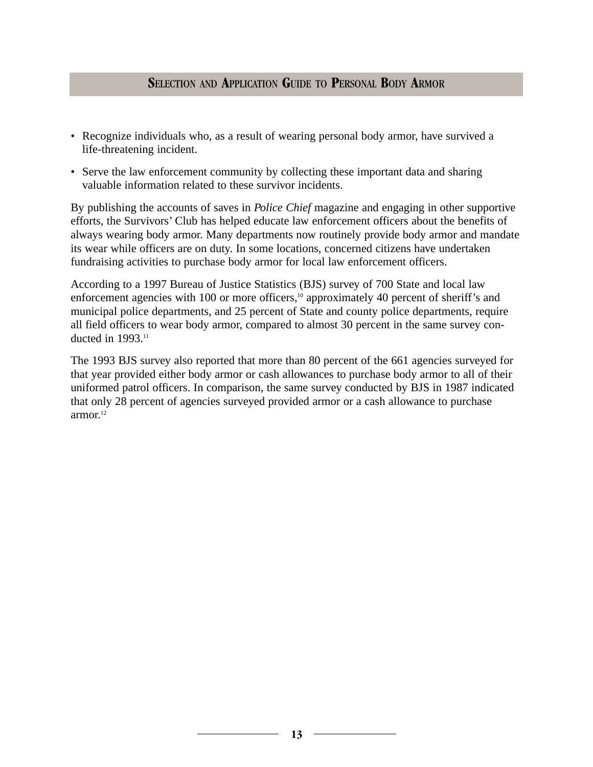- Recognize individuals who, as a result of wearing personal body armor, have survived a life-threatening incident.
- Serve the law enforcement community by collecting these important data and sharing valuable information related to these survivor incidents.

By publishing the accounts of saves in *Police Chief* magazine and engaging in other supportive efforts, the Survivors' Club has helped educate law enforcement officers about the benefits of always wearing body armor. Many departments now routinely provide body armor and mandate its wear while officers are on duty. In some locations, concerned citizens have undertaken fundraising activities to purchase body armor for local law enforcement officers.

According to a 1997 Bureau of Justice Statistics (BJS) survey of 700 State and local law enforcement agencies with 100 or more officers,[10] approximately 40 percent of sheriff's and municipal police departments, and 25 percent of State and county police departments, require all field officers to wear body armor, compared to almost 30 percent in the same survey conducted in 1993.[11]

The 1993 BJS survey also reported that more than 80 percent of the 661 agencies surveyed for that year provided either body armor or cash allowances to purchase body armor to all of their uniformed patrol officers. In comparison, the same survey conducted by BJS in 1987 indicated that only 28 percent of agencies surveyed provided armor or a cash allowance to purchase armor.[12]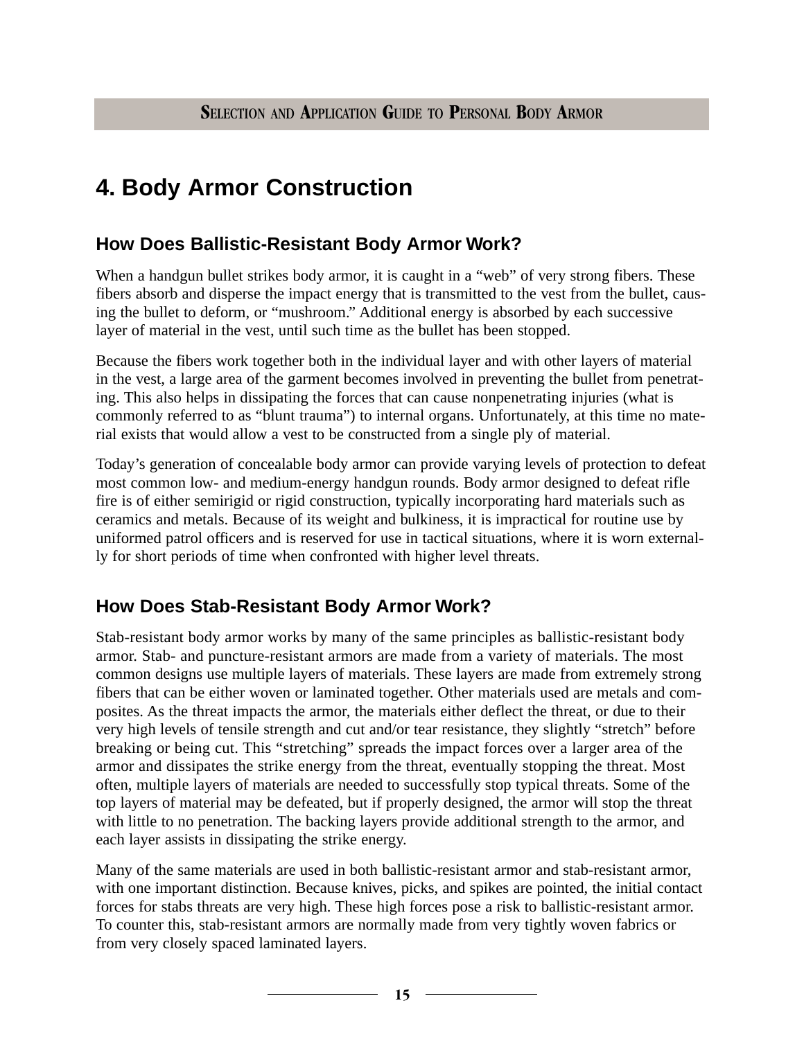# 4. Body Armor Construction

## How Does Ballistic-Resistant Body Armor Work?

When a handgun bullet strikes body armor, it is caught in a "web" of very strong fibers. These fibers absorb and disperse the impact energy that is transmitted to the vest from the bullet, causing the bullet to deform, or "mushroom." Additional energy is absorbed by each successive layer of material in the vest, until such time as the bullet has been stopped.

Because the fibers work together both in the individual layer and with other layers of material in the vest, a large area of the garment becomes involved in preventing the bullet from penetrating. This also helps in dissipating the forces that can cause nonpenetrating injuries (what is commonly referred to as "blunt trauma") to internal organs. Unfortunately, at this time no material exists that would allow a vest to be constructed from a single ply of material.

Today's generation of concealable body armor can provide varying levels of protection to defeat most common low- and medium-energy handgun rounds. Body armor designed to defeat rifle fire is of either semirigid or rigid construction, typically incorporating hard materials such as ceramics and metals. Because of its weight and bulkiness, it is impractical for routine use by uniformed patrol officers and is reserved for use in tactical situations, where it is worn externally for short periods of time when confronted with higher level threats.

## How Does Stab-Resistant Body Armor Work?

Stab-resistant body armor works by many of the same principles as ballistic-resistant body armor. Stab- and puncture-resistant armors are made from a variety of materials. The most common designs use multiple layers of materials. These layers are made from extremely strong fibers that can be either woven or laminated together. Other materials used are metals and composites. As the threat impacts the armor, the materials either deflect the threat, or due to their very high levels of tensile strength and cut and/or tear resistance, they slightly "stretch" before breaking or being cut. This "stretching" spreads the impact forces over a larger area of the armor and dissipates the strike energy from the threat, eventually stopping the threat. Most often, multiple layers of materials are needed to successfully stop typical threats. Some of the top layers of material may be defeated, but if properly designed, the armor will stop the threat with little to no penetration. The backing layers provide additional strength to the armor, and each layer assists in dissipating the strike energy.

Many of the same materials are used in both ballistic-resistant armor and stab-resistant armor, with one important distinction. Because knives, picks, and spikes are pointed, the initial contact forces for stabs threats are very high. These high forces pose a risk to ballistic-resistant armor. To counter this, stab-resistant armors are normally made from very tightly woven fabrics or from very closely spaced laminated layers.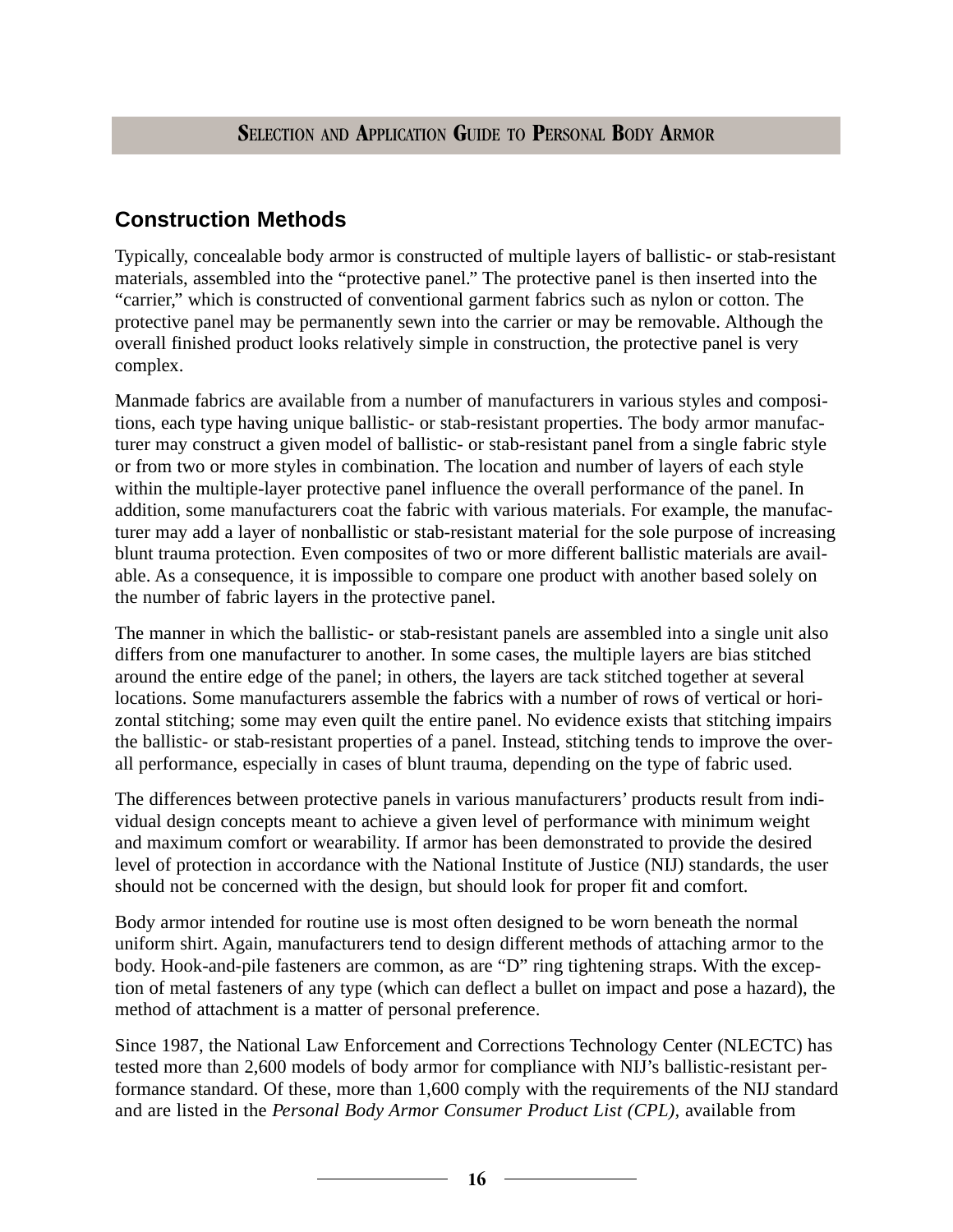## Construction Methods

Typically, concealable body armor is constructed of multiple layers of ballistic- or stab-resistant materials, assembled into the "protective panel." The protective panel is then inserted into the "carrier," which is constructed of conventional garment fabrics such as nylon or cotton. The protective panel may be permanently sewn into the carrier or may be removable. Although the overall finished product looks relatively simple in construction, the protective panel is very complex.

Manmade fabrics are available from a number of manufacturers in various styles and compositions, each type having unique ballistic- or stab-resistant properties. The body armor manufacturer may construct a given model of ballistic- or stab-resistant panel from a single fabric style or from two or more styles in combination. The location and number of layers of each style within the multiple-layer protective panel influence the overall performance of the panel. In addition, some manufacturers coat the fabric with various materials. For example, the manufacturer may add a layer of nonballistic or stab-resistant material for the sole purpose of increasing blunt trauma protection. Even composites of two or more different ballistic materials are available. As a consequence, it is impossible to compare one product with another based solely on the number of fabric layers in the protective panel.

The manner in which the ballistic- or stab-resistant panels are assembled into a single unit also differs from one manufacturer to another. In some cases, the multiple layers are bias stitched around the entire edge of the panel; in others, the layers are tack stitched together at several locations. Some manufacturers assemble the fabrics with a number of rows of vertical or horizontal stitching; some may even quilt the entire panel. No evidence exists that stitching impairs the ballistic- or stab-resistant properties of a panel. Instead, stitching tends to improve the overall performance, especially in cases of blunt trauma, depending on the type of fabric used.

The differences between protective panels in various manufacturers' products result from individual design concepts meant to achieve a given level of performance with minimum weight and maximum comfort or wearability. If armor has been demonstrated to provide the desired level of protection in accordance with the National Institute of Justice (NIJ) standards, the user should not be concerned with the design, but should look for proper fit and comfort.

Body armor intended for routine use is most often designed to be worn beneath the normal uniform shirt. Again, manufacturers tend to design different methods of attaching armor to the body. Hook-and-pile fasteners are common, as are "D" ring tightening straps. With the exception of metal fasteners of any type (which can deflect a bullet on impact and pose a hazard), the method of attachment is a matter of personal preference.

Since 1987, the National Law Enforcement and Corrections Technology Center (NLECTC) has tested more than 2,600 models of body armor for compliance with NIJ's ballistic-resistant performance standard. Of these, more than 1,600 comply with the requirements of the NIJ standard and are listed in the *Personal Body Armor Consumer Product List (CPL),* available from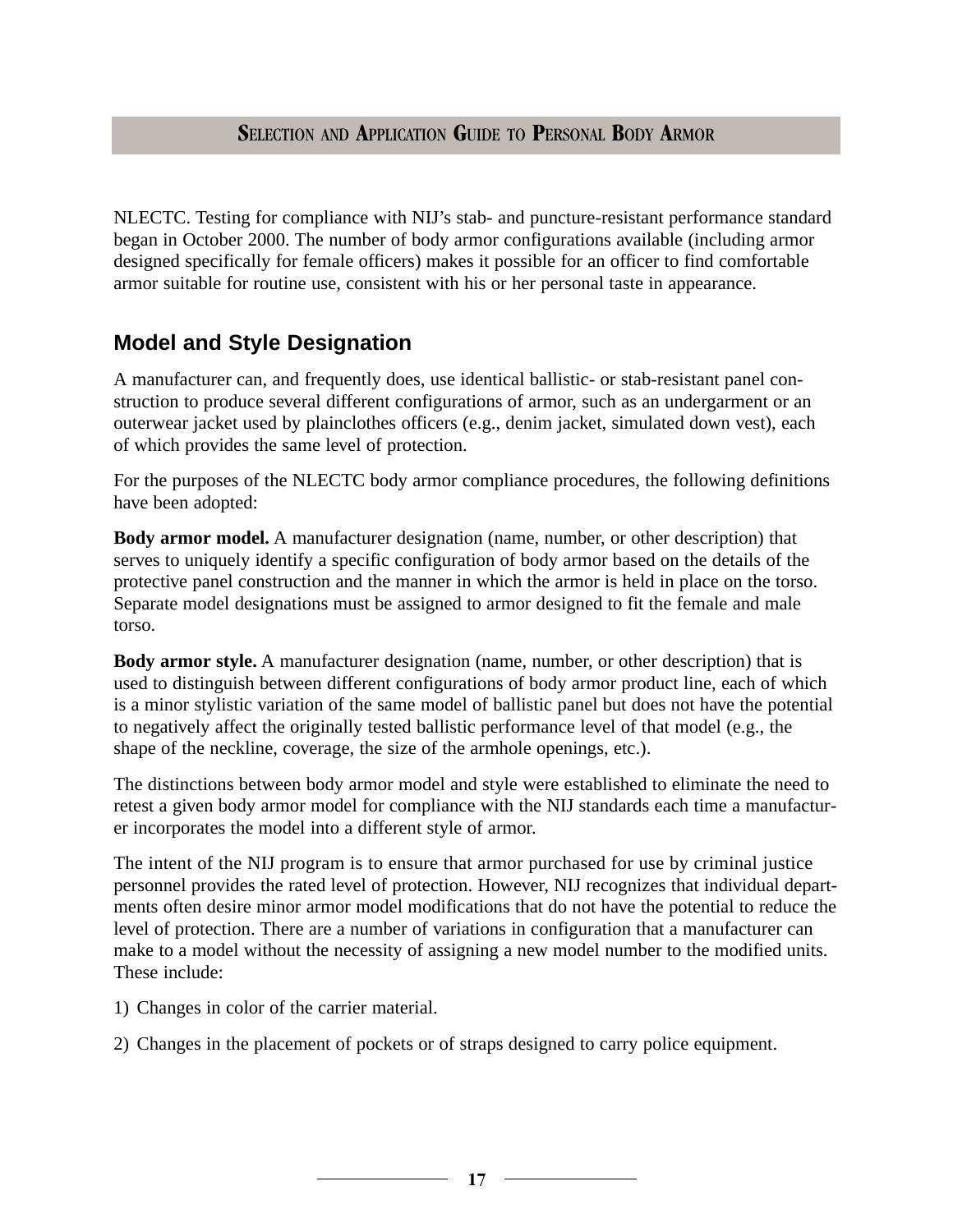NLECTC. Testing for compliance with NIJ's stab- and puncture-resistant performance standard began in October 2000. The number of body armor configurations available (including armor designed specifically for female officers) makes it possible for an officer to find comfortable armor suitable for routine use, consistent with his or her personal taste in appearance.

## Model and Style Designation

A manufacturer can, and frequently does, use identical ballistic- or stab-resistant panel construction to produce several different configurations of armor, such as an undergarment or an outerwear jacket used by plainclothes officers (e.g., denim jacket, simulated down vest), each of which provides the same level of protection.

For the purposes of the NLECTC body armor compliance procedures, the following definitions have been adopted:

**Body armor model.** A manufacturer designation (name, number, or other description) that serves to uniquely identify a specific configuration of body armor based on the details of the protective panel construction and the manner in which the armor is held in place on the torso. Separate model designations must be assigned to armor designed to fit the female and male torso.

**Body armor style.** A manufacturer designation (name, number, or other description) that is used to distinguish between different configurations of body armor product line, each of which is a minor stylistic variation of the same model of ballistic panel but does not have the potential to negatively affect the originally tested ballistic performance level of that model (e.g., the shape of the neckline, coverage, the size of the armhole openings, etc.).

The distinctions between body armor model and style were established to eliminate the need to retest a given body armor model for compliance with the NIJ standards each time a manufacturer incorporates the model into a different style of armor.

The intent of the NIJ program is to ensure that armor purchased for use by criminal justice personnel provides the rated level of protection. However, NIJ recognizes that individual departments often desire minor armor model modifications that do not have the potential to reduce the level of protection. There are a number of variations in configuration that a manufacturer can make to a model without the necessity of assigning a new model number to the modified units. These include:

1) Changes in color of the carrier material.

2) Changes in the placement of pockets or of straps designed to carry police equipment.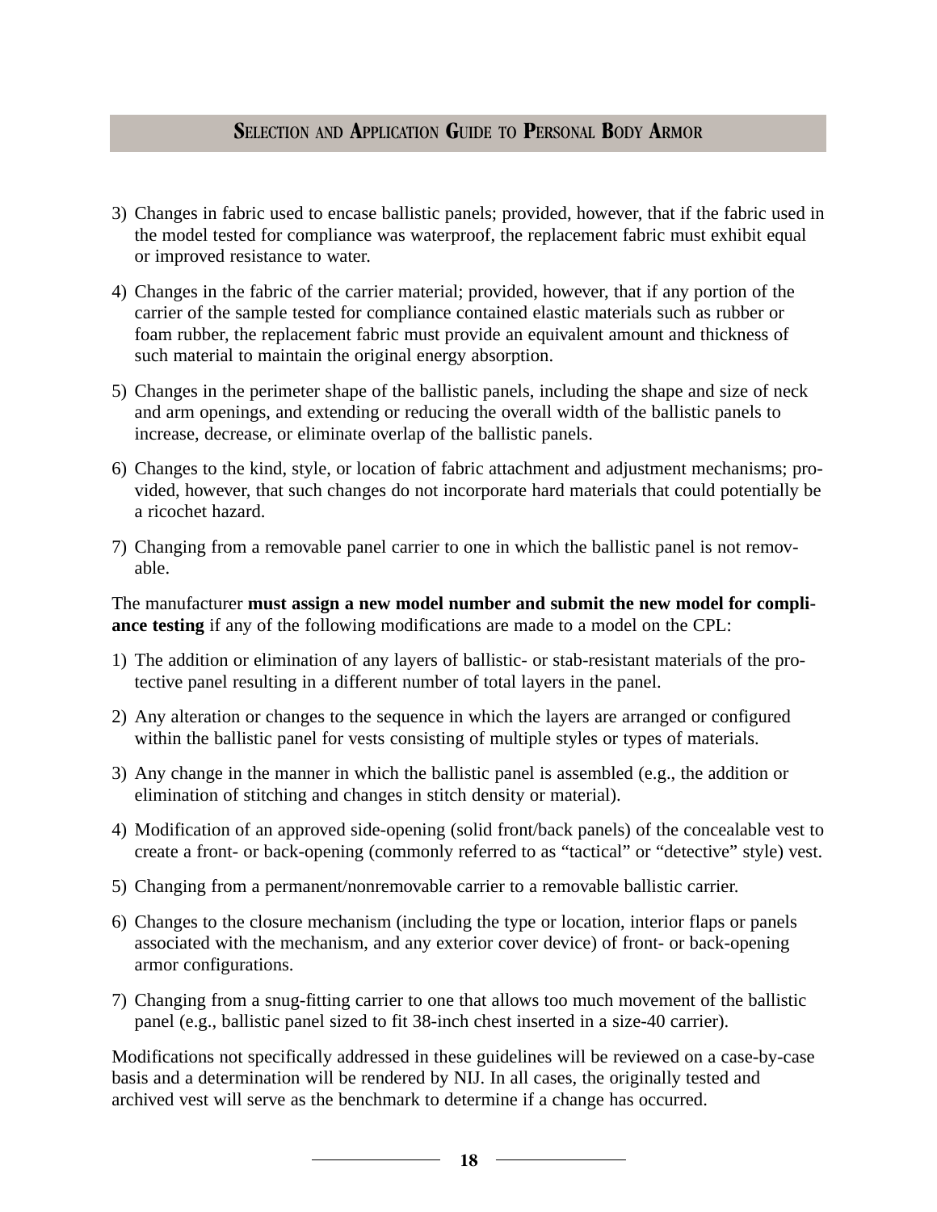3) Changes in fabric used to encase ballistic panels; provided, however, that if the fabric used in the model tested for compliance was waterproof, the replacement fabric must exhibit equal or improved resistance to water.

4) Changes in the fabric of the carrier material; provided, however, that if any portion of the carrier of the sample tested for compliance contained elastic materials such as rubber or foam rubber, the replacement fabric must provide an equivalent amount and thickness of such material to maintain the original energy absorption.

5) Changes in the perimeter shape of the ballistic panels, including the shape and size of neck and arm openings, and extending or reducing the overall width of the ballistic panels to increase, decrease, or eliminate overlap of the ballistic panels.

6) Changes to the kind, style, or location of fabric attachment and adjustment mechanisms; provided, however, that such changes do not incorporate hard materials that could potentially be a ricochet hazard.

7) Changing from a removable panel carrier to one in which the ballistic panel is not removable.

The manufacturer **must assign a new model number and submit the new model for compliance testing** if any of the following modifications are made to a model on the CPL:

1) The addition or elimination of any layers of ballistic- or stab-resistant materials of the protective panel resulting in a different number of total layers in the panel.

2) Any alteration or changes to the sequence in which the layers are arranged or configured within the ballistic panel for vests consisting of multiple styles or types of materials.

3) Any change in the manner in which the ballistic panel is assembled (e.g., the addition or elimination of stitching and changes in stitch density or material).

4) Modification of an approved side-opening (solid front/back panels) of the concealable vest to create a front- or back-opening (commonly referred to as "tactical" or "detective" style) vest.

5) Changing from a permanent/nonremovable carrier to a removable ballistic carrier.

6) Changes to the closure mechanism (including the type or location, interior flaps or panels associated with the mechanism, and any exterior cover device) of front- or back-opening armor configurations.

7) Changing from a snug-fitting carrier to one that allows too much movement of the ballistic panel (e.g., ballistic panel sized to fit 38-inch chest inserted in a size-40 carrier).

Modifications not specifically addressed in these guidelines will be reviewed on a case-by-case basis and a determination will be rendered by NIJ. In all cases, the originally tested and archived vest will serve as the benchmark to determine if a change has occurred.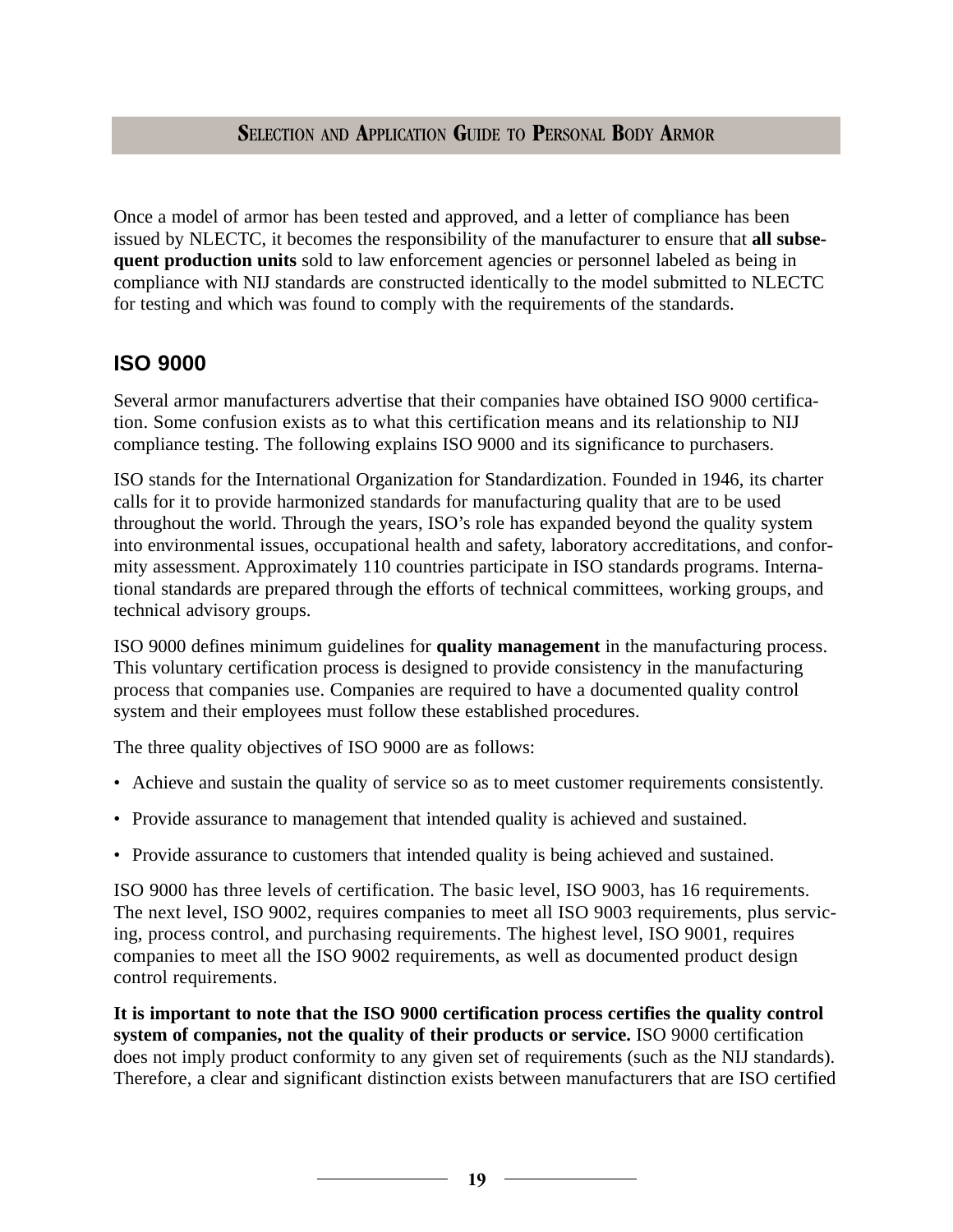Once a model of armor has been tested and approved, and a letter of compliance has been issued by NLECTC, it becomes the responsibility of the manufacturer to ensure that **all subsequent production units** sold to law enforcement agencies or personnel labeled as being in compliance with NIJ standards are constructed identically to the model submitted to NLECTC for testing and which was found to comply with the requirements of the standards.

## ISO 9000

Several armor manufacturers advertise that their companies have obtained ISO 9000 certification. Some confusion exists as to what this certification means and its relationship to NIJ compliance testing. The following explains ISO 9000 and its significance to purchasers.

ISO stands for the International Organization for Standardization. Founded in 1946, its charter calls for it to provide harmonized standards for manufacturing quality that are to be used throughout the world. Through the years, ISO's role has expanded beyond the quality system into environmental issues, occupational health and safety, laboratory accreditations, and conformity assessment. Approximately 110 countries participate in ISO standards programs. International standards are prepared through the efforts of technical committees, working groups, and technical advisory groups.

ISO 9000 defines minimum guidelines for **quality management** in the manufacturing process. This voluntary certification process is designed to provide consistency in the manufacturing process that companies use. Companies are required to have a documented quality control system and their employees must follow these established procedures.

The three quality objectives of ISO 9000 are as follows:

- Achieve and sustain the quality of service so as to meet customer requirements consistently.
- Provide assurance to management that intended quality is achieved and sustained.
- Provide assurance to customers that intended quality is being achieved and sustained.

ISO 9000 has three levels of certification. The basic level, ISO 9003, has 16 requirements. The next level, ISO 9002, requires companies to meet all ISO 9003 requirements, plus servicing, process control, and purchasing requirements. The highest level, ISO 9001, requires companies to meet all the ISO 9002 requirements, as well as documented product design control requirements.

**It is important to note that the ISO 9000 certification process certifies the quality control system of companies, not the quality of their products or service.** ISO 9000 certification does not imply product conformity to any given set of requirements (such as the NIJ standards). Therefore, a clear and significant distinction exists between manufacturers that are ISO certified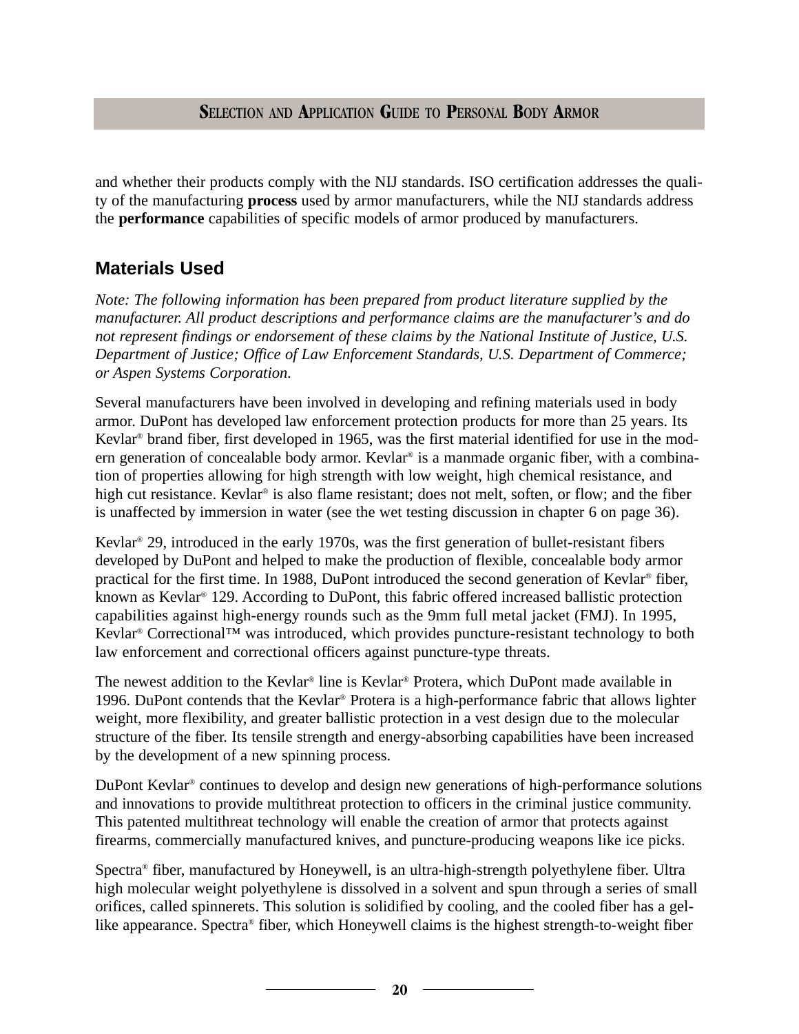and whether their products comply with the NIJ standards. ISO certification addresses the quality of the manufacturing **process** used by armor manufacturers, while the NIJ standards address the **performance** capabilities of specific models of armor produced by manufacturers.

## Materials Used

*Note: The following information has been prepared from product literature supplied by the manufacturer. All product descriptions and performance claims are the manufacturer's and do not represent findings or endorsement of these claims by the National Institute of Justice, U.S. Department of Justice; Office of Law Enforcement Standards, U.S. Department of Commerce; or Aspen Systems Corporation.*

Several manufacturers have been involved in developing and refining materials used in body armor. DuPont has developed law enforcement protection products for more than 25 years. Its Kevlar® brand fiber, first developed in 1965, was the first material identified for use in the modern generation of concealable body armor. Kevlar® is a manmade organic fiber, with a combination of properties allowing for high strength with low weight, high chemical resistance, and high cut resistance. Kevlar® is also flame resistant; does not melt, soften, or flow; and the fiber is unaffected by immersion in water (see the wet testing discussion in chapter 6 on page 36).

Kevlar® 29, introduced in the early 1970s, was the first generation of bullet-resistant fibers developed by DuPont and helped to make the production of flexible, concealable body armor practical for the first time. In 1988, DuPont introduced the second generation of Kevlar® fiber, known as Kevlar® 129. According to DuPont, this fabric offered increased ballistic protection capabilities against high-energy rounds such as the 9mm full metal jacket (FMJ). In 1995, Kevlar® Correctional™ was introduced, which provides puncture-resistant technology to both law enforcement and correctional officers against puncture-type threats.

The newest addition to the Kevlar® line is Kevlar® Protera, which DuPont made available in 1996. DuPont contends that the Kevlar® Protera is a high-performance fabric that allows lighter weight, more flexibility, and greater ballistic protection in a vest design due to the molecular structure of the fiber. Its tensile strength and energy-absorbing capabilities have been increased by the development of a new spinning process.

DuPont Kevlar® continues to develop and design new generations of high-performance solutions and innovations to provide multithreat protection to officers in the criminal justice community. This patented multithreat technology will enable the creation of armor that protects against firearms, commercially manufactured knives, and puncture-producing weapons like ice picks.

Spectra® fiber, manufactured by Honeywell, is an ultra-high-strength polyethylene fiber. Ultra high molecular weight polyethylene is dissolved in a solvent and spun through a series of small orifices, called spinnerets. This solution is solidified by cooling, and the cooled fiber has a gel-like appearance. Spectra® fiber, which Honeywell claims is the highest strength-to-weight fiber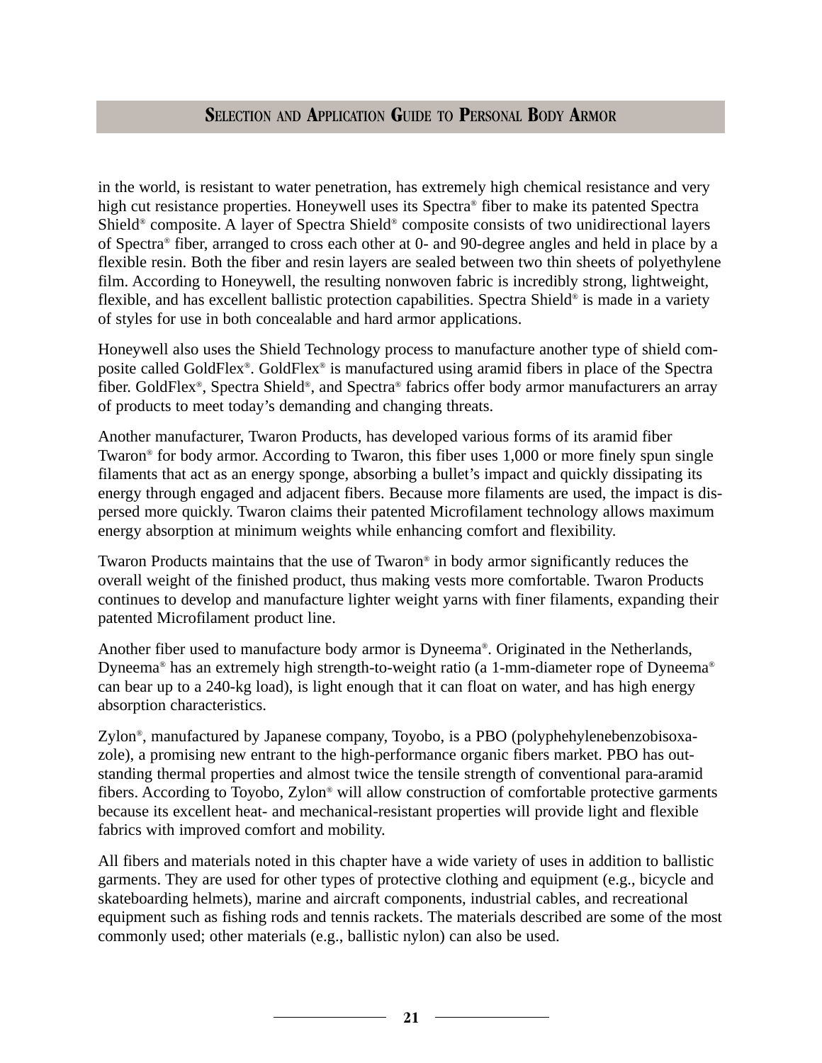in the world, is resistant to water penetration, has extremely high chemical resistance and very high cut resistance properties. Honeywell uses its Spectra® fiber to make its patented Spectra Shield® composite. A layer of Spectra Shield® composite consists of two unidirectional layers of Spectra® fiber, arranged to cross each other at 0- and 90-degree angles and held in place by a flexible resin. Both the fiber and resin layers are sealed between two thin sheets of polyethylene film. According to Honeywell, the resulting nonwoven fabric is incredibly strong, lightweight, flexible, and has excellent ballistic protection capabilities. Spectra Shield® is made in a variety of styles for use in both concealable and hard armor applications.

Honeywell also uses the Shield Technology process to manufacture another type of shield composite called GoldFlex®. GoldFlex® is manufactured using aramid fibers in place of the Spectra fiber. GoldFlex®, Spectra Shield®, and Spectra® fabrics offer body armor manufacturers an array of products to meet today's demanding and changing threats.

Another manufacturer, Twaron Products, has developed various forms of its aramid fiber Twaron® for body armor. According to Twaron, this fiber uses 1,000 or more finely spun single filaments that act as an energy sponge, absorbing a bullet's impact and quickly dissipating its energy through engaged and adjacent fibers. Because more filaments are used, the impact is dispersed more quickly. Twaron claims their patented Microfilament technology allows maximum energy absorption at minimum weights while enhancing comfort and flexibility.

Twaron Products maintains that the use of Twaron® in body armor significantly reduces the overall weight of the finished product, thus making vests more comfortable. Twaron Products continues to develop and manufacture lighter weight yarns with finer filaments, expanding their patented Microfilament product line.

Another fiber used to manufacture body armor is Dyneema®. Originated in the Netherlands, Dyneema® has an extremely high strength-to-weight ratio (a 1-mm-diameter rope of Dyneema® can bear up to a 240-kg load), is light enough that it can float on water, and has high energy absorption characteristics.

Zylon®, manufactured by Japanese company, Toyobo, is a PBO (polyphehylenebenzobisoxazole), a promising new entrant to the high-performance organic fibers market. PBO has outstanding thermal properties and almost twice the tensile strength of conventional para-aramid fibers. According to Toyobo, Zylon® will allow construction of comfortable protective garments because its excellent heat- and mechanical-resistant properties will provide light and flexible fabrics with improved comfort and mobility.

All fibers and materials noted in this chapter have a wide variety of uses in addition to ballistic garments. They are used for other types of protective clothing and equipment (e.g., bicycle and skateboarding helmets), marine and aircraft components, industrial cables, and recreational equipment such as fishing rods and tennis rackets. The materials described are some of the most commonly used; other materials (e.g., ballistic nylon) can also be used.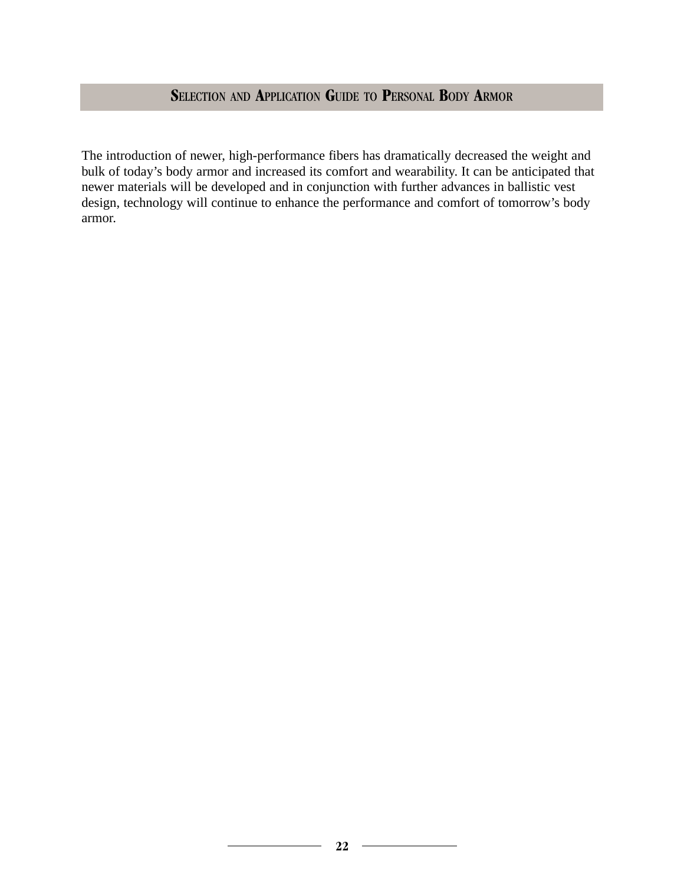The introduction of newer, high-performance fibers has dramatically decreased the weight and bulk of today's body armor and increased its comfort and wearability. It can be anticipated that newer materials will be developed and in conjunction with further advances in ballistic vest design, technology will continue to enhance the performance and comfort of tomorrow's body armor.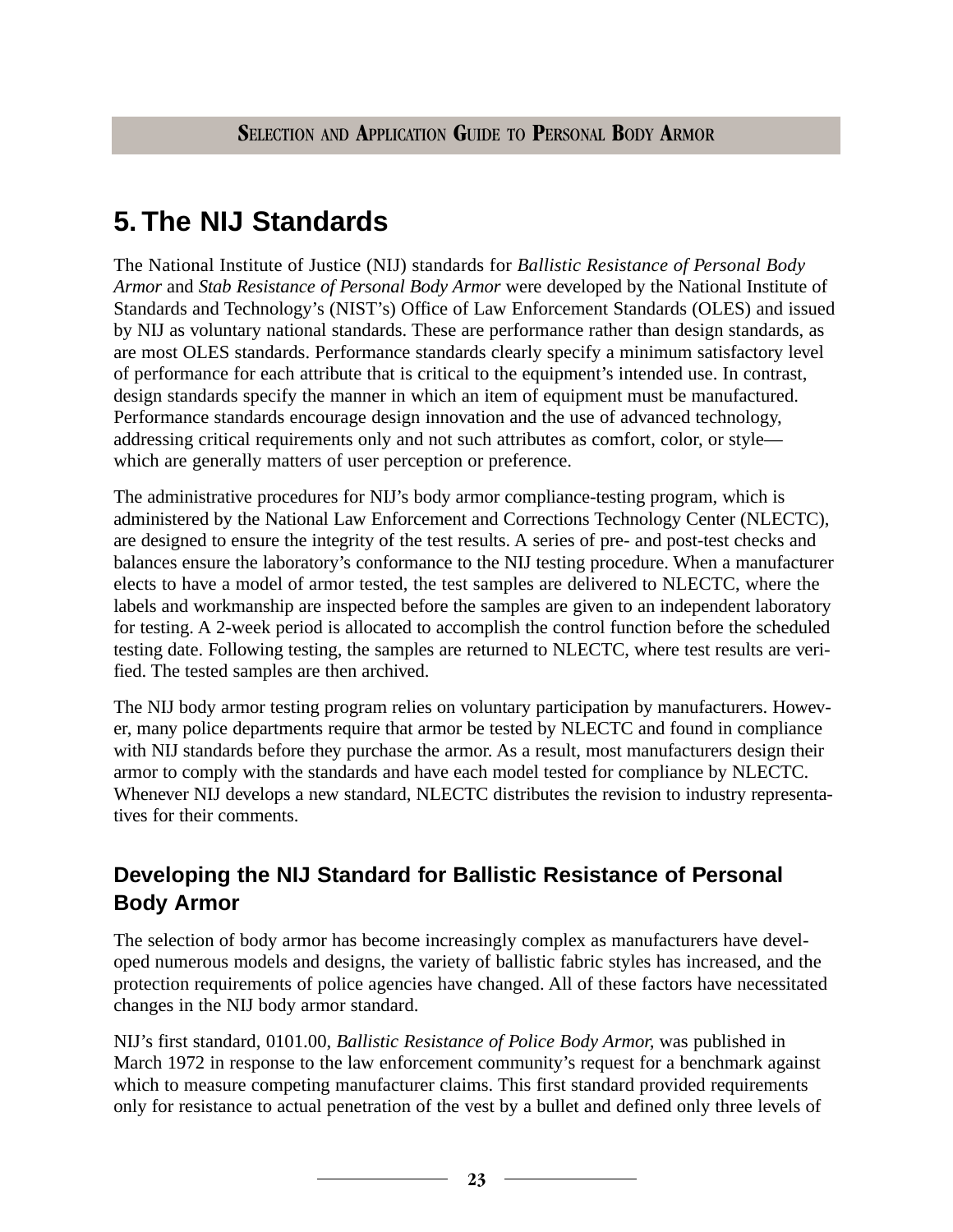# 5. The NIJ Standards

The National Institute of Justice (NIJ) standards for *Ballistic Resistance of Personal Body Armor* and *Stab Resistance of Personal Body Armor* were developed by the National Institute of Standards and Technology's (NIST's) Office of Law Enforcement Standards (OLES) and issued by NIJ as voluntary national standards. These are performance rather than design standards, as are most OLES standards. Performance standards clearly specify a minimum satisfactory level of performance for each attribute that is critical to the equipment's intended use. In contrast, design standards specify the manner in which an item of equipment must be manufactured. Performance standards encourage design innovation and the use of advanced technology, addressing critical requirements only and not such attributes as comfort, color, or style—which are generally matters of user perception or preference.

The administrative procedures for NIJ's body armor compliance-testing program, which is administered by the National Law Enforcement and Corrections Technology Center (NLECTC), are designed to ensure the integrity of the test results. A series of pre- and post-test checks and balances ensure the laboratory's conformance to the NIJ testing procedure. When a manufacturer elects to have a model of armor tested, the test samples are delivered to NLECTC, where the labels and workmanship are inspected before the samples are given to an independent laboratory for testing. A 2-week period is allocated to accomplish the control function before the scheduled testing date. Following testing, the samples are returned to NLECTC, where test results are verified. The tested samples are then archived.

The NIJ body armor testing program relies on voluntary participation by manufacturers. However, many police departments require that armor be tested by NLECTC and found in compliance with NIJ standards before they purchase the armor. As a result, most manufacturers design their armor to comply with the standards and have each model tested for compliance by NLECTC. Whenever NIJ develops a new standard, NLECTC distributes the revision to industry representatives for their comments.

## Developing the NIJ Standard for Ballistic Resistance of Personal Body Armor

The selection of body armor has become increasingly complex as manufacturers have developed numerous models and designs, the variety of ballistic fabric styles has increased, and the protection requirements of police agencies have changed. All of these factors have necessitated changes in the NIJ body armor standard.

NIJ's first standard, 0101.00, *Ballistic Resistance of Police Body Armor*, was published in March 1972 in response to the law enforcement community's request for a benchmark against which to measure competing manufacturer claims. This first standard provided requirements only for resistance to actual penetration of the vest by a bullet and defined only three levels of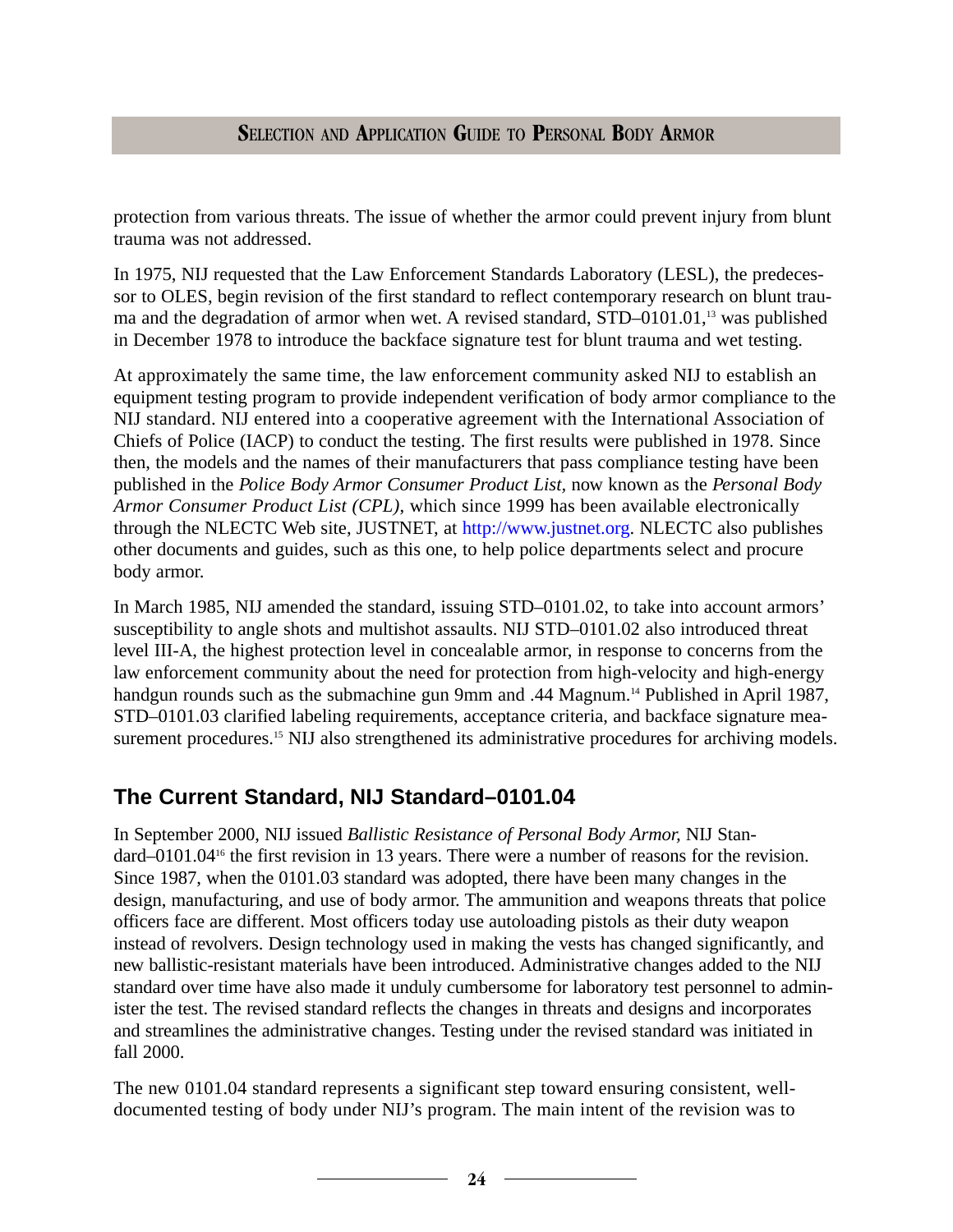protection from various threats. The issue of whether the armor could prevent injury from blunt trauma was not addressed.

In 1975, NIJ requested that the Law Enforcement Standards Laboratory (LESL), the predecessor to OLES, begin revision of the first standard to reflect contemporary research on blunt trauma and the degradation of armor when wet. A revised standard, STD–0101.01,[13] was published in December 1978 to introduce the backface signature test for blunt trauma and wet testing.

At approximately the same time, the law enforcement community asked NIJ to establish an equipment testing program to provide independent verification of body armor compliance to the NIJ standard. NIJ entered into a cooperative agreement with the International Association of Chiefs of Police (IACP) to conduct the testing. The first results were published in 1978. Since then, the models and the names of their manufacturers that pass compliance testing have been published in the *Police Body Armor Consumer Product List,* now known as the *Personal Body Armor Consumer Product List (CPL),* which since 1999 has been available electronically through the NLECTC Web site, JUSTNET, at http://www.justnet.org. NLECTC also publishes other documents and guides, such as this one, to help police departments select and procure body armor.

In March 1985, NIJ amended the standard, issuing STD–0101.02, to take into account armors' susceptibility to angle shots and multishot assaults. NIJ STD–0101.02 also introduced threat level III-A, the highest protection level in concealable armor, in response to concerns from the law enforcement community about the need for protection from high-velocity and high-energy handgun rounds such as the submachine gun 9mm and .44 Magnum.[14] Published in April 1987, STD–0101.03 clarified labeling requirements, acceptance criteria, and backface signature measurement procedures.[15] NIJ also strengthened its administrative procedures for archiving models.

## The Current Standard, NIJ Standard–0101.04

In September 2000, NIJ issued *Ballistic Resistance of Personal Body Armor,* NIJ Standard–0101.04[16] the first revision in 13 years. There were a number of reasons for the revision. Since 1987, when the 0101.03 standard was adopted, there have been many changes in the design, manufacturing, and use of body armor. The ammunition and weapons threats that police officers face are different. Most officers today use autoloading pistols as their duty weapon instead of revolvers. Design technology used in making the vests has changed significantly, and new ballistic-resistant materials have been introduced. Administrative changes added to the NIJ standard over time have also made it unduly cumbersome for laboratory test personnel to administer the test. The revised standard reflects the changes in threats and designs and incorporates and streamlines the administrative changes. Testing under the revised standard was initiated in fall 2000.

The new 0101.04 standard represents a significant step toward ensuring consistent, well-documented testing of body under NIJ's program. The main intent of the revision was to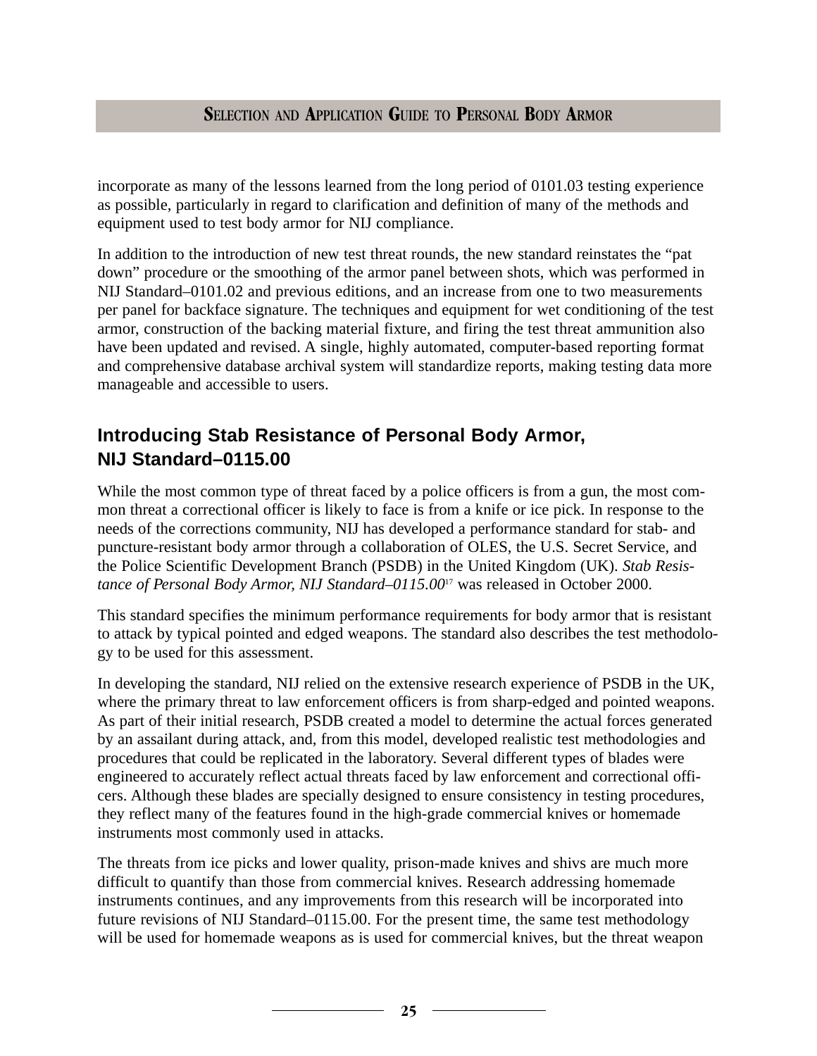incorporate as many of the lessons learned from the long period of 0101.03 testing experience as possible, particularly in regard to clarification and definition of many of the methods and equipment used to test body armor for NIJ compliance.

In addition to the introduction of new test threat rounds, the new standard reinstates the "pat down" procedure or the smoothing of the armor panel between shots, which was performed in NIJ Standard–0101.02 and previous editions, and an increase from one to two measurements per panel for backface signature. The techniques and equipment for wet conditioning of the test armor, construction of the backing material fixture, and firing the test threat ammunition also have been updated and revised. A single, highly automated, computer-based reporting format and comprehensive database archival system will standardize reports, making testing data more manageable and accessible to users.

## Introducing Stab Resistance of Personal Body Armor, NIJ Standard–0115.00

While the most common type of threat faced by a police officers is from a gun, the most common threat a correctional officer is likely to face is from a knife or ice pick. In response to the needs of the corrections community, NIJ has developed a performance standard for stab- and puncture-resistant body armor through a collaboration of OLES, the U.S. Secret Service, and the Police Scientific Development Branch (PSDB) in the United Kingdom (UK). *Stab Resistance of Personal Body Armor, NIJ Standard–0115.00*[17] was released in October 2000.

This standard specifies the minimum performance requirements for body armor that is resistant to attack by typical pointed and edged weapons. The standard also describes the test methodology to be used for this assessment.

In developing the standard, NIJ relied on the extensive research experience of PSDB in the UK, where the primary threat to law enforcement officers is from sharp-edged and pointed weapons. As part of their initial research, PSDB created a model to determine the actual forces generated by an assailant during attack, and, from this model, developed realistic test methodologies and procedures that could be replicated in the laboratory. Several different types of blades were engineered to accurately reflect actual threats faced by law enforcement and correctional officers. Although these blades are specially designed to ensure consistency in testing procedures, they reflect many of the features found in the high-grade commercial knives or homemade instruments most commonly used in attacks.

The threats from ice picks and lower quality, prison-made knives and shivs are much more difficult to quantify than those from commercial knives. Research addressing homemade instruments continues, and any improvements from this research will be incorporated into future revisions of NIJ Standard–0115.00. For the present time, the same test methodology will be used for homemade weapons as is used for commercial knives, but the threat weapon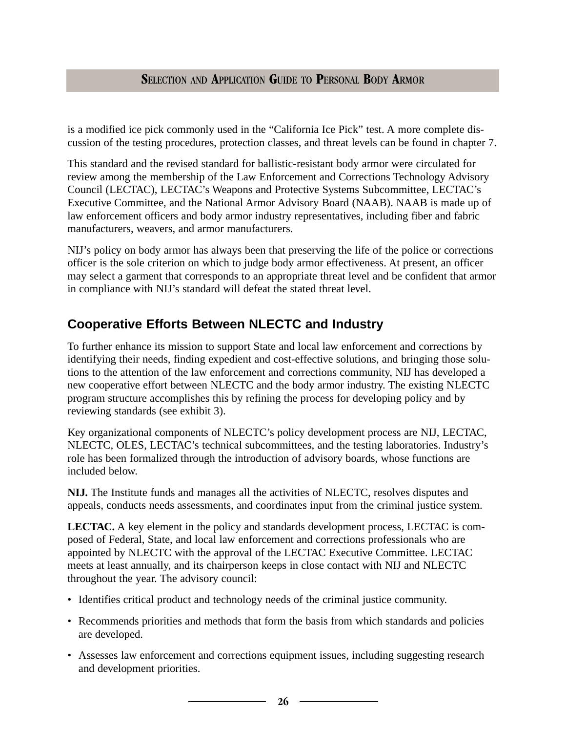is a modified ice pick commonly used in the "California Ice Pick" test. A more complete discussion of the testing procedures, protection classes, and threat levels can be found in chapter 7.

This standard and the revised standard for ballistic-resistant body armor were circulated for review among the membership of the Law Enforcement and Corrections Technology Advisory Council (LECTAC), LECTAC's Weapons and Protective Systems Subcommittee, LECTAC's Executive Committee, and the National Armor Advisory Board (NAAB). NAAB is made up of law enforcement officers and body armor industry representatives, including fiber and fabric manufacturers, weavers, and armor manufacturers.

NIJ's policy on body armor has always been that preserving the life of the police or corrections officer is the sole criterion on which to judge body armor effectiveness. At present, an officer may select a garment that corresponds to an appropriate threat level and be confident that armor in compliance with NIJ's standard will defeat the stated threat level.

## Cooperative Efforts Between NLECTC and Industry

To further enhance its mission to support State and local law enforcement and corrections by identifying their needs, finding expedient and cost-effective solutions, and bringing those solutions to the attention of the law enforcement and corrections community, NIJ has developed a new cooperative effort between NLECTC and the body armor industry. The existing NLECTC program structure accomplishes this by refining the process for developing policy and by reviewing standards (see exhibit 3).

Key organizational components of NLECTC's policy development process are NIJ, LECTAC, NLECTC, OLES, LECTAC's technical subcommittees, and the testing laboratories. Industry's role has been formalized through the introduction of advisory boards, whose functions are included below.

**NIJ.** The Institute funds and manages all the activities of NLECTC, resolves disputes and appeals, conducts needs assessments, and coordinates input from the criminal justice system.

**LECTAC.** A key element in the policy and standards development process, LECTAC is composed of Federal, State, and local law enforcement and corrections professionals who are appointed by NLECTC with the approval of the LECTAC Executive Committee. LECTAC meets at least annually, and its chairperson keeps in close contact with NIJ and NLECTC throughout the year. The advisory council:

- Identifies critical product and technology needs of the criminal justice community.
- Recommends priorities and methods that form the basis from which standards and policies are developed.
- Assesses law enforcement and corrections equipment issues, including suggesting research and development priorities.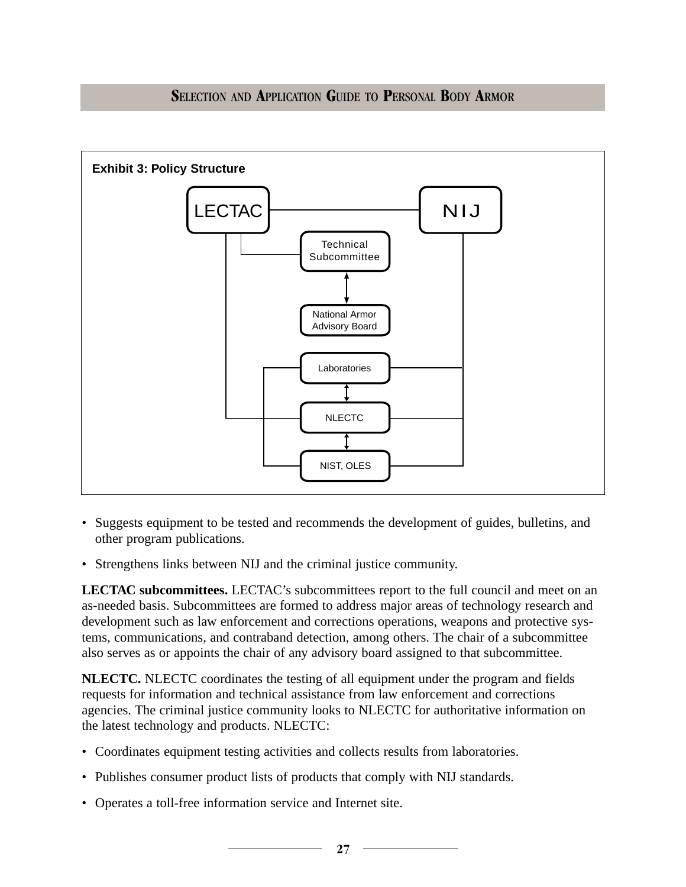**Exhibit 3: Policy Structure**

LECTAC — NIJ

Technical Subcommittee

National Armor Advisory Board

Laboratories

NLECTC

NIST, OLES

- Suggests equipment to be tested and recommends the development of guides, bulletins, and other program publications.
- Strengthens links between NIJ and the criminal justice community.

**LECTAC subcommittees.** LECTAC's subcommittees report to the full council and meet on an as-needed basis. Subcommittees are formed to address major areas of technology research and development such as law enforcement and corrections operations, weapons and protective systems, communications, and contraband detection, among others. The chair of a subcommittee also serves as or appoints the chair of any advisory board assigned to that subcommittee.

**NLECTC.** NLECTC coordinates the testing of all equipment under the program and fields requests for information and technical assistance from law enforcement and corrections agencies. The criminal justice community looks to NLECTC for authoritative information on the latest technology and products. NLECTC:

- Coordinates equipment testing activities and collects results from laboratories.
- Publishes consumer product lists of products that comply with NIJ standards.
- Operates a toll-free information service and Internet site.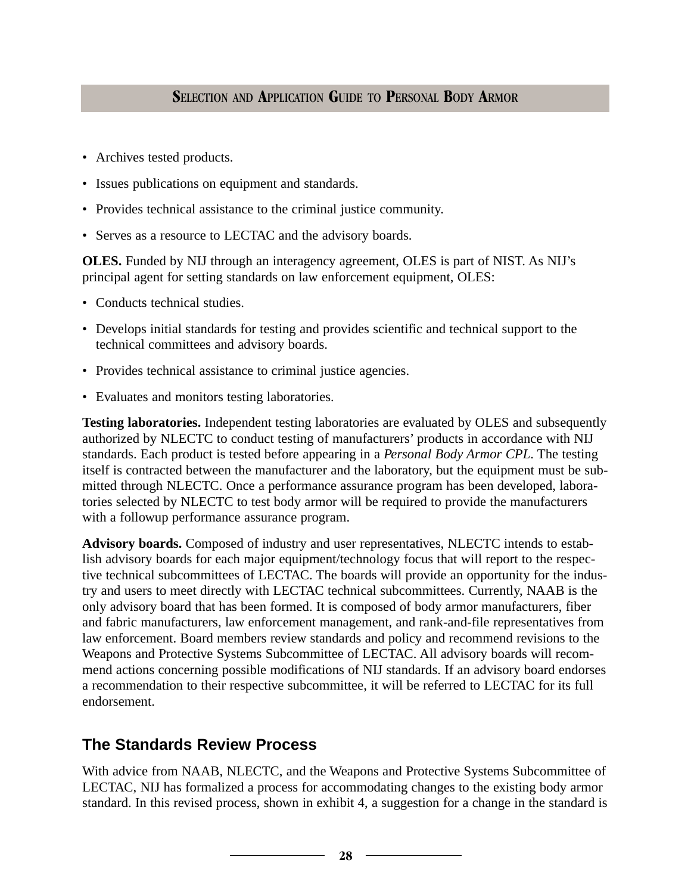- Archives tested products.
- Issues publications on equipment and standards.
- Provides technical assistance to the criminal justice community.
- Serves as a resource to LECTAC and the advisory boards.

**OLES.** Funded by NIJ through an interagency agreement, OLES is part of NIST. As NIJ's principal agent for setting standards on law enforcement equipment, OLES:

- Conducts technical studies.
- Develops initial standards for testing and provides scientific and technical support to the technical committees and advisory boards.
- Provides technical assistance to criminal justice agencies.
- Evaluates and monitors testing laboratories.

**Testing laboratories.** Independent testing laboratories are evaluated by OLES and subsequently authorized by NLECTC to conduct testing of manufacturers' products in accordance with NIJ standards. Each product is tested before appearing in a *Personal Body Armor CPL*. The testing itself is contracted between the manufacturer and the laboratory, but the equipment must be submitted through NLECTC. Once a performance assurance program has been developed, laboratories selected by NLECTC to test body armor will be required to provide the manufacturers with a followup performance assurance program.

**Advisory boards.** Composed of industry and user representatives, NLECTC intends to establish advisory boards for each major equipment/technology focus that will report to the respective technical subcommittees of LECTAC. The boards will provide an opportunity for the industry and users to meet directly with LECTAC technical subcommittees. Currently, NAAB is the only advisory board that has been formed. It is composed of body armor manufacturers, fiber and fabric manufacturers, law enforcement management, and rank-and-file representatives from law enforcement. Board members review standards and policy and recommend revisions to the Weapons and Protective Systems Subcommittee of LECTAC. All advisory boards will recommend actions concerning possible modifications of NIJ standards. If an advisory board endorses a recommendation to their respective subcommittee, it will be referred to LECTAC for its full endorsement.

## The Standards Review Process

With advice from NAAB, NLECTC, and the Weapons and Protective Systems Subcommittee of LECTAC, NIJ has formalized a process for accommodating changes to the existing body armor standard. In this revised process, shown in exhibit 4, a suggestion for a change in the standard is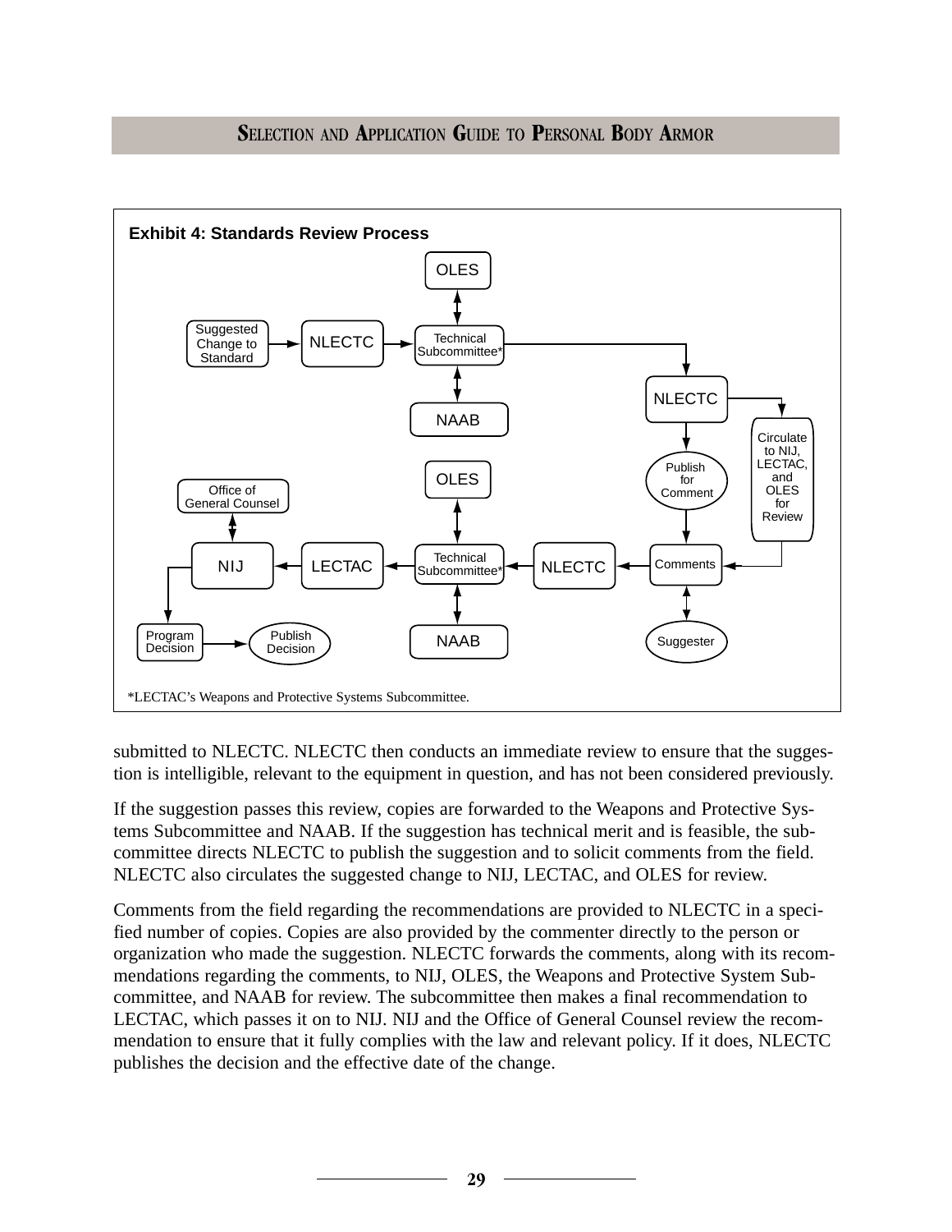**Exhibit 4: Standards Review Process**

*LECTAC's Weapons and Protective Systems Subcommittee.

submitted to NLECTC. NLECTC then conducts an immediate review to ensure that the suggestion is intelligible, relevant to the equipment in question, and has not been considered previously.

If the suggestion passes this review, copies are forwarded to the Weapons and Protective Systems Subcommittee and NAAB. If the suggestion has technical merit and is feasible, the subcommittee directs NLECTC to publish the suggestion and to solicit comments from the field. NLECTC also circulates the suggested change to NIJ, LECTAC, and OLES for review.

Comments from the field regarding the recommendations are provided to NLECTC in a specified number of copies. Copies are also provided by the commenter directly to the person or organization who made the suggestion. NLECTC forwards the comments, along with its recommendations regarding the comments, to NIJ, OLES, the Weapons and Protective System Subcommittee, and NAAB for review. The subcommittee then makes a final recommendation to LECTAC, which passes it on to NIJ. NIJ and the Office of General Counsel review the recommendation to ensure that it fully complies with the law and relevant policy. If it does, NLECTC publishes the decision and the effective date of the change.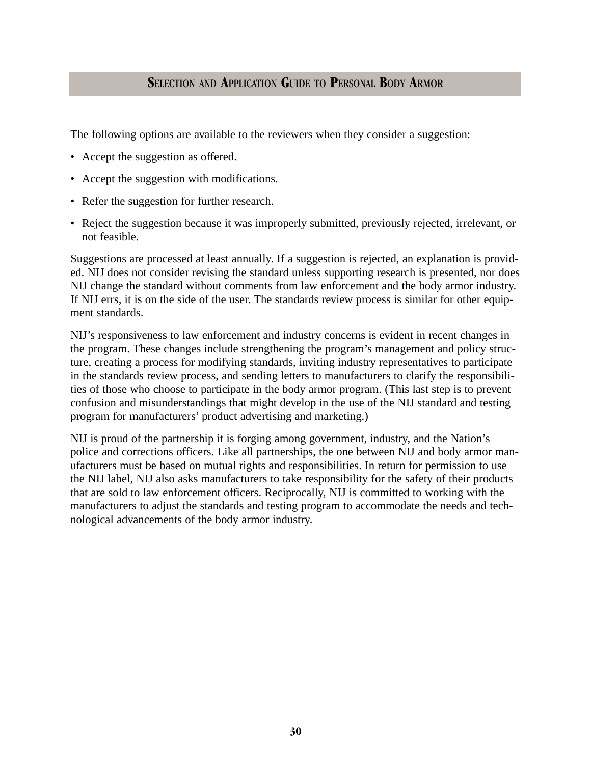The following options are available to the reviewers when they consider a suggestion:

- Accept the suggestion as offered.
- Accept the suggestion with modifications.
- Refer the suggestion for further research.
- Reject the suggestion because it was improperly submitted, previously rejected, irrelevant, or not feasible.

Suggestions are processed at least annually. If a suggestion is rejected, an explanation is provided. NIJ does not consider revising the standard unless supporting research is presented, nor does NIJ change the standard without comments from law enforcement and the body armor industry. If NIJ errs, it is on the side of the user. The standards review process is similar for other equipment standards.

NIJ's responsiveness to law enforcement and industry concerns is evident in recent changes in the program. These changes include strengthening the program's management and policy structure, creating a process for modifying standards, inviting industry representatives to participate in the standards review process, and sending letters to manufacturers to clarify the responsibilities of those who choose to participate in the body armor program. (This last step is to prevent confusion and misunderstandings that might develop in the use of the NIJ standard and testing program for manufacturers' product advertising and marketing.)

NIJ is proud of the partnership it is forging among government, industry, and the Nation's police and corrections officers. Like all partnerships, the one between NIJ and body armor manufacturers must be based on mutual rights and responsibilities. In return for permission to use the NIJ label, NIJ also asks manufacturers to take responsibility for the safety of their products that are sold to law enforcement officers. Reciprocally, NIJ is committed to working with the manufacturers to adjust the standards and testing program to accommodate the needs and technological advancements of the body armor industry.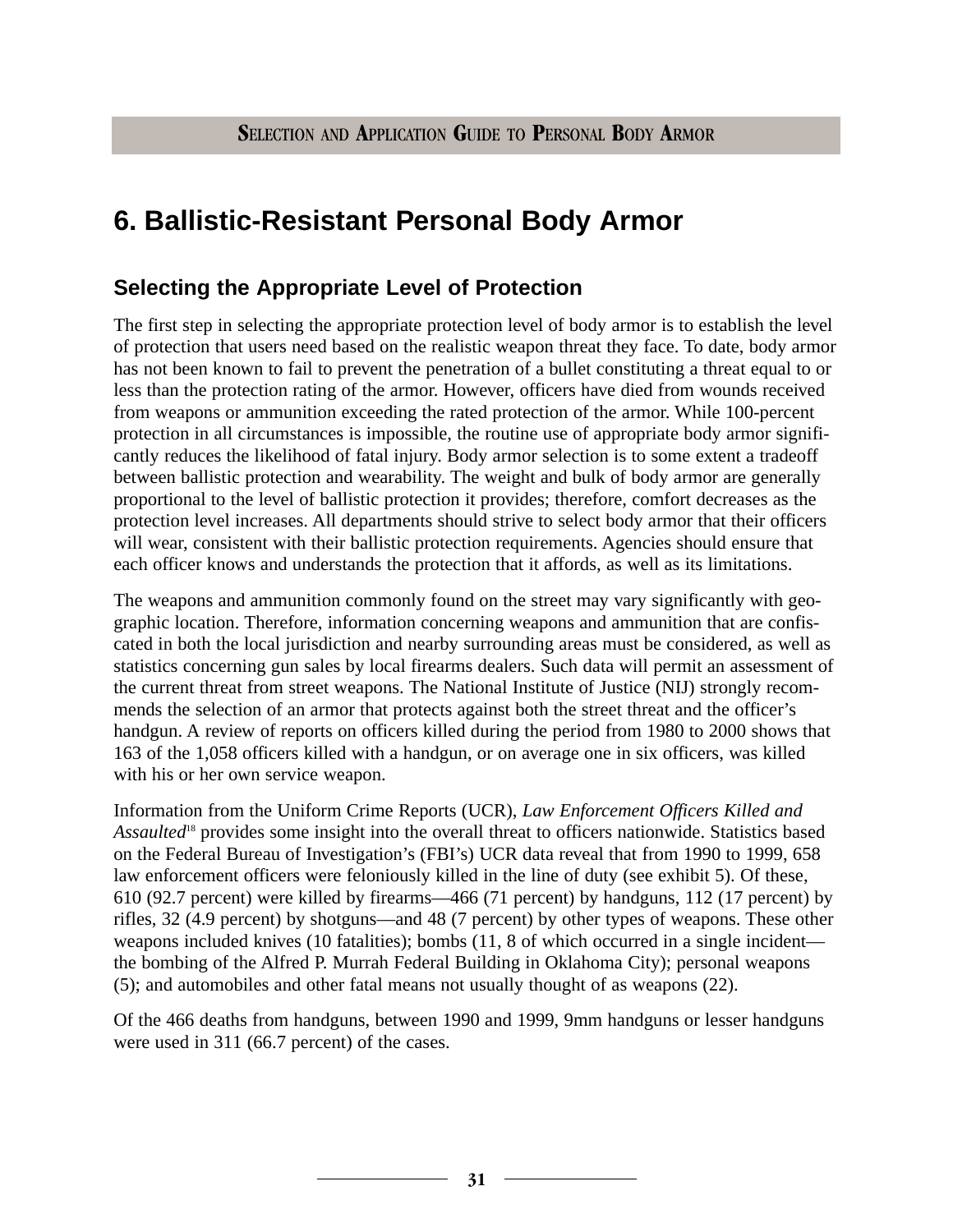# 6. Ballistic-Resistant Personal Body Armor

## Selecting the Appropriate Level of Protection

The first step in selecting the appropriate protection level of body armor is to establish the level of protection that users need based on the realistic weapon threat they face. To date, body armor has not been known to fail to prevent the penetration of a bullet constituting a threat equal to or less than the protection rating of the armor. However, officers have died from wounds received from weapons or ammunition exceeding the rated protection of the armor. While 100-percent protection in all circumstances is impossible, the routine use of appropriate body armor significantly reduces the likelihood of fatal injury. Body armor selection is to some extent a tradeoff between ballistic protection and wearability. The weight and bulk of body armor are generally proportional to the level of ballistic protection it provides; therefore, comfort decreases as the protection level increases. All departments should strive to select body armor that their officers will wear, consistent with their ballistic protection requirements. Agencies should ensure that each officer knows and understands the protection that it affords, as well as its limitations.

The weapons and ammunition commonly found on the street may vary significantly with geographic location. Therefore, information concerning weapons and ammunition that are confiscated in both the local jurisdiction and nearby surrounding areas must be considered, as well as statistics concerning gun sales by local firearms dealers. Such data will permit an assessment of the current threat from street weapons. The National Institute of Justice (NIJ) strongly recommends the selection of an armor that protects against both the street threat and the officer's handgun. A review of reports on officers killed during the period from 1980 to 2000 shows that 163 of the 1,058 officers killed with a handgun, or on average one in six officers, was killed with his or her own service weapon.

Information from the Uniform Crime Reports (UCR), *Law Enforcement Officers Killed and Assaulted*[18] provides some insight into the overall threat to officers nationwide. Statistics based on the Federal Bureau of Investigation's (FBI's) UCR data reveal that from 1990 to 1999, 658 law enforcement officers were feloniously killed in the line of duty (see exhibit 5). Of these, 610 (92.7 percent) were killed by firearms—466 (71 percent) by handguns, 112 (17 percent) by rifles, 32 (4.9 percent) by shotguns—and 48 (7 percent) by other types of weapons. These other weapons included knives (10 fatalities); bombs (11, 8 of which occurred in a single incident—the bombing of the Alfred P. Murrah Federal Building in Oklahoma City); personal weapons (5); and automobiles and other fatal means not usually thought of as weapons (22).

Of the 466 deaths from handguns, between 1990 and 1999, 9mm handguns or lesser handguns were used in 311 (66.7 percent) of the cases.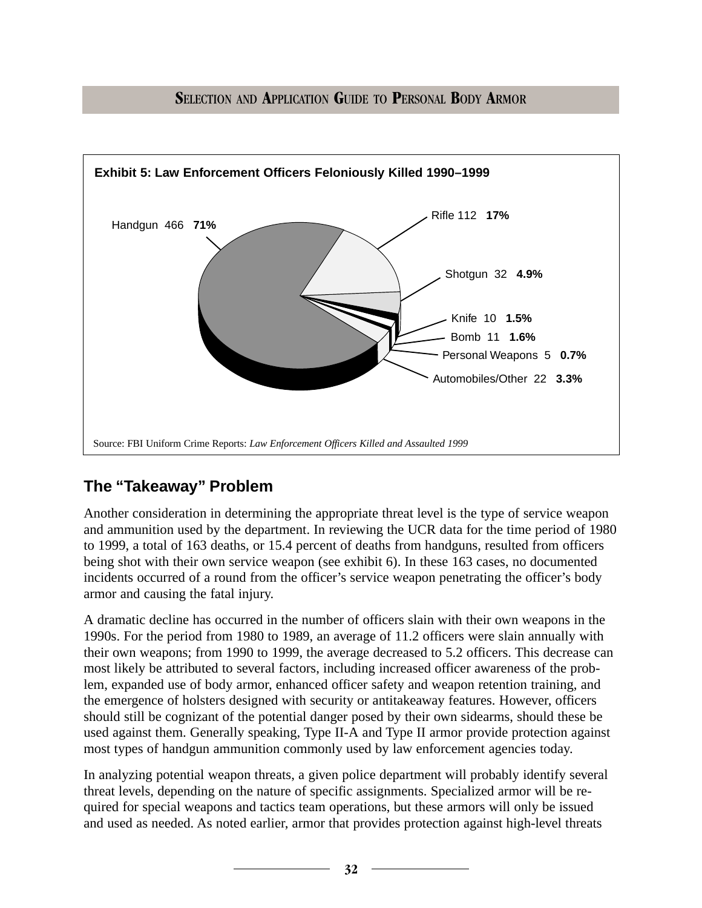**Exhibit 5: Law Enforcement Officers Feloniously Killed 1990–1999**

Handgun 466 **71%**

Rifle 112 **17%**

Shotgun 32 **4.9%**

Knife 10 **1.5%**

Bomb 11 **1.6%**

Personal Weapons 5 **0.7%**

Automobiles/Other 22 **3.3%**

Source: FBI Uniform Crime Reports: *Law Enforcement Officers Killed and Assaulted 1999*

## The "Takeaway" Problem

Another consideration in determining the appropriate threat level is the type of service weapon and ammunition used by the department. In reviewing the UCR data for the time period of 1980 to 1999, a total of 163 deaths, or 15.4 percent of deaths from handguns, resulted from officers being shot with their own service weapon (see exhibit 6). In these 163 cases, no documented incidents occurred of a round from the officer's service weapon penetrating the officer's body armor and causing the fatal injury.

A dramatic decline has occurred in the number of officers slain with their own weapons in the 1990s. For the period from 1980 to 1989, an average of 11.2 officers were slain annually with their own weapons; from 1990 to 1999, the average decreased to 5.2 officers. This decrease can most likely be attributed to several factors, including increased officer awareness of the problem, expanded use of body armor, enhanced officer safety and weapon retention training, and the emergence of holsters designed with security or antitakeaway features. However, officers should still be cognizant of the potential danger posed by their own sidearms, should these be used against them. Generally speaking, Type II-A and Type II armor provide protection against most types of handgun ammunition commonly used by law enforcement agencies today.

In analyzing potential weapon threats, a given police department will probably identify several threat levels, depending on the nature of specific assignments. Specialized armor will be required for special weapons and tactics team operations, but these armors will only be issued and used as needed. As noted earlier, armor that provides protection against high-level threats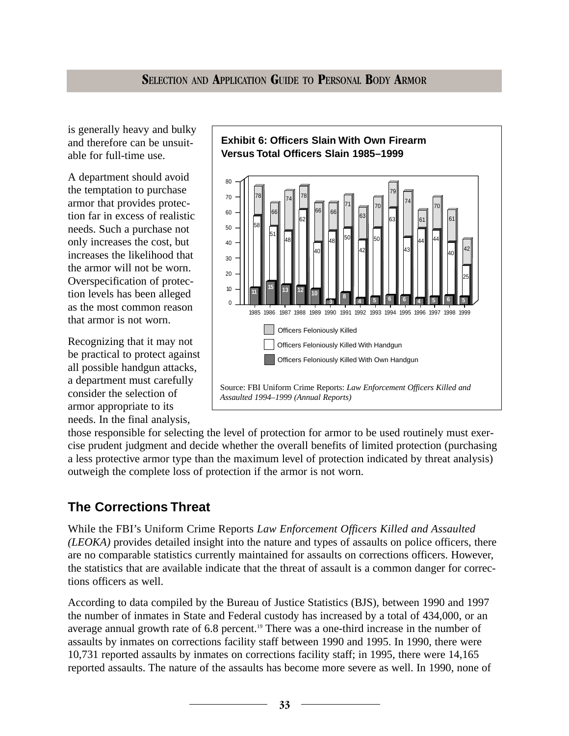is generally heavy and bulky and therefore can be unsuitable for full-time use.

A department should avoid the temptation to purchase armor that provides protection far in excess of realistic needs. Such a purchase not only increases the cost, but increases the likelihood that the armor will not be worn. Overspecification of protection levels has been alleged as the most common reason that armor is not worn.

Recognizing that it may not be practical to protect against all possible handgun attacks, a department must carefully consider the selection of armor appropriate to its needs. In the final analysis, those responsible for selecting the level of protection for armor to be used routinely must exercise prudent judgment and decide whether the overall benefits of limited protection (purchasing a less protective armor type than the maximum level of protection indicated by threat analysis) outweigh the complete loss of protection if the armor is not worn.

**Exhibit 6: Officers Slain With Own Firearm Versus Total Officers Slain 1985–1999**

| Year | Officers Feloniously Killed | Officers Feloniously Killed With Handgun | Officers Feloniously Killed With Own Handgun |
|---|---|---|---|
| 1985 | 78 | 58 | 11 |
| 1986 | 66 | 51 | 15 |
| 1987 | 74 | 48 | 13 |
| 1988 | 78 | 62 | 12 |
| 1989 | 66 | 40 | 10 |
| 1990 | 66 | 48 | 3 |
| 1991 | 71 | 50 | 8 |
| 1992 | 63 | 42 | 4 |
| 1993 | 70 | 50 | 5 |
| 1994 | 79 | 63 | 6 |
| 1995 | 74 | 43 | 6 |
| 1996 | 61 | 44 | 4 |
| 1997 | 70 | 44 | 5 |
| 1998 | 61 | 40 | 6 |
| 1999 | 42 | 25 | 5 |

Source: FBI Uniform Crime Reports: *Law Enforcement Officers Killed and Assaulted 1994–1999 (Annual Reports)*

## The Corrections Threat

While the FBI's Uniform Crime Reports *Law Enforcement Officers Killed and Assaulted (LEOKA)* provides detailed insight into the nature and types of assaults on police officers, there are no comparable statistics currently maintained for assaults on corrections officers. However, the statistics that are available indicate that the threat of assault is a common danger for corrections officers as well.

According to data compiled by the Bureau of Justice Statistics (BJS), between 1990 and 1997 the number of inmates in State and Federal custody has increased by a total of 434,000, or an average annual growth rate of 6.8 percent.[19] There was a one-third increase in the number of assaults by inmates on corrections facility staff between 1990 and 1995. In 1990, there were 10,731 reported assaults by inmates on corrections facility staff; in 1995, there were 14,165 reported assaults. The nature of the assaults has become more severe as well. In 1990, none of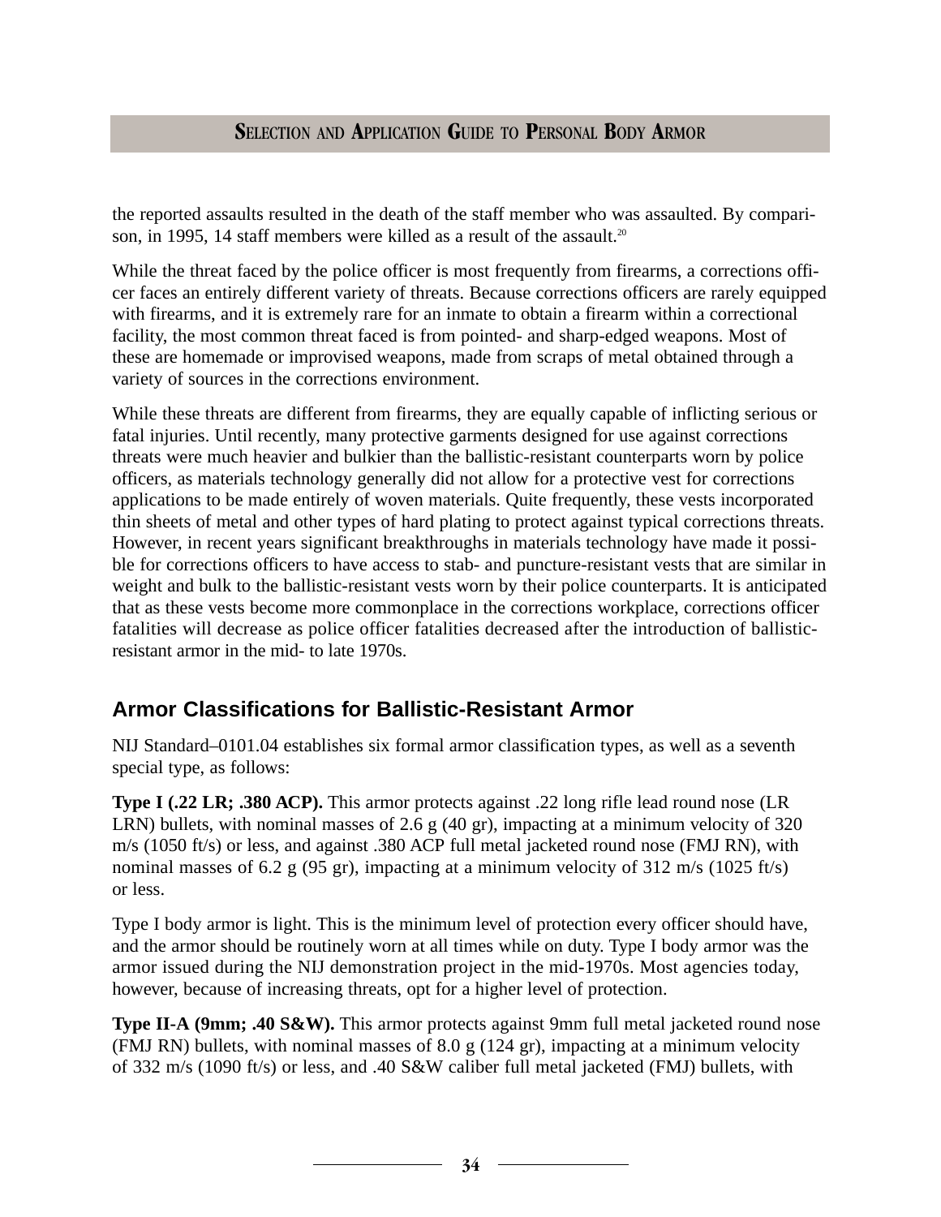the reported assaults resulted in the death of the staff member who was assaulted. By comparison, in 1995, 14 staff members were killed as a result of the assault.[20]

While the threat faced by the police officer is most frequently from firearms, a corrections officer faces an entirely different variety of threats. Because corrections officers are rarely equipped with firearms, and it is extremely rare for an inmate to obtain a firearm within a correctional facility, the most common threat faced is from pointed- and sharp-edged weapons. Most of these are homemade or improvised weapons, made from scraps of metal obtained through a variety of sources in the corrections environment.

While these threats are different from firearms, they are equally capable of inflicting serious or fatal injuries. Until recently, many protective garments designed for use against corrections threats were much heavier and bulkier than the ballistic-resistant counterparts worn by police officers, as materials technology generally did not allow for a protective vest for corrections applications to be made entirely of woven materials. Quite frequently, these vests incorporated thin sheets of metal and other types of hard plating to protect against typical corrections threats. However, in recent years significant breakthroughs in materials technology have made it possible for corrections officers to have access to stab- and puncture-resistant vests that are similar in weight and bulk to the ballistic-resistant vests worn by their police counterparts. It is anticipated that as these vests become more commonplace in the corrections workplace, corrections officer fatalities will decrease as police officer fatalities decreased after the introduction of ballistic-resistant armor in the mid- to late 1970s.

## Armor Classifications for Ballistic-Resistant Armor

NIJ Standard–0101.04 establishes six formal armor classification types, as well as a seventh special type, as follows:

**Type I (.22 LR; .380 ACP).** This armor protects against .22 long rifle lead round nose (LR LRN) bullets, with nominal masses of 2.6 g (40 gr), impacting at a minimum velocity of 320 m/s (1050 ft/s) or less, and against .380 ACP full metal jacketed round nose (FMJ RN), with nominal masses of 6.2 g (95 gr), impacting at a minimum velocity of 312 m/s (1025 ft/s) or less.

Type I body armor is light. This is the minimum level of protection every officer should have, and the armor should be routinely worn at all times while on duty. Type I body armor was the armor issued during the NIJ demonstration project in the mid-1970s. Most agencies today, however, because of increasing threats, opt for a higher level of protection.

**Type II-A (9mm; .40 S&W).** This armor protects against 9mm full metal jacketed round nose (FMJ RN) bullets, with nominal masses of 8.0 g (124 gr), impacting at a minimum velocity of 332 m/s (1090 ft/s) or less, and .40 S&W caliber full metal jacketed (FMJ) bullets, with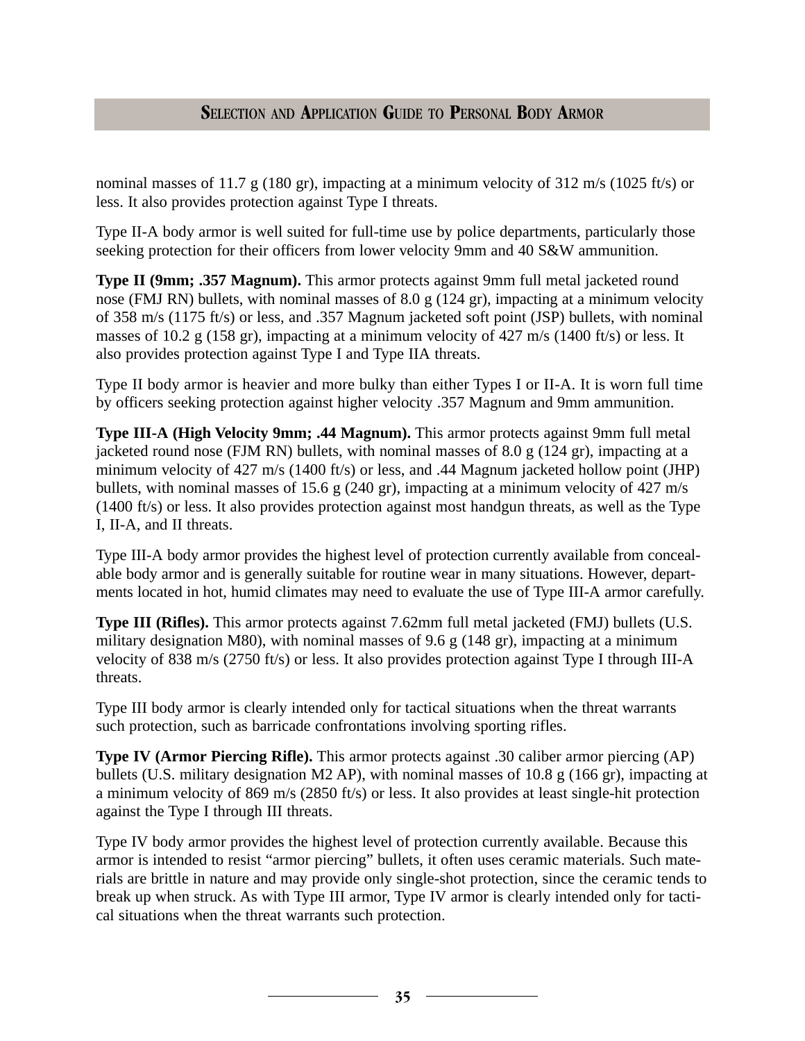nominal masses of 11.7 g (180 gr), impacting at a minimum velocity of 312 m/s (1025 ft/s) or less. It also provides protection against Type I threats.

Type II-A body armor is well suited for full-time use by police departments, particularly those seeking protection for their officers from lower velocity 9mm and 40 S&W ammunition.

**Type II (9mm; .357 Magnum).** This armor protects against 9mm full metal jacketed round nose (FMJ RN) bullets, with nominal masses of 8.0 g (124 gr), impacting at a minimum velocity of 358 m/s (1175 ft/s) or less, and .357 Magnum jacketed soft point (JSP) bullets, with nominal masses of 10.2 g (158 gr), impacting at a minimum velocity of 427 m/s (1400 ft/s) or less. It also provides protection against Type I and Type IIA threats.

Type II body armor is heavier and more bulky than either Types I or II-A. It is worn full time by officers seeking protection against higher velocity .357 Magnum and 9mm ammunition.

**Type III-A (High Velocity 9mm; .44 Magnum).** This armor protects against 9mm full metal jacketed round nose (FJM RN) bullets, with nominal masses of 8.0 g (124 gr), impacting at a minimum velocity of 427 m/s (1400 ft/s) or less, and .44 Magnum jacketed hollow point (JHP) bullets, with nominal masses of 15.6 g (240 gr), impacting at a minimum velocity of 427 m/s (1400 ft/s) or less. It also provides protection against most handgun threats, as well as the Type I, II-A, and II threats.

Type III-A body armor provides the highest level of protection currently available from concealable body armor and is generally suitable for routine wear in many situations. However, departments located in hot, humid climates may need to evaluate the use of Type III-A armor carefully.

**Type III (Rifles).** This armor protects against 7.62mm full metal jacketed (FMJ) bullets (U.S. military designation M80), with nominal masses of 9.6 g (148 gr), impacting at a minimum velocity of 838 m/s (2750 ft/s) or less. It also provides protection against Type I through III-A threats.

Type III body armor is clearly intended only for tactical situations when the threat warrants such protection, such as barricade confrontations involving sporting rifles.

**Type IV (Armor Piercing Rifle).** This armor protects against .30 caliber armor piercing (AP) bullets (U.S. military designation M2 AP), with nominal masses of 10.8 g (166 gr), impacting at a minimum velocity of 869 m/s (2850 ft/s) or less. It also provides at least single-hit protection against the Type I through III threats.

Type IV body armor provides the highest level of protection currently available. Because this armor is intended to resist "armor piercing" bullets, it often uses ceramic materials. Such materials are brittle in nature and may provide only single-shot protection, since the ceramic tends to break up when struck. As with Type III armor, Type IV armor is clearly intended only for tactical situations when the threat warrants such protection.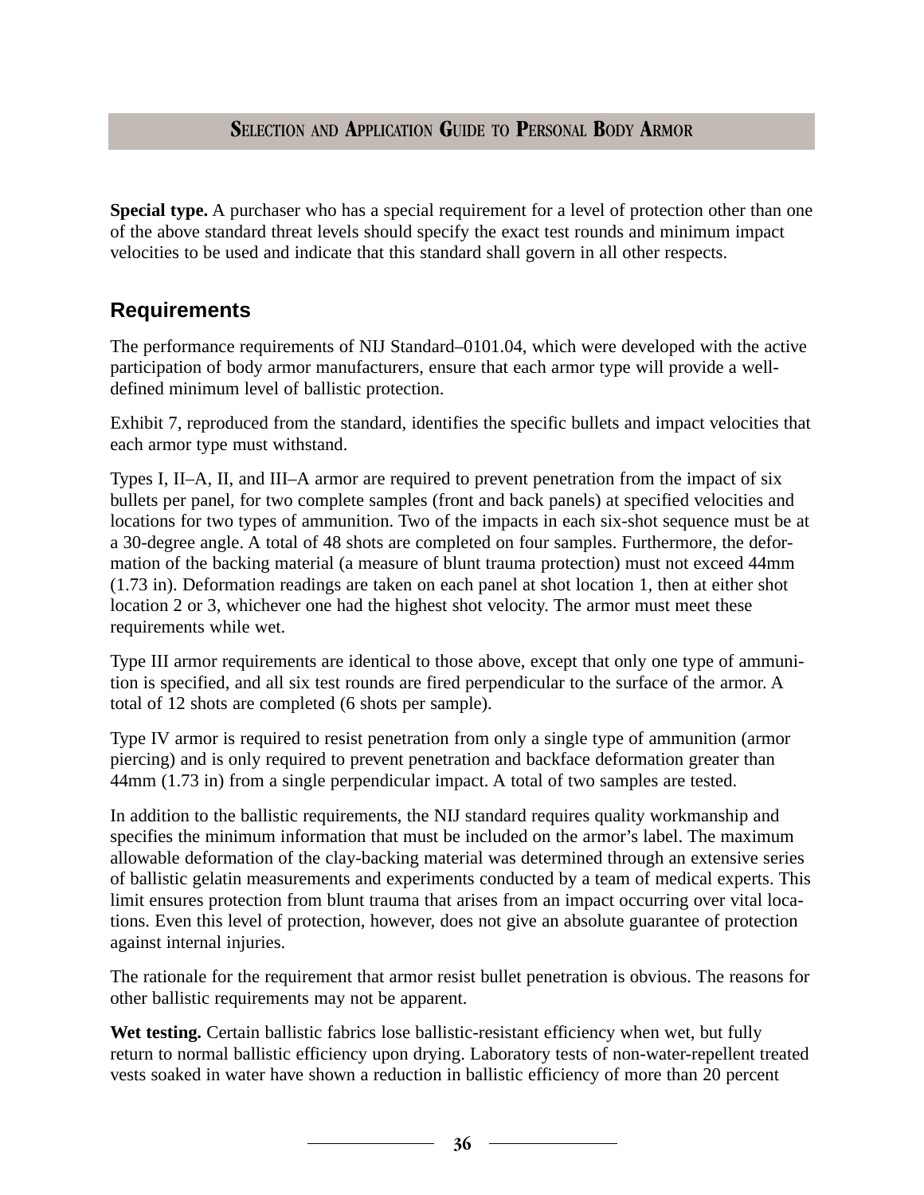**Special type.** A purchaser who has a special requirement for a level of protection other than one of the above standard threat levels should specify the exact test rounds and minimum impact velocities to be used and indicate that this standard shall govern in all other respects.

## Requirements

The performance requirements of NIJ Standard–0101.04, which were developed with the active participation of body armor manufacturers, ensure that each armor type will provide a well-defined minimum level of ballistic protection.

Exhibit 7, reproduced from the standard, identifies the specific bullets and impact velocities that each armor type must withstand.

Types I, II–A, II, and III–A armor are required to prevent penetration from the impact of six bullets per panel, for two complete samples (front and back panels) at specified velocities and locations for two types of ammunition. Two of the impacts in each six-shot sequence must be at a 30-degree angle. A total of 48 shots are completed on four samples. Furthermore, the deformation of the backing material (a measure of blunt trauma protection) must not exceed 44mm (1.73 in). Deformation readings are taken on each panel at shot location 1, then at either shot location 2 or 3, whichever one had the highest shot velocity. The armor must meet these requirements while wet.

Type III armor requirements are identical to those above, except that only one type of ammunition is specified, and all six test rounds are fired perpendicular to the surface of the armor. A total of 12 shots are completed (6 shots per sample).

Type IV armor is required to resist penetration from only a single type of ammunition (armor piercing) and is only required to prevent penetration and backface deformation greater than 44mm (1.73 in) from a single perpendicular impact. A total of two samples are tested.

In addition to the ballistic requirements, the NIJ standard requires quality workmanship and specifies the minimum information that must be included on the armor's label. The maximum allowable deformation of the clay-backing material was determined through an extensive series of ballistic gelatin measurements and experiments conducted by a team of medical experts. This limit ensures protection from blunt trauma that arises from an impact occurring over vital locations. Even this level of protection, however, does not give an absolute guarantee of protection against internal injuries.

The rationale for the requirement that armor resist bullet penetration is obvious. The reasons for other ballistic requirements may not be apparent.

**Wet testing.** Certain ballistic fabrics lose ballistic-resistant efficiency when wet, but fully return to normal ballistic efficiency upon drying. Laboratory tests of non-water-repellent treated vests soaked in water have shown a reduction in ballistic efficiency of more than 20 percent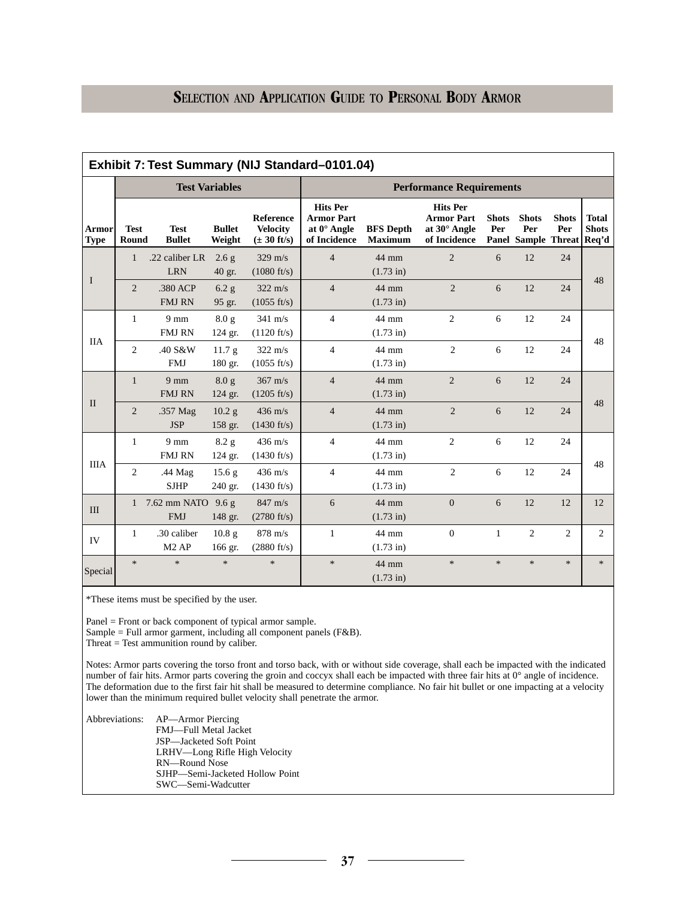## Exhibit 7: Test Summary (NIJ Standard–0101.04)

| Armor Type | Test Variables | | | | Performance Requirements | | | | | | | |
|---|---|---|---|---|---|---|---|---|---|---|---|---|
| | Test Round | Test Bullet | Bullet Weight | Reference Velocity (± 30 ft/s) | Hits Per Armor Part at 0° Angle of Incidence | BFS Depth Maximum | Hits Per Armor Part at 30° Angle of Incidence | Shots Per Panel | Shots Per Sample | Shots Per Threat | Total Shots Req'd |
| I | 1 | .22 caliber LR LRN | 2.6 g 40 gr. | 329 m/s (1080 ft/s) | 4 | 44 mm (1.73 in) | 2 | 6 | 12 | 24 | 48 |
| | 2 | .380 ACP FMJ RN | 6.2 g 95 gr. | 322 m/s (1055 ft/s) | 4 | 44 mm (1.73 in) | 2 | 6 | 12 | 24 | |
| IIA | 1 | 9 mm FMJ RN | 8.0 g 124 gr. | 341 m/s (1120 ft/s) | 4 | 44 mm (1.73 in) | 2 | 6 | 12 | 24 | 48 |
| | 2 | .40 S&W FMJ | 11.7 g 180 gr. | 322 m/s (1055 ft/s) | 4 | 44 mm (1.73 in) | 2 | 6 | 12 | 24 | |
| II | 1 | 9 mm FMJ RN | 8.0 g 124 gr. | 367 m/s (1205 ft/s) | 4 | 44 mm (1.73 in) | 2 | 6 | 12 | 24 | 48 |
| | 2 | .357 Mag JSP | 10.2 g 158 gr. | 436 m/s (1430 ft/s) | 4 | 44 mm (1.73 in) | 2 | 6 | 12 | 24 | |
| IIIA | 1 | 9 mm FMJ RN | 8.2 g 124 gr. | 436 m/s (1430 ft/s) | 4 | 44 mm (1.73 in) | 2 | 6 | 12 | 24 | 48 |
| | 2 | .44 Mag SJHP | 15.6 g 240 gr. | 436 m/s (1430 ft/s) | 4 | 44 mm (1.73 in) | 2 | 6 | 12 | 24 | |
| III | 1 | 7.62 mm NATO FMJ | 9.6 g 148 gr. | 847 m/s (2780 ft/s) | 6 | 44 mm (1.73 in) | 0 | 6 | 12 | 12 | 12 |
| IV | 1 | .30 caliber M2 AP | 10.8 g 166 gr. | 878 m/s (2880 ft/s) | 1 | 44 mm (1.73 in) | 0 | 1 | 2 | 2 | 2 |
| Special | * | * | * | * | * | 44 mm (1.73 in) | * | * | * | * | * |

*These items must be specified by the user.

Panel = Front or back component of typical armor sample.
Sample = Full armor garment, including all component panels (F&B).
Threat = Test ammunition round by caliber.

Notes: Armor parts covering the torso front and torso back, with or without side coverage, shall each be impacted with the indicated number of fair hits. Armor parts covering the groin and coccyx shall each be impacted with three fair hits at 0° angle of incidence. The deformation due to the first fair hit shall be measured to determine compliance. No fair hit bullet or one impacting at a velocity lower than the minimum required bullet velocity shall penetrate the armor.

Abbreviations:
- AP—Armor Piercing
- FMJ—Full Metal Jacket
- JSP—Jacketed Soft Point
- LRHV—Long Rifle High Velocity
- RN—Round Nose
- SJHP—Semi-Jacketed Hollow Point
- SWC—Semi-Wadcutter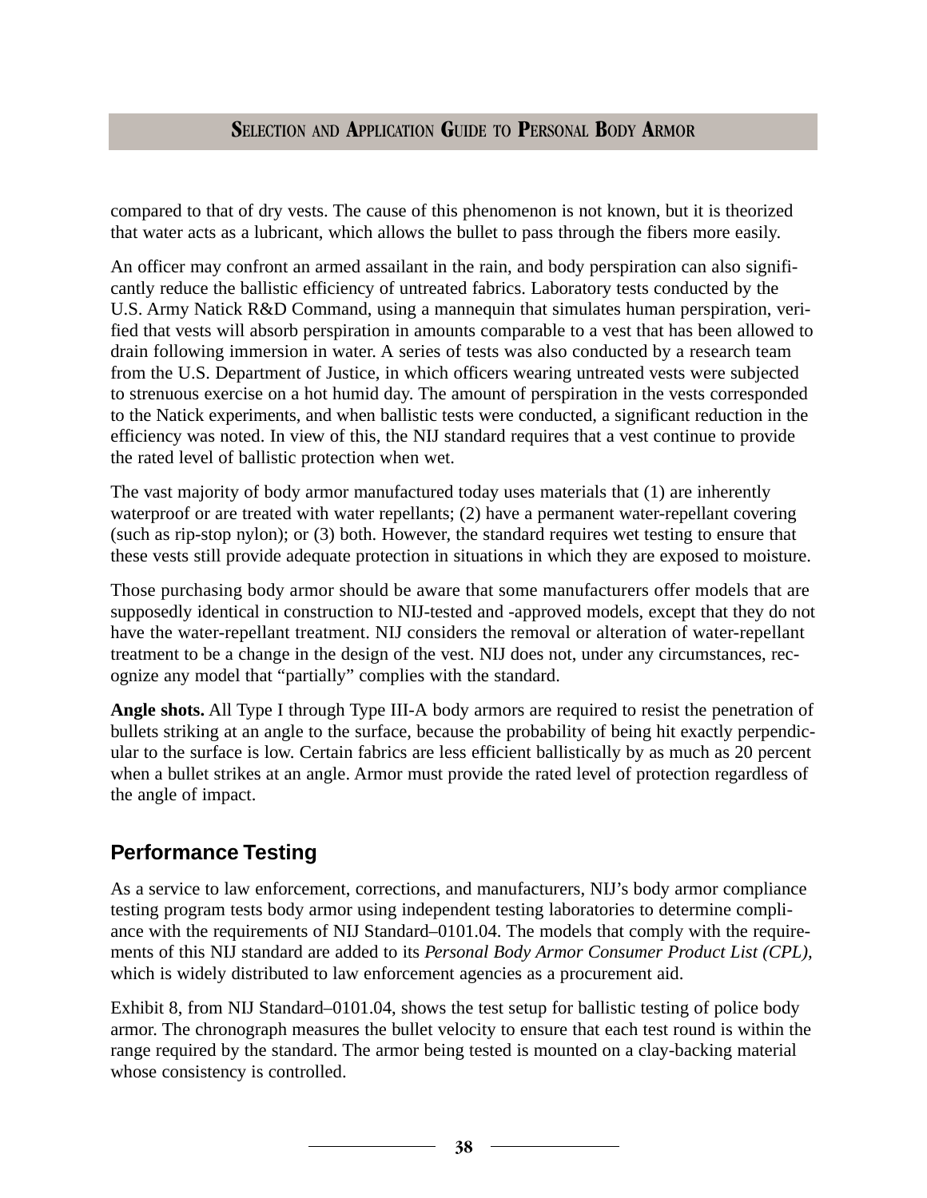compared to that of dry vests. The cause of this phenomenon is not known, but it is theorized that water acts as a lubricant, which allows the bullet to pass through the fibers more easily.

An officer may confront an armed assailant in the rain, and body perspiration can also significantly reduce the ballistic efficiency of untreated fabrics. Laboratory tests conducted by the U.S. Army Natick R&D Command, using a mannequin that simulates human perspiration, verified that vests will absorb perspiration in amounts comparable to a vest that has been allowed to drain following immersion in water. A series of tests was also conducted by a research team from the U.S. Department of Justice, in which officers wearing untreated vests were subjected to strenuous exercise on a hot humid day. The amount of perspiration in the vests corresponded to the Natick experiments, and when ballistic tests were conducted, a significant reduction in the efficiency was noted. In view of this, the NIJ standard requires that a vest continue to provide the rated level of ballistic protection when wet.

The vast majority of body armor manufactured today uses materials that (1) are inherently waterproof or are treated with water repellants; (2) have a permanent water-repellant covering (such as rip-stop nylon); or (3) both. However, the standard requires wet testing to ensure that these vests still provide adequate protection in situations in which they are exposed to moisture.

Those purchasing body armor should be aware that some manufacturers offer models that are supposedly identical in construction to NIJ-tested and -approved models, except that they do not have the water-repellant treatment. NIJ considers the removal or alteration of water-repellant treatment to be a change in the design of the vest. NIJ does not, under any circumstances, recognize any model that "partially" complies with the standard.

**Angle shots.** All Type I through Type III-A body armors are required to resist the penetration of bullets striking at an angle to the surface, because the probability of being hit exactly perpendicular to the surface is low. Certain fabrics are less efficient ballistically by as much as 20 percent when a bullet strikes at an angle. Armor must provide the rated level of protection regardless of the angle of impact.

## Performance Testing

As a service to law enforcement, corrections, and manufacturers, NIJ's body armor compliance testing program tests body armor using independent testing laboratories to determine compliance with the requirements of NIJ Standard–0101.04. The models that comply with the requirements of this NIJ standard are added to its *Personal Body Armor Consumer Product List (CPL),* which is widely distributed to law enforcement agencies as a procurement aid.

Exhibit 8, from NIJ Standard–0101.04, shows the test setup for ballistic testing of police body armor. The chronograph measures the bullet velocity to ensure that each test round is within the range required by the standard. The armor being tested is mounted on a clay-backing material whose consistency is controlled.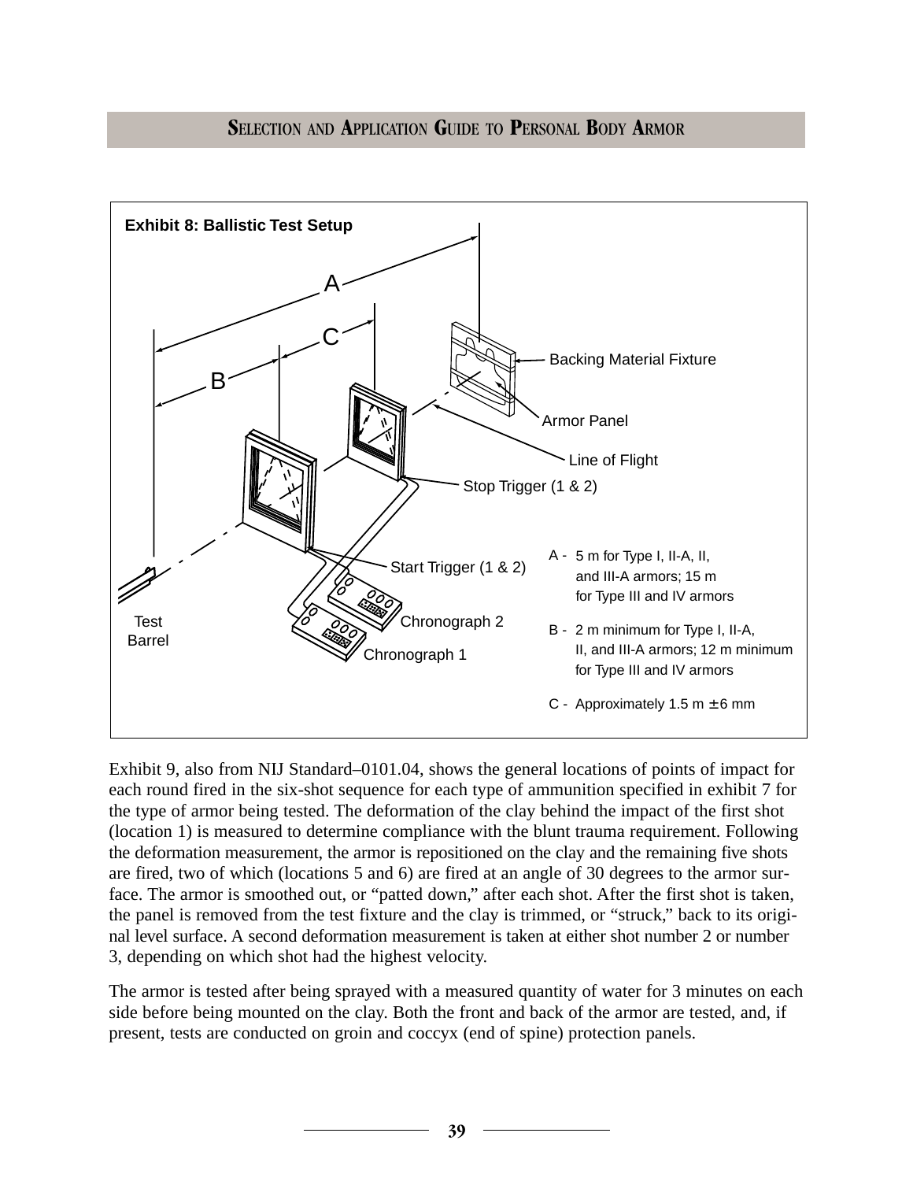**Exhibit 8: Ballistic Test Setup**

A - 5 m for Type I, II-A, II, and III-A armors; 15 m for Type III and IV armors

B - 2 m minimum for Type I, II-A, II, and III-A armors; 12 m minimum for Type III and IV armors

C - Approximately 1.5 m ± 6 mm

Exhibit 9, also from NIJ Standard–0101.04, shows the general locations of points of impact for each round fired in the six-shot sequence for each type of ammunition specified in exhibit 7 for the type of armor being tested. The deformation of the clay behind the impact of the first shot (location 1) is measured to determine compliance with the blunt trauma requirement. Following the deformation measurement, the armor is repositioned on the clay and the remaining five shots are fired, two of which (locations 5 and 6) are fired at an angle of 30 degrees to the armor surface. The armor is smoothed out, or "patted down," after each shot. After the first shot is taken, the panel is removed from the test fixture and the clay is trimmed, or "struck," back to its original level surface. A second deformation measurement is taken at either shot number 2 or number 3, depending on which shot had the highest velocity.

The armor is tested after being sprayed with a measured quantity of water for 3 minutes on each side before being mounted on the clay. Both the front and back of the armor are tested, and, if present, tests are conducted on groin and coccyx (end of spine) protection panels.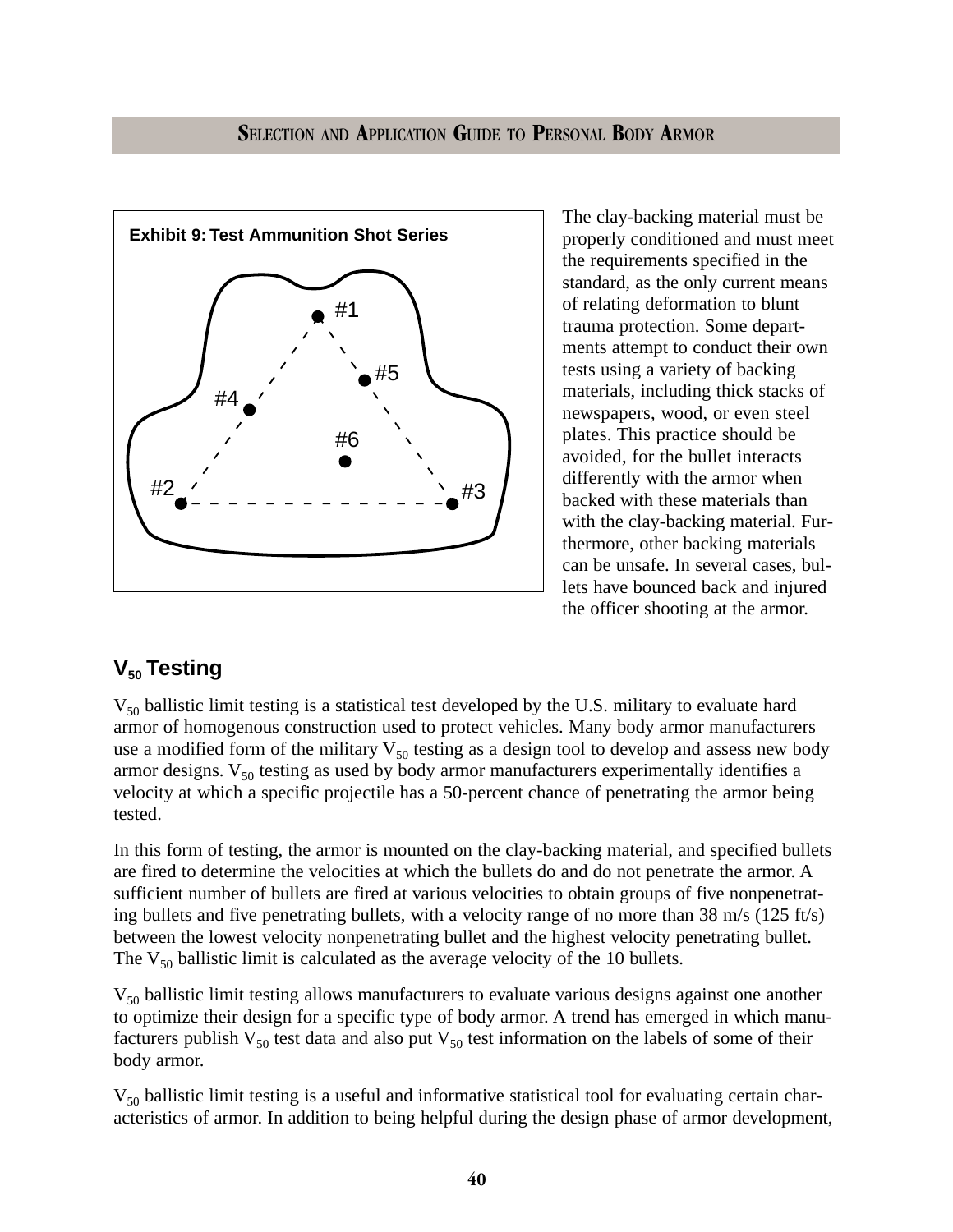**Exhibit 9: Test Ammunition Shot Series**

#1

#5

#4

#6

#2

#3

The clay-backing material must be properly conditioned and must meet the requirements specified in the standard, as the only current means of relating deformation to blunt trauma protection. Some departments attempt to conduct their own tests using a variety of backing materials, including thick stacks of newspapers, wood, or even steel plates. This practice should be avoided, for the bullet interacts differently with the armor when backed with these materials than with the clay-backing material. Furthermore, other backing materials can be unsafe. In several cases, bullets have bounced back and injured the officer shooting at the armor.

## $V_{50}$ Testing

$V_{50}$ ballistic limit testing is a statistical test developed by the U.S. military to evaluate hard armor of homogenous construction used to protect vehicles. Many body armor manufacturers use a modified form of the military $V_{50}$ testing as a design tool to develop and assess new body armor designs. $V_{50}$ testing as used by body armor manufacturers experimentally identifies a velocity at which a specific projectile has a 50-percent chance of penetrating the armor being tested.

In this form of testing, the armor is mounted on the clay-backing material, and specified bullets are fired to determine the velocities at which the bullets do and do not penetrate the armor. A sufficient number of bullets are fired at various velocities to obtain groups of five nonpenetrating bullets and five penetrating bullets, with a velocity range of no more than 38 m/s (125 ft/s) between the lowest velocity nonpenetrating bullet and the highest velocity penetrating bullet. The $V_{50}$ ballistic limit is calculated as the average velocity of the 10 bullets.

$V_{50}$ ballistic limit testing allows manufacturers to evaluate various designs against one another to optimize their design for a specific type of body armor. A trend has emerged in which manufacturers publish $V_{50}$ test data and also put $V_{50}$ test information on the labels of some of their body armor.

$V_{50}$ ballistic limit testing is a useful and informative statistical tool for evaluating certain characteristics of armor. In addition to being helpful during the design phase of armor development,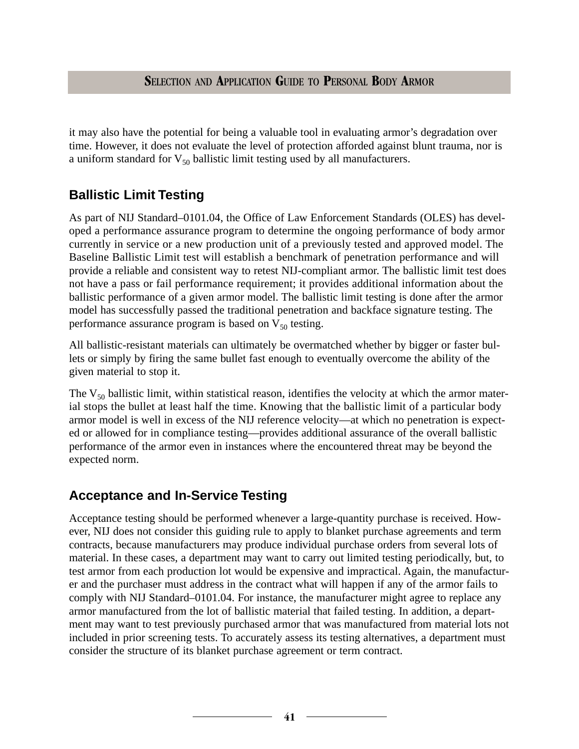it may also have the potential for being a valuable tool in evaluating armor's degradation over time. However, it does not evaluate the level of protection afforded against blunt trauma, nor is a uniform standard for $V_{50}$ ballistic limit testing used by all manufacturers.

## Ballistic Limit Testing

As part of NIJ Standard–0101.04, the Office of Law Enforcement Standards (OLES) has developed a performance assurance program to determine the ongoing performance of body armor currently in service or a new production unit of a previously tested and approved model. The Baseline Ballistic Limit test will establish a benchmark of penetration performance and will provide a reliable and consistent way to retest NIJ-compliant armor. The ballistic limit test does not have a pass or fail performance requirement; it provides additional information about the ballistic performance of a given armor model. The ballistic limit testing is done after the armor model has successfully passed the traditional penetration and backface signature testing. The performance assurance program is based on $V_{50}$ testing.

All ballistic-resistant materials can ultimately be overmatched whether by bigger or faster bullets or simply by firing the same bullet fast enough to eventually overcome the ability of the given material to stop it.

The $V_{50}$ ballistic limit, within statistical reason, identifies the velocity at which the armor material stops the bullet at least half the time. Knowing that the ballistic limit of a particular body armor model is well in excess of the NIJ reference velocity—at which no penetration is expected or allowed for in compliance testing—provides additional assurance of the overall ballistic performance of the armor even in instances where the encountered threat may be beyond the expected norm.

## Acceptance and In-Service Testing

Acceptance testing should be performed whenever a large-quantity purchase is received. However, NIJ does not consider this guiding rule to apply to blanket purchase agreements and term contracts, because manufacturers may produce individual purchase orders from several lots of material. In these cases, a department may want to carry out limited testing periodically, but, to test armor from each production lot would be expensive and impractical. Again, the manufacturer and the purchaser must address in the contract what will happen if any of the armor fails to comply with NIJ Standard–0101.04. For instance, the manufacturer might agree to replace any armor manufactured from the lot of ballistic material that failed testing. In addition, a department may want to test previously purchased armor that was manufactured from material lots not included in prior screening tests. To accurately assess its testing alternatives, a department must consider the structure of its blanket purchase agreement or term contract.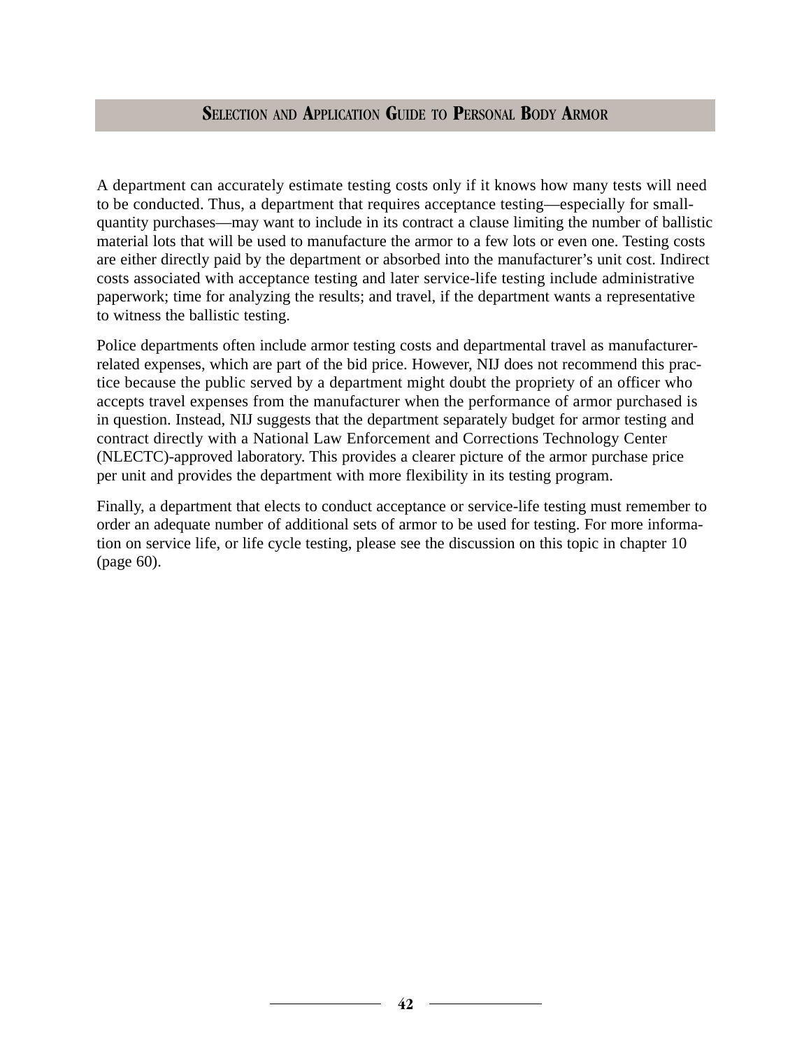A department can accurately estimate testing costs only if it knows how many tests will need to be conducted. Thus, a department that requires acceptance testing—especially for small-quantity purchases—may want to include in its contract a clause limiting the number of ballistic material lots that will be used to manufacture the armor to a few lots or even one. Testing costs are either directly paid by the department or absorbed into the manufacturer's unit cost. Indirect costs associated with acceptance testing and later service-life testing include administrative paperwork; time for analyzing the results; and travel, if the department wants a representative to witness the ballistic testing.

Police departments often include armor testing costs and departmental travel as manufacturer-related expenses, which are part of the bid price. However, NIJ does not recommend this practice because the public served by a department might doubt the propriety of an officer who accepts travel expenses from the manufacturer when the performance of armor purchased is in question. Instead, NIJ suggests that the department separately budget for armor testing and contract directly with a National Law Enforcement and Corrections Technology Center (NLECTC)-approved laboratory. This provides a clearer picture of the armor purchase price per unit and provides the department with more flexibility in its testing program.

Finally, a department that elects to conduct acceptance or service-life testing must remember to order an adequate number of additional sets of armor to be used for testing. For more information on service life, or life cycle testing, please see the discussion on this topic in chapter 10 (page 60).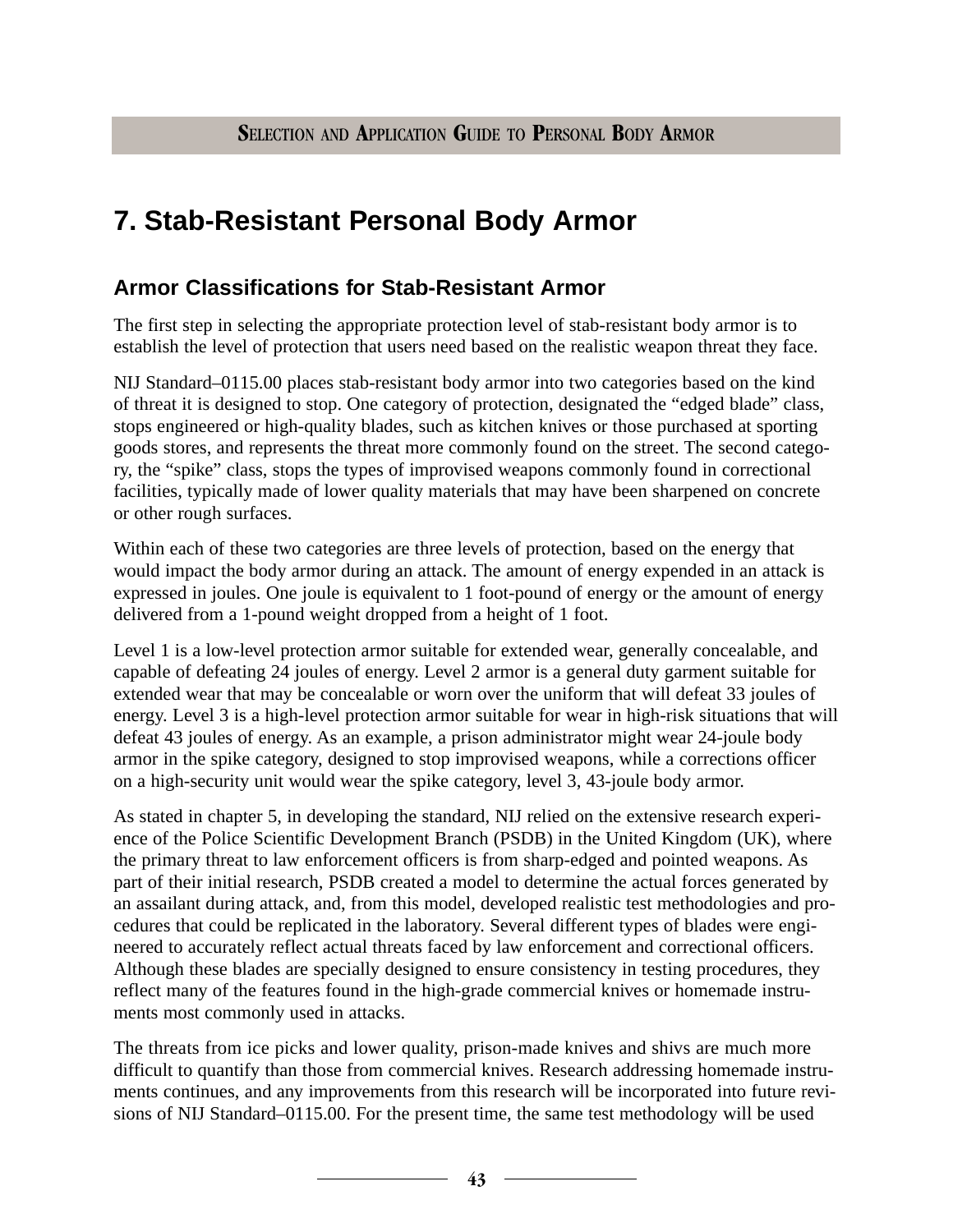# 7. Stab-Resistant Personal Body Armor

## Armor Classifications for Stab-Resistant Armor

The first step in selecting the appropriate protection level of stab-resistant body armor is to establish the level of protection that users need based on the realistic weapon threat they face.

NIJ Standard–0115.00 places stab-resistant body armor into two categories based on the kind of threat it is designed to stop. One category of protection, designated the "edged blade" class, stops engineered or high-quality blades, such as kitchen knives or those purchased at sporting goods stores, and represents the threat more commonly found on the street. The second category, the "spike" class, stops the types of improvised weapons commonly found in correctional facilities, typically made of lower quality materials that may have been sharpened on concrete or other rough surfaces.

Within each of these two categories are three levels of protection, based on the energy that would impact the body armor during an attack. The amount of energy expended in an attack is expressed in joules. One joule is equivalent to 1 foot-pound of energy or the amount of energy delivered from a 1-pound weight dropped from a height of 1 foot.

Level 1 is a low-level protection armor suitable for extended wear, generally concealable, and capable of defeating 24 joules of energy. Level 2 armor is a general duty garment suitable for extended wear that may be concealable or worn over the uniform that will defeat 33 joules of energy. Level 3 is a high-level protection armor suitable for wear in high-risk situations that will defeat 43 joules of energy. As an example, a prison administrator might wear 24-joule body armor in the spike category, designed to stop improvised weapons, while a corrections officer on a high-security unit would wear the spike category, level 3, 43-joule body armor.

As stated in chapter 5, in developing the standard, NIJ relied on the extensive research experience of the Police Scientific Development Branch (PSDB) in the United Kingdom (UK), where the primary threat to law enforcement officers is from sharp-edged and pointed weapons. As part of their initial research, PSDB created a model to determine the actual forces generated by an assailant during attack, and, from this model, developed realistic test methodologies and procedures that could be replicated in the laboratory. Several different types of blades were engineered to accurately reflect actual threats faced by law enforcement and correctional officers. Although these blades are specially designed to ensure consistency in testing procedures, they reflect many of the features found in the high-grade commercial knives or homemade instruments most commonly used in attacks.

The threats from ice picks and lower quality, prison-made knives and shivs are much more difficult to quantify than those from commercial knives. Research addressing homemade instruments continues, and any improvements from this research will be incorporated into future revisions of NIJ Standard–0115.00. For the present time, the same test methodology will be used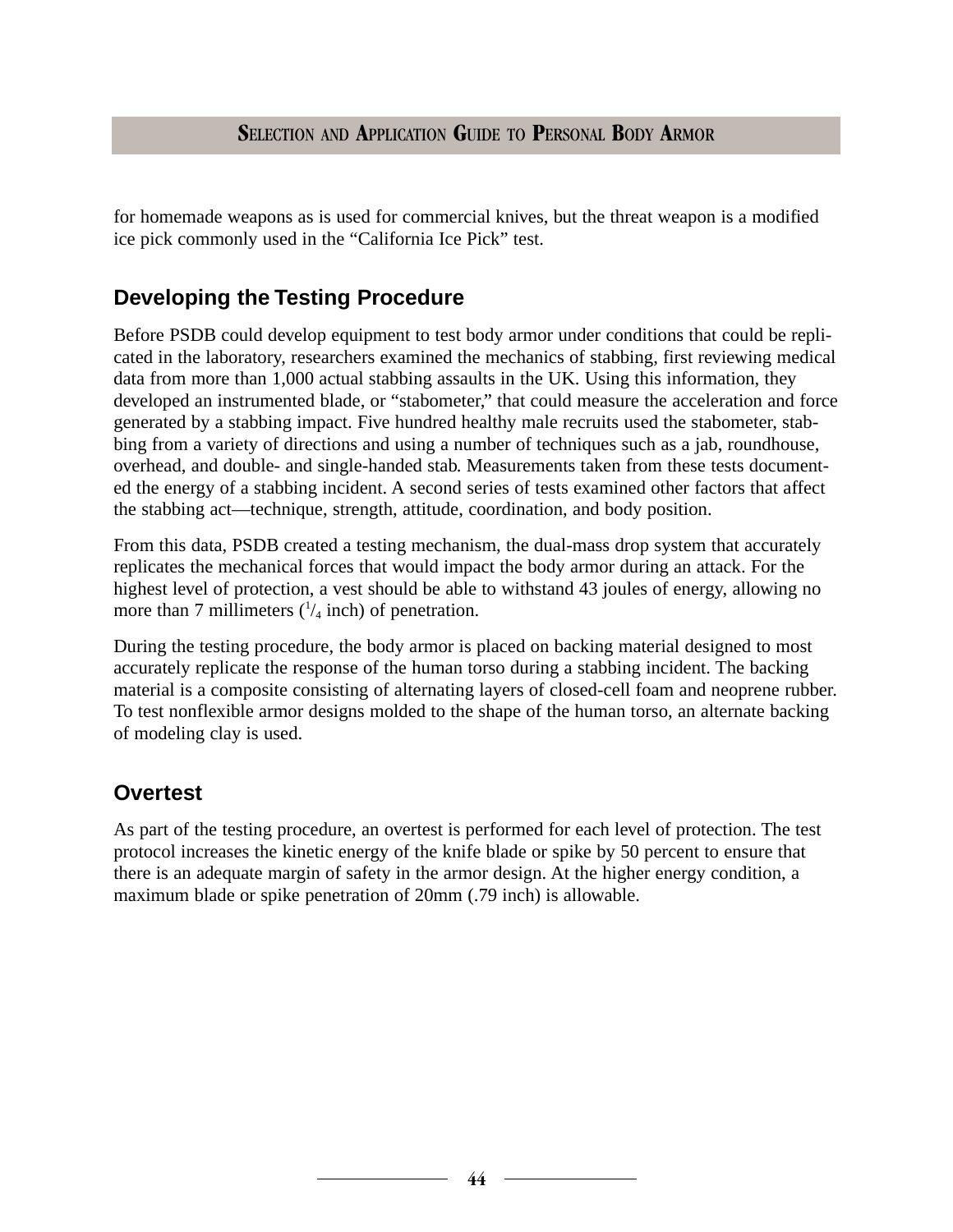for homemade weapons as is used for commercial knives, but the threat weapon is a modified ice pick commonly used in the "California Ice Pick" test.

## Developing the Testing Procedure

Before PSDB could develop equipment to test body armor under conditions that could be replicated in the laboratory, researchers examined the mechanics of stabbing, first reviewing medical data from more than 1,000 actual stabbing assaults in the UK. Using this information, they developed an instrumented blade, or "stabometer," that could measure the acceleration and force generated by a stabbing impact. Five hundred healthy male recruits used the stabometer, stabbing from a variety of directions and using a number of techniques such as a jab, roundhouse, overhead, and double- and single-handed stab. Measurements taken from these tests documented the energy of a stabbing incident. A second series of tests examined other factors that affect the stabbing act—technique, strength, attitude, coordination, and body position.

From this data, PSDB created a testing mechanism, the dual-mass drop system that accurately replicates the mechanical forces that would impact the body armor during an attack. For the highest level of protection, a vest should be able to withstand 43 joules of energy, allowing no more than 7 millimeters (1/4 inch) of penetration.

During the testing procedure, the body armor is placed on backing material designed to most accurately replicate the response of the human torso during a stabbing incident. The backing material is a composite consisting of alternating layers of closed-cell foam and neoprene rubber. To test nonflexible armor designs molded to the shape of the human torso, an alternate backing of modeling clay is used.

## Overtest

As part of the testing procedure, an overtest is performed for each level of protection. The test protocol increases the kinetic energy of the knife blade or spike by 50 percent to ensure that there is an adequate margin of safety in the armor design. At the higher energy condition, a maximum blade or spike penetration of 20mm (.79 inch) is allowable.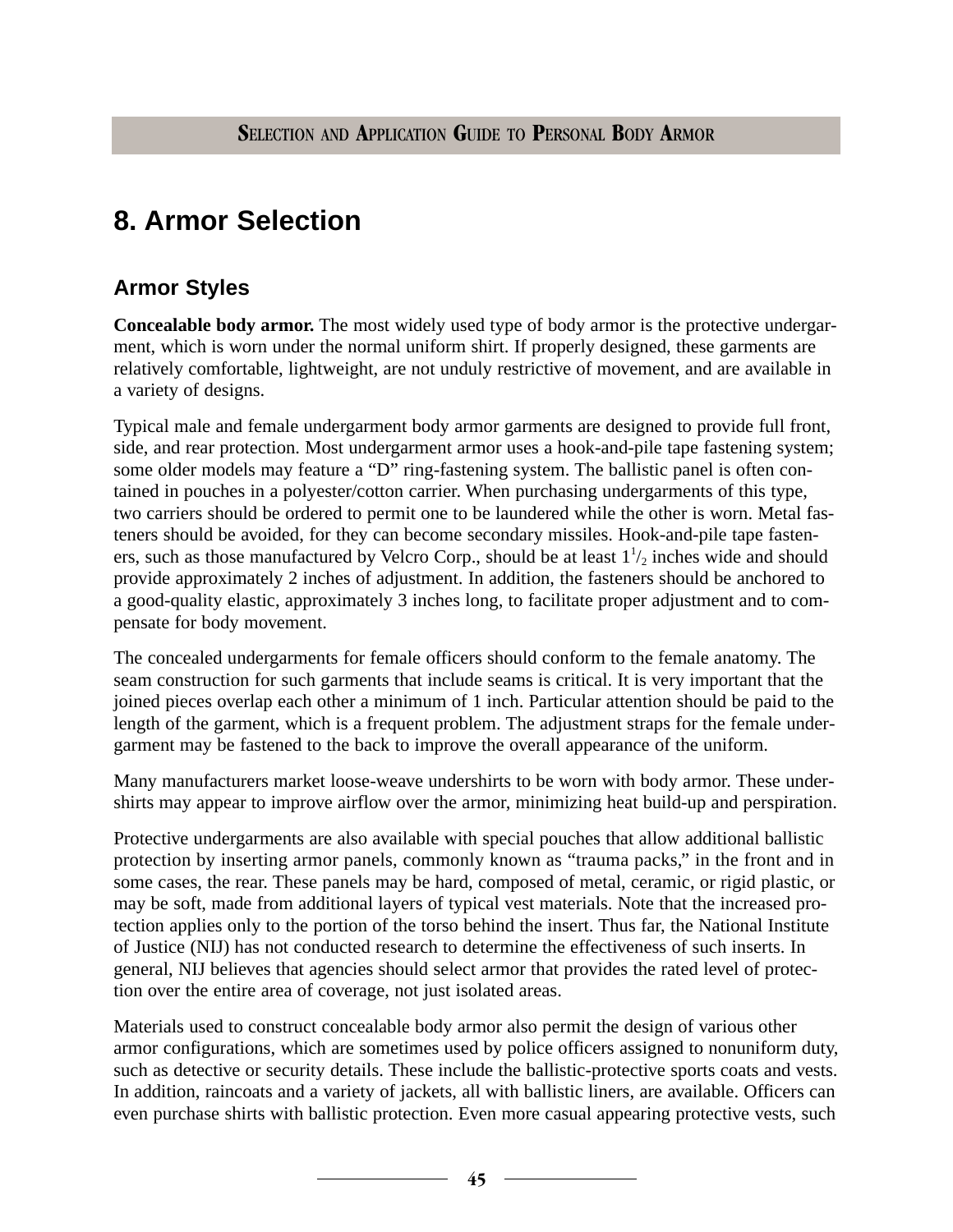# 8. Armor Selection

## Armor Styles

**Concealable body armor.** The most widely used type of body armor is the protective undergarment, which is worn under the normal uniform shirt. If properly designed, these garments are relatively comfortable, lightweight, are not unduly restrictive of movement, and are available in a variety of designs.

Typical male and female undergarment body armor garments are designed to provide full front, side, and rear protection. Most undergarment armor uses a hook-and-pile tape fastening system; some older models may feature a “D” ring-fastening system. The ballistic panel is often contained in pouches in a polyester/cotton carrier. When purchasing undergarments of this type, two carriers should be ordered to permit one to be laundered while the other is worn. Metal fasteners should be avoided, for they can become secondary missiles. Hook-and-pile tape fasteners, such as those manufactured by Velcro Corp., should be at least $1^1/_2$ inches wide and should provide approximately 2 inches of adjustment. In addition, the fasteners should be anchored to a good-quality elastic, approximately 3 inches long, to facilitate proper adjustment and to compensate for body movement.

The concealed undergarments for female officers should conform to the female anatomy. The seam construction for such garments that include seams is critical. It is very important that the joined pieces overlap each other a minimum of 1 inch. Particular attention should be paid to the length of the garment, which is a frequent problem. The adjustment straps for the female undergarment may be fastened to the back to improve the overall appearance of the uniform.

Many manufacturers market loose-weave undershirts to be worn with body armor. These undershirts may appear to improve airflow over the armor, minimizing heat build-up and perspiration.

Protective undergarments are also available with special pouches that allow additional ballistic protection by inserting armor panels, commonly known as “trauma packs,” in the front and in some cases, the rear. These panels may be hard, composed of metal, ceramic, or rigid plastic, or may be soft, made from additional layers of typical vest materials. Note that the increased protection applies only to the portion of the torso behind the insert. Thus far, the National Institute of Justice (NIJ) has not conducted research to determine the effectiveness of such inserts. In general, NIJ believes that agencies should select armor that provides the rated level of protection over the entire area of coverage, not just isolated areas.

Materials used to construct concealable body armor also permit the design of various other armor configurations, which are sometimes used by police officers assigned to nonuniform duty, such as detective or security details. These include the ballistic-protective sports coats and vests. In addition, raincoats and a variety of jackets, all with ballistic liners, are available. Officers can even purchase shirts with ballistic protection. Even more casual appearing protective vests, such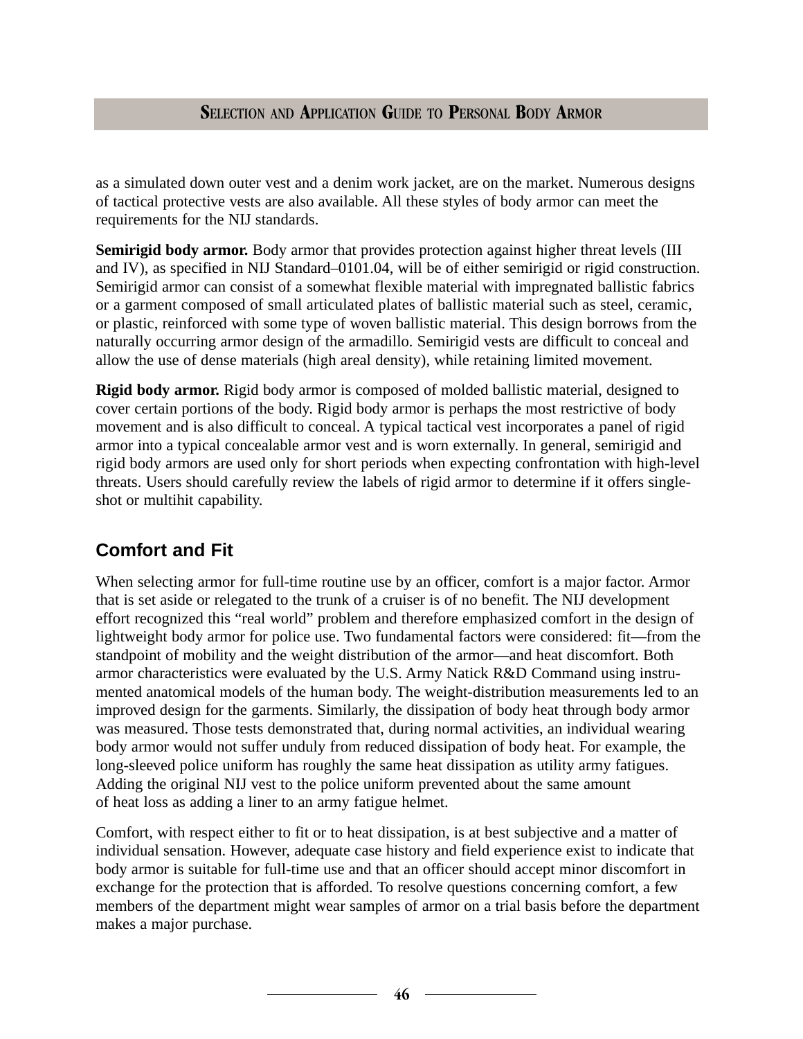as a simulated down outer vest and a denim work jacket, are on the market. Numerous designs of tactical protective vests are also available. All these styles of body armor can meet the requirements for the NIJ standards.

**Semirigid body armor.** Body armor that provides protection against higher threat levels (III and IV), as specified in NIJ Standard–0101.04, will be of either semirigid or rigid construction. Semirigid armor can consist of a somewhat flexible material with impregnated ballistic fabrics or a garment composed of small articulated plates of ballistic material such as steel, ceramic, or plastic, reinforced with some type of woven ballistic material. This design borrows from the naturally occurring armor design of the armadillo. Semirigid vests are difficult to conceal and allow the use of dense materials (high areal density), while retaining limited movement.

**Rigid body armor.** Rigid body armor is composed of molded ballistic material, designed to cover certain portions of the body. Rigid body armor is perhaps the most restrictive of body movement and is also difficult to conceal. A typical tactical vest incorporates a panel of rigid armor into a typical concealable armor vest and is worn externally. In general, semirigid and rigid body armors are used only for short periods when expecting confrontation with high-level threats. Users should carefully review the labels of rigid armor to determine if it offers single-shot or multihit capability.

## Comfort and Fit

When selecting armor for full-time routine use by an officer, comfort is a major factor. Armor that is set aside or relegated to the trunk of a cruiser is of no benefit. The NIJ development effort recognized this "real world" problem and therefore emphasized comfort in the design of lightweight body armor for police use. Two fundamental factors were considered: fit—from the standpoint of mobility and the weight distribution of the armor—and heat discomfort. Both armor characteristics were evaluated by the U.S. Army Natick R&D Command using instrumented anatomical models of the human body. The weight-distribution measurements led to an improved design for the garments. Similarly, the dissipation of body heat through body armor was measured. Those tests demonstrated that, during normal activities, an individual wearing body armor would not suffer unduly from reduced dissipation of body heat. For example, the long-sleeved police uniform has roughly the same heat dissipation as utility army fatigues. Adding the original NIJ vest to the police uniform prevented about the same amount of heat loss as adding a liner to an army fatigue helmet.

Comfort, with respect either to fit or to heat dissipation, is at best subjective and a matter of individual sensation. However, adequate case history and field experience exist to indicate that body armor is suitable for full-time use and that an officer should accept minor discomfort in exchange for the protection that is afforded. To resolve questions concerning comfort, a few members of the department might wear samples of armor on a trial basis before the department makes a major purchase.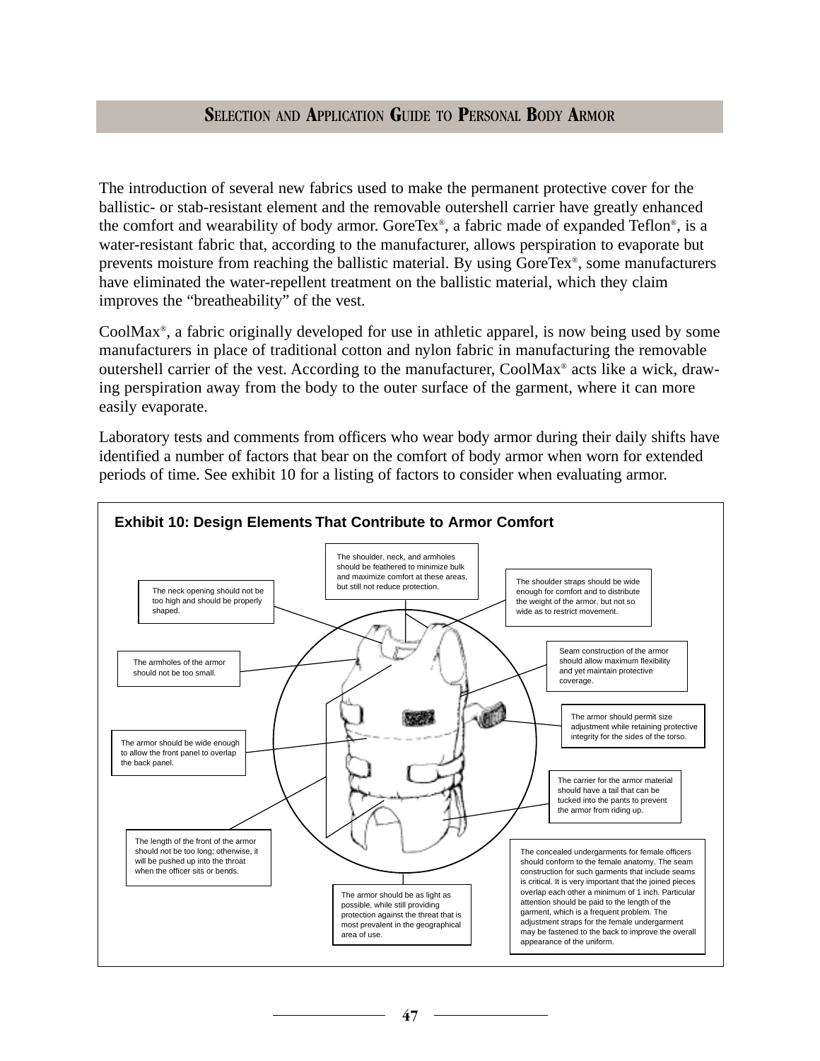The introduction of several new fabrics used to make the permanent protective cover for the ballistic- or stab-resistant element and the removable outershell carrier have greatly enhanced the comfort and wearability of body armor. GoreTex®, a fabric made of expanded Teflon®, is a water-resistant fabric that, according to the manufacturer, allows perspiration to evaporate but prevents moisture from reaching the ballistic material. By using GoreTex®, some manufacturers have eliminated the water-repellent treatment on the ballistic material, which they claim improves the "breatheability" of the vest.

CoolMax®, a fabric originally developed for use in athletic apparel, is now being used by some manufacturers in place of traditional cotton and nylon fabric in manufacturing the removable outershell carrier of the vest. According to the manufacturer, CoolMax® acts like a wick, drawing perspiration away from the body to the outer surface of the garment, where it can more easily evaporate.

Laboratory tests and comments from officers who wear body armor during their daily shifts have identified a number of factors that bear on the comfort of body armor when worn for extended periods of time. See exhibit 10 for a listing of factors to consider when evaluating armor.

**Exhibit 10: Design Elements That Contribute to Armor Comfort**

- The shoulder, neck, and armholes should be feathered to minimize bulk and maximize comfort at these areas, but still not reduce protection.
- The neck opening should not be too high and should be properly shaped.
- The shoulder straps should be wide enough for comfort and to distribute the weight of the armor, but not so wide as to restrict movement.
- The armholes of the armor should not be too small.
- Seam construction of the armor should allow maximum flexibility and yet maintain protective coverage.
- The armor should permit size adjustment while retaining protective integrity for the sides of the torso.
- The armor should be wide enough to allow the front panel to overlap the back panel.
- The carrier for the armor material should have a tail that can be tucked into the pants to prevent the armor from riding up.
- The length of the front of the armor should not be too long; otherwise, it will be pushed up into the throat when the officer sits or bends.
- The concealed undergarments for female officers should conform to the female anatomy. The seam construction for such garments that include seams is critical. It is very important that the joined pieces overlap each other a minimum of 1 inch. Particular attention should be paid to the length of the garment, which is a frequent problem. The adjustment straps for the female undergarment may be fastened to the back to improve the overall appearance of the uniform.
- The armor should be as light as possible, while still providing protection against the threat that is most prevalent in the geographical area of use.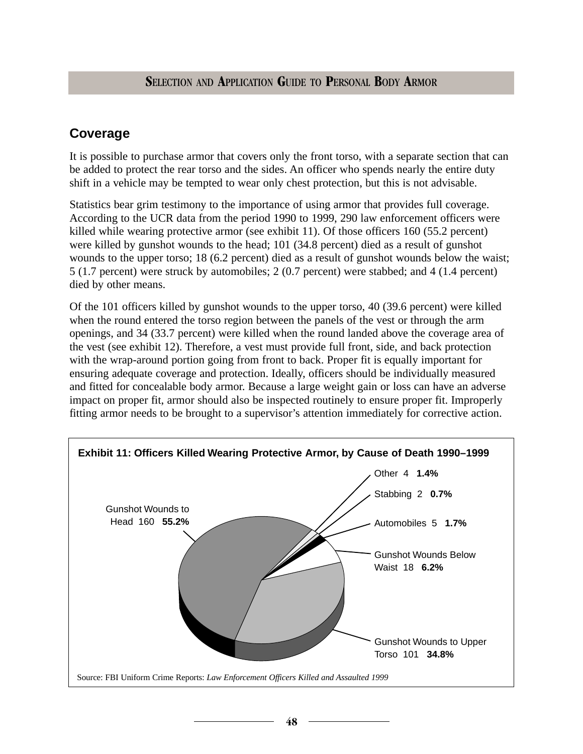## Coverage

It is possible to purchase armor that covers only the front torso, with a separate section that can be added to protect the rear torso and the sides. An officer who spends nearly the entire duty shift in a vehicle may be tempted to wear only chest protection, but this is not advisable.

Statistics bear grim testimony to the importance of using armor that provides full coverage. According to the UCR data from the period 1990 to 1999, 290 law enforcement officers were killed while wearing protective armor (see exhibit 11). Of those officers 160 (55.2 percent) were killed by gunshot wounds to the head; 101 (34.8 percent) died as a result of gunshot wounds to the upper torso; 18 (6.2 percent) died as a result of gunshot wounds below the waist; 5 (1.7 percent) were struck by automobiles; 2 (0.7 percent) were stabbed; and 4 (1.4 percent) died by other means.

Of the 101 officers killed by gunshot wounds to the upper torso, 40 (39.6 percent) were killed when the round entered the torso region between the panels of the vest or through the arm openings, and 34 (33.7 percent) were killed when the round landed above the coverage area of the vest (see exhibit 12). Therefore, a vest must provide full front, side, and back protection with the wrap-around portion going from front to back. Proper fit is equally important for ensuring adequate coverage and protection. Ideally, officers should be individually measured and fitted for concealable body armor. Because a large weight gain or loss can have an adverse impact on proper fit, armor should also be inspected routinely to ensure proper fit. Improperly fitting armor needs to be brought to a supervisor's attention immediately for corrective action.

**Exhibit 11: Officers Killed Wearing Protective Armor, by Cause of Death 1990–1999**

| Cause of Death | Number | Percent |
|---|---|---|
| Gunshot Wounds to Head | 160 | **55.2%** |
| Gunshot Wounds to Upper Torso | 101 | **34.8%** |
| Gunshot Wounds Below Waist | 18 | **6.2%** |
| Automobiles | 5 | **1.7%** |
| Stabbing | 2 | **0.7%** |
| Other | 4 | **1.4%** |

Source: FBI Uniform Crime Reports: *Law Enforcement Officers Killed and Assaulted 1999*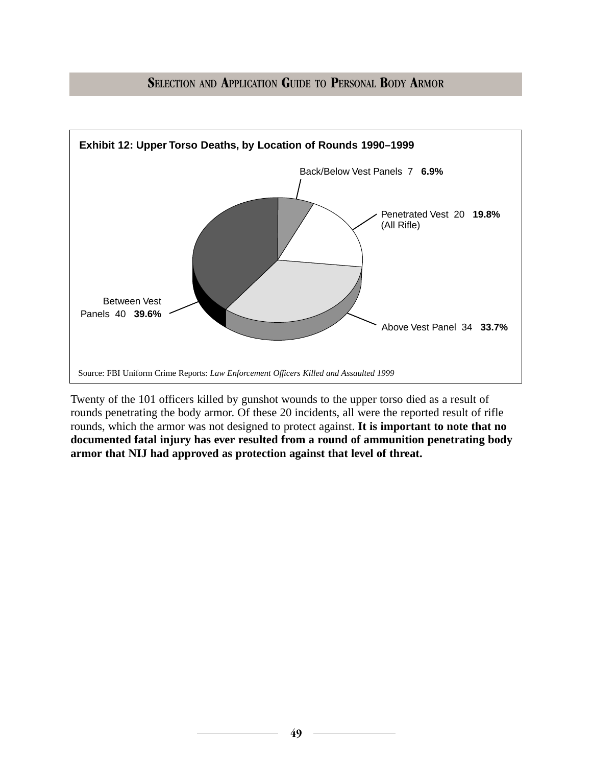**Exhibit 12: Upper Torso Deaths, by Location of Rounds 1990–1999**

Back/Below Vest Panels 7 **6.9%**

Penetrated Vest 20 **19.8%** (All Rifle)

Between Vest Panels 40 **39.6%**

Above Vest Panel 34 **33.7%**

Source: FBI Uniform Crime Reports: *Law Enforcement Officers Killed and Assaulted 1999*

Twenty of the 101 officers killed by gunshot wounds to the upper torso died as a result of rounds penetrating the body armor. Of these 20 incidents, all were the reported result of rifle rounds, which the armor was not designed to protect against. **It is important to note that no documented fatal injury has ever resulted from a round of ammunition penetrating body armor that NIJ had approved as protection against that level of threat.**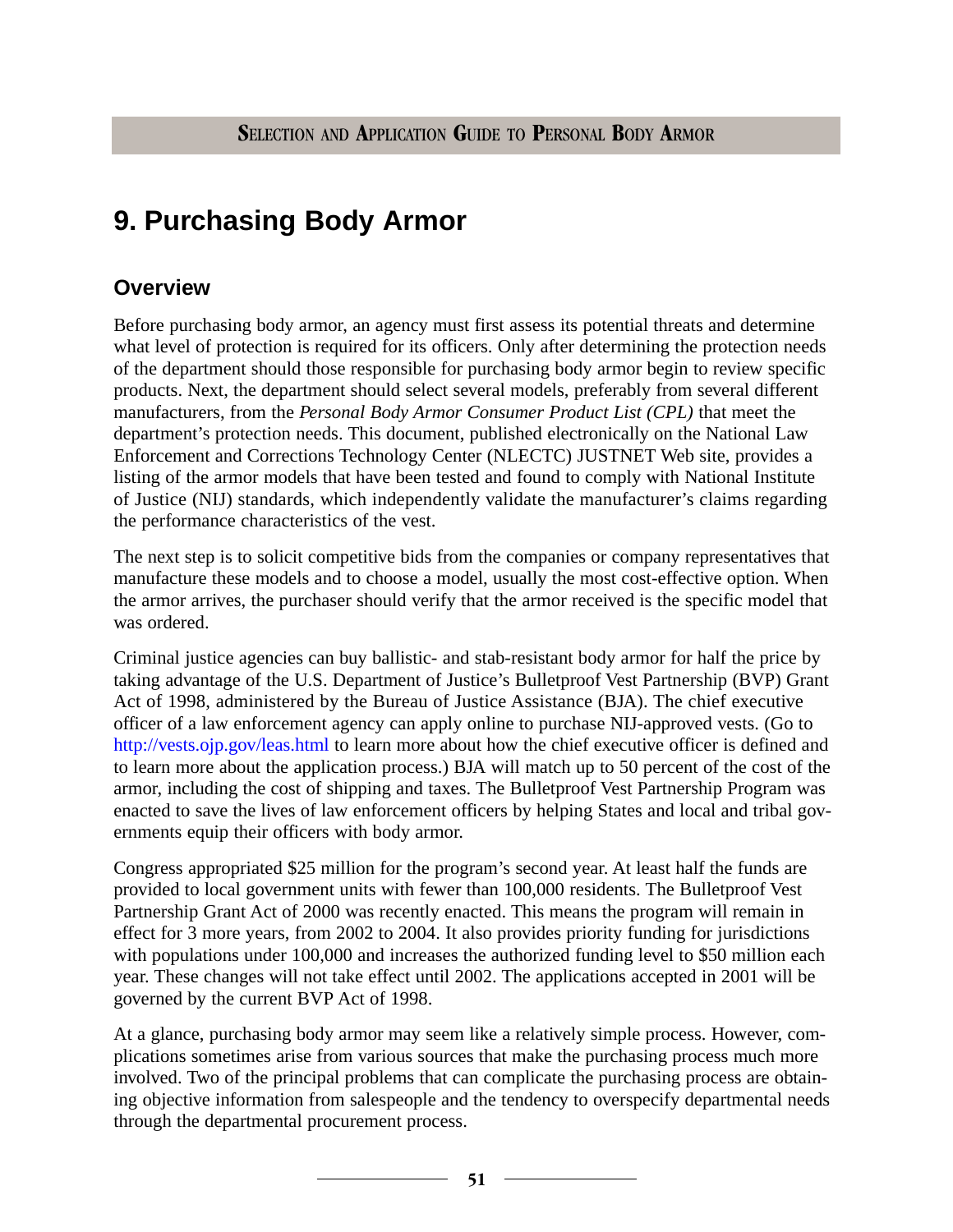# 9. Purchasing Body Armor

## Overview

Before purchasing body armor, an agency must first assess its potential threats and determine what level of protection is required for its officers. Only after determining the protection needs of the department should those responsible for purchasing body armor begin to review specific products. Next, the department should select several models, preferably from several different manufacturers, from the *Personal Body Armor Consumer Product List (CPL)* that meet the department's protection needs. This document, published electronically on the National Law Enforcement and Corrections Technology Center (NLECTC) JUSTNET Web site, provides a listing of the armor models that have been tested and found to comply with National Institute of Justice (NIJ) standards, which independently validate the manufacturer's claims regarding the performance characteristics of the vest.

The next step is to solicit competitive bids from the companies or company representatives that manufacture these models and to choose a model, usually the most cost-effective option. When the armor arrives, the purchaser should verify that the armor received is the specific model that was ordered.

Criminal justice agencies can buy ballistic- and stab-resistant body armor for half the price by taking advantage of the U.S. Department of Justice's Bulletproof Vest Partnership (BVP) Grant Act of 1998, administered by the Bureau of Justice Assistance (BJA). The chief executive officer of a law enforcement agency can apply online to purchase NIJ-approved vests. (Go to http://vests.ojp.gov/leas.html to learn more about how the chief executive officer is defined and to learn more about the application process.) BJA will match up to 50 percent of the cost of the armor, including the cost of shipping and taxes. The Bulletproof Vest Partnership Program was enacted to save the lives of law enforcement officers by helping States and local and tribal governments equip their officers with body armor.

Congress appropriated $25 million for the program's second year. At least half the funds are provided to local government units with fewer than 100,000 residents. The Bulletproof Vest Partnership Grant Act of 2000 was recently enacted. This means the program will remain in effect for 3 more years, from 2002 to 2004. It also provides priority funding for jurisdictions with populations under 100,000 and increases the authorized funding level to $50 million each year. These changes will not take effect until 2002. The applications accepted in 2001 will be governed by the current BVP Act of 1998.

At a glance, purchasing body armor may seem like a relatively simple process. However, complications sometimes arise from various sources that make the purchasing process much more involved. Two of the principal problems that can complicate the purchasing process are obtaining objective information from salespeople and the tendency to overspecify departmental needs through the departmental procurement process.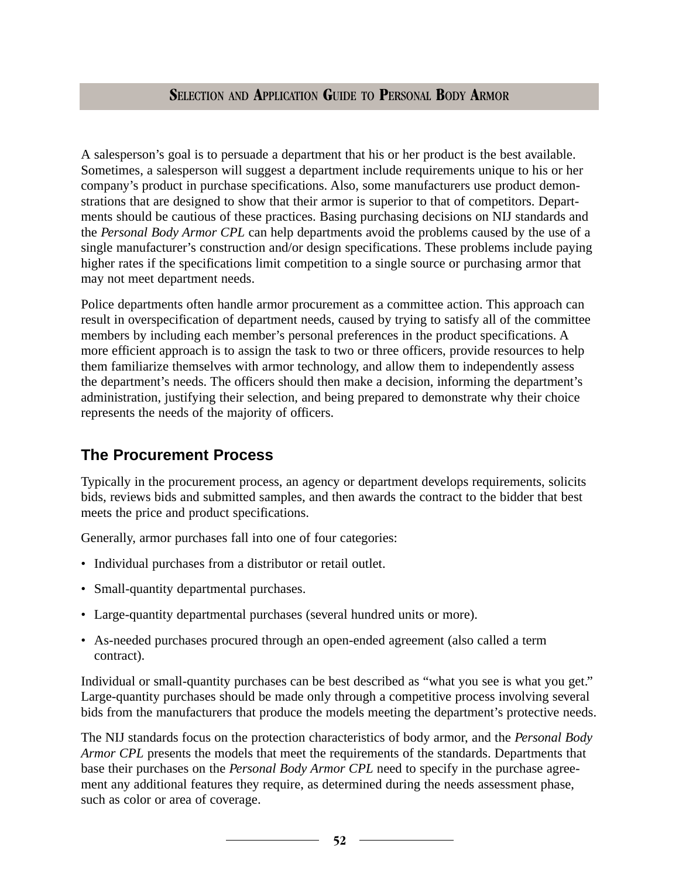A salesperson's goal is to persuade a department that his or her product is the best available. Sometimes, a salesperson will suggest a department include requirements unique to his or her company's product in purchase specifications. Also, some manufacturers use product demonstrations that are designed to show that their armor is superior to that of competitors. Departments should be cautious of these practices. Basing purchasing decisions on NIJ standards and the *Personal Body Armor CPL* can help departments avoid the problems caused by the use of a single manufacturer's construction and/or design specifications. These problems include paying higher rates if the specifications limit competition to a single source or purchasing armor that may not meet department needs.

Police departments often handle armor procurement as a committee action. This approach can result in overspecification of department needs, caused by trying to satisfy all of the committee members by including each member's personal preferences in the product specifications. A more efficient approach is to assign the task to two or three officers, provide resources to help them familiarize themselves with armor technology, and allow them to independently assess the department's needs. The officers should then make a decision, informing the department's administration, justifying their selection, and being prepared to demonstrate why their choice represents the needs of the majority of officers.

## The Procurement Process

Typically in the procurement process, an agency or department develops requirements, solicits bids, reviews bids and submitted samples, and then awards the contract to the bidder that best meets the price and product specifications.

Generally, armor purchases fall into one of four categories:

- Individual purchases from a distributor or retail outlet.
- Small-quantity departmental purchases.
- Large-quantity departmental purchases (several hundred units or more).
- As-needed purchases procured through an open-ended agreement (also called a term contract).

Individual or small-quantity purchases can be best described as "what you see is what you get." Large-quantity purchases should be made only through a competitive process involving several bids from the manufacturers that produce the models meeting the department's protective needs.

The NIJ standards focus on the protection characteristics of body armor, and the *Personal Body Armor CPL* presents the models that meet the requirements of the standards. Departments that base their purchases on the *Personal Body Armor CPL* need to specify in the purchase agreement any additional features they require, as determined during the needs assessment phase, such as color or area of coverage.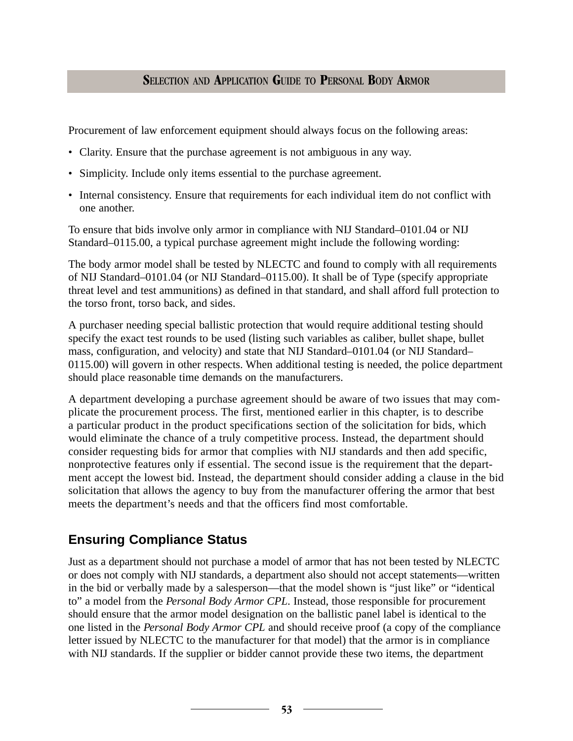Procurement of law enforcement equipment should always focus on the following areas:

- Clarity. Ensure that the purchase agreement is not ambiguous in any way.
- Simplicity. Include only items essential to the purchase agreement.
- Internal consistency. Ensure that requirements for each individual item do not conflict with one another.

To ensure that bids involve only armor in compliance with NIJ Standard–0101.04 or NIJ Standard–0115.00, a typical purchase agreement might include the following wording:

The body armor model shall be tested by NLECTC and found to comply with all requirements of NIJ Standard–0101.04 (or NIJ Standard–0115.00). It shall be of Type (specify appropriate threat level and test ammunitions) as defined in that standard, and shall afford full protection to the torso front, torso back, and sides.

A purchaser needing special ballistic protection that would require additional testing should specify the exact test rounds to be used (listing such variables as caliber, bullet shape, bullet mass, configuration, and velocity) and state that NIJ Standard–0101.04 (or NIJ Standard–0115.00) will govern in other respects. When additional testing is needed, the police department should place reasonable time demands on the manufacturers.

A department developing a purchase agreement should be aware of two issues that may complicate the procurement process. The first, mentioned earlier in this chapter, is to describe a particular product in the product specifications section of the solicitation for bids, which would eliminate the chance of a truly competitive process. Instead, the department should consider requesting bids for armor that complies with NIJ standards and then add specific, nonprotective features only if essential. The second issue is the requirement that the department accept the lowest bid. Instead, the department should consider adding a clause in the bid solicitation that allows the agency to buy from the manufacturer offering the armor that best meets the department's needs and that the officers find most comfortable.

## Ensuring Compliance Status

Just as a department should not purchase a model of armor that has not been tested by NLECTC or does not comply with NIJ standards, a department also should not accept statements—written in the bid or verbally made by a salesperson—that the model shown is "just like" or "identical to" a model from the *Personal Body Armor CPL*. Instead, those responsible for procurement should ensure that the armor model designation on the ballistic panel label is identical to the one listed in the *Personal Body Armor CPL* and should receive proof (a copy of the compliance letter issued by NLECTC to the manufacturer for that model) that the armor is in compliance with NIJ standards. If the supplier or bidder cannot provide these two items, the department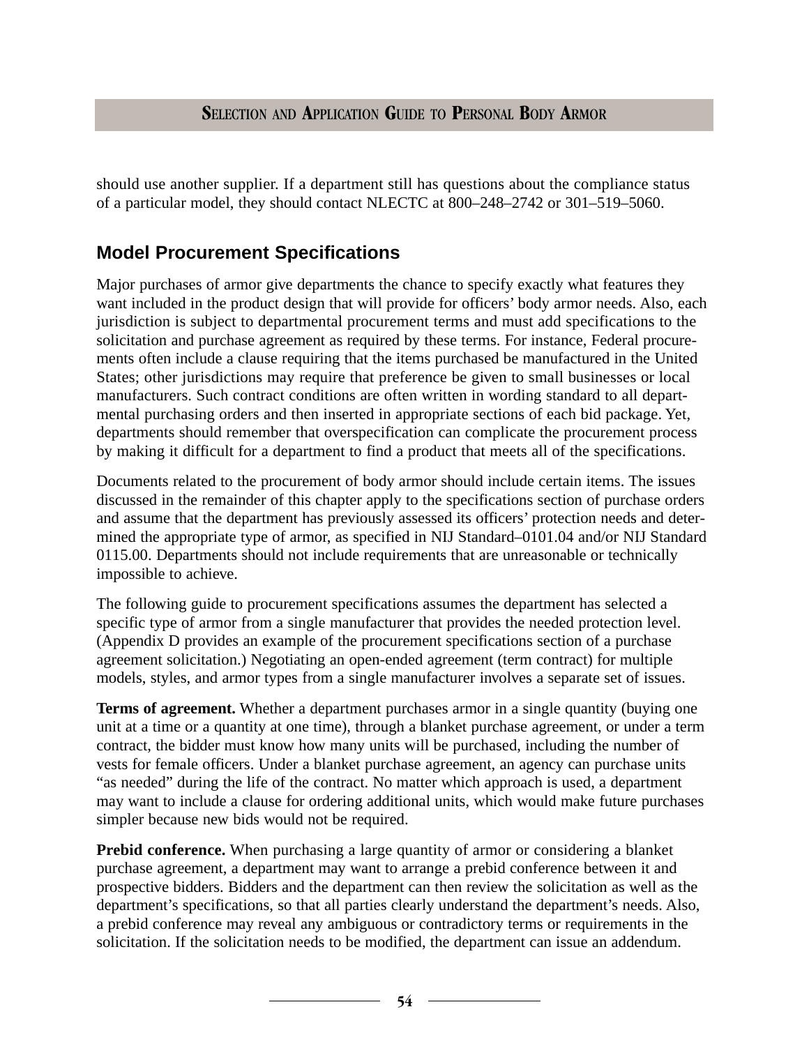should use another supplier. If a department still has questions about the compliance status of a particular model, they should contact NLECTC at 800–248–2742 or 301–519–5060.

## Model Procurement Specifications

Major purchases of armor give departments the chance to specify exactly what features they want included in the product design that will provide for officers' body armor needs. Also, each jurisdiction is subject to departmental procurement terms and must add specifications to the solicitation and purchase agreement as required by these terms. For instance, Federal procurements often include a clause requiring that the items purchased be manufactured in the United States; other jurisdictions may require that preference be given to small businesses or local manufacturers. Such contract conditions are often written in wording standard to all departmental purchasing orders and then inserted in appropriate sections of each bid package. Yet, departments should remember that overspecification can complicate the procurement process by making it difficult for a department to find a product that meets all of the specifications.

Documents related to the procurement of body armor should include certain items. The issues discussed in the remainder of this chapter apply to the specifications section of purchase orders and assume that the department has previously assessed its officers' protection needs and determined the appropriate type of armor, as specified in NIJ Standard–0101.04 and/or NIJ Standard 0115.00. Departments should not include requirements that are unreasonable or technically impossible to achieve.

The following guide to procurement specifications assumes the department has selected a specific type of armor from a single manufacturer that provides the needed protection level. (Appendix D provides an example of the procurement specifications section of a purchase agreement solicitation.) Negotiating an open-ended agreement (term contract) for multiple models, styles, and armor types from a single manufacturer involves a separate set of issues.

**Terms of agreement.** Whether a department purchases armor in a single quantity (buying one unit at a time or a quantity at one time), through a blanket purchase agreement, or under a term contract, the bidder must know how many units will be purchased, including the number of vests for female officers. Under a blanket purchase agreement, an agency can purchase units "as needed" during the life of the contract. No matter which approach is used, a department may want to include a clause for ordering additional units, which would make future purchases simpler because new bids would not be required.

**Prebid conference.** When purchasing a large quantity of armor or considering a blanket purchase agreement, a department may want to arrange a prebid conference between it and prospective bidders. Bidders and the department can then review the solicitation as well as the department's specifications, so that all parties clearly understand the department's needs. Also, a prebid conference may reveal any ambiguous or contradictory terms or requirements in the solicitation. If the solicitation needs to be modified, the department can issue an addendum.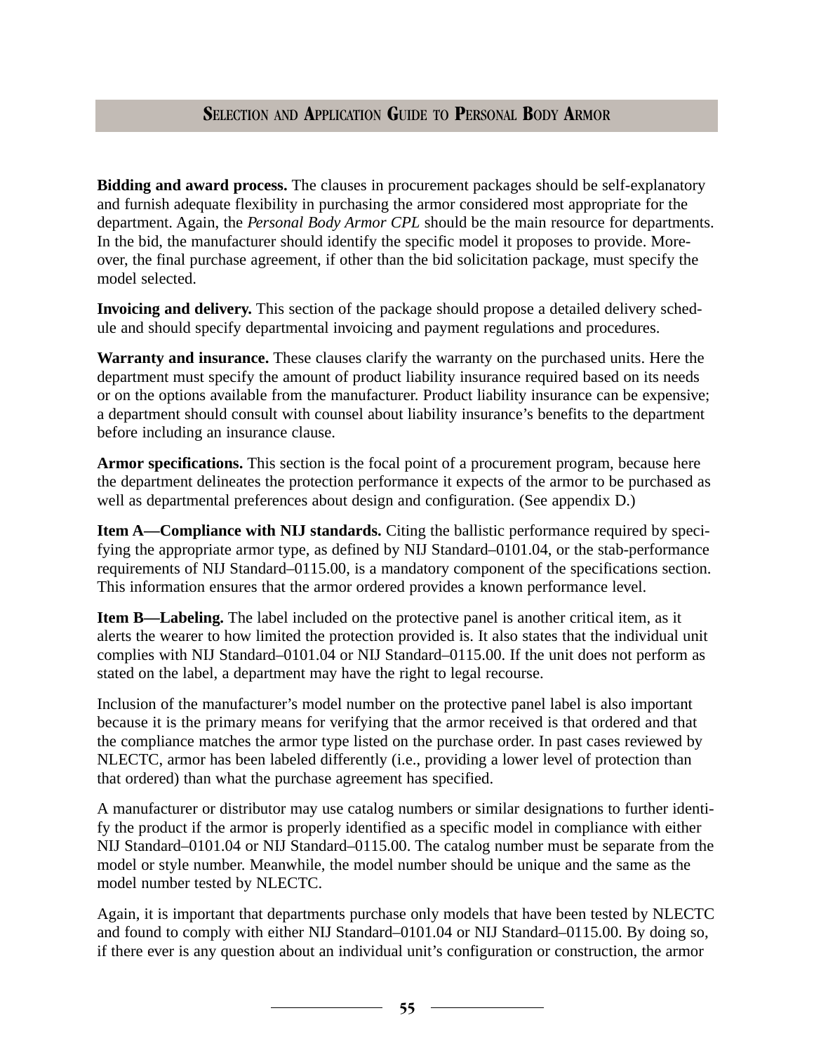**Bidding and award process.** The clauses in procurement packages should be self-explanatory and furnish adequate flexibility in purchasing the armor considered most appropriate for the department. Again, the *Personal Body Armor CPL* should be the main resource for departments. In the bid, the manufacturer should identify the specific model it proposes to provide. Moreover, the final purchase agreement, if other than the bid solicitation package, must specify the model selected.

**Invoicing and delivery.** This section of the package should propose a detailed delivery schedule and should specify departmental invoicing and payment regulations and procedures.

**Warranty and insurance.** These clauses clarify the warranty on the purchased units. Here the department must specify the amount of product liability insurance required based on its needs or on the options available from the manufacturer. Product liability insurance can be expensive; a department should consult with counsel about liability insurance's benefits to the department before including an insurance clause.

**Armor specifications.** This section is the focal point of a procurement program, because here the department delineates the protection performance it expects of the armor to be purchased as well as departmental preferences about design and configuration. (See appendix D.)

**Item A—Compliance with NIJ standards.** Citing the ballistic performance required by specifying the appropriate armor type, as defined by NIJ Standard–0101.04, or the stab-performance requirements of NIJ Standard–0115.00, is a mandatory component of the specifications section. This information ensures that the armor ordered provides a known performance level.

**Item B—Labeling.** The label included on the protective panel is another critical item, as it alerts the wearer to how limited the protection provided is. It also states that the individual unit complies with NIJ Standard–0101.04 or NIJ Standard–0115.00. If the unit does not perform as stated on the label, a department may have the right to legal recourse.

Inclusion of the manufacturer's model number on the protective panel label is also important because it is the primary means for verifying that the armor received is that ordered and that the compliance matches the armor type listed on the purchase order. In past cases reviewed by NLECTC, armor has been labeled differently (i.e., providing a lower level of protection than that ordered) than what the purchase agreement has specified.

A manufacturer or distributor may use catalog numbers or similar designations to further identify the product if the armor is properly identified as a specific model in compliance with either NIJ Standard–0101.04 or NIJ Standard–0115.00. The catalog number must be separate from the model or style number. Meanwhile, the model number should be unique and the same as the model number tested by NLECTC.

Again, it is important that departments purchase only models that have been tested by NLECTC and found to comply with either NIJ Standard–0101.04 or NIJ Standard–0115.00. By doing so, if there ever is any question about an individual unit's configuration or construction, the armor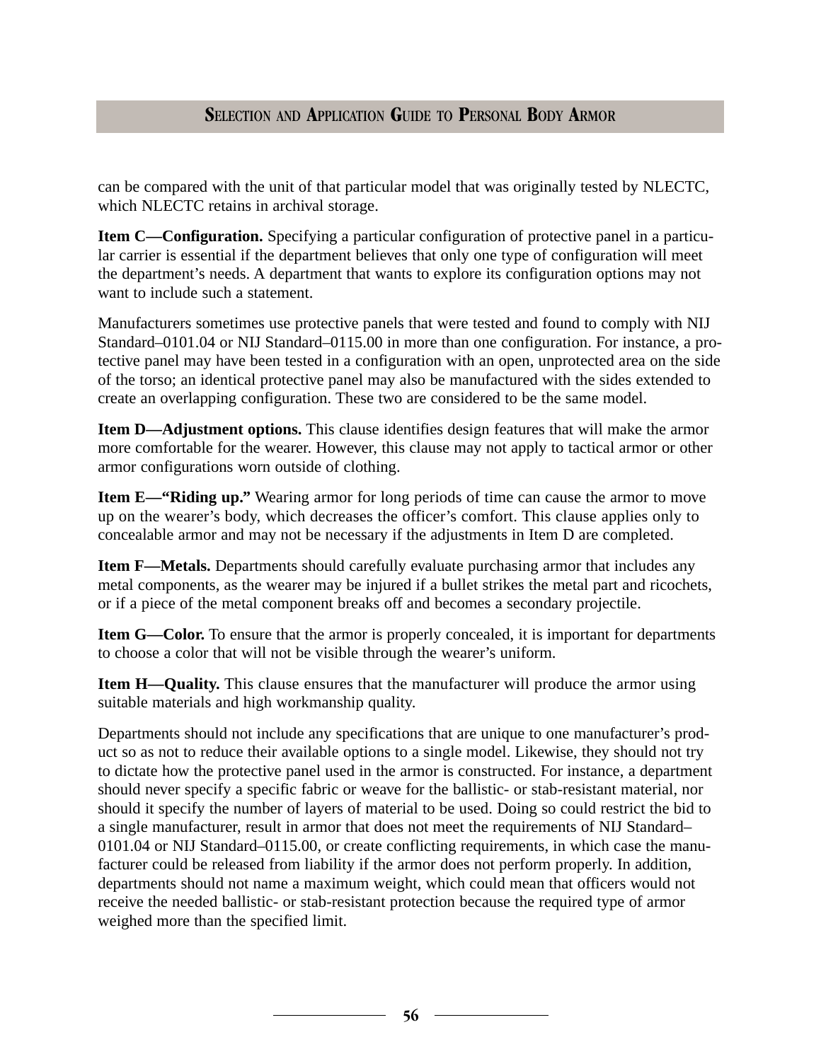can be compared with the unit of that particular model that was originally tested by NLECTC, which NLECTC retains in archival storage.

**Item C—Configuration.** Specifying a particular configuration of protective panel in a particular carrier is essential if the department believes that only one type of configuration will meet the department's needs. A department that wants to explore its configuration options may not want to include such a statement.

Manufacturers sometimes use protective panels that were tested and found to comply with NIJ Standard–0101.04 or NIJ Standard–0115.00 in more than one configuration. For instance, a protective panel may have been tested in a configuration with an open, unprotected area on the side of the torso; an identical protective panel may also be manufactured with the sides extended to create an overlapping configuration. These two are considered to be the same model.

**Item D—Adjustment options.** This clause identifies design features that will make the armor more comfortable for the wearer. However, this clause may not apply to tactical armor or other armor configurations worn outside of clothing.

**Item E—"Riding up."** Wearing armor for long periods of time can cause the armor to move up on the wearer's body, which decreases the officer's comfort. This clause applies only to concealable armor and may not be necessary if the adjustments in Item D are completed.

**Item F—Metals.** Departments should carefully evaluate purchasing armor that includes any metal components, as the wearer may be injured if a bullet strikes the metal part and ricochets, or if a piece of the metal component breaks off and becomes a secondary projectile.

**Item G—Color.** To ensure that the armor is properly concealed, it is important for departments to choose a color that will not be visible through the wearer's uniform.

**Item H—Quality.** This clause ensures that the manufacturer will produce the armor using suitable materials and high workmanship quality.

Departments should not include any specifications that are unique to one manufacturer's product so as not to reduce their available options to a single model. Likewise, they should not try to dictate how the protective panel used in the armor is constructed. For instance, a department should never specify a specific fabric or weave for the ballistic- or stab-resistant material, nor should it specify the number of layers of material to be used. Doing so could restrict the bid to a single manufacturer, result in armor that does not meet the requirements of NIJ Standard–0101.04 or NIJ Standard–0115.00, or create conflicting requirements, in which case the manufacturer could be released from liability if the armor does not perform properly. In addition, departments should not name a maximum weight, which could mean that officers would not receive the needed ballistic- or stab-resistant protection because the required type of armor weighed more than the specified limit.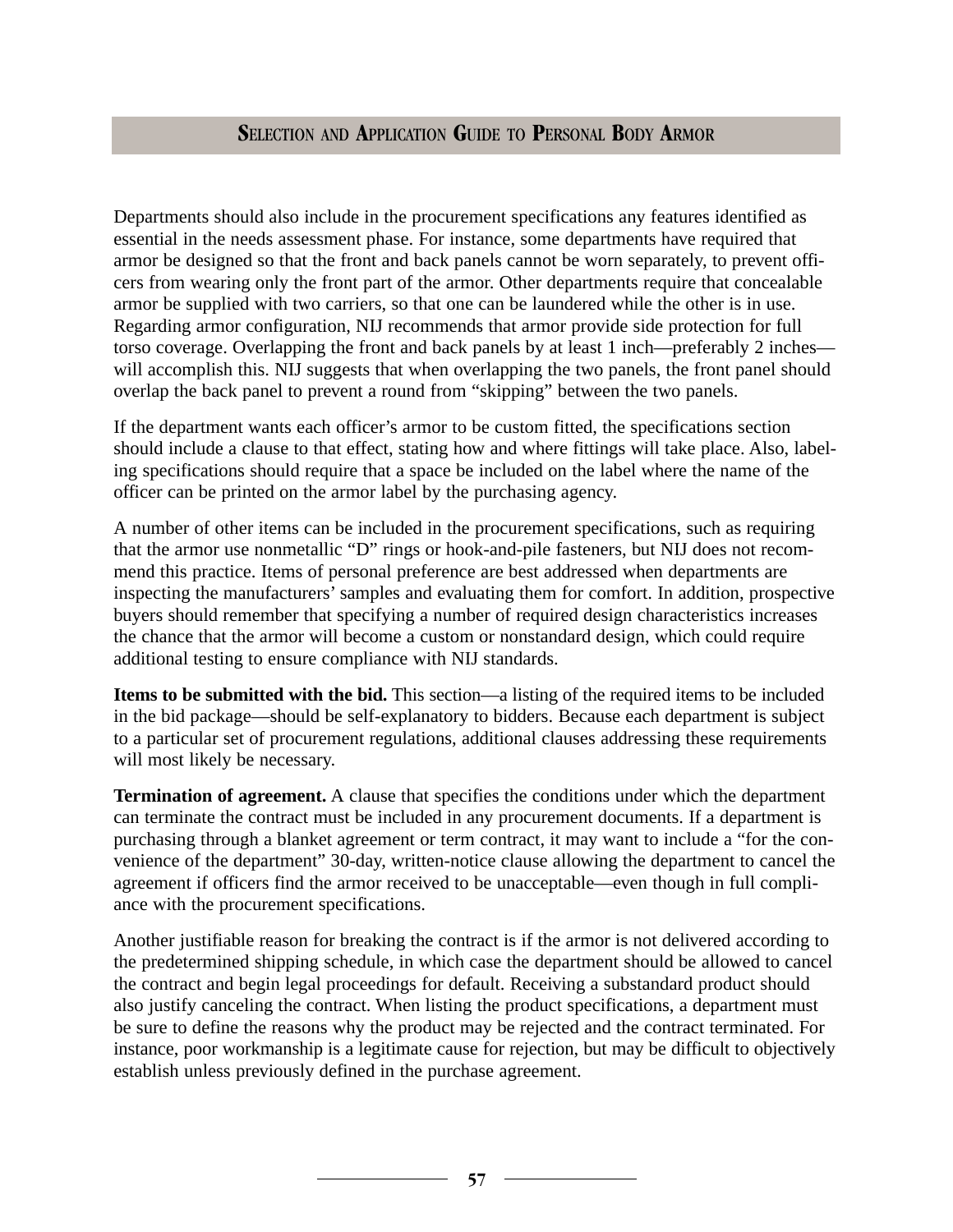Departments should also include in the procurement specifications any features identified as essential in the needs assessment phase. For instance, some departments have required that armor be designed so that the front and back panels cannot be worn separately, to prevent officers from wearing only the front part of the armor. Other departments require that concealable armor be supplied with two carriers, so that one can be laundered while the other is in use. Regarding armor configuration, NIJ recommends that armor provide side protection for full torso coverage. Overlapping the front and back panels by at least 1 inch—preferably 2 inches—will accomplish this. NIJ suggests that when overlapping the two panels, the front panel should overlap the back panel to prevent a round from "skipping" between the two panels.

If the department wants each officer's armor to be custom fitted, the specifications section should include a clause to that effect, stating how and where fittings will take place. Also, labeling specifications should require that a space be included on the label where the name of the officer can be printed on the armor label by the purchasing agency.

A number of other items can be included in the procurement specifications, such as requiring that the armor use nonmetallic "D" rings or hook-and-pile fasteners, but NIJ does not recommend this practice. Items of personal preference are best addressed when departments are inspecting the manufacturers' samples and evaluating them for comfort. In addition, prospective buyers should remember that specifying a number of required design characteristics increases the chance that the armor will become a custom or nonstandard design, which could require additional testing to ensure compliance with NIJ standards.

**Items to be submitted with the bid.** This section—a listing of the required items to be included in the bid package—should be self-explanatory to bidders. Because each department is subject to a particular set of procurement regulations, additional clauses addressing these requirements will most likely be necessary.

**Termination of agreement.** A clause that specifies the conditions under which the department can terminate the contract must be included in any procurement documents. If a department is purchasing through a blanket agreement or term contract, it may want to include a "for the convenience of the department" 30-day, written-notice clause allowing the department to cancel the agreement if officers find the armor received to be unacceptable—even though in full compliance with the procurement specifications.

Another justifiable reason for breaking the contract is if the armor is not delivered according to the predetermined shipping schedule, in which case the department should be allowed to cancel the contract and begin legal proceedings for default. Receiving a substandard product should also justify canceling the contract. When listing the product specifications, a department must be sure to define the reasons why the product may be rejected and the contract terminated. For instance, poor workmanship is a legitimate cause for rejection, but may be difficult to objectively establish unless previously defined in the purchase agreement.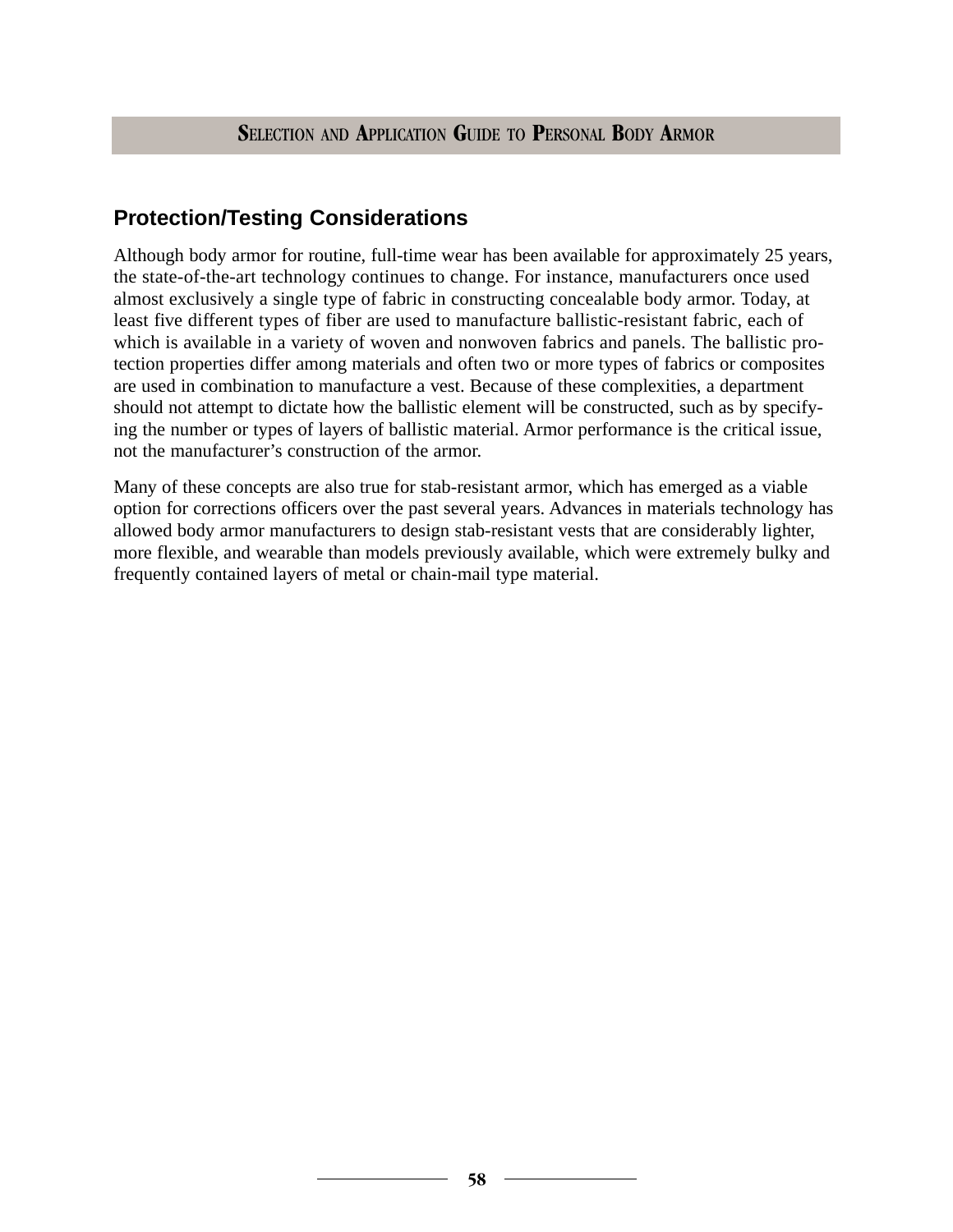## Protection/Testing Considerations

Although body armor for routine, full-time wear has been available for approximately 25 years, the state-of-the-art technology continues to change. For instance, manufacturers once used almost exclusively a single type of fabric in constructing concealable body armor. Today, at least five different types of fiber are used to manufacture ballistic-resistant fabric, each of which is available in a variety of woven and nonwoven fabrics and panels. The ballistic protection properties differ among materials and often two or more types of fabrics or composites are used in combination to manufacture a vest. Because of these complexities, a department should not attempt to dictate how the ballistic element will be constructed, such as by specifying the number or types of layers of ballistic material. Armor performance is the critical issue, not the manufacturer's construction of the armor.

Many of these concepts are also true for stab-resistant armor, which has emerged as a viable option for corrections officers over the past several years. Advances in materials technology has allowed body armor manufacturers to design stab-resistant vests that are considerably lighter, more flexible, and wearable than models previously available, which were extremely bulky and frequently contained layers of metal or chain-mail type material.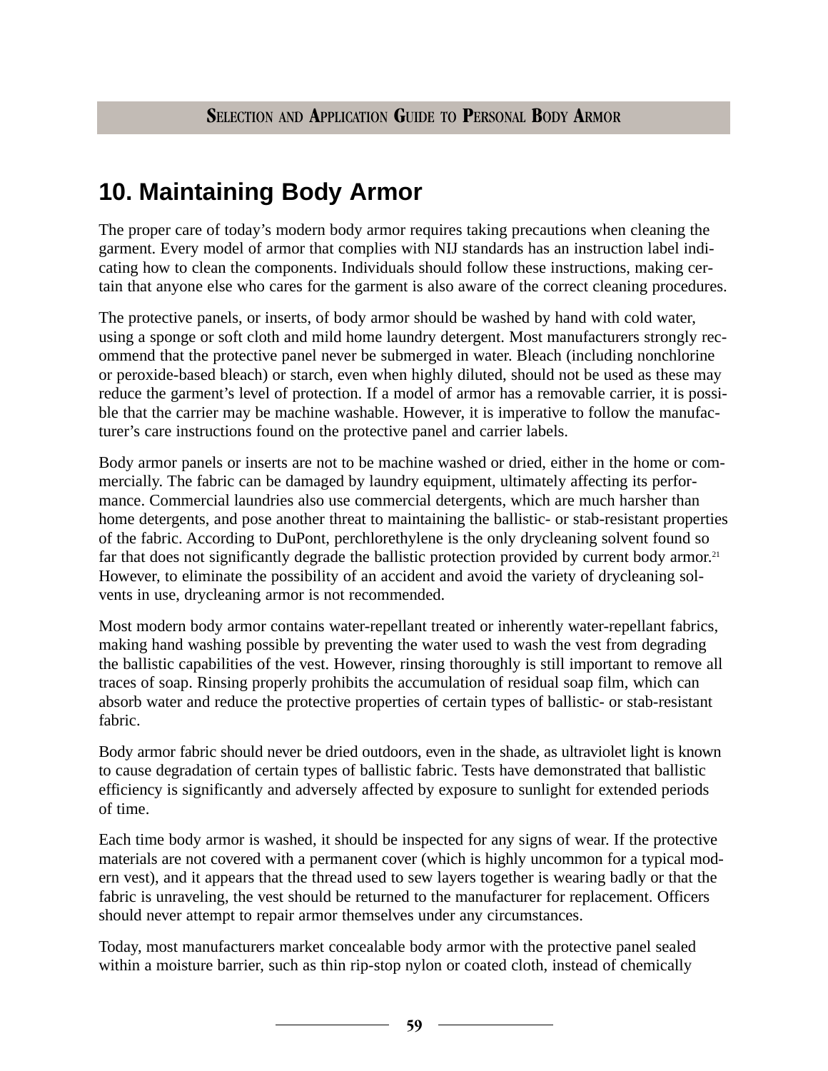# 10. Maintaining Body Armor

The proper care of today's modern body armor requires taking precautions when cleaning the garment. Every model of armor that complies with NIJ standards has an instruction label indicating how to clean the components. Individuals should follow these instructions, making certain that anyone else who cares for the garment is also aware of the correct cleaning procedures.

The protective panels, or inserts, of body armor should be washed by hand with cold water, using a sponge or soft cloth and mild home laundry detergent. Most manufacturers strongly recommend that the protective panel never be submerged in water. Bleach (including nonchlorine or peroxide-based bleach) or starch, even when highly diluted, should not be used as these may reduce the garment's level of protection. If a model of armor has a removable carrier, it is possible that the carrier may be machine washable. However, it is imperative to follow the manufacturer's care instructions found on the protective panel and carrier labels.

Body armor panels or inserts are not to be machine washed or dried, either in the home or commercially. The fabric can be damaged by laundry equipment, ultimately affecting its performance. Commercial laundries also use commercial detergents, which are much harsher than home detergents, and pose another threat to maintaining the ballistic- or stab-resistant properties of the fabric. According to DuPont, perchlorethylene is the only drycleaning solvent found so far that does not significantly degrade the ballistic protection provided by current body armor.[21] However, to eliminate the possibility of an accident and avoid the variety of drycleaning solvents in use, drycleaning armor is not recommended.

Most modern body armor contains water-repellant treated or inherently water-repellant fabrics, making hand washing possible by preventing the water used to wash the vest from degrading the ballistic capabilities of the vest. However, rinsing thoroughly is still important to remove all traces of soap. Rinsing properly prohibits the accumulation of residual soap film, which can absorb water and reduce the protective properties of certain types of ballistic- or stab-resistant fabric.

Body armor fabric should never be dried outdoors, even in the shade, as ultraviolet light is known to cause degradation of certain types of ballistic fabric. Tests have demonstrated that ballistic efficiency is significantly and adversely affected by exposure to sunlight for extended periods of time.

Each time body armor is washed, it should be inspected for any signs of wear. If the protective materials are not covered with a permanent cover (which is highly uncommon for a typical modern vest), and it appears that the thread used to sew layers together is wearing badly or that the fabric is unraveling, the vest should be returned to the manufacturer for replacement. Officers should never attempt to repair armor themselves under any circumstances.

Today, most manufacturers market concealable body armor with the protective panel sealed within a moisture barrier, such as thin rip-stop nylon or coated cloth, instead of chemically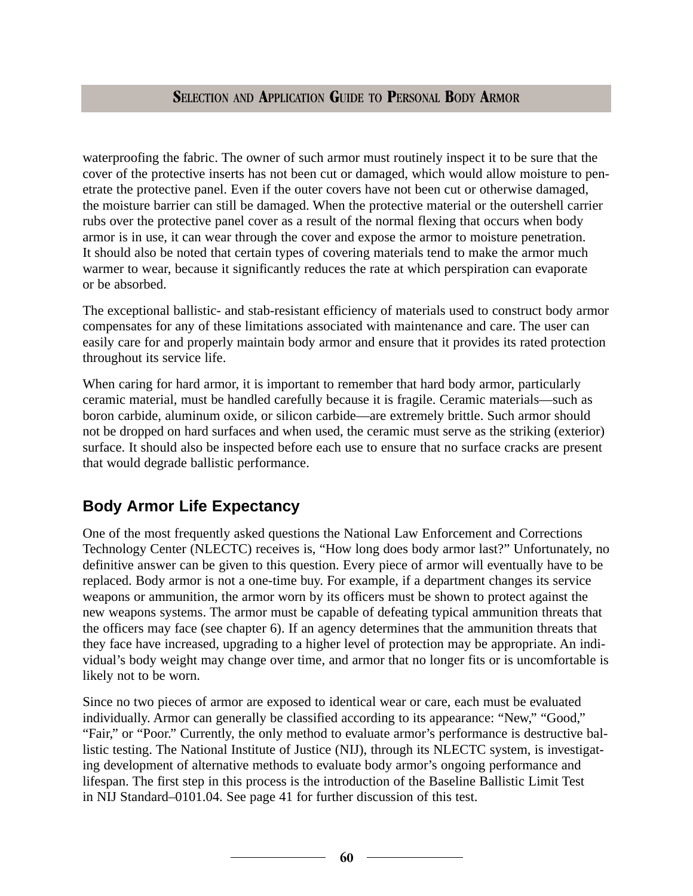waterproofing the fabric. The owner of such armor must routinely inspect it to be sure that the cover of the protective inserts has not been cut or damaged, which would allow moisture to penetrate the protective panel. Even if the outer covers have not been cut or otherwise damaged, the moisture barrier can still be damaged. When the protective material or the outershell carrier rubs over the protective panel cover as a result of the normal flexing that occurs when body armor is in use, it can wear through the cover and expose the armor to moisture penetration. It should also be noted that certain types of covering materials tend to make the armor much warmer to wear, because it significantly reduces the rate at which perspiration can evaporate or be absorbed.

The exceptional ballistic- and stab-resistant efficiency of materials used to construct body armor compensates for any of these limitations associated with maintenance and care. The user can easily care for and properly maintain body armor and ensure that it provides its rated protection throughout its service life.

When caring for hard armor, it is important to remember that hard body armor, particularly ceramic material, must be handled carefully because it is fragile. Ceramic materials—such as boron carbide, aluminum oxide, or silicon carbide—are extremely brittle. Such armor should not be dropped on hard surfaces and when used, the ceramic must serve as the striking (exterior) surface. It should also be inspected before each use to ensure that no surface cracks are present that would degrade ballistic performance.

## Body Armor Life Expectancy

One of the most frequently asked questions the National Law Enforcement and Corrections Technology Center (NLECTC) receives is, "How long does body armor last?" Unfortunately, no definitive answer can be given to this question. Every piece of armor will eventually have to be replaced. Body armor is not a one-time buy. For example, if a department changes its service weapons or ammunition, the armor worn by its officers must be shown to protect against the new weapons systems. The armor must be capable of defeating typical ammunition threats that the officers may face (see chapter 6). If an agency determines that the ammunition threats that they face have increased, upgrading to a higher level of protection may be appropriate. An individual's body weight may change over time, and armor that no longer fits or is uncomfortable is likely not to be worn.

Since no two pieces of armor are exposed to identical wear or care, each must be evaluated individually. Armor can generally be classified according to its appearance: "New," "Good," "Fair," or "Poor." Currently, the only method to evaluate armor's performance is destructive ballistic testing. The National Institute of Justice (NIJ), through its NLECTC system, is investigating development of alternative methods to evaluate body armor's ongoing performance and lifespan. The first step in this process is the introduction of the Baseline Ballistic Limit Test in NIJ Standard–0101.04. See page 41 for further discussion of this test.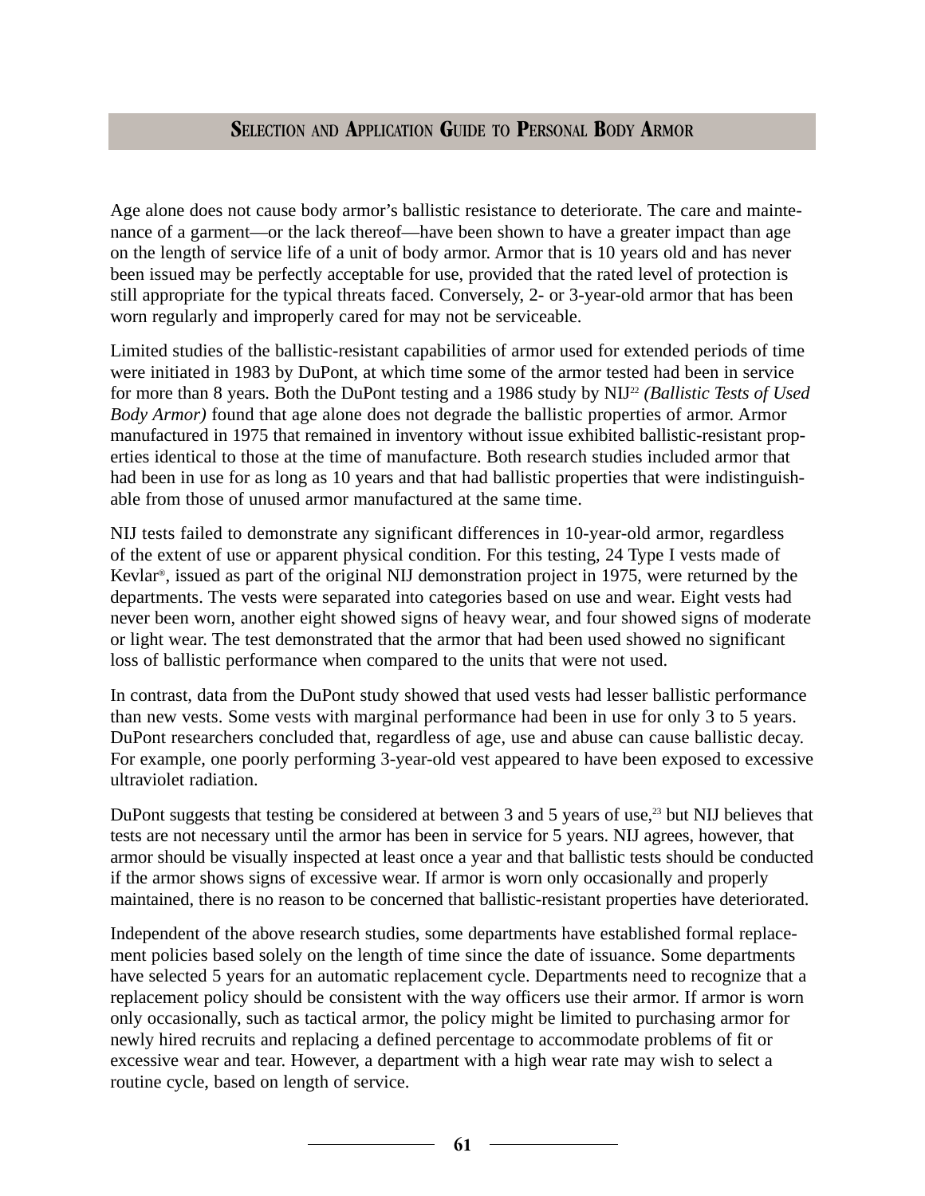Age alone does not cause body armor's ballistic resistance to deteriorate. The care and maintenance of a garment—or the lack thereof—have been shown to have a greater impact than age on the length of service life of a unit of body armor. Armor that is 10 years old and has never been issued may be perfectly acceptable for use, provided that the rated level of protection is still appropriate for the typical threats faced. Conversely, 2- or 3-year-old armor that has been worn regularly and improperly cared for may not be serviceable.

Limited studies of the ballistic-resistant capabilities of armor used for extended periods of time were initiated in 1983 by DuPont, at which time some of the armor tested had been in service for more than 8 years. Both the DuPont testing and a 1986 study by NIJ[22] *(Ballistic Tests of Used Body Armor)* found that age alone does not degrade the ballistic properties of armor. Armor manufactured in 1975 that remained in inventory without issue exhibited ballistic-resistant properties identical to those at the time of manufacture. Both research studies included armor that had been in use for as long as 10 years and that had ballistic properties that were indistinguishable from those of unused armor manufactured at the same time.

NIJ tests failed to demonstrate any significant differences in 10-year-old armor, regardless of the extent of use or apparent physical condition. For this testing, 24 Type I vests made of Kevlar®, issued as part of the original NIJ demonstration project in 1975, were returned by the departments. The vests were separated into categories based on use and wear. Eight vests had never been worn, another eight showed signs of heavy wear, and four showed signs of moderate or light wear. The test demonstrated that the armor that had been used showed no significant loss of ballistic performance when compared to the units that were not used.

In contrast, data from the DuPont study showed that used vests had lesser ballistic performance than new vests. Some vests with marginal performance had been in use for only 3 to 5 years. DuPont researchers concluded that, regardless of age, use and abuse can cause ballistic decay. For example, one poorly performing 3-year-old vest appeared to have been exposed to excessive ultraviolet radiation.

DuPont suggests that testing be considered at between 3 and 5 years of use,[23] but NIJ believes that tests are not necessary until the armor has been in service for 5 years. NIJ agrees, however, that armor should be visually inspected at least once a year and that ballistic tests should be conducted if the armor shows signs of excessive wear. If armor is worn only occasionally and properly maintained, there is no reason to be concerned that ballistic-resistant properties have deteriorated.

Independent of the above research studies, some departments have established formal replacement policies based solely on the length of time since the date of issuance. Some departments have selected 5 years for an automatic replacement cycle. Departments need to recognize that a replacement policy should be consistent with the way officers use their armor. If armor is worn only occasionally, such as tactical armor, the policy might be limited to purchasing armor for newly hired recruits and replacing a defined percentage to accommodate problems of fit or excessive wear and tear. However, a department with a high wear rate may wish to select a routine cycle, based on length of service.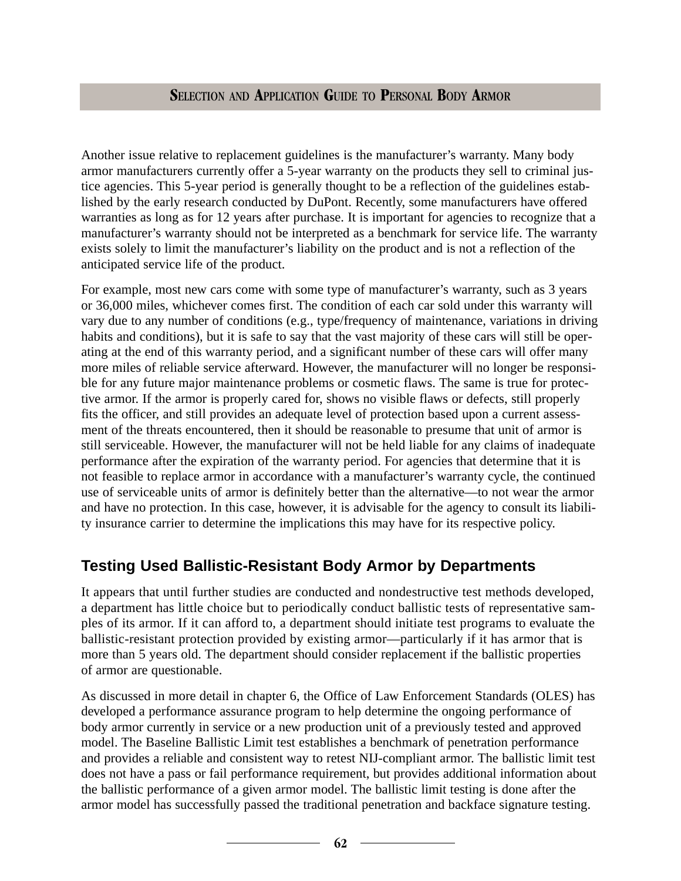Another issue relative to replacement guidelines is the manufacturer's warranty. Many body armor manufacturers currently offer a 5-year warranty on the products they sell to criminal justice agencies. This 5-year period is generally thought to be a reflection of the guidelines established by the early research conducted by DuPont. Recently, some manufacturers have offered warranties as long as for 12 years after purchase. It is important for agencies to recognize that a manufacturer's warranty should not be interpreted as a benchmark for service life. The warranty exists solely to limit the manufacturer's liability on the product and is not a reflection of the anticipated service life of the product.

For example, most new cars come with some type of manufacturer's warranty, such as 3 years or 36,000 miles, whichever comes first. The condition of each car sold under this warranty will vary due to any number of conditions (e.g., type/frequency of maintenance, variations in driving habits and conditions), but it is safe to say that the vast majority of these cars will still be operating at the end of this warranty period, and a significant number of these cars will offer many more miles of reliable service afterward. However, the manufacturer will no longer be responsible for any future major maintenance problems or cosmetic flaws. The same is true for protective armor. If the armor is properly cared for, shows no visible flaws or defects, still properly fits the officer, and still provides an adequate level of protection based upon a current assessment of the threats encountered, then it should be reasonable to presume that unit of armor is still serviceable. However, the manufacturer will not be held liable for any claims of inadequate performance after the expiration of the warranty period. For agencies that determine that it is not feasible to replace armor in accordance with a manufacturer's warranty cycle, the continued use of serviceable units of armor is definitely better than the alternative—to not wear the armor and have no protection. In this case, however, it is advisable for the agency to consult its liability insurance carrier to determine the implications this may have for its respective policy.

## Testing Used Ballistic-Resistant Body Armor by Departments

It appears that until further studies are conducted and nondestructive test methods developed, a department has little choice but to periodically conduct ballistic tests of representative samples of its armor. If it can afford to, a department should initiate test programs to evaluate the ballistic-resistant protection provided by existing armor—particularly if it has armor that is more than 5 years old. The department should consider replacement if the ballistic properties of armor are questionable.

As discussed in more detail in chapter 6, the Office of Law Enforcement Standards (OLES) has developed a performance assurance program to help determine the ongoing performance of body armor currently in service or a new production unit of a previously tested and approved model. The Baseline Ballistic Limit test establishes a benchmark of penetration performance and provides a reliable and consistent way to retest NIJ-compliant armor. The ballistic limit test does not have a pass or fail performance requirement, but provides additional information about the ballistic performance of a given armor model. The ballistic limit testing is done after the armor model has successfully passed the traditional penetration and backface signature testing.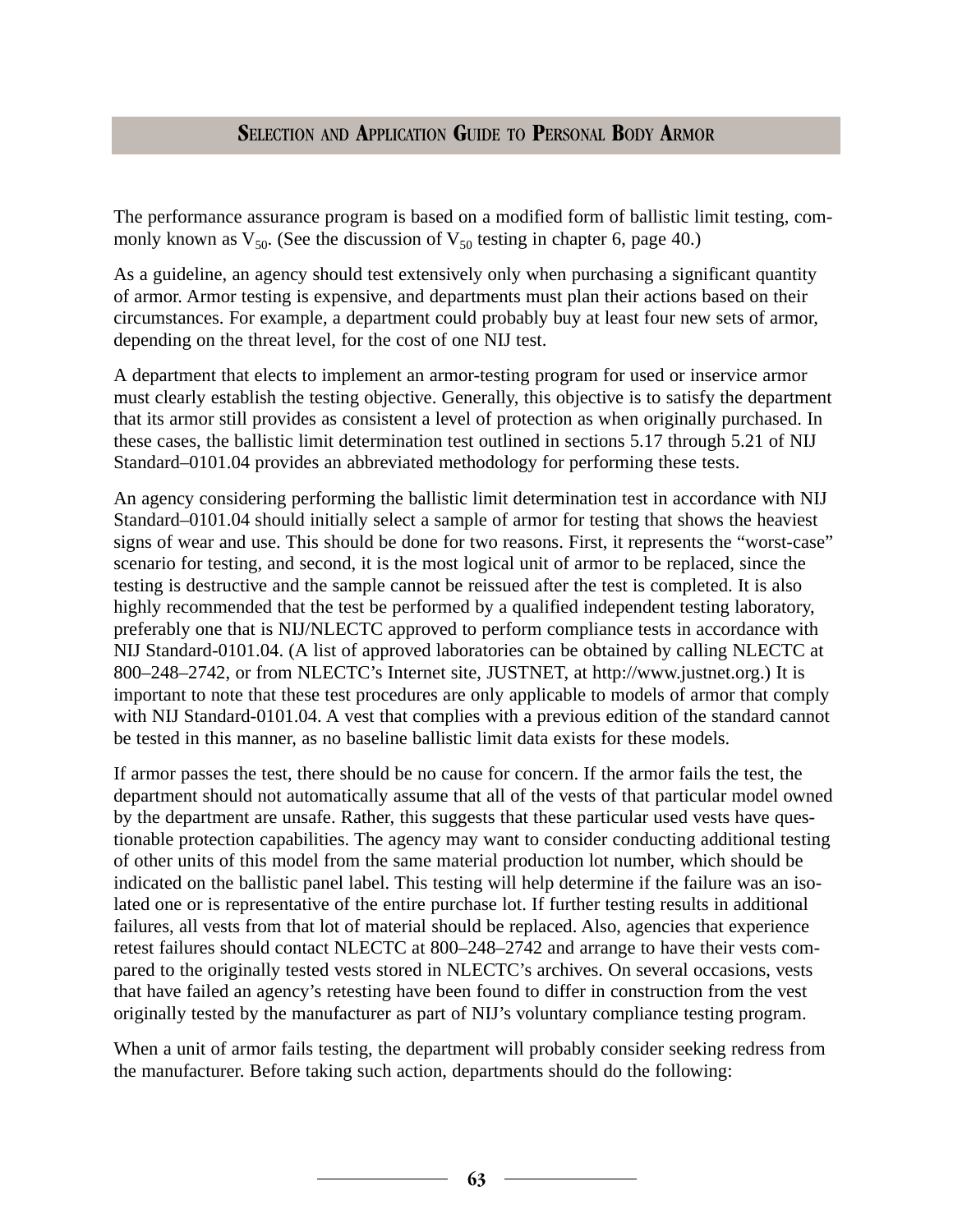The performance assurance program is based on a modified form of ballistic limit testing, commonly known as $V_{50}$. (See the discussion of $V_{50}$ testing in chapter 6, page 40.)

As a guideline, an agency should test extensively only when purchasing a significant quantity of armor. Armor testing is expensive, and departments must plan their actions based on their circumstances. For example, a department could probably buy at least four new sets of armor, depending on the threat level, for the cost of one NIJ test.

A department that elects to implement an armor-testing program for used or inservice armor must clearly establish the testing objective. Generally, this objective is to satisfy the department that its armor still provides as consistent a level of protection as when originally purchased. In these cases, the ballistic limit determination test outlined in sections 5.17 through 5.21 of NIJ Standard–0101.04 provides an abbreviated methodology for performing these tests.

An agency considering performing the ballistic limit determination test in accordance with NIJ Standard–0101.04 should initially select a sample of armor for testing that shows the heaviest signs of wear and use. This should be done for two reasons. First, it represents the "worst-case" scenario for testing, and second, it is the most logical unit of armor to be replaced, since the testing is destructive and the sample cannot be reissued after the test is completed. It is also highly recommended that the test be performed by a qualified independent testing laboratory, preferably one that is NIJ/NLECTC approved to perform compliance tests in accordance with NIJ Standard-0101.04. (A list of approved laboratories can be obtained by calling NLECTC at 800–248–2742, or from NLECTC's Internet site, JUSTNET, at http://www.justnet.org.) It is important to note that these test procedures are only applicable to models of armor that comply with NIJ Standard-0101.04. A vest that complies with a previous edition of the standard cannot be tested in this manner, as no baseline ballistic limit data exists for these models.

If armor passes the test, there should be no cause for concern. If the armor fails the test, the department should not automatically assume that all of the vests of that particular model owned by the department are unsafe. Rather, this suggests that these particular used vests have questionable protection capabilities. The agency may want to consider conducting additional testing of other units of this model from the same material production lot number, which should be indicated on the ballistic panel label. This testing will help determine if the failure was an isolated one or is representative of the entire purchase lot. If further testing results in additional failures, all vests from that lot of material should be replaced. Also, agencies that experience retest failures should contact NLECTC at 800–248–2742 and arrange to have their vests compared to the originally tested vests stored in NLECTC's archives. On several occasions, vests that have failed an agency's retesting have been found to differ in construction from the vest originally tested by the manufacturer as part of NIJ's voluntary compliance testing program.

When a unit of armor fails testing, the department will probably consider seeking redress from the manufacturer. Before taking such action, departments should do the following: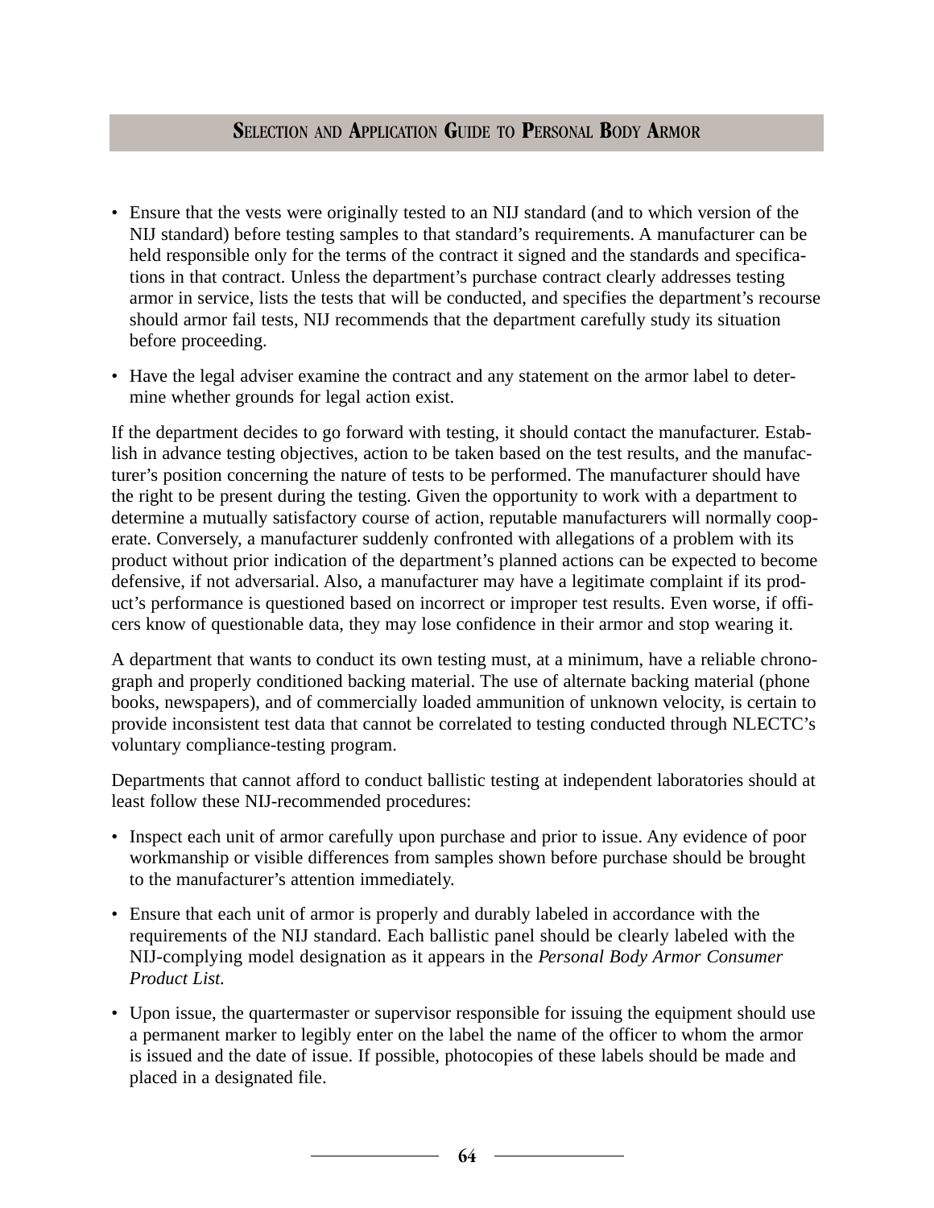- Ensure that the vests were originally tested to an NIJ standard (and to which version of the NIJ standard) before testing samples to that standard's requirements. A manufacturer can be held responsible only for the terms of the contract it signed and the standards and specifications in that contract. Unless the department's purchase contract clearly addresses testing armor in service, lists the tests that will be conducted, and specifies the department's recourse should armor fail tests, NIJ recommends that the department carefully study its situation before proceeding.
- Have the legal adviser examine the contract and any statement on the armor label to determine whether grounds for legal action exist.

If the department decides to go forward with testing, it should contact the manufacturer. Establish in advance testing objectives, action to be taken based on the test results, and the manufacturer's position concerning the nature of tests to be performed. The manufacturer should have the right to be present during the testing. Given the opportunity to work with a department to determine a mutually satisfactory course of action, reputable manufacturers will normally cooperate. Conversely, a manufacturer suddenly confronted with allegations of a problem with its product without prior indication of the department's planned actions can be expected to become defensive, if not adversarial. Also, a manufacturer may have a legitimate complaint if its product's performance is questioned based on incorrect or improper test results. Even worse, if officers know of questionable data, they may lose confidence in their armor and stop wearing it.

A department that wants to conduct its own testing must, at a minimum, have a reliable chronograph and properly conditioned backing material. The use of alternate backing material (phone books, newspapers), and of commercially loaded ammunition of unknown velocity, is certain to provide inconsistent test data that cannot be correlated to testing conducted through NLECTC's voluntary compliance-testing program.

Departments that cannot afford to conduct ballistic testing at independent laboratories should at least follow these NIJ-recommended procedures:

- Inspect each unit of armor carefully upon purchase and prior to issue. Any evidence of poor workmanship or visible differences from samples shown before purchase should be brought to the manufacturer's attention immediately.
- Ensure that each unit of armor is properly and durably labeled in accordance with the requirements of the NIJ standard. Each ballistic panel should be clearly labeled with the NIJ-complying model designation as it appears in the *Personal Body Armor Consumer Product List.*
- Upon issue, the quartermaster or supervisor responsible for issuing the equipment should use a permanent marker to legibly enter on the label the name of the officer to whom the armor is issued and the date of issue. If possible, photocopies of these labels should be made and placed in a designated file.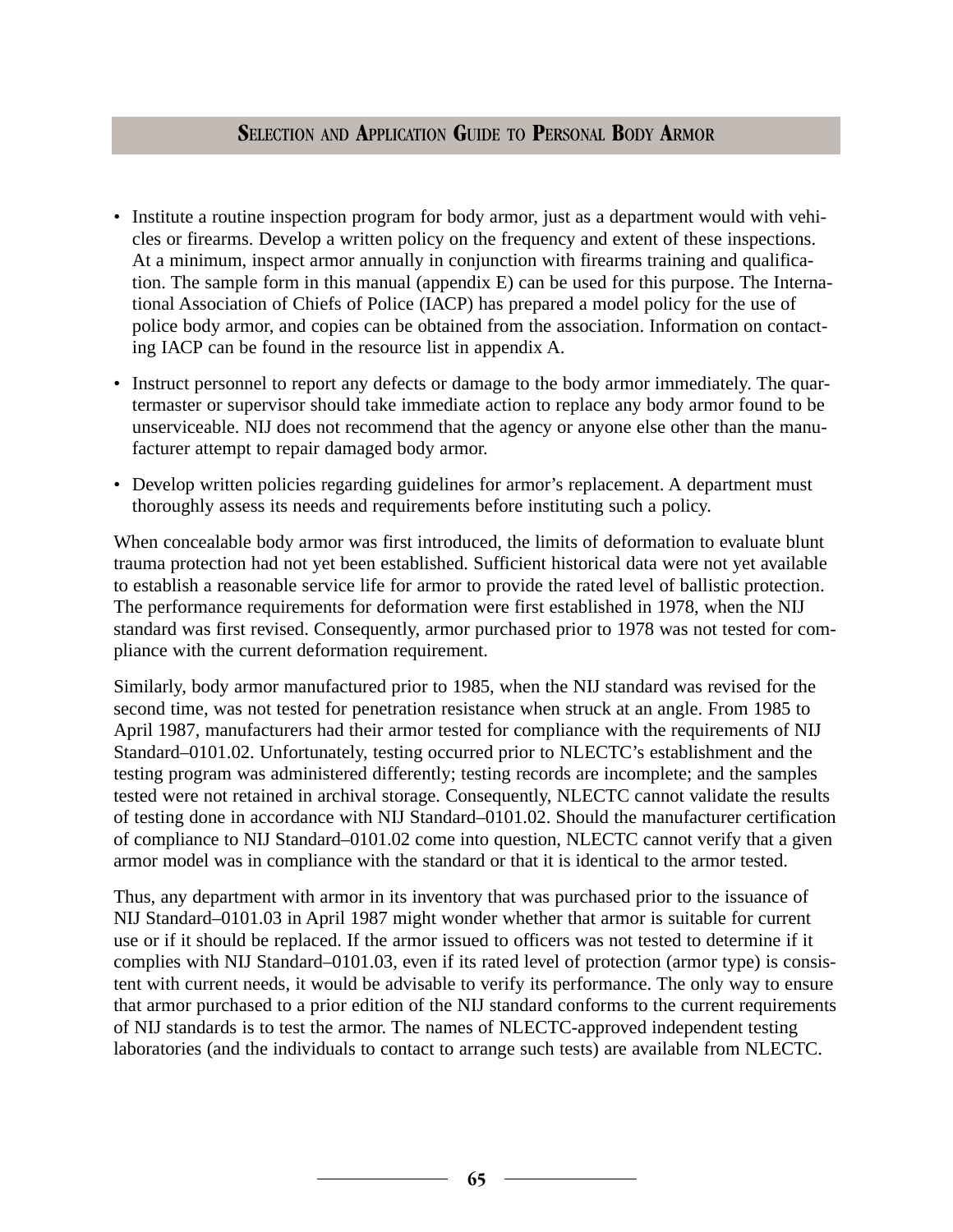- Institute a routine inspection program for body armor, just as a department would with vehicles or firearms. Develop a written policy on the frequency and extent of these inspections. At a minimum, inspect armor annually in conjunction with firearms training and qualification. The sample form in this manual (appendix E) can be used for this purpose. The International Association of Chiefs of Police (IACP) has prepared a model policy for the use of police body armor, and copies can be obtained from the association. Information on contacting IACP can be found in the resource list in appendix A.
- Instruct personnel to report any defects or damage to the body armor immediately. The quartermaster or supervisor should take immediate action to replace any body armor found to be unserviceable. NIJ does not recommend that the agency or anyone else other than the manufacturer attempt to repair damaged body armor.
- Develop written policies regarding guidelines for armor's replacement. A department must thoroughly assess its needs and requirements before instituting such a policy.

When concealable body armor was first introduced, the limits of deformation to evaluate blunt trauma protection had not yet been established. Sufficient historical data were not yet available to establish a reasonable service life for armor to provide the rated level of ballistic protection. The performance requirements for deformation were first established in 1978, when the NIJ standard was first revised. Consequently, armor purchased prior to 1978 was not tested for compliance with the current deformation requirement.

Similarly, body armor manufactured prior to 1985, when the NIJ standard was revised for the second time, was not tested for penetration resistance when struck at an angle. From 1985 to April 1987, manufacturers had their armor tested for compliance with the requirements of NIJ Standard–0101.02. Unfortunately, testing occurred prior to NLECTC's establishment and the testing program was administered differently; testing records are incomplete; and the samples tested were not retained in archival storage. Consequently, NLECTC cannot validate the results of testing done in accordance with NIJ Standard–0101.02. Should the manufacturer certification of compliance to NIJ Standard–0101.02 come into question, NLECTC cannot verify that a given armor model was in compliance with the standard or that it is identical to the armor tested.

Thus, any department with armor in its inventory that was purchased prior to the issuance of NIJ Standard–0101.03 in April 1987 might wonder whether that armor is suitable for current use or if it should be replaced. If the armor issued to officers was not tested to determine if it complies with NIJ Standard–0101.03, even if its rated level of protection (armor type) is consistent with current needs, it would be advisable to verify its performance. The only way to ensure that armor purchased to a prior edition of the NIJ standard conforms to the current requirements of NIJ standards is to test the armor. The names of NLECTC-approved independent testing laboratories (and the individuals to contact to arrange such tests) are available from NLECTC.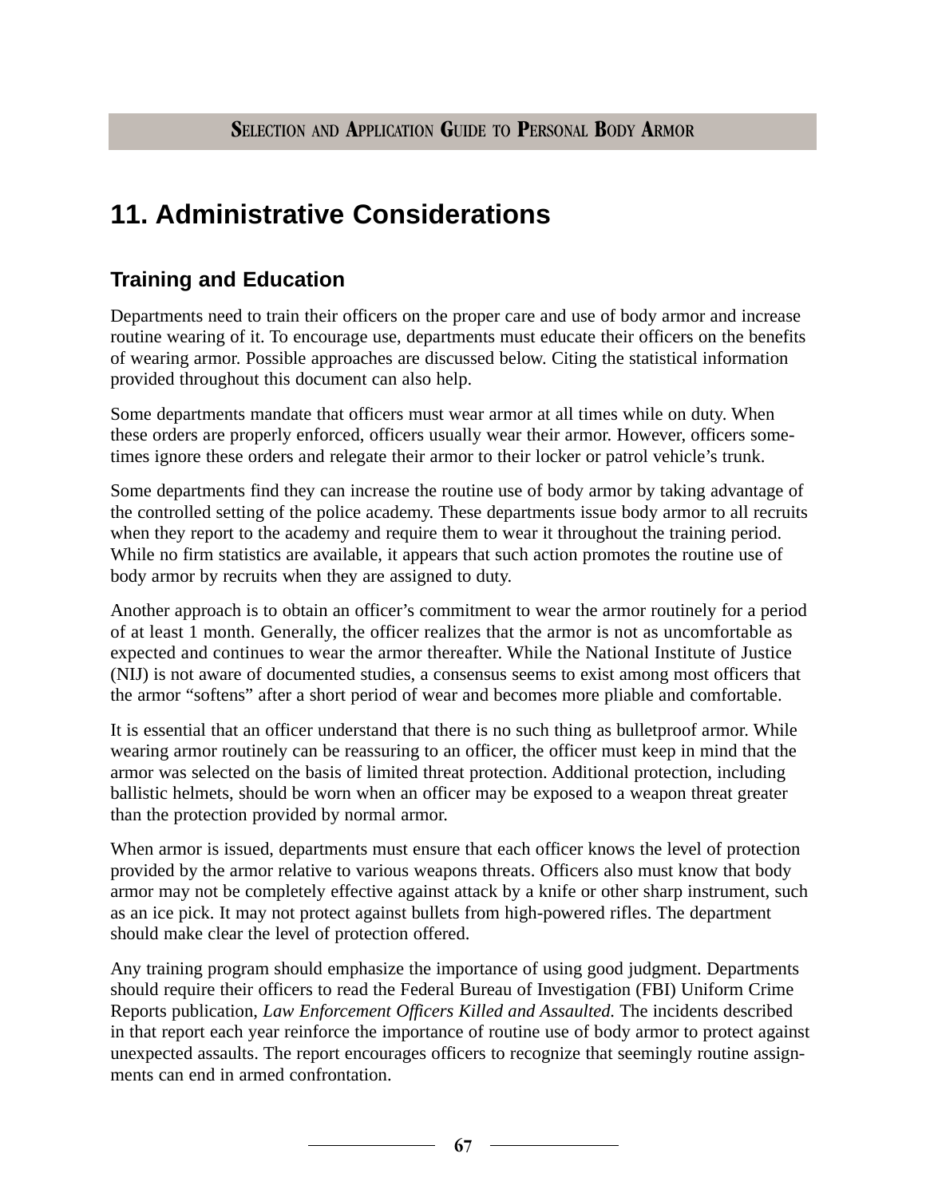# 11. Administrative Considerations

## Training and Education

Departments need to train their officers on the proper care and use of body armor and increase routine wearing of it. To encourage use, departments must educate their officers on the benefits of wearing armor. Possible approaches are discussed below. Citing the statistical information provided throughout this document can also help.

Some departments mandate that officers must wear armor at all times while on duty. When these orders are properly enforced, officers usually wear their armor. However, officers sometimes ignore these orders and relegate their armor to their locker or patrol vehicle's trunk.

Some departments find they can increase the routine use of body armor by taking advantage of the controlled setting of the police academy. These departments issue body armor to all recruits when they report to the academy and require them to wear it throughout the training period. While no firm statistics are available, it appears that such action promotes the routine use of body armor by recruits when they are assigned to duty.

Another approach is to obtain an officer's commitment to wear the armor routinely for a period of at least 1 month. Generally, the officer realizes that the armor is not as uncomfortable as expected and continues to wear the armor thereafter. While the National Institute of Justice (NIJ) is not aware of documented studies, a consensus seems to exist among most officers that the armor "softens" after a short period of wear and becomes more pliable and comfortable.

It is essential that an officer understand that there is no such thing as bulletproof armor. While wearing armor routinely can be reassuring to an officer, the officer must keep in mind that the armor was selected on the basis of limited threat protection. Additional protection, including ballistic helmets, should be worn when an officer may be exposed to a weapon threat greater than the protection provided by normal armor.

When armor is issued, departments must ensure that each officer knows the level of protection provided by the armor relative to various weapons threats. Officers also must know that body armor may not be completely effective against attack by a knife or other sharp instrument, such as an ice pick. It may not protect against bullets from high-powered rifles. The department should make clear the level of protection offered.

Any training program should emphasize the importance of using good judgment. Departments should require their officers to read the Federal Bureau of Investigation (FBI) Uniform Crime Reports publication, *Law Enforcement Officers Killed and Assaulted.* The incidents described in that report each year reinforce the importance of routine use of body armor to protect against unexpected assaults. The report encourages officers to recognize that seemingly routine assignments can end in armed confrontation.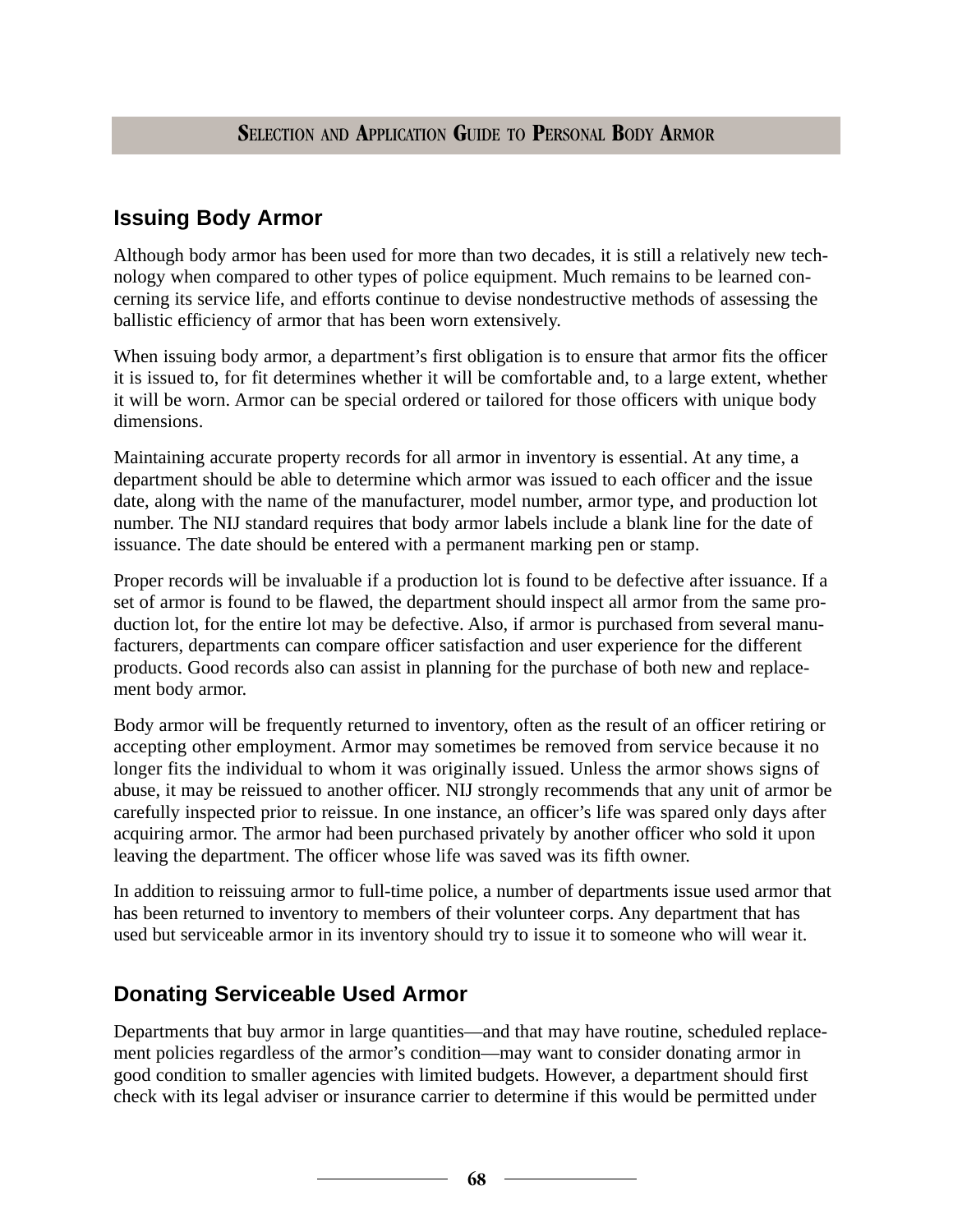## Issuing Body Armor

Although body armor has been used for more than two decades, it is still a relatively new technology when compared to other types of police equipment. Much remains to be learned concerning its service life, and efforts continue to devise nondestructive methods of assessing the ballistic efficiency of armor that has been worn extensively.

When issuing body armor, a department's first obligation is to ensure that armor fits the officer it is issued to, for fit determines whether it will be comfortable and, to a large extent, whether it will be worn. Armor can be special ordered or tailored for those officers with unique body dimensions.

Maintaining accurate property records for all armor in inventory is essential. At any time, a department should be able to determine which armor was issued to each officer and the issue date, along with the name of the manufacturer, model number, armor type, and production lot number. The NIJ standard requires that body armor labels include a blank line for the date of issuance. The date should be entered with a permanent marking pen or stamp.

Proper records will be invaluable if a production lot is found to be defective after issuance. If a set of armor is found to be flawed, the department should inspect all armor from the same production lot, for the entire lot may be defective. Also, if armor is purchased from several manufacturers, departments can compare officer satisfaction and user experience for the different products. Good records also can assist in planning for the purchase of both new and replacement body armor.

Body armor will be frequently returned to inventory, often as the result of an officer retiring or accepting other employment. Armor may sometimes be removed from service because it no longer fits the individual to whom it was originally issued. Unless the armor shows signs of abuse, it may be reissued to another officer. NIJ strongly recommends that any unit of armor be carefully inspected prior to reissue. In one instance, an officer's life was spared only days after acquiring armor. The armor had been purchased privately by another officer who sold it upon leaving the department. The officer whose life was saved was its fifth owner.

In addition to reissuing armor to full-time police, a number of departments issue used armor that has been returned to inventory to members of their volunteer corps. Any department that has used but serviceable armor in its inventory should try to issue it to someone who will wear it.

## Donating Serviceable Used Armor

Departments that buy armor in large quantities—and that may have routine, scheduled replacement policies regardless of the armor's condition—may want to consider donating armor in good condition to smaller agencies with limited budgets. However, a department should first check with its legal adviser or insurance carrier to determine if this would be permitted under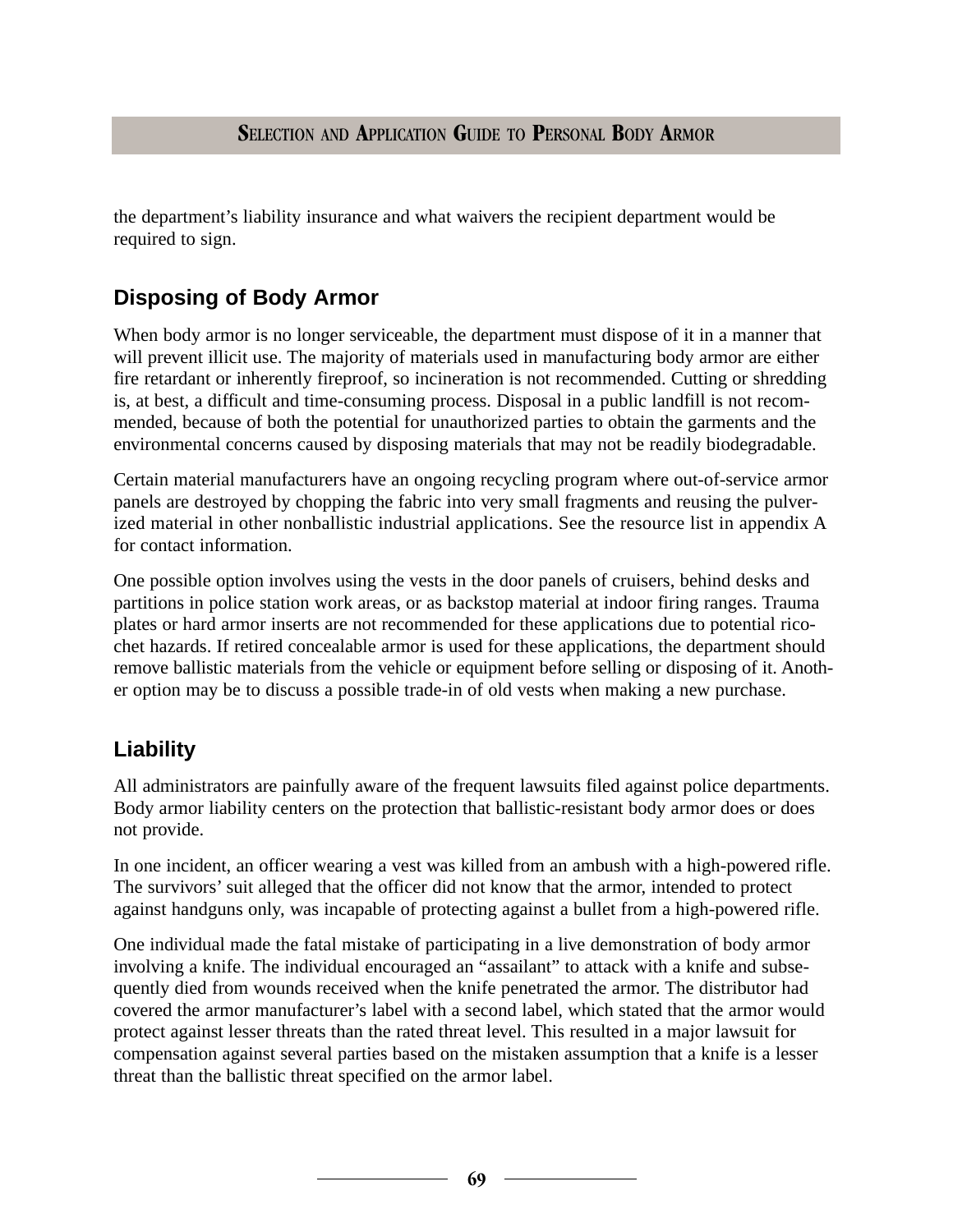the department's liability insurance and what waivers the recipient department would be required to sign.

## Disposing of Body Armor

When body armor is no longer serviceable, the department must dispose of it in a manner that will prevent illicit use. The majority of materials used in manufacturing body armor are either fire retardant or inherently fireproof, so incineration is not recommended. Cutting or shredding is, at best, a difficult and time-consuming process. Disposal in a public landfill is not recommended, because of both the potential for unauthorized parties to obtain the garments and the environmental concerns caused by disposing materials that may not be readily biodegradable.

Certain material manufacturers have an ongoing recycling program where out-of-service armor panels are destroyed by chopping the fabric into very small fragments and reusing the pulverized material in other nonballistic industrial applications. See the resource list in appendix A for contact information.

One possible option involves using the vests in the door panels of cruisers, behind desks and partitions in police station work areas, or as backstop material at indoor firing ranges. Trauma plates or hard armor inserts are not recommended for these applications due to potential ricochet hazards. If retired concealable armor is used for these applications, the department should remove ballistic materials from the vehicle or equipment before selling or disposing of it. Another option may be to discuss a possible trade-in of old vests when making a new purchase.

## Liability

All administrators are painfully aware of the frequent lawsuits filed against police departments. Body armor liability centers on the protection that ballistic-resistant body armor does or does not provide.

In one incident, an officer wearing a vest was killed from an ambush with a high-powered rifle. The survivors' suit alleged that the officer did not know that the armor, intended to protect against handguns only, was incapable of protecting against a bullet from a high-powered rifle.

One individual made the fatal mistake of participating in a live demonstration of body armor involving a knife. The individual encouraged an "assailant" to attack with a knife and subsequently died from wounds received when the knife penetrated the armor. The distributor had covered the armor manufacturer's label with a second label, which stated that the armor would protect against lesser threats than the rated threat level. This resulted in a major lawsuit for compensation against several parties based on the mistaken assumption that a knife is a lesser threat than the ballistic threat specified on the armor label.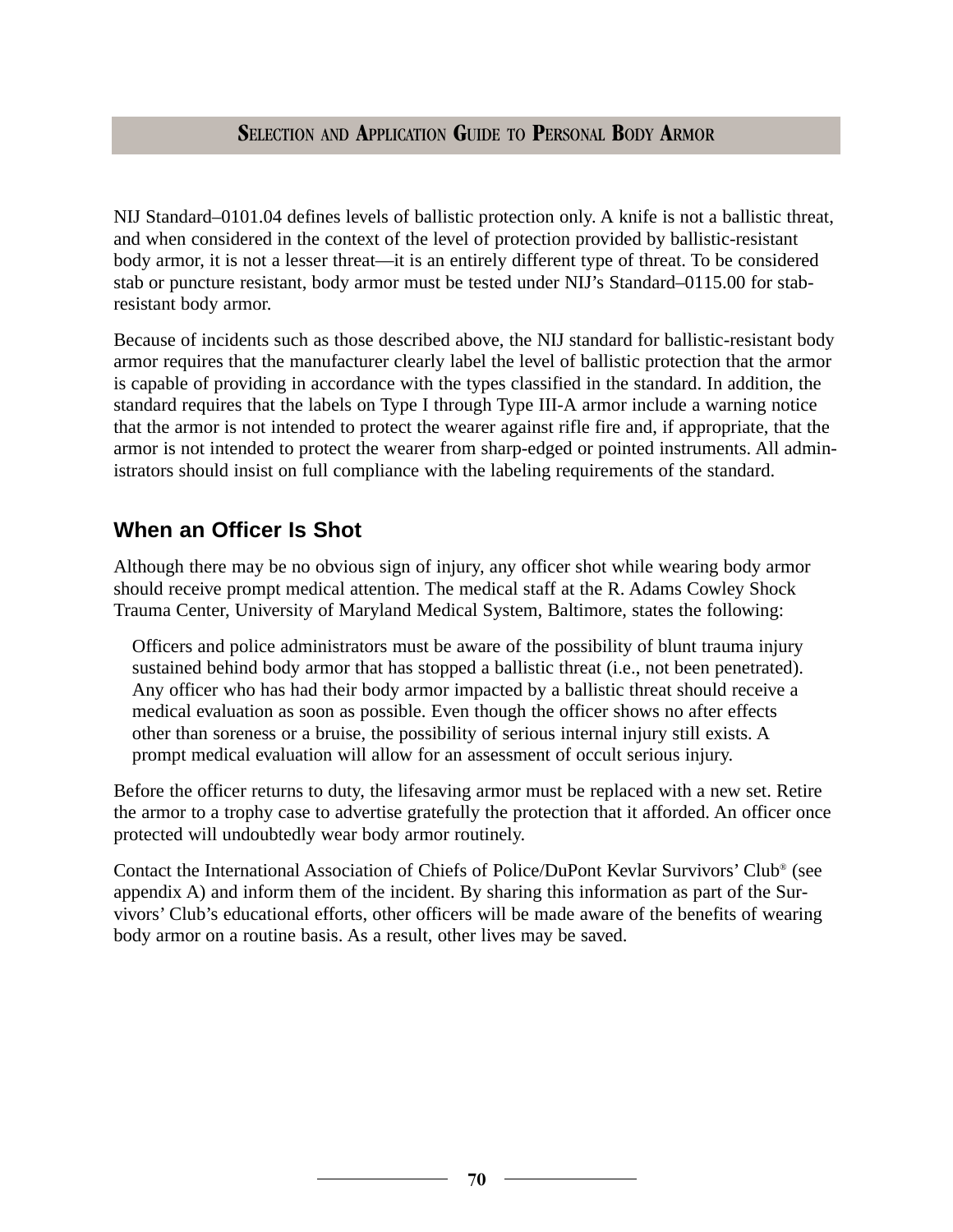NIJ Standard–0101.04 defines levels of ballistic protection only. A knife is not a ballistic threat, and when considered in the context of the level of protection provided by ballistic-resistant body armor, it is not a lesser threat—it is an entirely different type of threat. To be considered stab or puncture resistant, body armor must be tested under NIJ's Standard–0115.00 for stab-resistant body armor.

Because of incidents such as those described above, the NIJ standard for ballistic-resistant body armor requires that the manufacturer clearly label the level of ballistic protection that the armor is capable of providing in accordance with the types classified in the standard. In addition, the standard requires that the labels on Type I through Type III-A armor include a warning notice that the armor is not intended to protect the wearer against rifle fire and, if appropriate, that the armor is not intended to protect the wearer from sharp-edged or pointed instruments. All administrators should insist on full compliance with the labeling requirements of the standard.

## When an Officer Is Shot

Although there may be no obvious sign of injury, any officer shot while wearing body armor should receive prompt medical attention. The medical staff at the R. Adams Cowley Shock Trauma Center, University of Maryland Medical System, Baltimore, states the following:

> Officers and police administrators must be aware of the possibility of blunt trauma injury sustained behind body armor that has stopped a ballistic threat (i.e., not been penetrated). Any officer who has had their body armor impacted by a ballistic threat should receive a medical evaluation as soon as possible. Even though the officer shows no after effects other than soreness or a bruise, the possibility of serious internal injury still exists. A prompt medical evaluation will allow for an assessment of occult serious injury.

Before the officer returns to duty, the lifesaving armor must be replaced with a new set. Retire the armor to a trophy case to advertise gratefully the protection that it afforded. An officer once protected will undoubtedly wear body armor routinely.

Contact the International Association of Chiefs of Police/DuPont Kevlar Survivors' Club® (see appendix A) and inform them of the incident. By sharing this information as part of the Survivors' Club's educational efforts, other officers will be made aware of the benefits of wearing body armor on a routine basis. As a result, other lives may be saved.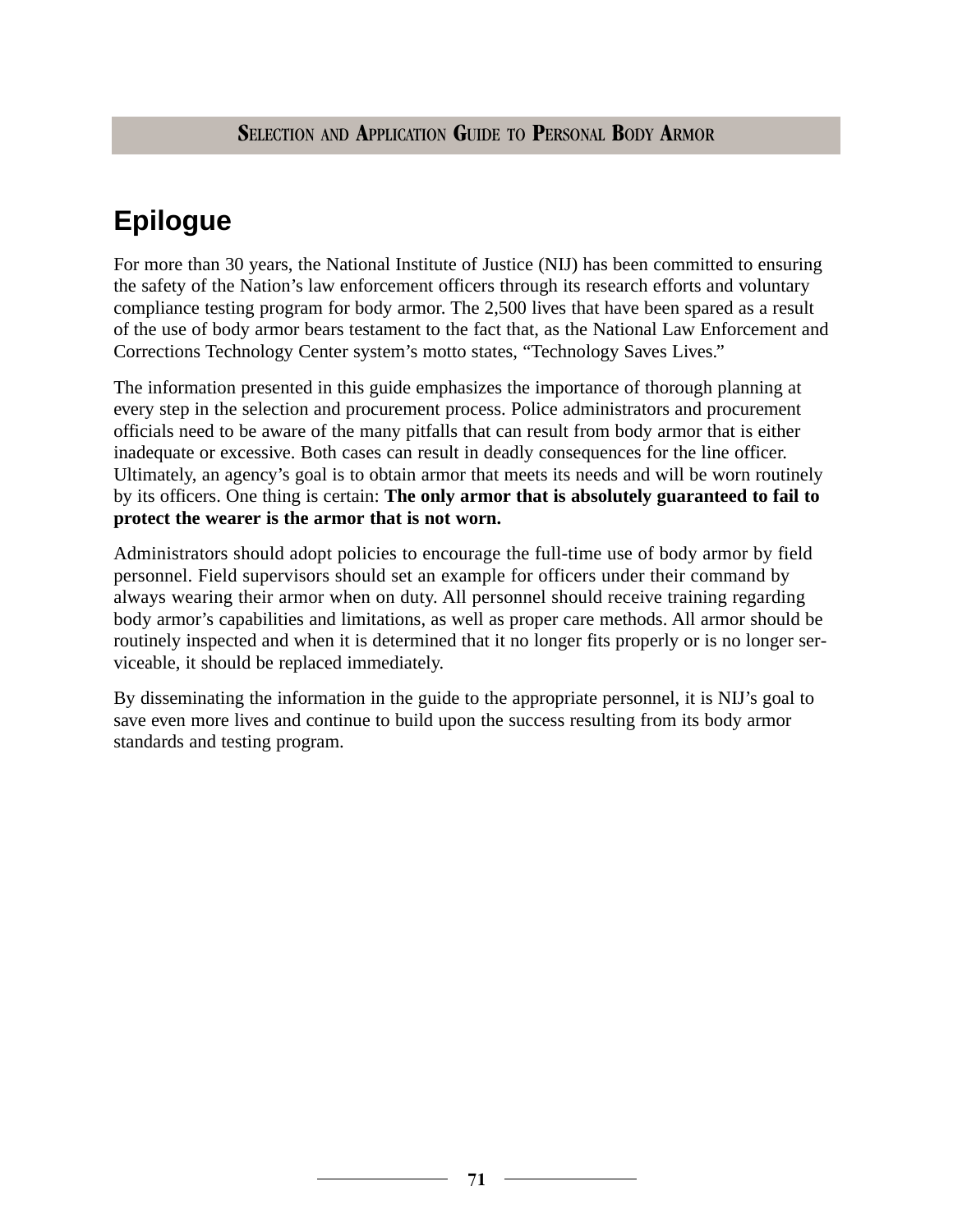# Epilogue

For more than 30 years, the National Institute of Justice (NIJ) has been committed to ensuring the safety of the Nation's law enforcement officers through its research efforts and voluntary compliance testing program for body armor. The 2,500 lives that have been spared as a result of the use of body armor bears testament to the fact that, as the National Law Enforcement and Corrections Technology Center system's motto states, "Technology Saves Lives."

The information presented in this guide emphasizes the importance of thorough planning at every step in the selection and procurement process. Police administrators and procurement officials need to be aware of the many pitfalls that can result from body armor that is either inadequate or excessive. Both cases can result in deadly consequences for the line officer. Ultimately, an agency's goal is to obtain armor that meets its needs and will be worn routinely by its officers. One thing is certain: **The only armor that is absolutely guaranteed to fail to protect the wearer is the armor that is not worn.**

Administrators should adopt policies to encourage the full-time use of body armor by field personnel. Field supervisors should set an example for officers under their command by always wearing their armor when on duty. All personnel should receive training regarding body armor's capabilities and limitations, as well as proper care methods. All armor should be routinely inspected and when it is determined that it no longer fits properly or is no longer serviceable, it should be replaced immediately.

By disseminating the information in the guide to the appropriate personnel, it is NIJ's goal to save even more lives and continue to build upon the success resulting from its body armor standards and testing program.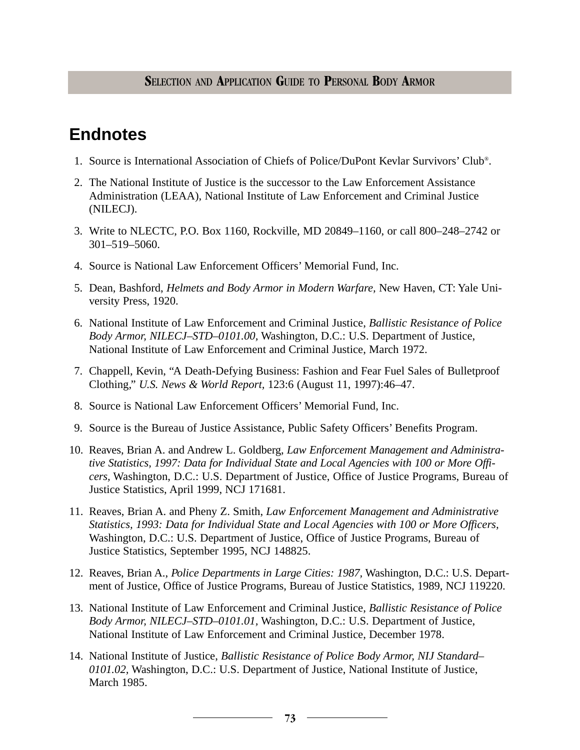## Endnotes

1. Source is International Association of Chiefs of Police/DuPont Kevlar Survivors' Club®.
2. The National Institute of Justice is the successor to the Law Enforcement Assistance Administration (LEAA), National Institute of Law Enforcement and Criminal Justice (NILECJ).
3. Write to NLECTC, P.O. Box 1160, Rockville, MD 20849–1160, or call 800–248–2742 or 301–519–5060.
4. Source is National Law Enforcement Officers' Memorial Fund, Inc.
5. Dean, Bashford, *Helmets and Body Armor in Modern Warfare,* New Haven, CT: Yale University Press, 1920.
6. National Institute of Law Enforcement and Criminal Justice, *Ballistic Resistance of Police Body Armor, NILECJ–STD–0101.00,* Washington, D.C.: U.S. Department of Justice, National Institute of Law Enforcement and Criminal Justice, March 1972.
7. Chappell, Kevin, "A Death-Defying Business: Fashion and Fear Fuel Sales of Bulletproof Clothing," *U.S. News & World Report,* 123:6 (August 11, 1997):46–47.
8. Source is National Law Enforcement Officers' Memorial Fund, Inc.
9. Source is the Bureau of Justice Assistance, Public Safety Officers' Benefits Program.
10. Reaves, Brian A. and Andrew L. Goldberg, *Law Enforcement Management and Administrative Statistics, 1997: Data for Individual State and Local Agencies with 100 or More Officers,* Washington, D.C.: U.S. Department of Justice, Office of Justice Programs, Bureau of Justice Statistics, April 1999, NCJ 171681.
11. Reaves, Brian A. and Pheny Z. Smith, *Law Enforcement Management and Administrative Statistics, 1993: Data for Individual State and Local Agencies with 100 or More Officers,* Washington, D.C.: U.S. Department of Justice, Office of Justice Programs, Bureau of Justice Statistics, September 1995, NCJ 148825.
12. Reaves, Brian A., *Police Departments in Large Cities: 1987,* Washington, D.C.: U.S. Department of Justice, Office of Justice Programs, Bureau of Justice Statistics, 1989, NCJ 119220.
13. National Institute of Law Enforcement and Criminal Justice, *Ballistic Resistance of Police Body Armor, NILECJ–STD–0101.01,* Washington, D.C.: U.S. Department of Justice, National Institute of Law Enforcement and Criminal Justice, December 1978.
14. National Institute of Justice, *Ballistic Resistance of Police Body Armor, NIJ Standard–0101.02,* Washington, D.C.: U.S. Department of Justice, National Institute of Justice, March 1985.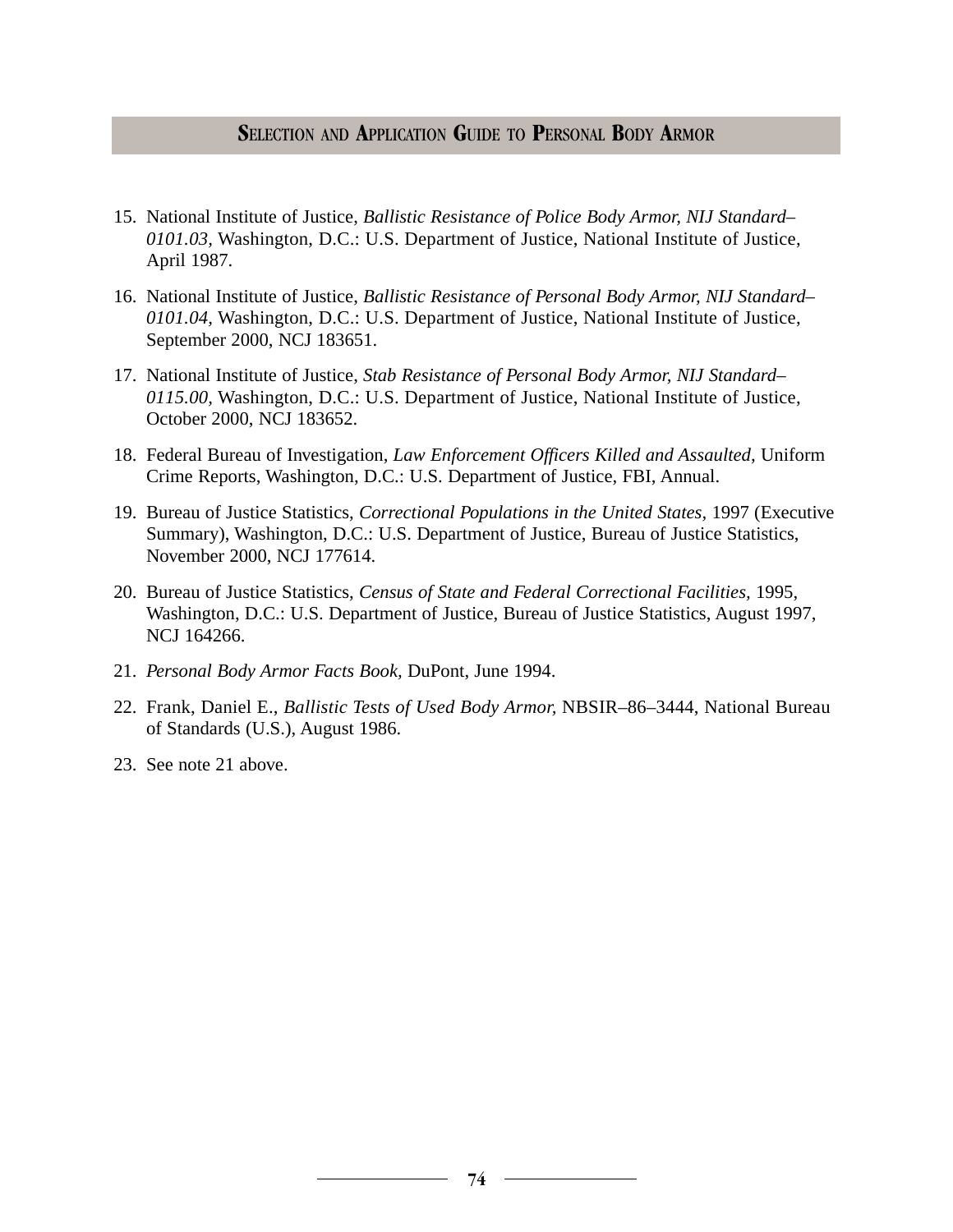15. National Institute of Justice, *Ballistic Resistance of Police Body Armor, NIJ Standard–0101.03,* Washington, D.C.: U.S. Department of Justice, National Institute of Justice, April 1987.

16. National Institute of Justice, *Ballistic Resistance of Personal Body Armor, NIJ Standard–0101.04,* Washington, D.C.: U.S. Department of Justice, National Institute of Justice, September 2000, NCJ 183651.

17. National Institute of Justice, *Stab Resistance of Personal Body Armor, NIJ Standard–0115.00,* Washington, D.C.: U.S. Department of Justice, National Institute of Justice, October 2000, NCJ 183652.

18. Federal Bureau of Investigation, *Law Enforcement Officers Killed and Assaulted,* Uniform Crime Reports, Washington, D.C.: U.S. Department of Justice, FBI, Annual.

19. Bureau of Justice Statistics, *Correctional Populations in the United States,* 1997 (Executive Summary), Washington, D.C.: U.S. Department of Justice, Bureau of Justice Statistics, November 2000, NCJ 177614.

20. Bureau of Justice Statistics, *Census of State and Federal Correctional Facilities,* 1995, Washington, D.C.: U.S. Department of Justice, Bureau of Justice Statistics, August 1997, NCJ 164266.

21. *Personal Body Armor Facts Book,* DuPont, June 1994.

22. Frank, Daniel E., *Ballistic Tests of Used Body Armor,* NBSIR–86–3444, National Bureau of Standards (U.S.), August 1986.

23. See note 21 above.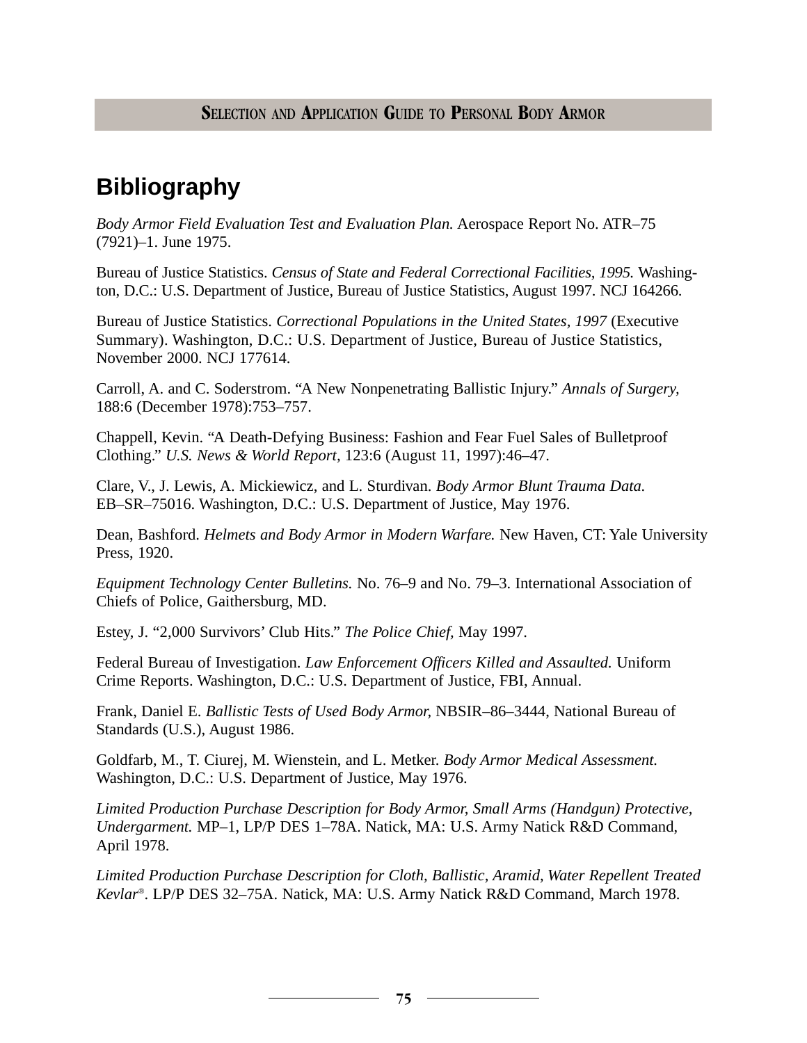# Bibliography

*Body Armor Field Evaluation Test and Evaluation Plan.* Aerospace Report No. ATR–75 (7921)–1. June 1975.

Bureau of Justice Statistics. *Census of State and Federal Correctional Facilities, 1995.* Washington, D.C.: U.S. Department of Justice, Bureau of Justice Statistics, August 1997. NCJ 164266.

Bureau of Justice Statistics. *Correctional Populations in the United States, 1997* (Executive Summary). Washington, D.C.: U.S. Department of Justice, Bureau of Justice Statistics, November 2000. NCJ 177614.

Carroll, A. and C. Soderstrom. "A New Nonpenetrating Ballistic Injury." *Annals of Surgery,* 188:6 (December 1978):753–757.

Chappell, Kevin. "A Death-Defying Business: Fashion and Fear Fuel Sales of Bulletproof Clothing." *U.S. News & World Report,* 123:6 (August 11, 1997):46–47.

Clare, V., J. Lewis, A. Mickiewicz, and L. Sturdivan. *Body Armor Blunt Trauma Data.* EB–SR–75016. Washington, D.C.: U.S. Department of Justice, May 1976.

Dean, Bashford. *Helmets and Body Armor in Modern Warfare.* New Haven, CT: Yale University Press, 1920.

*Equipment Technology Center Bulletins.* No. 76–9 and No. 79–3. International Association of Chiefs of Police, Gaithersburg, MD.

Estey, J. "2,000 Survivors' Club Hits." *The Police Chief,* May 1997.

Federal Bureau of Investigation. *Law Enforcement Officers Killed and Assaulted.* Uniform Crime Reports. Washington, D.C.: U.S. Department of Justice, FBI, Annual.

Frank, Daniel E. *Ballistic Tests of Used Body Armor,* NBSIR–86–3444, National Bureau of Standards (U.S.), August 1986.

Goldfarb, M., T. Ciurej, M. Wienstein, and L. Metker. *Body Armor Medical Assessment.* Washington, D.C.: U.S. Department of Justice, May 1976.

*Limited Production Purchase Description for Body Armor, Small Arms (Handgun) Protective, Undergarment.* MP–1, LP/P DES 1–78A. Natick, MA: U.S. Army Natick R&D Command, April 1978.

*Limited Production Purchase Description for Cloth, Ballistic, Aramid, Water Repellent Treated Kevlar®.* LP/P DES 32–75A. Natick, MA: U.S. Army Natick R&D Command, March 1978.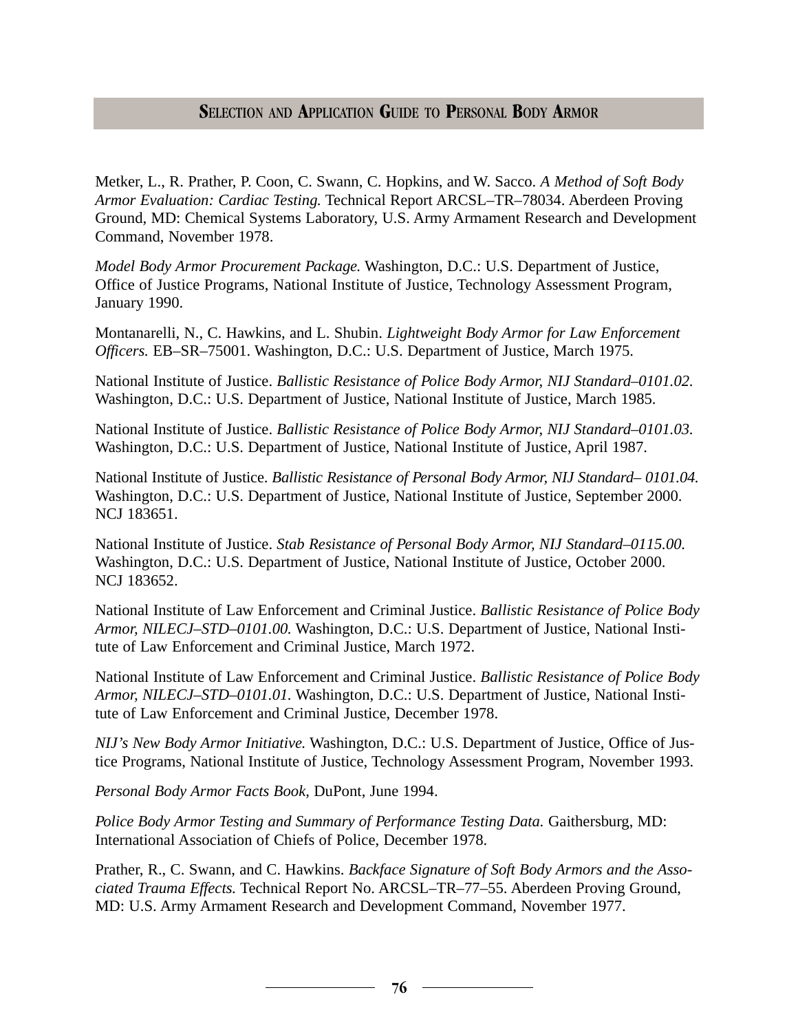Metker, L., R. Prather, P. Coon, C. Swann, C. Hopkins, and W. Sacco. *A Method of Soft Body Armor Evaluation: Cardiac Testing.* Technical Report ARCSL–TR–78034. Aberdeen Proving Ground, MD: Chemical Systems Laboratory, U.S. Army Armament Research and Development Command, November 1978.

*Model Body Armor Procurement Package.* Washington, D.C.: U.S. Department of Justice, Office of Justice Programs, National Institute of Justice, Technology Assessment Program, January 1990.

Montanarelli, N., C. Hawkins, and L. Shubin. *Lightweight Body Armor for Law Enforcement Officers.* EB–SR–75001. Washington, D.C.: U.S. Department of Justice, March 1975.

National Institute of Justice. *Ballistic Resistance of Police Body Armor, NIJ Standard–0101.02.* Washington, D.C.: U.S. Department of Justice, National Institute of Justice, March 1985.

National Institute of Justice. *Ballistic Resistance of Police Body Armor, NIJ Standard–0101.03.* Washington, D.C.: U.S. Department of Justice, National Institute of Justice, April 1987.

National Institute of Justice. *Ballistic Resistance of Personal Body Armor, NIJ Standard– 0101.04.* Washington, D.C.: U.S. Department of Justice, National Institute of Justice, September 2000. NCJ 183651.

National Institute of Justice. *Stab Resistance of Personal Body Armor, NIJ Standard–0115.00.* Washington, D.C.: U.S. Department of Justice, National Institute of Justice, October 2000. NCJ 183652.

National Institute of Law Enforcement and Criminal Justice. *Ballistic Resistance of Police Body Armor, NILECJ–STD–0101.00.* Washington, D.C.: U.S. Department of Justice, National Institute of Law Enforcement and Criminal Justice, March 1972.

National Institute of Law Enforcement and Criminal Justice. *Ballistic Resistance of Police Body Armor, NILECJ–STD–0101.01.* Washington, D.C.: U.S. Department of Justice, National Institute of Law Enforcement and Criminal Justice, December 1978.

*NIJ's New Body Armor Initiative.* Washington, D.C.: U.S. Department of Justice, Office of Justice Programs, National Institute of Justice, Technology Assessment Program, November 1993.

*Personal Body Armor Facts Book,* DuPont, June 1994.

*Police Body Armor Testing and Summary of Performance Testing Data.* Gaithersburg, MD: International Association of Chiefs of Police, December 1978.

Prather, R., C. Swann, and C. Hawkins. *Backface Signature of Soft Body Armors and the Associated Trauma Effects.* Technical Report No. ARCSL–TR–77–55. Aberdeen Proving Ground, MD: U.S. Army Armament Research and Development Command, November 1977.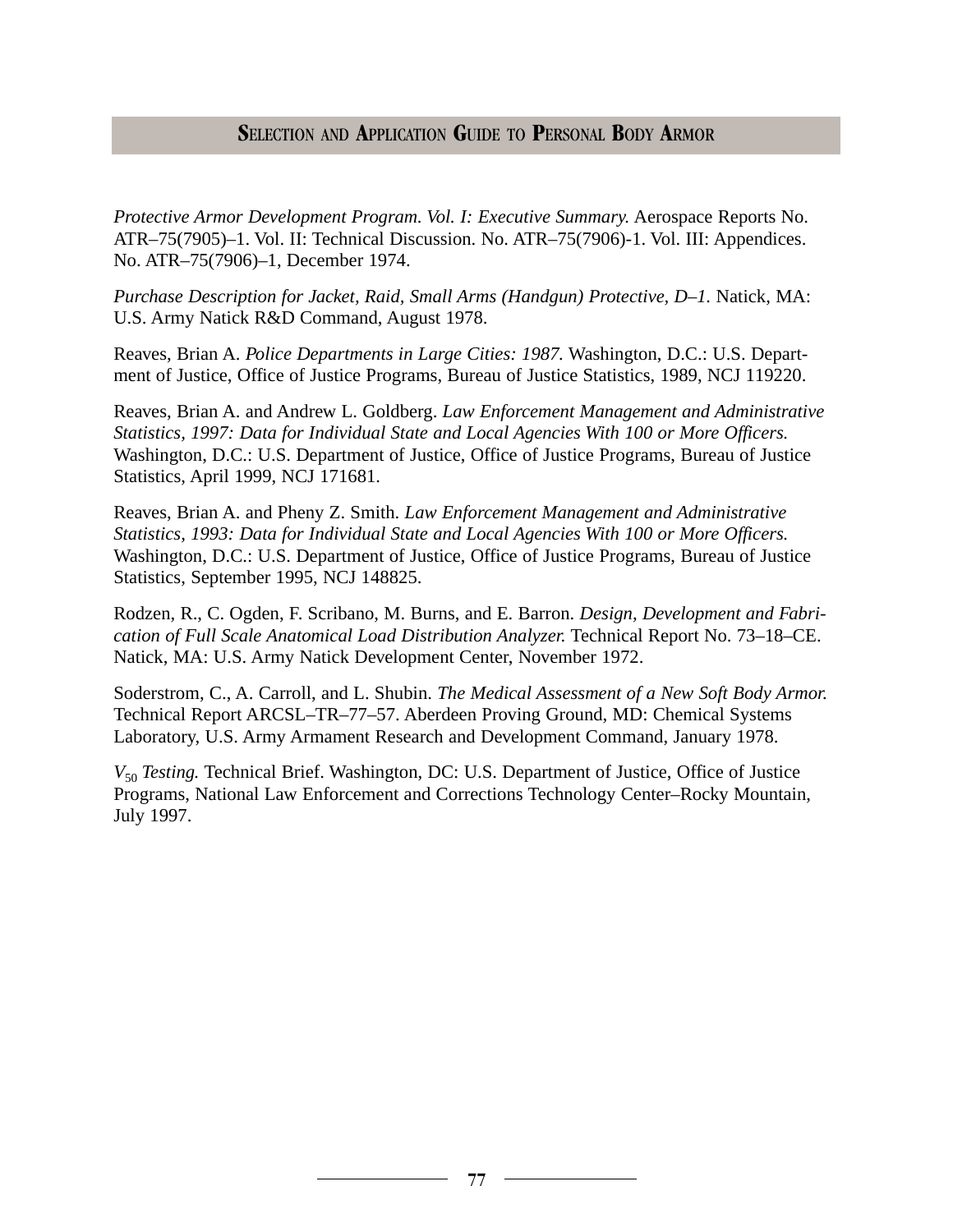*Protective Armor Development Program. Vol. I: Executive Summary.* Aerospace Reports No. ATR–75(7905)–1. Vol. II: Technical Discussion. No. ATR–75(7906)-1. Vol. III: Appendices. No. ATR–75(7906)–1, December 1974.

*Purchase Description for Jacket, Raid, Small Arms (Handgun) Protective, D–1.* Natick, MA: U.S. Army Natick R&D Command, August 1978.

Reaves, Brian A. *Police Departments in Large Cities: 1987.* Washington, D.C.: U.S. Department of Justice, Office of Justice Programs, Bureau of Justice Statistics, 1989, NCJ 119220.

Reaves, Brian A. and Andrew L. Goldberg. *Law Enforcement Management and Administrative Statistics, 1997: Data for Individual State and Local Agencies With 100 or More Officers.* Washington, D.C.: U.S. Department of Justice, Office of Justice Programs, Bureau of Justice Statistics, April 1999, NCJ 171681.

Reaves, Brian A. and Pheny Z. Smith. *Law Enforcement Management and Administrative Statistics, 1993: Data for Individual State and Local Agencies With 100 or More Officers.* Washington, D.C.: U.S. Department of Justice, Office of Justice Programs, Bureau of Justice Statistics, September 1995, NCJ 148825.

Rodzen, R., C. Ogden, F. Scribano, M. Burns, and E. Barron. *Design, Development and Fabrication of Full Scale Anatomical Load Distribution Analyzer.* Technical Report No. 73–18–CE. Natick, MA: U.S. Army Natick Development Center, November 1972.

Soderstrom, C., A. Carroll, and L. Shubin. *The Medical Assessment of a New Soft Body Armor.* Technical Report ARCSL–TR–77–57. Aberdeen Proving Ground, MD: Chemical Systems Laboratory, U.S. Army Armament Research and Development Command, January 1978.

*$V_{50}$ Testing.* Technical Brief. Washington, DC: U.S. Department of Justice, Office of Justice Programs, National Law Enforcement and Corrections Technology Center–Rocky Mountain, July 1997.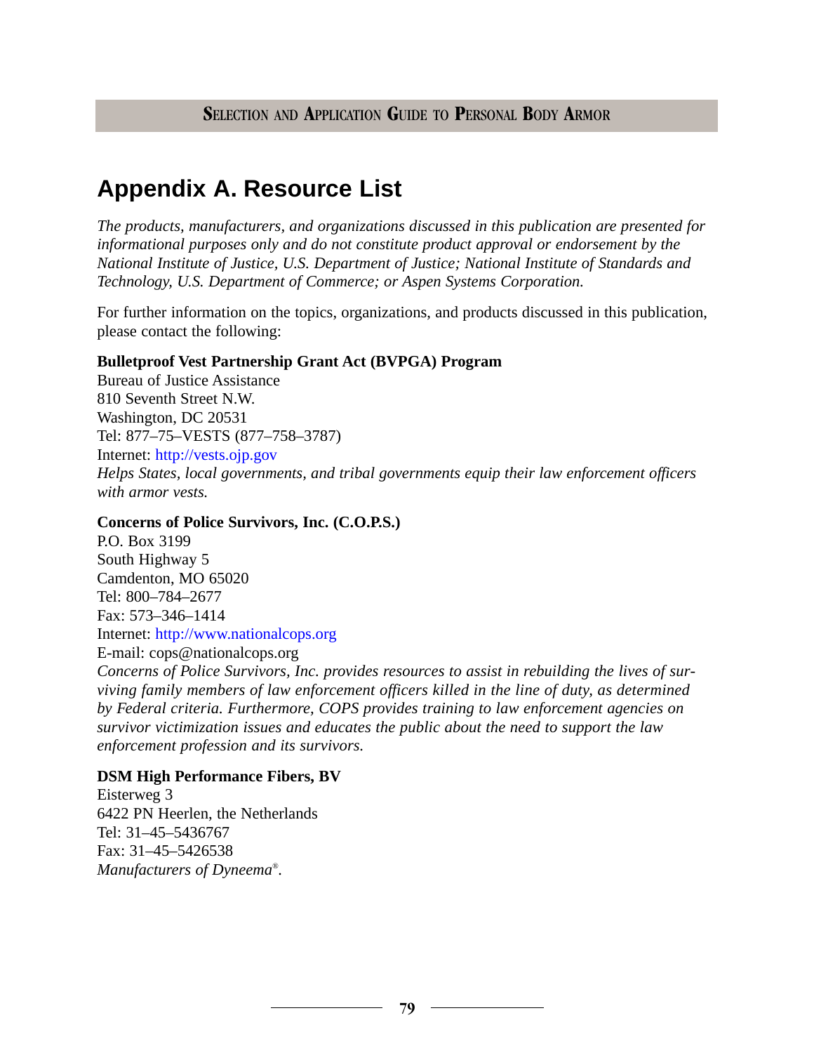# Appendix A. Resource List

*The products, manufacturers, and organizations discussed in this publication are presented for informational purposes only and do not constitute product approval or endorsement by the National Institute of Justice, U.S. Department of Justice; National Institute of Standards and Technology, U.S. Department of Commerce; or Aspen Systems Corporation.*

For further information on the topics, organizations, and products discussed in this publication, please contact the following:

**Bulletproof Vest Partnership Grant Act (BVPGA) Program**
Bureau of Justice Assistance
810 Seventh Street N.W.
Washington, DC 20531
Tel: 877–75–VESTS (877–758–3787)
Internet: http://vests.ojp.gov
*Helps States, local governments, and tribal governments equip their law enforcement officers with armor vests.*

**Concerns of Police Survivors, Inc. (C.O.P.S.)**
P.O. Box 3199
South Highway 5
Camdenton, MO 65020
Tel: 800–784–2677
Fax: 573–346–1414
Internet: http://www.nationalcops.org
E-mail: cops@nationalcops.org
*Concerns of Police Survivors, Inc. provides resources to assist in rebuilding the lives of surviving family members of law enforcement officers killed in the line of duty, as determined by Federal criteria. Furthermore, COPS provides training to law enforcement agencies on survivor victimization issues and educates the public about the need to support the law enforcement profession and its survivors.*

**DSM High Performance Fibers, BV**
Eisterweg 3
6422 PN Heerlen, the Netherlands
Tel: 31–45–5436767
Fax: 31–45–5426538
*Manufacturers of Dyneema®.*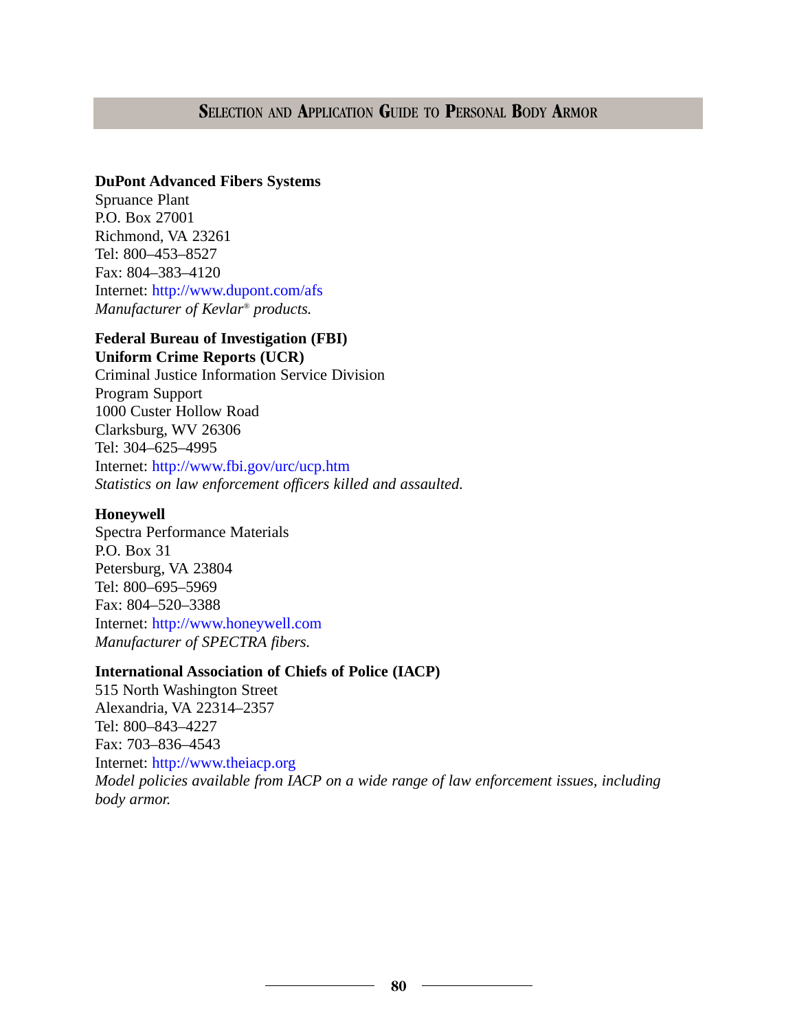**DuPont Advanced Fibers Systems**
Spruance Plant
P.O. Box 27001
Richmond, VA 23261
Tel: 800–453–8527
Fax: 804–383–4120
Internet: http://www.dupont.com/afs
*Manufacturer of Kevlar® products.*

**Federal Bureau of Investigation (FBI)**
**Uniform Crime Reports (UCR)**
Criminal Justice Information Service Division
Program Support
1000 Custer Hollow Road
Clarksburg, WV 26306
Tel: 304–625–4995
Internet: http://www.fbi.gov/urc/ucp.htm
*Statistics on law enforcement officers killed and assaulted.*

**Honeywell**
Spectra Performance Materials
P.O. Box 31
Petersburg, VA 23804
Tel: 800–695–5969
Fax: 804–520–3388
Internet: http://www.honeywell.com
*Manufacturer of SPECTRA fibers.*

**International Association of Chiefs of Police (IACP)**
515 North Washington Street
Alexandria, VA 22314–2357
Tel: 800–843–4227
Fax: 703–836–4543
Internet: http://www.theiacp.org
*Model policies available from IACP on a wide range of law enforcement issues, including body armor.*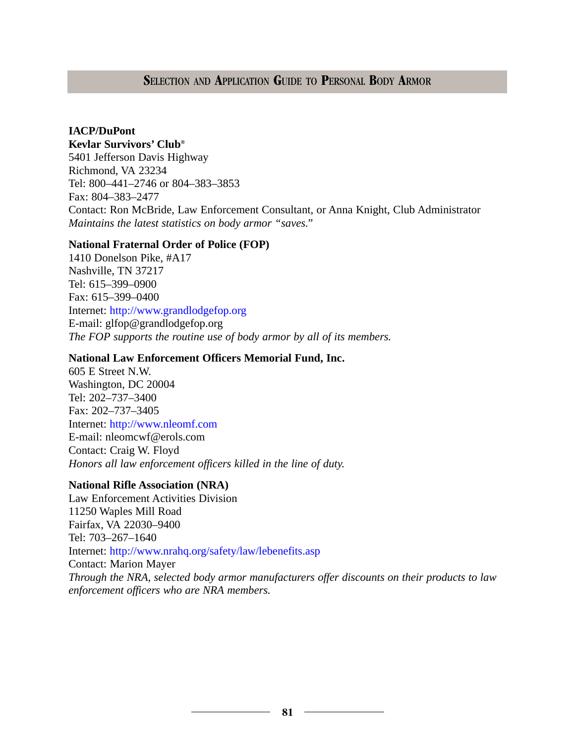**IACP/DuPont**
**Kevlar Survivors' Club®**
5401 Jefferson Davis Highway
Richmond, VA 23234
Tel: 800–441–2746 or 804–383–3853
Fax: 804–383–2477
Contact: Ron McBride, Law Enforcement Consultant, or Anna Knight, Club Administrator
*Maintains the latest statistics on body armor "saves."*

**National Fraternal Order of Police (FOP)**
1410 Donelson Pike, #A17
Nashville, TN 37217
Tel: 615–399–0900
Fax: 615–399–0400
Internet: http://www.grandlodgefop.org
E-mail: glfop@grandlodgefop.org
*The FOP supports the routine use of body armor by all of its members.*

**National Law Enforcement Officers Memorial Fund, Inc.**
605 E Street N.W.
Washington, DC 20004
Tel: 202–737–3400
Fax: 202–737–3405
Internet: http://www.nleomf.com
E-mail: nleomcwf@erols.com
Contact: Craig W. Floyd
*Honors all law enforcement officers killed in the line of duty.*

**National Rifle Association (NRA)**
Law Enforcement Activities Division
11250 Waples Mill Road
Fairfax, VA 22030–9400
Tel: 703–267–1640
Internet: http://www.nrahq.org/safety/law/lebenefits.asp
Contact: Marion Mayer
*Through the NRA, selected body armor manufacturers offer discounts on their products to law enforcement officers who are NRA members.*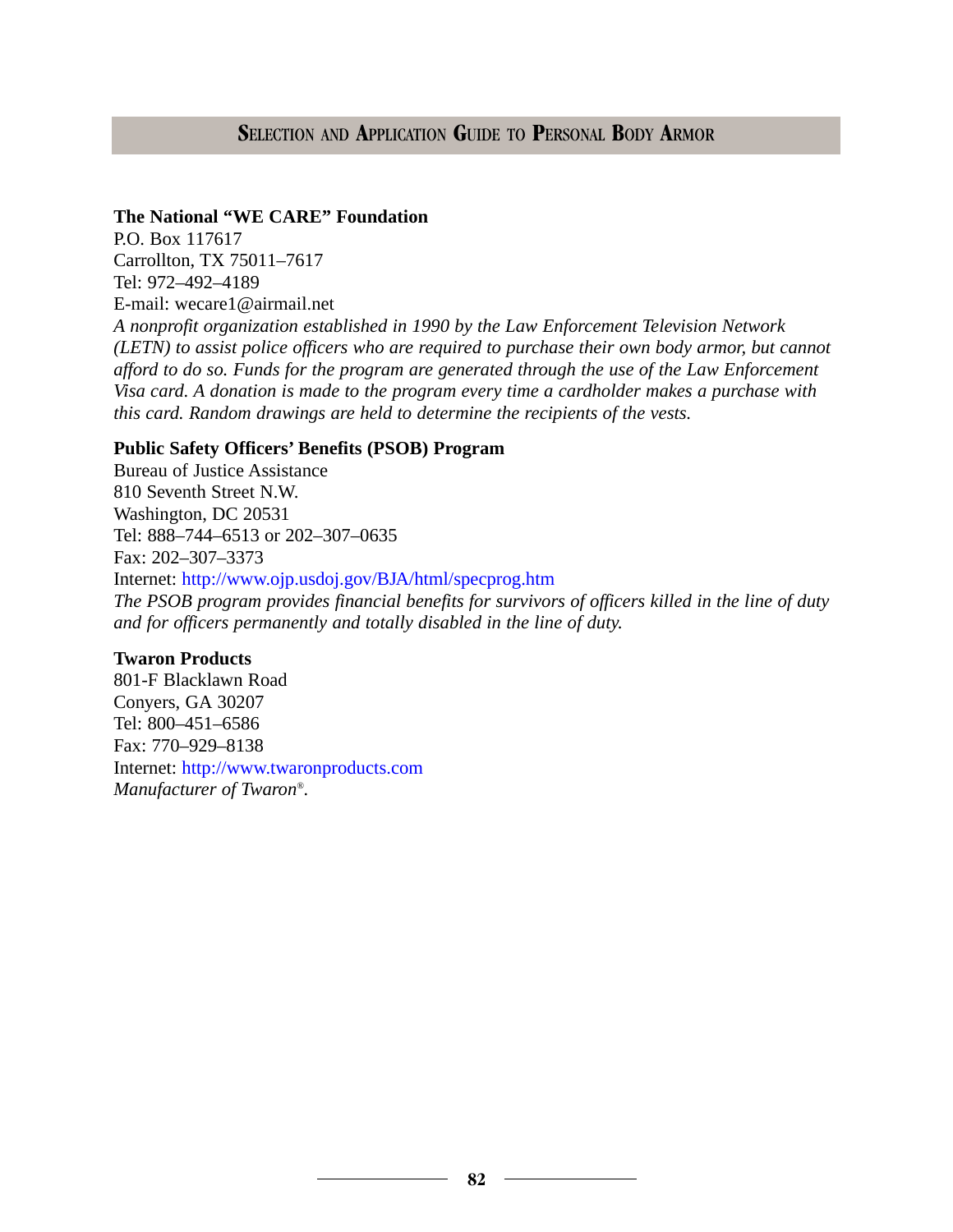**The National “WE CARE” Foundation**
P.O. Box 117617
Carrollton, TX 75011–7617
Tel: 972–492–4189
E-mail: wecare1@airmail.net
*A nonprofit organization established in 1990 by the Law Enforcement Television Network (LETN) to assist police officers who are required to purchase their own body armor, but cannot afford to do so. Funds for the program are generated through the use of the Law Enforcement Visa card. A donation is made to the program every time a cardholder makes a purchase with this card. Random drawings are held to determine the recipients of the vests.*

**Public Safety Officers’ Benefits (PSOB) Program**
Bureau of Justice Assistance
810 Seventh Street N.W.
Washington, DC 20531
Tel: 888–744–6513 or 202–307–0635
Fax: 202–307–3373
Internet: http://www.ojp.usdoj.gov/BJA/html/specprog.htm
*The PSOB program provides financial benefits for survivors of officers killed in the line of duty and for officers permanently and totally disabled in the line of duty.*

**Twaron Products**
801-F Blacklawn Road
Conyers, GA 30207
Tel: 800–451–6586
Fax: 770–929–8138
Internet: http://www.twaronproducts.com
*Manufacturer of Twaron®.*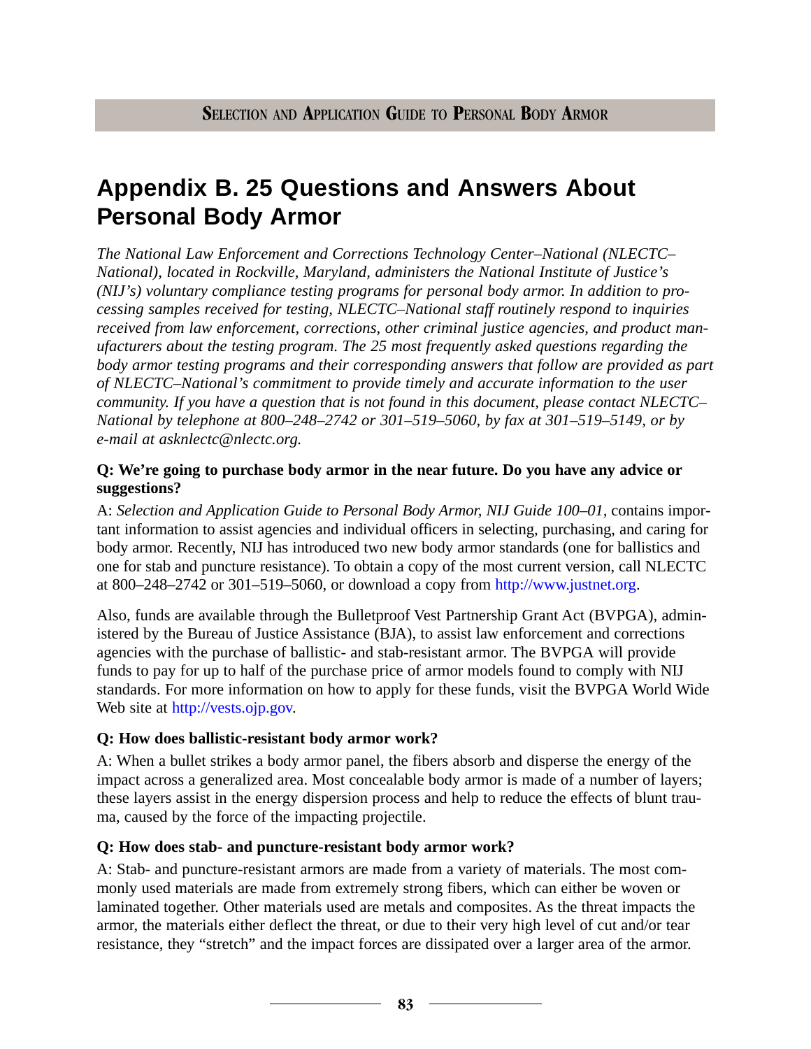# Appendix B. 25 Questions and Answers About Personal Body Armor

*The National Law Enforcement and Corrections Technology Center–National (NLECTC–National), located in Rockville, Maryland, administers the National Institute of Justice's (NIJ's) voluntary compliance testing programs for personal body armor. In addition to processing samples received for testing, NLECTC–National staff routinely respond to inquiries received from law enforcement, corrections, other criminal justice agencies, and product manufacturers about the testing program. The 25 most frequently asked questions regarding the body armor testing programs and their corresponding answers that follow are provided as part of NLECTC–National's commitment to provide timely and accurate information to the user community. If you have a question that is not found in this document, please contact NLECTC–National by telephone at 800–248–2742 or 301–519–5060, by fax at 301–519–5149, or by e-mail at asknlectc@nlectc.org.*

**Q: We're going to purchase body armor in the near future. Do you have any advice or suggestions?**

A: *Selection and Application Guide to Personal Body Armor, NIJ Guide 100–01*, contains important information to assist agencies and individual officers in selecting, purchasing, and caring for body armor. Recently, NIJ has introduced two new body armor standards (one for ballistics and one for stab and puncture resistance). To obtain a copy of the most current version, call NLECTC at 800–248–2742 or 301–519–5060, or download a copy from http://www.justnet.org.

Also, funds are available through the Bulletproof Vest Partnership Grant Act (BVPGA), administered by the Bureau of Justice Assistance (BJA), to assist law enforcement and corrections agencies with the purchase of ballistic- and stab-resistant armor. The BVPGA will provide funds to pay for up to half of the purchase price of armor models found to comply with NIJ standards. For more information on how to apply for these funds, visit the BVPGA World Wide Web site at http://vests.ojp.gov.

**Q: How does ballistic-resistant body armor work?**

A: When a bullet strikes a body armor panel, the fibers absorb and disperse the energy of the impact across a generalized area. Most concealable body armor is made of a number of layers; these layers assist in the energy dispersion process and help to reduce the effects of blunt trauma, caused by the force of the impacting projectile.

**Q: How does stab- and puncture-resistant body armor work?**

A: Stab- and puncture-resistant armors are made from a variety of materials. The most commonly used materials are made from extremely strong fibers, which can either be woven or laminated together. Other materials used are metals and composites. As the threat impacts the armor, the materials either deflect the threat, or due to their very high level of cut and/or tear resistance, they "stretch" and the impact forces are dissipated over a larger area of the armor.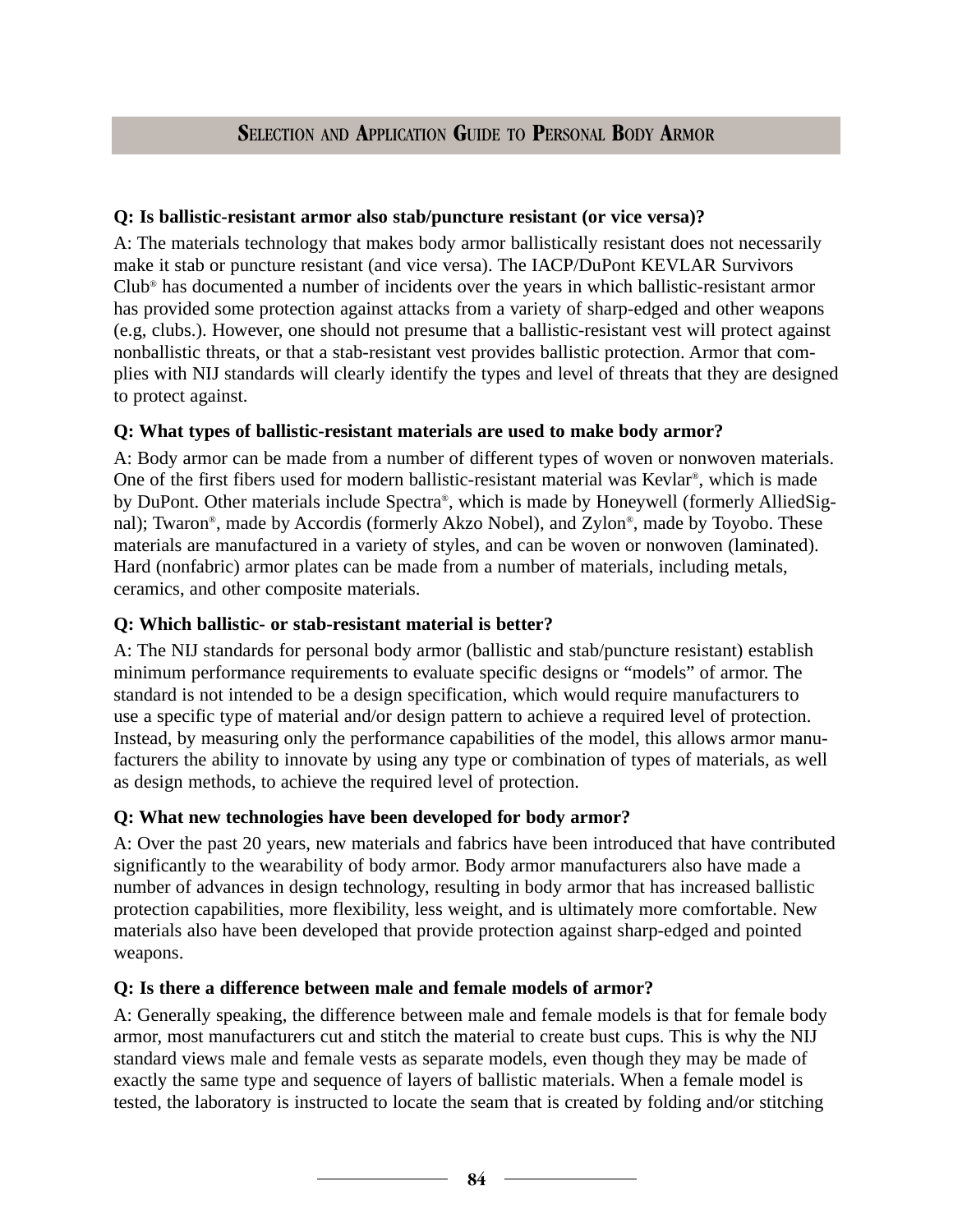**Q: Is ballistic-resistant armor also stab/puncture resistant (or vice versa)?**

A: The materials technology that makes body armor ballistically resistant does not necessarily make it stab or puncture resistant (and vice versa). The IACP/DuPont KEVLAR Survivors Club® has documented a number of incidents over the years in which ballistic-resistant armor has provided some protection against attacks from a variety of sharp-edged and other weapons (e.g, clubs.). However, one should not presume that a ballistic-resistant vest will protect against nonballistic threats, or that a stab-resistant vest provides ballistic protection. Armor that complies with NIJ standards will clearly identify the types and level of threats that they are designed to protect against.

**Q: What types of ballistic-resistant materials are used to make body armor?**

A: Body armor can be made from a number of different types of woven or nonwoven materials. One of the first fibers used for modern ballistic-resistant material was Kevlar®, which is made by DuPont. Other materials include Spectra®, which is made by Honeywell (formerly AlliedSignal); Twaron®, made by Accordis (formerly Akzo Nobel), and Zylon®, made by Toyobo. These materials are manufactured in a variety of styles, and can be woven or nonwoven (laminated). Hard (nonfabric) armor plates can be made from a number of materials, including metals, ceramics, and other composite materials.

**Q: Which ballistic- or stab-resistant material is better?**

A: The NIJ standards for personal body armor (ballistic and stab/puncture resistant) establish minimum performance requirements to evaluate specific designs or "models" of armor. The standard is not intended to be a design specification, which would require manufacturers to use a specific type of material and/or design pattern to achieve a required level of protection. Instead, by measuring only the performance capabilities of the model, this allows armor manufacturers the ability to innovate by using any type or combination of types of materials, as well as design methods, to achieve the required level of protection.

**Q: What new technologies have been developed for body armor?**

A: Over the past 20 years, new materials and fabrics have been introduced that have contributed significantly to the wearability of body armor. Body armor manufacturers also have made a number of advances in design technology, resulting in body armor that has increased ballistic protection capabilities, more flexibility, less weight, and is ultimately more comfortable. New materials also have been developed that provide protection against sharp-edged and pointed weapons.

**Q: Is there a difference between male and female models of armor?**

A: Generally speaking, the difference between male and female models is that for female body armor, most manufacturers cut and stitch the material to create bust cups. This is why the NIJ standard views male and female vests as separate models, even though they may be made of exactly the same type and sequence of layers of ballistic materials. When a female model is tested, the laboratory is instructed to locate the seam that is created by folding and/or stitching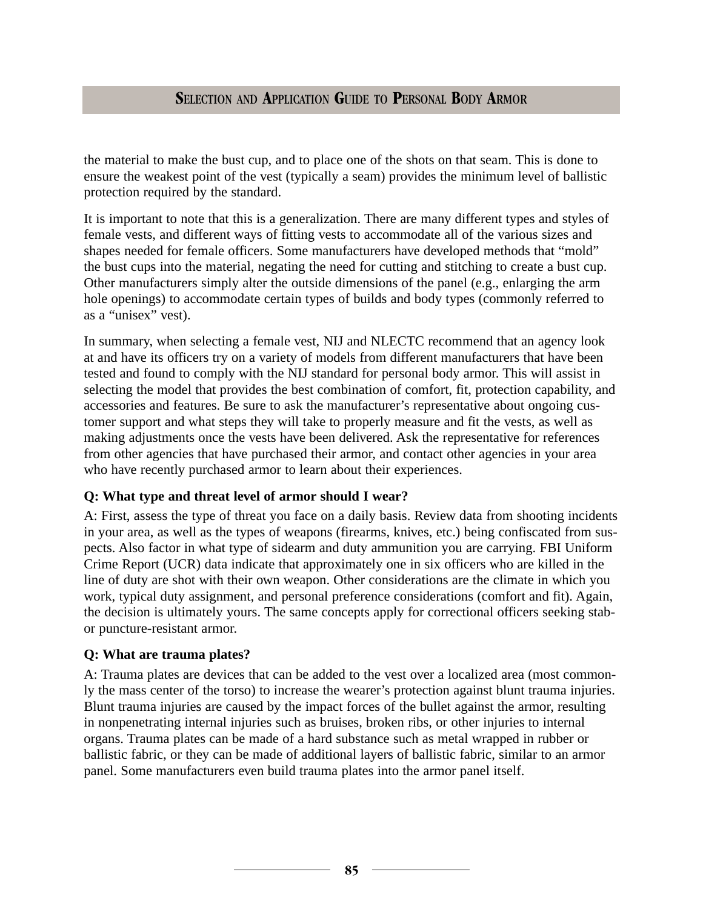the material to make the bust cup, and to place one of the shots on that seam. This is done to ensure the weakest point of the vest (typically a seam) provides the minimum level of ballistic protection required by the standard.

It is important to note that this is a generalization. There are many different types and styles of female vests, and different ways of fitting vests to accommodate all of the various sizes and shapes needed for female officers. Some manufacturers have developed methods that "mold" the bust cups into the material, negating the need for cutting and stitching to create a bust cup. Other manufacturers simply alter the outside dimensions of the panel (e.g., enlarging the arm hole openings) to accommodate certain types of builds and body types (commonly referred to as a "unisex" vest).

In summary, when selecting a female vest, NIJ and NLECTC recommend that an agency look at and have its officers try on a variety of models from different manufacturers that have been tested and found to comply with the NIJ standard for personal body armor. This will assist in selecting the model that provides the best combination of comfort, fit, protection capability, and accessories and features. Be sure to ask the manufacturer's representative about ongoing customer support and what steps they will take to properly measure and fit the vests, as well as making adjustments once the vests have been delivered. Ask the representative for references from other agencies that have purchased their armor, and contact other agencies in your area who have recently purchased armor to learn about their experiences.

**Q: What type and threat level of armor should I wear?**

A: First, assess the type of threat you face on a daily basis. Review data from shooting incidents in your area, as well as the types of weapons (firearms, knives, etc.) being confiscated from suspects. Also factor in what type of sidearm and duty ammunition you are carrying. FBI Uniform Crime Report (UCR) data indicate that approximately one in six officers who are killed in the line of duty are shot with their own weapon. Other considerations are the climate in which you work, typical duty assignment, and personal preference considerations (comfort and fit). Again, the decision is ultimately yours. The same concepts apply for correctional officers seeking stab- or puncture-resistant armor.

**Q: What are trauma plates?**

A: Trauma plates are devices that can be added to the vest over a localized area (most commonly the mass center of the torso) to increase the wearer's protection against blunt trauma injuries. Blunt trauma injuries are caused by the impact forces of the bullet against the armor, resulting in nonpenetrating internal injuries such as bruises, broken ribs, or other injuries to internal organs. Trauma plates can be made of a hard substance such as metal wrapped in rubber or ballistic fabric, or they can be made of additional layers of ballistic fabric, similar to an armor panel. Some manufacturers even build trauma plates into the armor panel itself.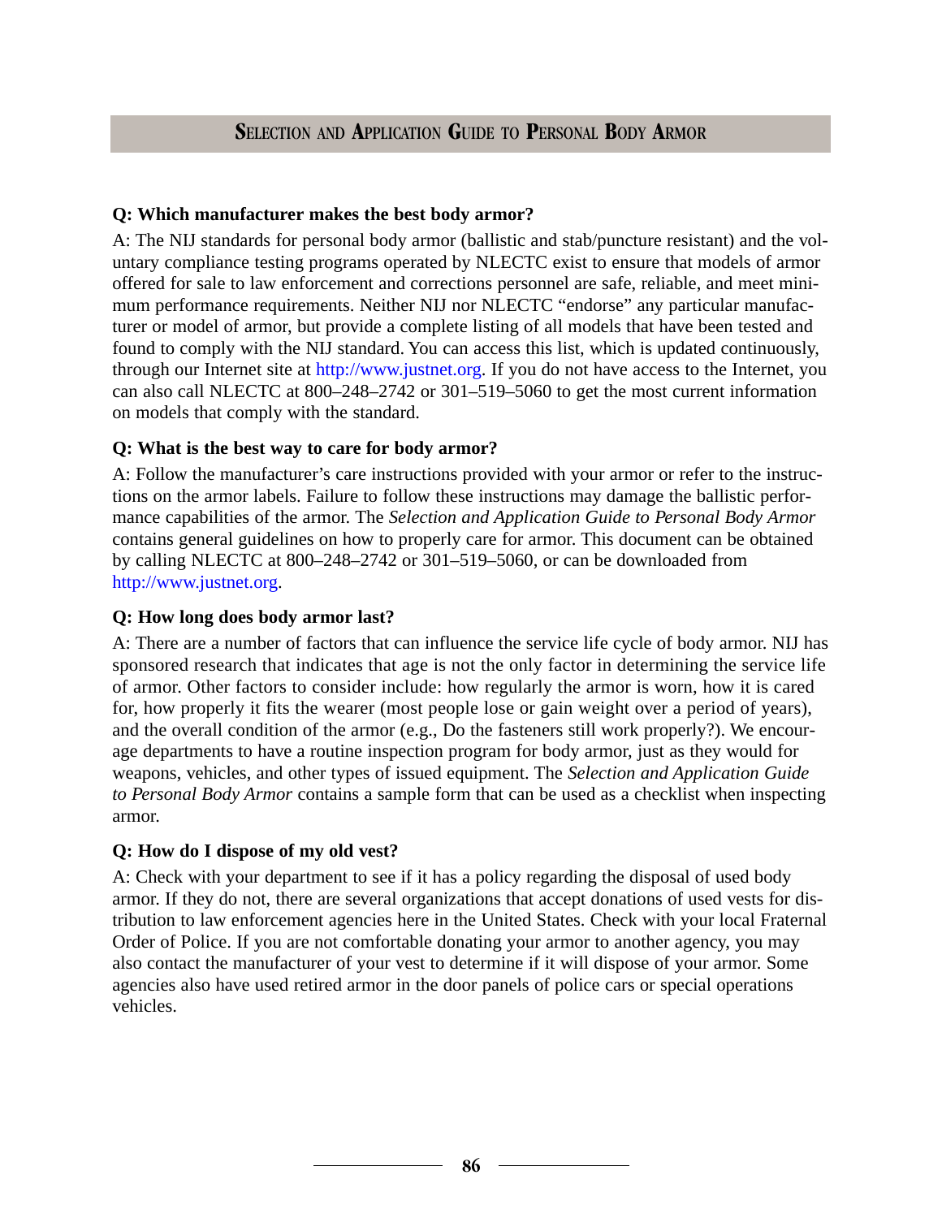**Q: Which manufacturer makes the best body armor?**

A: The NIJ standards for personal body armor (ballistic and stab/puncture resistant) and the voluntary compliance testing programs operated by NLECTC exist to ensure that models of armor offered for sale to law enforcement and corrections personnel are safe, reliable, and meet minimum performance requirements. Neither NIJ nor NLECTC "endorse" any particular manufacturer or model of armor, but provide a complete listing of all models that have been tested and found to comply with the NIJ standard. You can access this list, which is updated continuously, through our Internet site at http://www.justnet.org. If you do not have access to the Internet, you can also call NLECTC at 800–248–2742 or 301–519–5060 to get the most current information on models that comply with the standard.

**Q: What is the best way to care for body armor?**

A: Follow the manufacturer's care instructions provided with your armor or refer to the instructions on the armor labels. Failure to follow these instructions may damage the ballistic performance capabilities of the armor. The *Selection and Application Guide to Personal Body Armor* contains general guidelines on how to properly care for armor. This document can be obtained by calling NLECTC at 800–248–2742 or 301–519–5060, or can be downloaded from http://www.justnet.org.

**Q: How long does body armor last?**

A: There are a number of factors that can influence the service life cycle of body armor. NIJ has sponsored research that indicates that age is not the only factor in determining the service life of armor. Other factors to consider include: how regularly the armor is worn, how it is cared for, how properly it fits the wearer (most people lose or gain weight over a period of years), and the overall condition of the armor (e.g., Do the fasteners still work properly?). We encourage departments to have a routine inspection program for body armor, just as they would for weapons, vehicles, and other types of issued equipment. The *Selection and Application Guide to Personal Body Armor* contains a sample form that can be used as a checklist when inspecting armor.

**Q: How do I dispose of my old vest?**

A: Check with your department to see if it has a policy regarding the disposal of used body armor. If they do not, there are several organizations that accept donations of used vests for distribution to law enforcement agencies here in the United States. Check with your local Fraternal Order of Police. If you are not comfortable donating your armor to another agency, you may also contact the manufacturer of your vest to determine if it will dispose of your armor. Some agencies also have used retired armor in the door panels of police cars or special operations vehicles.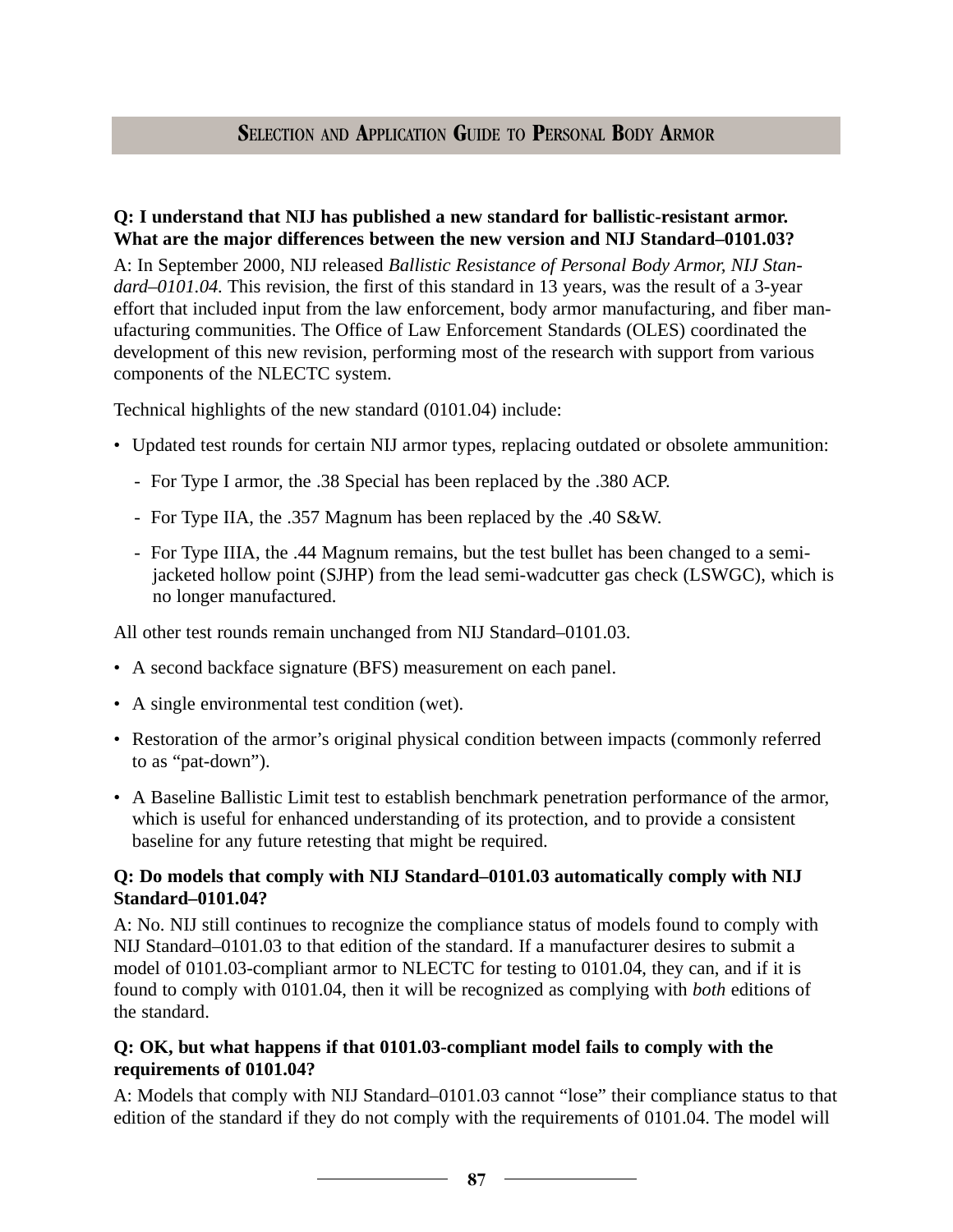**Q: I understand that NIJ has published a new standard for ballistic-resistant armor. What are the major differences between the new version and NIJ Standard–0101.03?**

A: In September 2000, NIJ released *Ballistic Resistance of Personal Body Armor, NIJ Standard–0101.04.* This revision, the first of this standard in 13 years, was the result of a 3-year effort that included input from the law enforcement, body armor manufacturing, and fiber manufacturing communities. The Office of Law Enforcement Standards (OLES) coordinated the development of this new revision, performing most of the research with support from various components of the NLECTC system.

Technical highlights of the new standard (0101.04) include:

- Updated test rounds for certain NIJ armor types, replacing outdated or obsolete ammunition:
  - For Type I armor, the .38 Special has been replaced by the .380 ACP.
  - For Type IIA, the .357 Magnum has been replaced by the .40 S&W.
  - For Type IIIA, the .44 Magnum remains, but the test bullet has been changed to a semi-jacketed hollow point (SJHP) from the lead semi-wadcutter gas check (LSWGC), which is no longer manufactured.

All other test rounds remain unchanged from NIJ Standard–0101.03.

- A second backface signature (BFS) measurement on each panel.
- A single environmental test condition (wet).
- Restoration of the armor's original physical condition between impacts (commonly referred to as "pat-down").
- A Baseline Ballistic Limit test to establish benchmark penetration performance of the armor, which is useful for enhanced understanding of its protection, and to provide a consistent baseline for any future retesting that might be required.

**Q: Do models that comply with NIJ Standard–0101.03 automatically comply with NIJ Standard–0101.04?**

A: No. NIJ still continues to recognize the compliance status of models found to comply with NIJ Standard–0101.03 to that edition of the standard. If a manufacturer desires to submit a model of 0101.03-compliant armor to NLECTC for testing to 0101.04, they can, and if it is found to comply with 0101.04, then it will be recognized as complying with *both* editions of the standard.

**Q: OK, but what happens if that 0101.03-compliant model fails to comply with the requirements of 0101.04?**

A: Models that comply with NIJ Standard–0101.03 cannot "lose" their compliance status to that edition of the standard if they do not comply with the requirements of 0101.04. The model will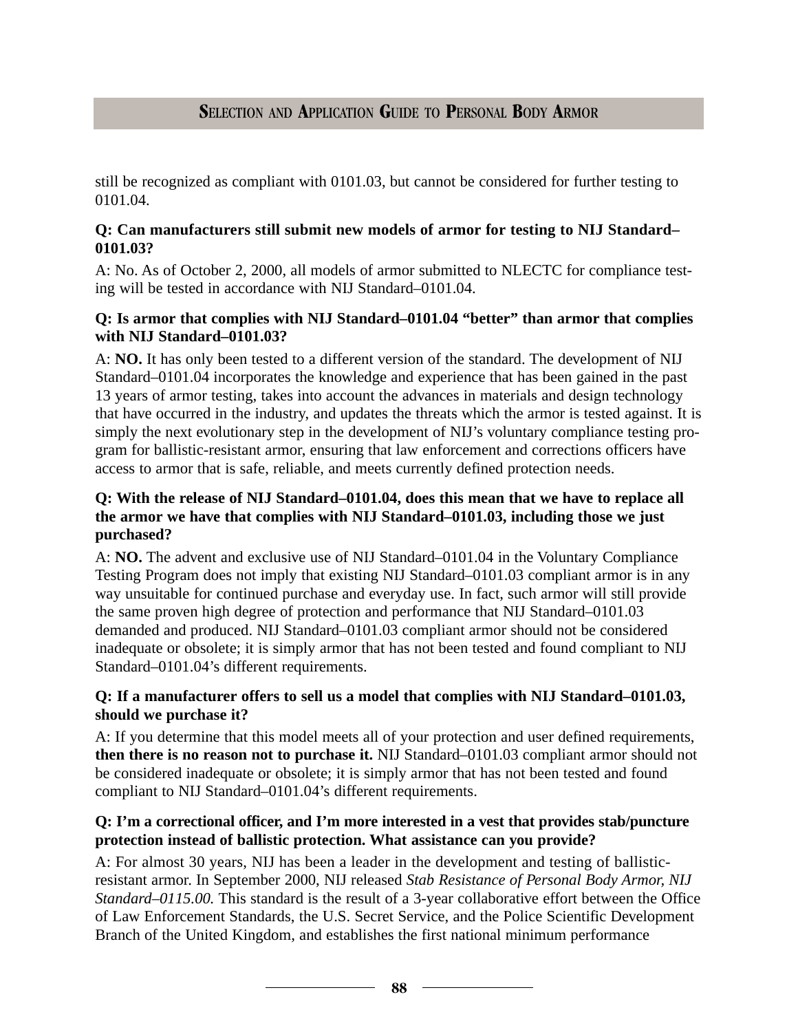still be recognized as compliant with 0101.03, but cannot be considered for further testing to 0101.04.

**Q: Can manufacturers still submit new models of armor for testing to NIJ Standard–0101.03?**

A: No. As of October 2, 2000, all models of armor submitted to NLECTC for compliance testing will be tested in accordance with NIJ Standard–0101.04.

**Q: Is armor that complies with NIJ Standard–0101.04 "better" than armor that complies with NIJ Standard–0101.03?**

A: **NO.** It has only been tested to a different version of the standard. The development of NIJ Standard–0101.04 incorporates the knowledge and experience that has been gained in the past 13 years of armor testing, takes into account the advances in materials and design technology that have occurred in the industry, and updates the threats which the armor is tested against. It is simply the next evolutionary step in the development of NIJ's voluntary compliance testing program for ballistic-resistant armor, ensuring that law enforcement and corrections officers have access to armor that is safe, reliable, and meets currently defined protection needs.

**Q: With the release of NIJ Standard–0101.04, does this mean that we have to replace all the armor we have that complies with NIJ Standard–0101.03, including those we just purchased?**

A: **NO.** The advent and exclusive use of NIJ Standard–0101.04 in the Voluntary Compliance Testing Program does not imply that existing NIJ Standard–0101.03 compliant armor is in any way unsuitable for continued purchase and everyday use. In fact, such armor will still provide the same proven high degree of protection and performance that NIJ Standard–0101.03 demanded and produced. NIJ Standard–0101.03 compliant armor should not be considered inadequate or obsolete; it is simply armor that has not been tested and found compliant to NIJ Standard–0101.04's different requirements.

**Q: If a manufacturer offers to sell us a model that complies with NIJ Standard–0101.03, should we purchase it?**

A: If you determine that this model meets all of your protection and user defined requirements, **then there is no reason not to purchase it.** NIJ Standard–0101.03 compliant armor should not be considered inadequate or obsolete; it is simply armor that has not been tested and found compliant to NIJ Standard–0101.04's different requirements.

**Q: I'm a correctional officer, and I'm more interested in a vest that provides stab/puncture protection instead of ballistic protection. What assistance can you provide?**

A: For almost 30 years, NIJ has been a leader in the development and testing of ballistic-resistant armor. In September 2000, NIJ released *Stab Resistance of Personal Body Armor, NIJ Standard–0115.00.* This standard is the result of a 3-year collaborative effort between the Office of Law Enforcement Standards, the U.S. Secret Service, and the Police Scientific Development Branch of the United Kingdom, and establishes the first national minimum performance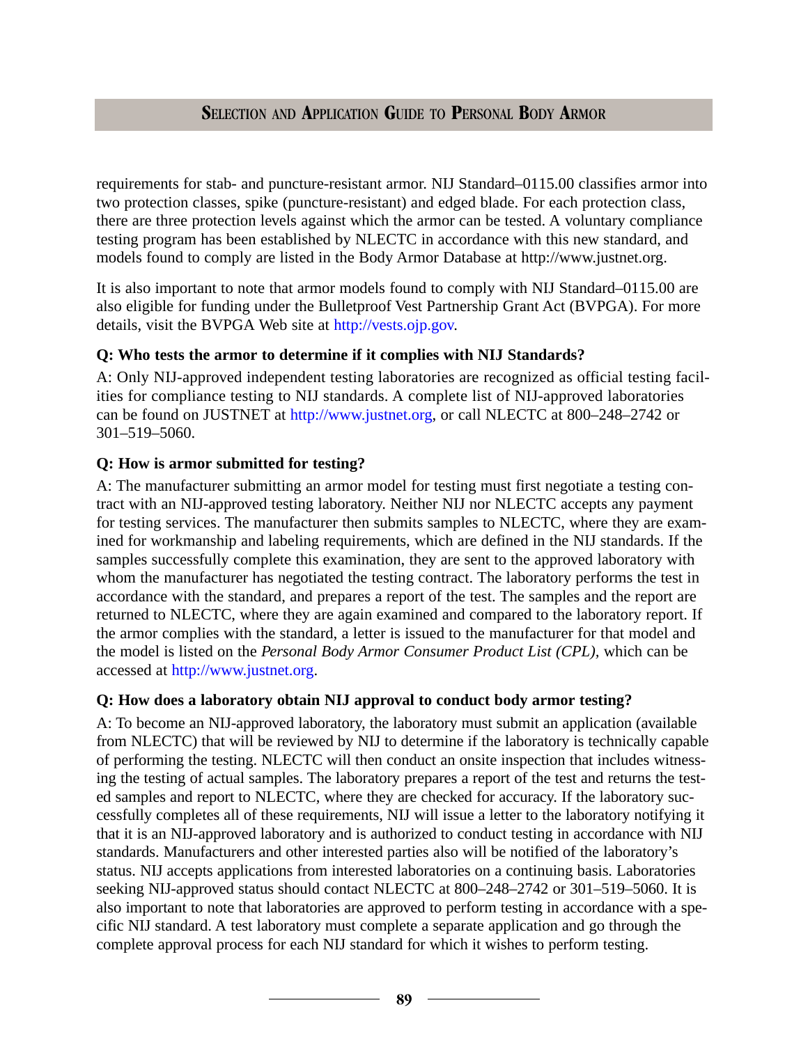requirements for stab- and puncture-resistant armor. NIJ Standard–0115.00 classifies armor into two protection classes, spike (puncture-resistant) and edged blade. For each protection class, there are three protection levels against which the armor can be tested. A voluntary compliance testing program has been established by NLECTC in accordance with this new standard, and models found to comply are listed in the Body Armor Database at http://www.justnet.org.

It is also important to note that armor models found to comply with NIJ Standard–0115.00 are also eligible for funding under the Bulletproof Vest Partnership Grant Act (BVPGA). For more details, visit the BVPGA Web site at http://vests.ojp.gov.

**Q: Who tests the armor to determine if it complies with NIJ Standards?**

A: Only NIJ-approved independent testing laboratories are recognized as official testing facilities for compliance testing to NIJ standards. A complete list of NIJ-approved laboratories can be found on JUSTNET at http://www.justnet.org, or call NLECTC at 800–248–2742 or 301–519–5060.

**Q: How is armor submitted for testing?**

A: The manufacturer submitting an armor model for testing must first negotiate a testing contract with an NIJ-approved testing laboratory. Neither NIJ nor NLECTC accepts any payment for testing services. The manufacturer then submits samples to NLECTC, where they are examined for workmanship and labeling requirements, which are defined in the NIJ standards. If the samples successfully complete this examination, they are sent to the approved laboratory with whom the manufacturer has negotiated the testing contract. The laboratory performs the test in accordance with the standard, and prepares a report of the test. The samples and the report are returned to NLECTC, where they are again examined and compared to the laboratory report. If the armor complies with the standard, a letter is issued to the manufacturer for that model and the model is listed on the *Personal Body Armor Consumer Product List (CPL),* which can be accessed at http://www.justnet.org.

**Q: How does a laboratory obtain NIJ approval to conduct body armor testing?**

A: To become an NIJ-approved laboratory, the laboratory must submit an application (available from NLECTC) that will be reviewed by NIJ to determine if the laboratory is technically capable of performing the testing. NLECTC will then conduct an onsite inspection that includes witnessing the testing of actual samples. The laboratory prepares a report of the test and returns the tested samples and report to NLECTC, where they are checked for accuracy. If the laboratory successfully completes all of these requirements, NIJ will issue a letter to the laboratory notifying it that it is an NIJ-approved laboratory and is authorized to conduct testing in accordance with NIJ standards. Manufacturers and other interested parties also will be notified of the laboratory's status. NIJ accepts applications from interested laboratories on a continuing basis. Laboratories seeking NIJ-approved status should contact NLECTC at 800–248–2742 or 301–519–5060. It is also important to note that laboratories are approved to perform testing in accordance with a specific NIJ standard. A test laboratory must complete a separate application and go through the complete approval process for each NIJ standard for which it wishes to perform testing.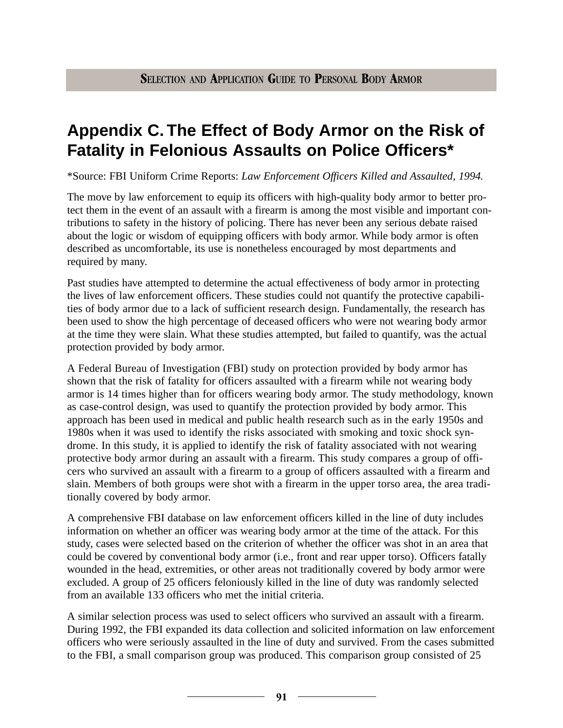# Appendix C. The Effect of Body Armor on the Risk of Fatality in Felonious Assaults on Police Officers*

*Source: FBI Uniform Crime Reports: *Law Enforcement Officers Killed and Assaulted, 1994.*

The move by law enforcement to equip its officers with high-quality body armor to better protect them in the event of an assault with a firearm is among the most visible and important contributions to safety in the history of policing. There has never been any serious debate raised about the logic or wisdom of equipping officers with body armor. While body armor is often described as uncomfortable, its use is nonetheless encouraged by most departments and required by many.

Past studies have attempted to determine the actual effectiveness of body armor in protecting the lives of law enforcement officers. These studies could not quantify the protective capabilities of body armor due to a lack of sufficient research design. Fundamentally, the research has been used to show the high percentage of deceased officers who were not wearing body armor at the time they were slain. What these studies attempted, but failed to quantify, was the actual protection provided by body armor.

A Federal Bureau of Investigation (FBI) study on protection provided by body armor has shown that the risk of fatality for officers assaulted with a firearm while not wearing body armor is 14 times higher than for officers wearing body armor. The study methodology, known as case-control design, was used to quantify the protection provided by body armor. This approach has been used in medical and public health research such as in the early 1950s and 1980s when it was used to identify the risks associated with smoking and toxic shock syndrome. In this study, it is applied to identify the risk of fatality associated with not wearing protective body armor during an assault with a firearm. This study compares a group of officers who survived an assault with a firearm to a group of officers assaulted with a firearm and slain. Members of both groups were shot with a firearm in the upper torso area, the area traditionally covered by body armor.

A comprehensive FBI database on law enforcement officers killed in the line of duty includes information on whether an officer was wearing body armor at the time of the attack. For this study, cases were selected based on the criterion of whether the officer was shot in an area that could be covered by conventional body armor (i.e., front and rear upper torso). Officers fatally wounded in the head, extremities, or other areas not traditionally covered by body armor were excluded. A group of 25 officers feloniously killed in the line of duty was randomly selected from an available 133 officers who met the initial criteria.

A similar selection process was used to select officers who survived an assault with a firearm. During 1992, the FBI expanded its data collection and solicited information on law enforcement officers who were seriously assaulted in the line of duty and survived. From the cases submitted to the FBI, a small comparison group was produced. This comparison group consisted of 25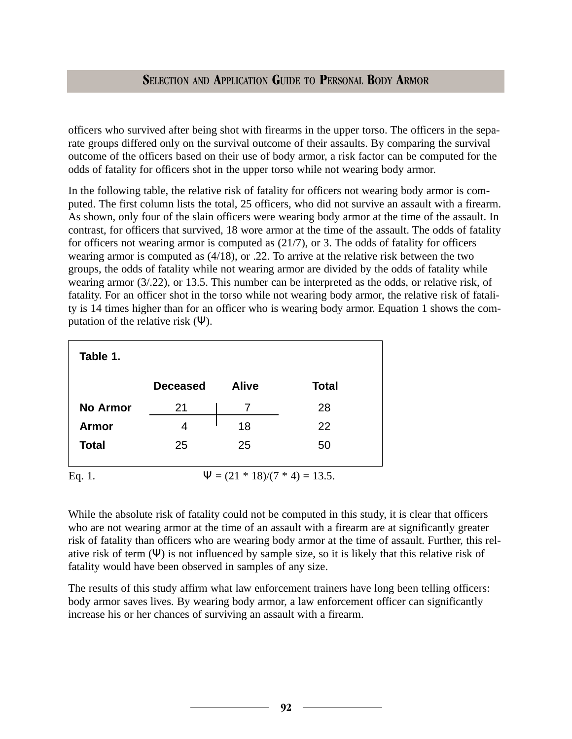officers who survived after being shot with firearms in the upper torso. The officers in the separate groups differed only on the survival outcome of their assaults. By comparing the survival outcome of the officers based on their use of body armor, a risk factor can be computed for the odds of fatality for officers shot in the upper torso while not wearing body armor.

In the following table, the relative risk of fatality for officers not wearing body armor is computed. The first column lists the total, 25 officers, who did not survive an assault with a firearm. As shown, only four of the slain officers were wearing body armor at the time of the assault. In contrast, for officers that survived, 18 wore armor at the time of the assault. The odds of fatality for officers not wearing armor is computed as (21/7), or 3. The odds of fatality for officers wearing armor is computed as (4/18), or .22. To arrive at the relative risk between the two groups, the odds of fatality while not wearing armor are divided by the odds of fatality while wearing armor (3/.22), or 13.5. This number can be interpreted as the odds, or relative risk, of fatality. For an officer shot in the torso while not wearing body armor, the relative risk of fatality is 14 times higher than for an officer who is wearing body armor. Equation 1 shows the computation of the relative risk ($\Psi$).

**Table 1.**

| | Deceased | Alive | Total |
|---|---|---|---|
| **No Armor** | 21 | 7 | 28 |
| **Armor** | 4 | 18 | 22 |
| **Total** | 25 | 25 | 50 |

Eq. 1. $$\Psi = (21 * 18)/(7 * 4) = 13.5.$$

While the absolute risk of fatality could not be computed in this study, it is clear that officers who are not wearing armor at the time of an assault with a firearm are at significantly greater risk of fatality than officers who are wearing body armor at the time of assault. Further, this relative risk of term ($\Psi$) is not influenced by sample size, so it is likely that this relative risk of fatality would have been observed in samples of any size.

The results of this study affirm what law enforcement trainers have long been telling officers: body armor saves lives. By wearing body armor, a law enforcement officer can significantly increase his or her chances of surviving an assault with a firearm.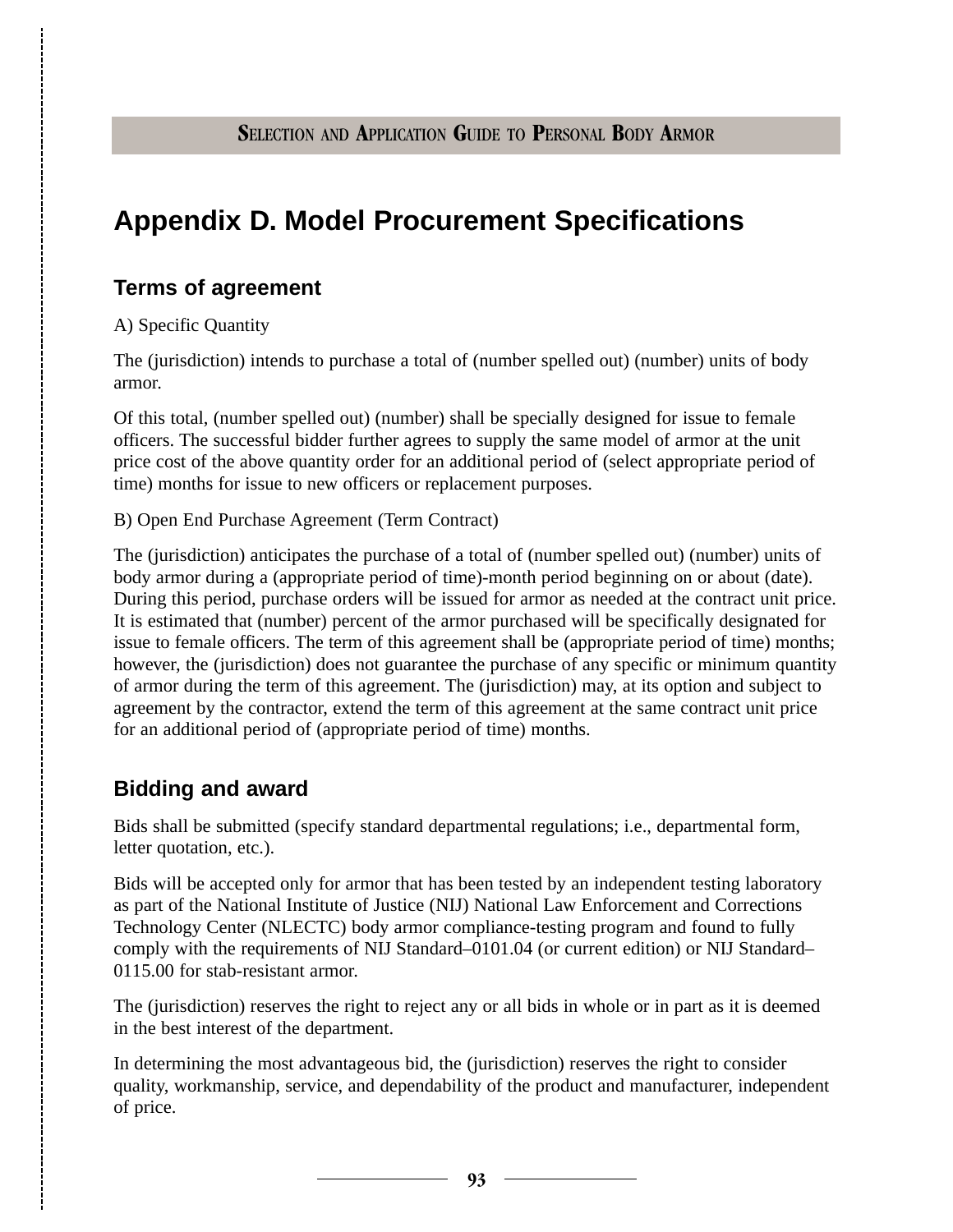# Appendix D. Model Procurement Specifications

## Terms of agreement

A) Specific Quantity

The (jurisdiction) intends to purchase a total of (number spelled out) (number) units of body armor.

Of this total, (number spelled out) (number) shall be specially designed for issue to female officers. The successful bidder further agrees to supply the same model of armor at the unit price cost of the above quantity order for an additional period of (select appropriate period of time) months for issue to new officers or replacement purposes.

B) Open End Purchase Agreement (Term Contract)

The (jurisdiction) anticipates the purchase of a total of (number spelled out) (number) units of body armor during a (appropriate period of time)-month period beginning on or about (date). During this period, purchase orders will be issued for armor as needed at the contract unit price. It is estimated that (number) percent of the armor purchased will be specifically designated for issue to female officers. The term of this agreement shall be (appropriate period of time) months; however, the (jurisdiction) does not guarantee the purchase of any specific or minimum quantity of armor during the term of this agreement. The (jurisdiction) may, at its option and subject to agreement by the contractor, extend the term of this agreement at the same contract unit price for an additional period of (appropriate period of time) months.

## Bidding and award

Bids shall be submitted (specify standard departmental regulations; i.e., departmental form, letter quotation, etc.).

Bids will be accepted only for armor that has been tested by an independent testing laboratory as part of the National Institute of Justice (NIJ) National Law Enforcement and Corrections Technology Center (NLECTC) body armor compliance-testing program and found to fully comply with the requirements of NIJ Standard–0101.04 (or current edition) or NIJ Standard–0115.00 for stab-resistant armor.

The (jurisdiction) reserves the right to reject any or all bids in whole or in part as it is deemed in the best interest of the department.

In determining the most advantageous bid, the (jurisdiction) reserves the right to consider quality, workmanship, service, and dependability of the product and manufacturer, independent of price.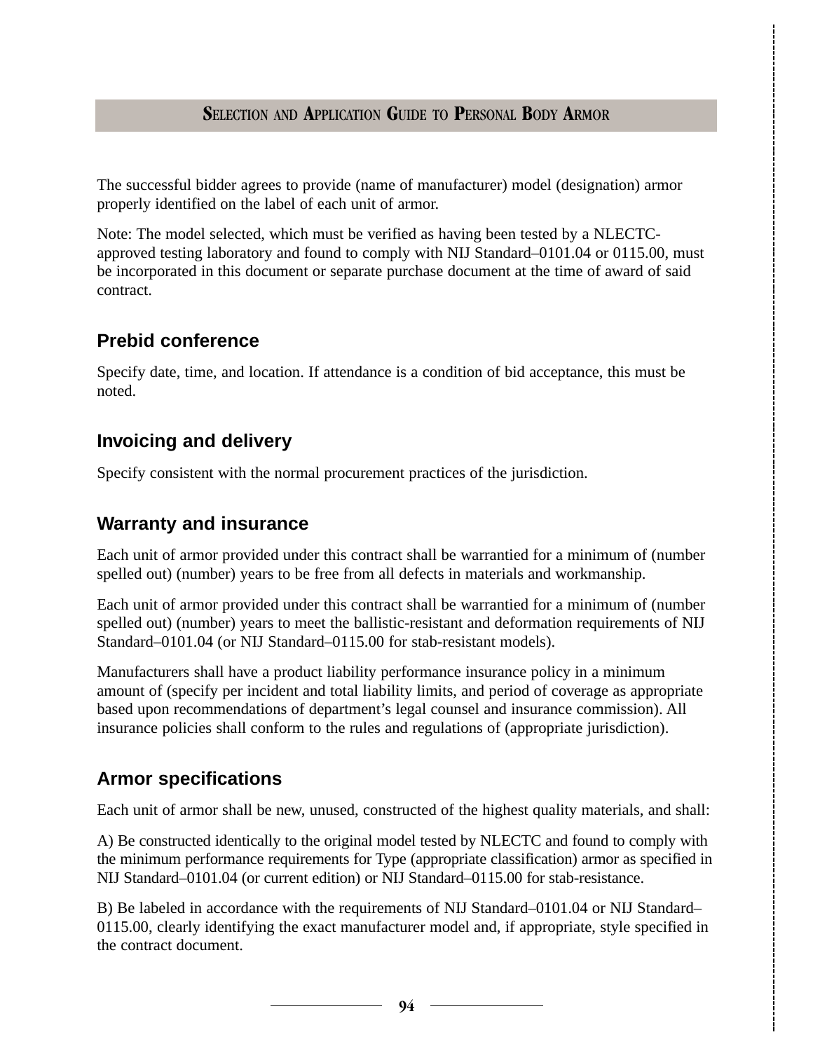The successful bidder agrees to provide (name of manufacturer) model (designation) armor properly identified on the label of each unit of armor.

Note: The model selected, which must be verified as having been tested by a NLECTC-approved testing laboratory and found to comply with NIJ Standard–0101.04 or 0115.00, must be incorporated in this document or separate purchase document at the time of award of said contract.

## Prebid conference

Specify date, time, and location. If attendance is a condition of bid acceptance, this must be noted.

## Invoicing and delivery

Specify consistent with the normal procurement practices of the jurisdiction.

## Warranty and insurance

Each unit of armor provided under this contract shall be warrantied for a minimum of (number spelled out) (number) years to be free from all defects in materials and workmanship.

Each unit of armor provided under this contract shall be warrantied for a minimum of (number spelled out) (number) years to meet the ballistic-resistant and deformation requirements of NIJ Standard–0101.04 (or NIJ Standard–0115.00 for stab-resistant models).

Manufacturers shall have a product liability performance insurance policy in a minimum amount of (specify per incident and total liability limits, and period of coverage as appropriate based upon recommendations of department's legal counsel and insurance commission). All insurance policies shall conform to the rules and regulations of (appropriate jurisdiction).

## Armor specifications

Each unit of armor shall be new, unused, constructed of the highest quality materials, and shall:

A) Be constructed identically to the original model tested by NLECTC and found to comply with the minimum performance requirements for Type (appropriate classification) armor as specified in NIJ Standard–0101.04 (or current edition) or NIJ Standard–0115.00 for stab-resistance.

B) Be labeled in accordance with the requirements of NIJ Standard–0101.04 or NIJ Standard–0115.00, clearly identifying the exact manufacturer model and, if appropriate, style specified in the contract document.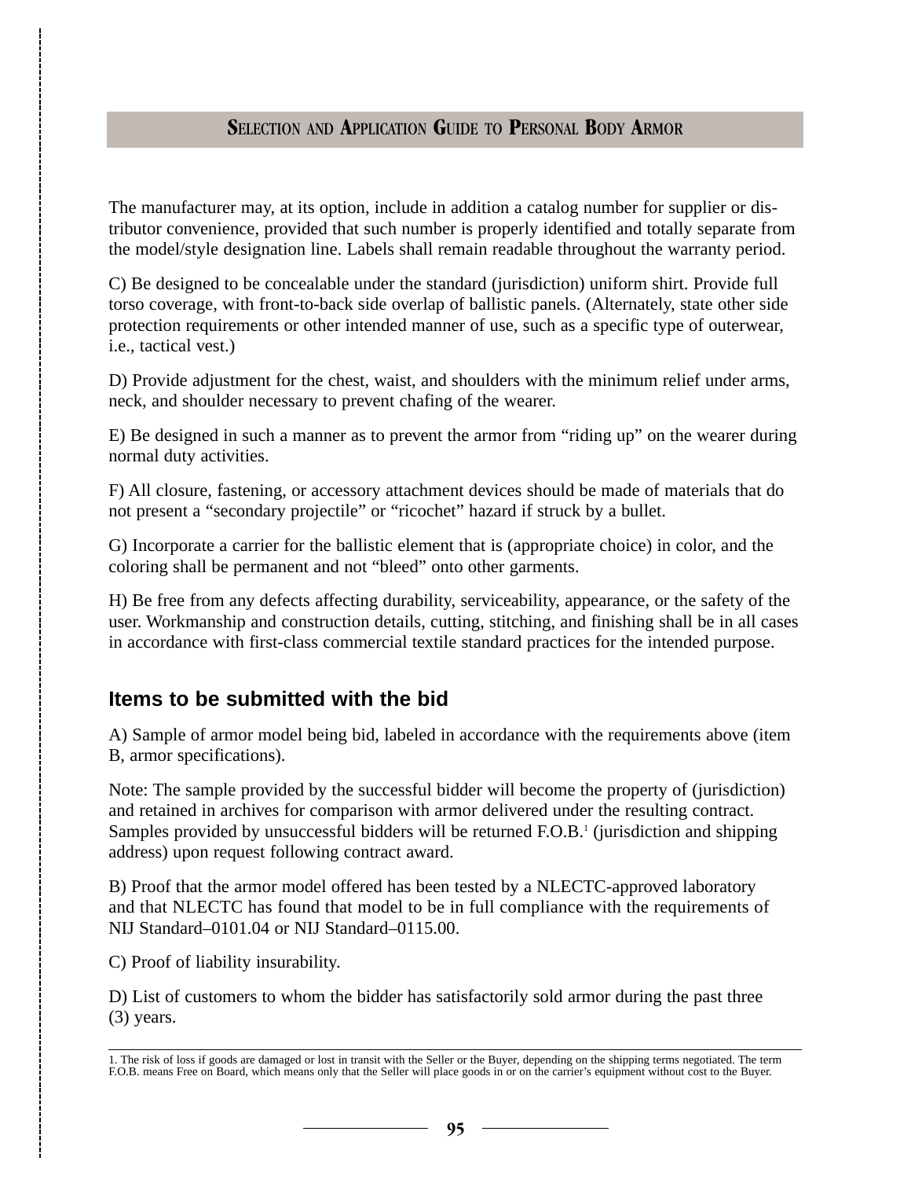The manufacturer may, at its option, include in addition a catalog number for supplier or distributor convenience, provided that such number is properly identified and totally separate from the model/style designation line. Labels shall remain readable throughout the warranty period.

C) Be designed to be concealable under the standard (jurisdiction) uniform shirt. Provide full torso coverage, with front-to-back side overlap of ballistic panels. (Alternately, state other side protection requirements or other intended manner of use, such as a specific type of outerwear, i.e., tactical vest.)

D) Provide adjustment for the chest, waist, and shoulders with the minimum relief under arms, neck, and shoulder necessary to prevent chafing of the wearer.

E) Be designed in such a manner as to prevent the armor from “riding up” on the wearer during normal duty activities.

F) All closure, fastening, or accessory attachment devices should be made of materials that do not present a “secondary projectile” or “ricochet” hazard if struck by a bullet.

G) Incorporate a carrier for the ballistic element that is (appropriate choice) in color, and the coloring shall be permanent and not “bleed” onto other garments.

H) Be free from any defects affecting durability, serviceability, appearance, or the safety of the user. Workmanship and construction details, cutting, stitching, and finishing shall be in all cases in accordance with first-class commercial textile standard practices for the intended purpose.

## Items to be submitted with the bid

A) Sample of armor model being bid, labeled in accordance with the requirements above (item B, armor specifications).

Note: The sample provided by the successful bidder will become the property of (jurisdiction) and retained in archives for comparison with armor delivered under the resulting contract. Samples provided by unsuccessful bidders will be returned F.O.B.[1] (jurisdiction and shipping address) upon request following contract award.

B) Proof that the armor model offered has been tested by a NLECTC-approved laboratory and that NLECTC has found that model to be in full compliance with the requirements of NIJ Standard–0101.04 or NIJ Standard–0115.00.

C) Proof of liability insurability.

D) List of customers to whom the bidder has satisfactorily sold armor during the past three (3) years.

---

1. The risk of loss if goods are damaged or lost in transit with the Seller or the Buyer, depending on the shipping terms negotiated. The term F.O.B. means Free on Board, which means only that the Seller will place goods in or on the carrier’s equipment without cost to the Buyer.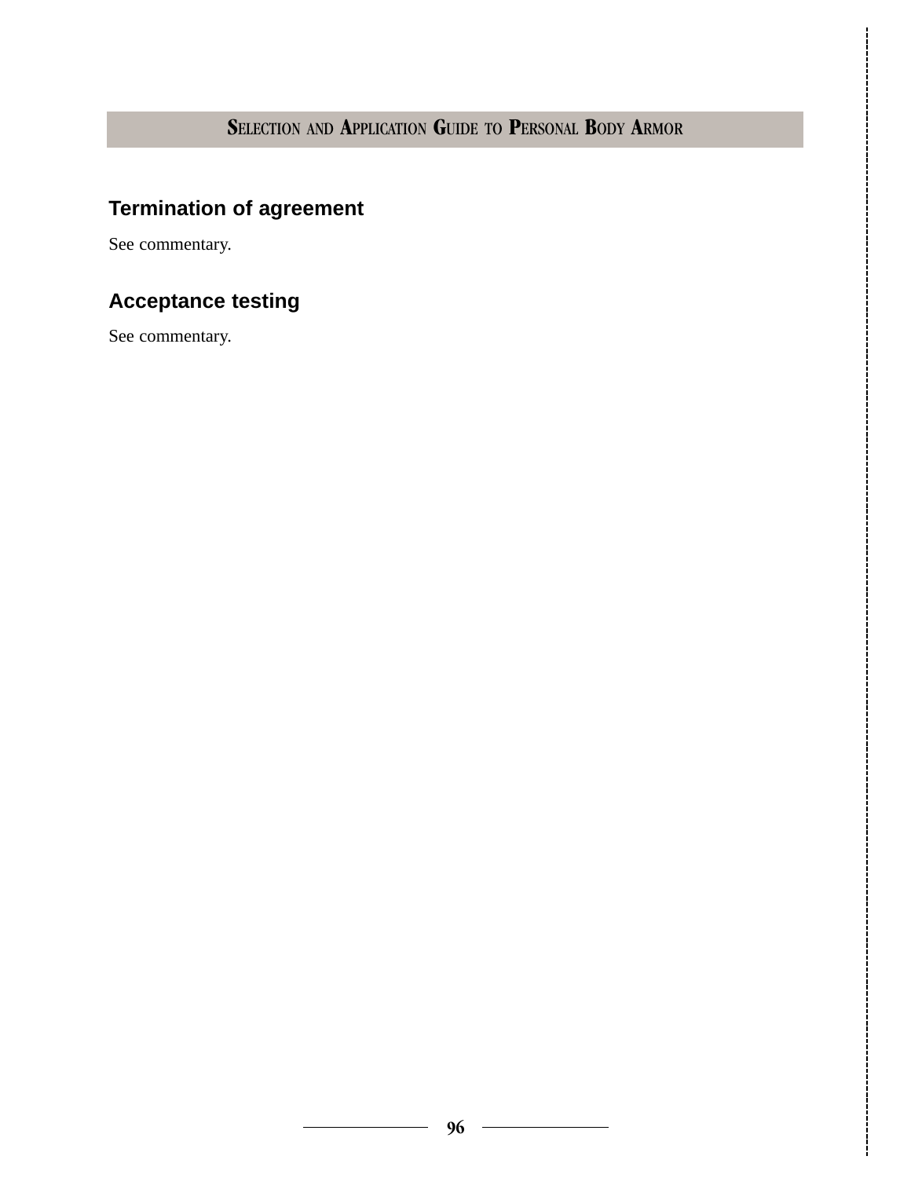## Termination of agreement

See commentary.

## Acceptance testing

See commentary.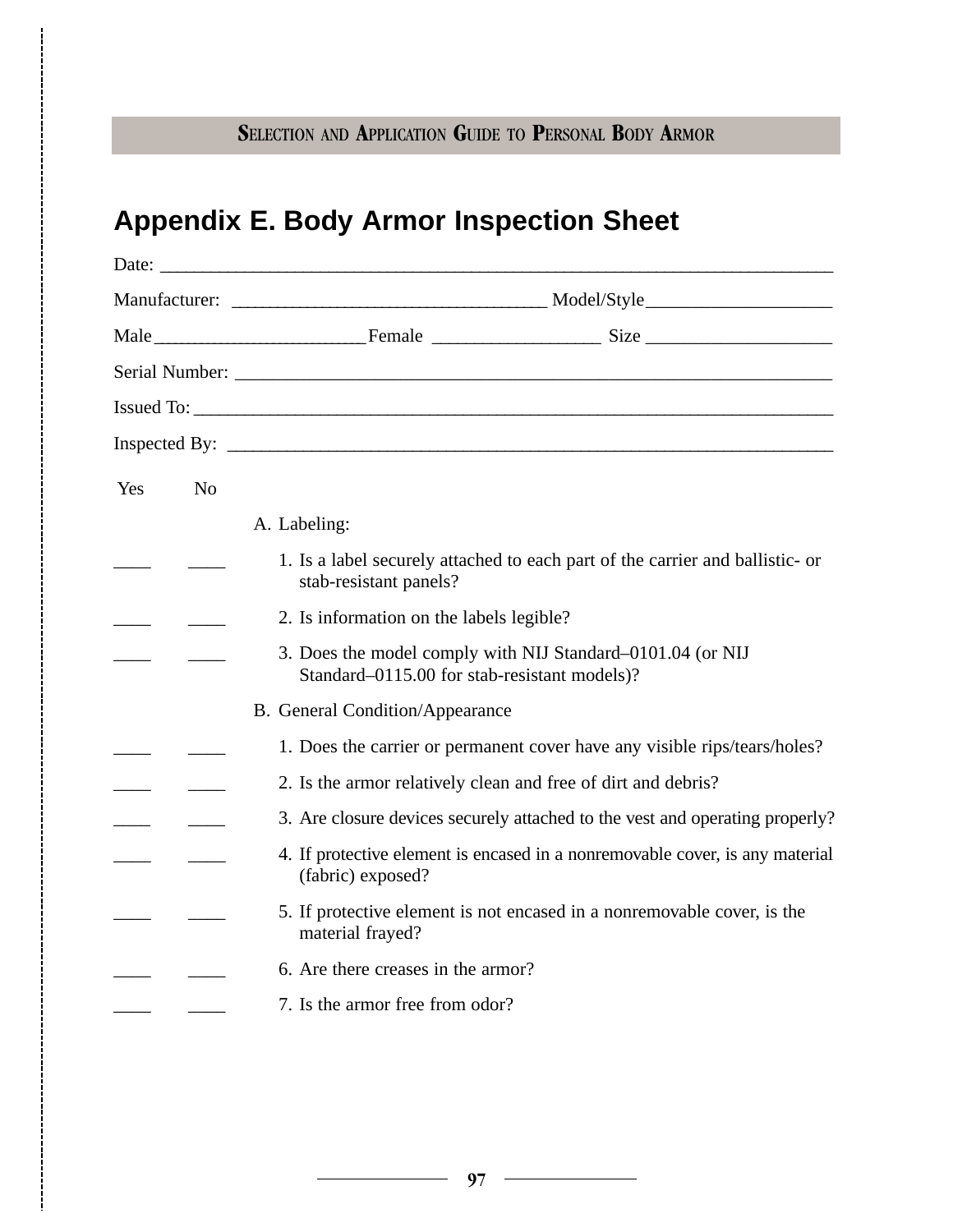## Appendix E. Body Armor Inspection Sheet

Date: ___________________________________________________________________________

Manufacturer: ___________________________________ Model/Style____________________

Male_______________________Female __________________ Size ____________________

Serial Number: ___________________________________________________________________

Issued To: _______________________________________________________________________

Inspected By: ____________________________________________________________________

| Yes | No | |
|---|---|---|
| | | A. Labeling: |
| ____ | ____ | 1. Is a label securely attached to each part of the carrier and ballistic- or stab-resistant panels? |
| ____ | ____ | 2. Is information on the labels legible? |
| ____ | ____ | 3. Does the model comply with NIJ Standard–0101.04 (or NIJ Standard–0115.00 for stab-resistant models)? |
| | | B. General Condition/Appearance |
| ____ | ____ | 1. Does the carrier or permanent cover have any visible rips/tears/holes? |
| ____ | ____ | 2. Is the armor relatively clean and free of dirt and debris? |
| ____ | ____ | 3. Are closure devices securely attached to the vest and operating properly? |
| ____ | ____ | 4. If protective element is encased in a nonremovable cover, is any material (fabric) exposed? |
| ____ | ____ | 5. If protective element is not encased in a nonremovable cover, is the material frayed? |
| ____ | ____ | 6. Are there creases in the armor? |
| ____ | ____ | 7. Is the armor free from odor? |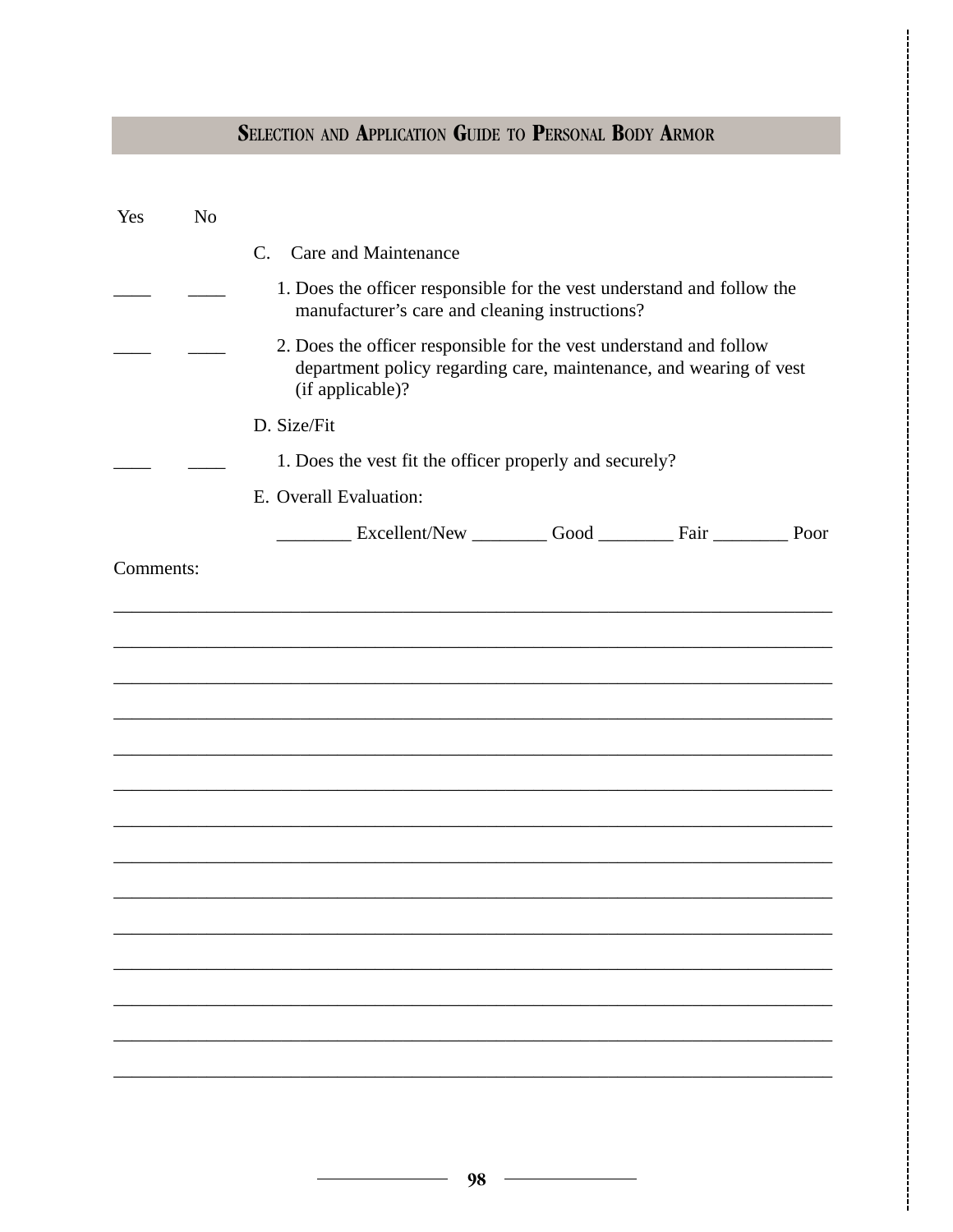| Yes | No | |
|---|---|---|
| | | C. Care and Maintenance |
| ____ | ____ | 1. Does the officer responsible for the vest understand and follow the manufacturer's care and cleaning instructions? |
| ____ | ____ | 2. Does the officer responsible for the vest understand and follow department policy regarding care, maintenance, and wearing of vest (if applicable)? |
| | | D. Size/Fit |
| ____ | ____ | 1. Does the vest fit the officer properly and securely? |
| | | E. Overall Evaluation: |
| | | ________ Excellent/New ________ Good ________ Fair ________ Poor |

Comments:

_______________________________________________________________________________

_______________________________________________________________________________

_______________________________________________________________________________

_______________________________________________________________________________

_______________________________________________________________________________

_______________________________________________________________________________

_______________________________________________________________________________

_______________________________________________________________________________

_______________________________________________________________________________

_______________________________________________________________________________

_______________________________________________________________________________

_______________________________________________________________________________

_______________________________________________________________________________

_______________________________________________________________________________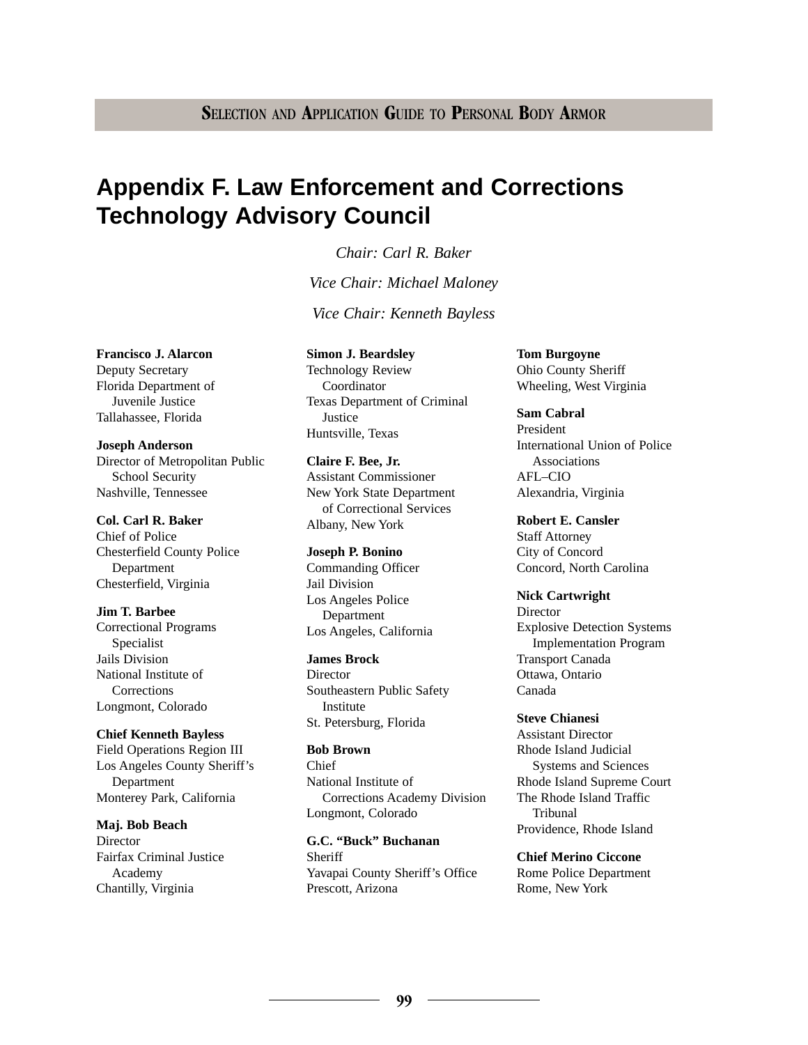# Appendix F. Law Enforcement and Corrections Technology Advisory Council

*Chair: Carl R. Baker*

*Vice Chair: Michael Maloney*

*Vice Chair: Kenneth Bayless*

**Francisco J. Alarcon**
Deputy Secretary
Florida Department of Juvenile Justice
Tallahassee, Florida

**Joseph Anderson**
Director of Metropolitan Public School Security
Nashville, Tennessee

**Col. Carl R. Baker**
Chief of Police
Chesterfield County Police Department
Chesterfield, Virginia

**Jim T. Barbee**
Correctional Programs Specialist
Jails Division
National Institute of Corrections
Longmont, Colorado

**Chief Kenneth Bayless**
Field Operations Region III
Los Angeles County Sheriff's Department
Monterey Park, California

**Maj. Bob Beach**
Director
Fairfax Criminal Justice Academy
Chantilly, Virginia

**Simon J. Beardsley**
Technology Review Coordinator
Texas Department of Criminal Justice
Huntsville, Texas

**Claire F. Bee, Jr.**
Assistant Commissioner
New York State Department of Correctional Services
Albany, New York

**Joseph P. Bonino**
Commanding Officer
Jail Division
Los Angeles Police Department
Los Angeles, California

**James Brock**
Director
Southeastern Public Safety Institute
St. Petersburg, Florida

**Bob Brown**
Chief
National Institute of Corrections Academy Division
Longmont, Colorado

**G.C. "Buck" Buchanan**
Sheriff
Yavapai County Sheriff's Office
Prescott, Arizona

**Tom Burgoyne**
Ohio County Sheriff
Wheeling, West Virginia

**Sam Cabral**
President
International Union of Police Associations
AFL–CIO
Alexandria, Virginia

**Robert E. Cansler**
Staff Attorney
City of Concord
Concord, North Carolina

**Nick Cartwright**
Director
Explosive Detection Systems Implementation Program
Transport Canada
Ottawa, Ontario
Canada

**Steve Chianesi**
Assistant Director
Rhode Island Judicial Systems and Sciences
Rhode Island Supreme Court
The Rhode Island Traffic Tribunal
Providence, Rhode Island

**Chief Merino Ciccone**
Rome Police Department
Rome, New York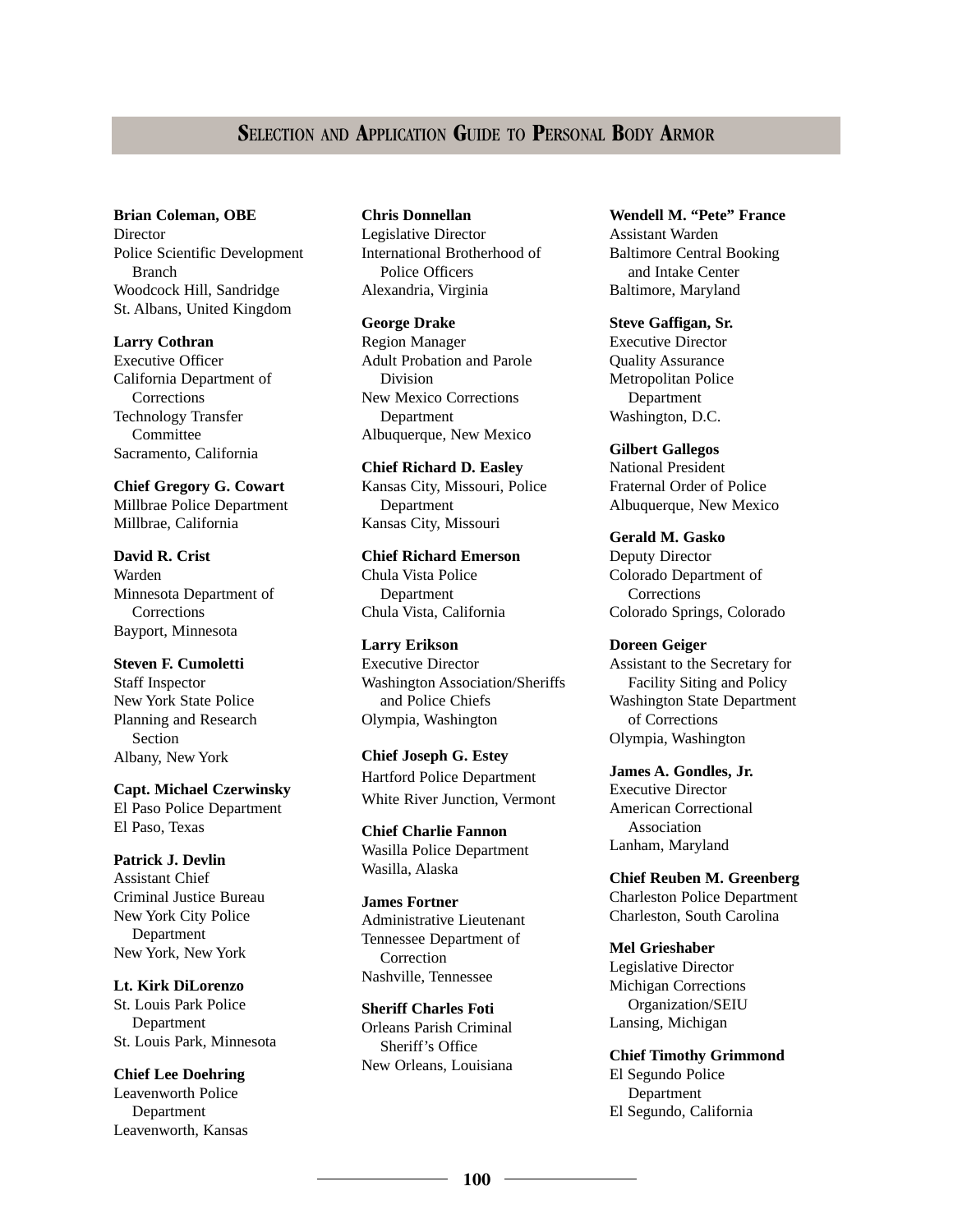**Brian Coleman, OBE**
Director
Police Scientific Development Branch
Woodcock Hill, Sandridge
St. Albans, United Kingdom

**Larry Cothran**
Executive Officer
California Department of Corrections
Technology Transfer Committee
Sacramento, California

**Chief Gregory G. Cowart**
Millbrae Police Department
Millbrae, California

**David R. Crist**
Warden
Minnesota Department of Corrections
Bayport, Minnesota

**Steven F. Cumoletti**
Staff Inspector
New York State Police
Planning and Research Section
Albany, New York

**Capt. Michael Czerwinsky**
El Paso Police Department
El Paso, Texas

**Patrick J. Devlin**
Assistant Chief
Criminal Justice Bureau
New York City Police Department
New York, New York

**Lt. Kirk DiLorenzo**
St. Louis Park Police Department
St. Louis Park, Minnesota

**Chief Lee Doehring**
Leavenworth Police Department
Leavenworth, Kansas

**Chris Donnellan**
Legislative Director
International Brotherhood of Police Officers
Alexandria, Virginia

**George Drake**
Region Manager
Adult Probation and Parole Division
New Mexico Corrections Department
Albuquerque, New Mexico

**Chief Richard D. Easley**
Kansas City, Missouri, Police Department
Kansas City, Missouri

**Chief Richard Emerson**
Chula Vista Police Department
Chula Vista, California

**Larry Erikson**
Executive Director
Washington Association/Sheriffs and Police Chiefs
Olympia, Washington

**Chief Joseph G. Estey**
Hartford Police Department
White River Junction, Vermont

**Chief Charlie Fannon**
Wasilla Police Department
Wasilla, Alaska

**James Fortner**
Administrative Lieutenant
Tennessee Department of Correction
Nashville, Tennessee

**Sheriff Charles Foti**
Orleans Parish Criminal Sheriff's Office
New Orleans, Louisiana

**Wendell M. "Pete" France**
Assistant Warden
Baltimore Central Booking and Intake Center
Baltimore, Maryland

**Steve Gaffigan, Sr.**
Executive Director
Quality Assurance
Metropolitan Police Department
Washington, D.C.

**Gilbert Gallegos**
National President
Fraternal Order of Police
Albuquerque, New Mexico

**Gerald M. Gasko**
Deputy Director
Colorado Department of Corrections
Colorado Springs, Colorado

**Doreen Geiger**
Assistant to the Secretary for Facility Siting and Policy
Washington State Department of Corrections
Olympia, Washington

**James A. Gondles, Jr.**
Executive Director
American Correctional Association
Lanham, Maryland

**Chief Reuben M. Greenberg**
Charleston Police Department
Charleston, South Carolina

**Mel Grieshaber**
Legislative Director
Michigan Corrections Organization/SEIU
Lansing, Michigan

**Chief Timothy Grimmond**
El Segundo Police Department
El Segundo, California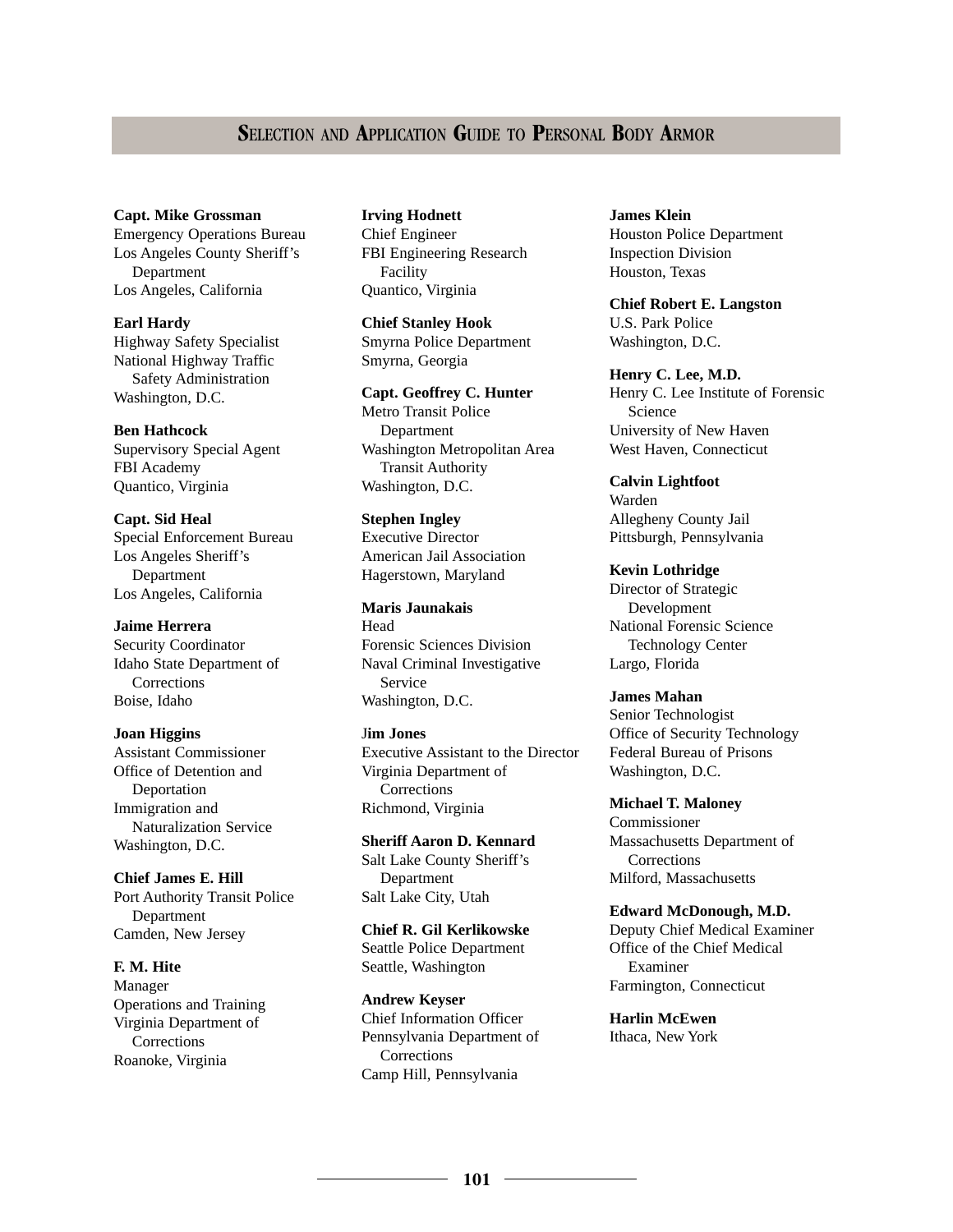**Capt. Mike Grossman**
Emergency Operations Bureau
Los Angeles County Sheriff's Department
Los Angeles, California

**Earl Hardy**
Highway Safety Specialist
National Highway Traffic Safety Administration
Washington, D.C.

**Ben Hathcock**
Supervisory Special Agent
FBI Academy
Quantico, Virginia

**Capt. Sid Heal**
Special Enforcement Bureau
Los Angeles Sheriff's Department
Los Angeles, California

**Jaime Herrera**
Security Coordinator
Idaho State Department of Corrections
Boise, Idaho

**Joan Higgins**
Assistant Commissioner
Office of Detention and Deportation
Immigration and Naturalization Service
Washington, D.C.

**Chief James E. Hill**
Port Authority Transit Police Department
Camden, New Jersey

**F. M. Hite**
Manager
Operations and Training
Virginia Department of Corrections
Roanoke, Virginia

**Irving Hodnett**
Chief Engineer
FBI Engineering Research Facility
Quantico, Virginia

**Chief Stanley Hook**
Smyrna Police Department
Smyrna, Georgia

**Capt. Geoffrey C. Hunter**
Metro Transit Police Department
Washington Metropolitan Area Transit Authority
Washington, D.C.

**Stephen Ingley**
Executive Director
American Jail Association
Hagerstown, Maryland

**Maris Jaunakais**
Head
Forensic Sciences Division
Naval Criminal Investigative Service
Washington, D.C.

**Jim Jones**
Executive Assistant to the Director
Virginia Department of Corrections
Richmond, Virginia

**Sheriff Aaron D. Kennard**
Salt Lake County Sheriff's Department
Salt Lake City, Utah

**Chief R. Gil Kerlikowske**
Seattle Police Department
Seattle, Washington

**Andrew Keyser**
Chief Information Officer
Pennsylvania Department of Corrections
Camp Hill, Pennsylvania

**James Klein**
Houston Police Department
Inspection Division
Houston, Texas

**Chief Robert E. Langston**
U.S. Park Police
Washington, D.C.

**Henry C. Lee, M.D.**
Henry C. Lee Institute of Forensic Science
University of New Haven
West Haven, Connecticut

**Calvin Lightfoot**
Warden
Allegheny County Jail
Pittsburgh, Pennsylvania

**Kevin Lothridge**
Director of Strategic Development
National Forensic Science Technology Center
Largo, Florida

**James Mahan**
Senior Technologist
Office of Security Technology
Federal Bureau of Prisons
Washington, D.C.

**Michael T. Maloney**
Commissioner
Massachusetts Department of Corrections
Milford, Massachusetts

**Edward McDonough, M.D.**
Deputy Chief Medical Examiner
Office of the Chief Medical Examiner
Farmington, Connecticut

**Harlin McEwen**
Ithaca, New York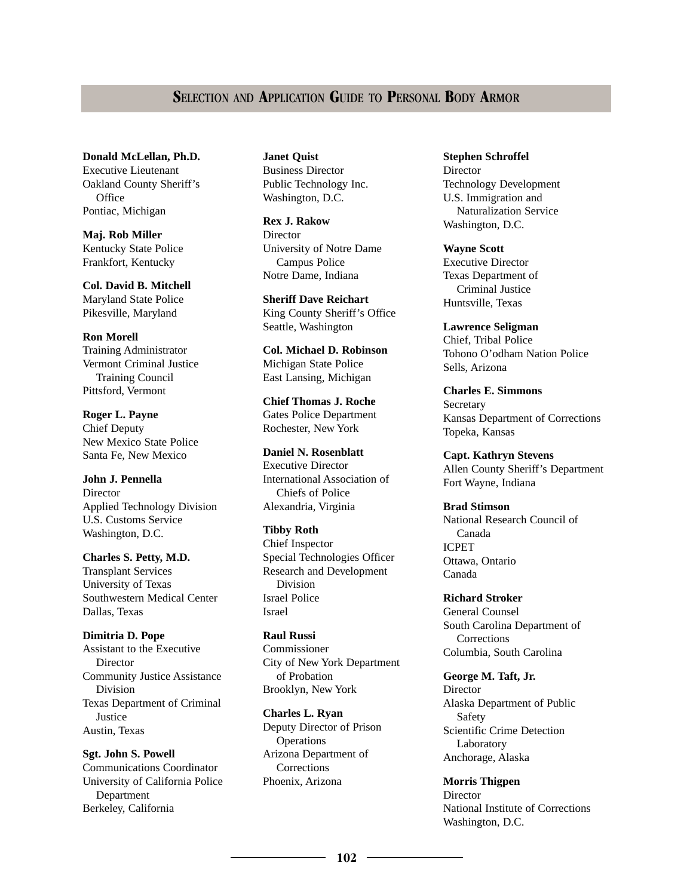**Donald McLellan, Ph.D.**
Executive Lieutenant
Oakland County Sheriff's Office
Pontiac, Michigan

**Maj. Rob Miller**
Kentucky State Police
Frankfort, Kentucky

**Col. David B. Mitchell**
Maryland State Police
Pikesville, Maryland

**Ron Morell**
Training Administrator
Vermont Criminal Justice Training Council
Pittsford, Vermont

**Roger L. Payne**
Chief Deputy
New Mexico State Police
Santa Fe, New Mexico

**John J. Pennella**
Director
Applied Technology Division
U.S. Customs Service
Washington, D.C.

**Charles S. Petty, M.D.**
Transplant Services
University of Texas
Southwestern Medical Center
Dallas, Texas

**Dimitria D. Pope**
Assistant to the Executive Director
Community Justice Assistance Division
Texas Department of Criminal Justice
Austin, Texas

**Sgt. John S. Powell**
Communications Coordinator
University of California Police Department
Berkeley, California

**Janet Quist**
Business Director
Public Technology Inc.
Washington, D.C.

**Rex J. Rakow**
Director
University of Notre Dame Campus Police
Notre Dame, Indiana

**Sheriff Dave Reichart**
King County Sheriff's Office
Seattle, Washington

**Col. Michael D. Robinson**
Michigan State Police
East Lansing, Michigan

**Chief Thomas J. Roche**
Gates Police Department
Rochester, New York

**Daniel N. Rosenblatt**
Executive Director
International Association of Chiefs of Police
Alexandria, Virginia

**Tibby Roth**
Chief Inspector
Special Technologies Officer
Research and Development Division
Israel Police
Israel

**Raul Russi**
Commissioner
City of New York Department of Probation
Brooklyn, New York

**Charles L. Ryan**
Deputy Director of Prison Operations
Arizona Department of Corrections
Phoenix, Arizona

**Stephen Schroffel**
Director
Technology Development
U.S. Immigration and Naturalization Service
Washington, D.C.

**Wayne Scott**
Executive Director
Texas Department of Criminal Justice
Huntsville, Texas

**Lawrence Seligman**
Chief, Tribal Police
Tohono O'odham Nation Police
Sells, Arizona

**Charles E. Simmons**
Secretary
Kansas Department of Corrections
Topeka, Kansas

**Capt. Kathryn Stevens**
Allen County Sheriff's Department
Fort Wayne, Indiana

**Brad Stimson**
National Research Council of Canada
ICPET
Ottawa, Ontario
Canada

**Richard Stroker**
General Counsel
South Carolina Department of Corrections
Columbia, South Carolina

**George M. Taft, Jr.**
Director
Alaska Department of Public Safety
Scientific Crime Detection Laboratory
Anchorage, Alaska

**Morris Thigpen**
Director
National Institute of Corrections
Washington, D.C.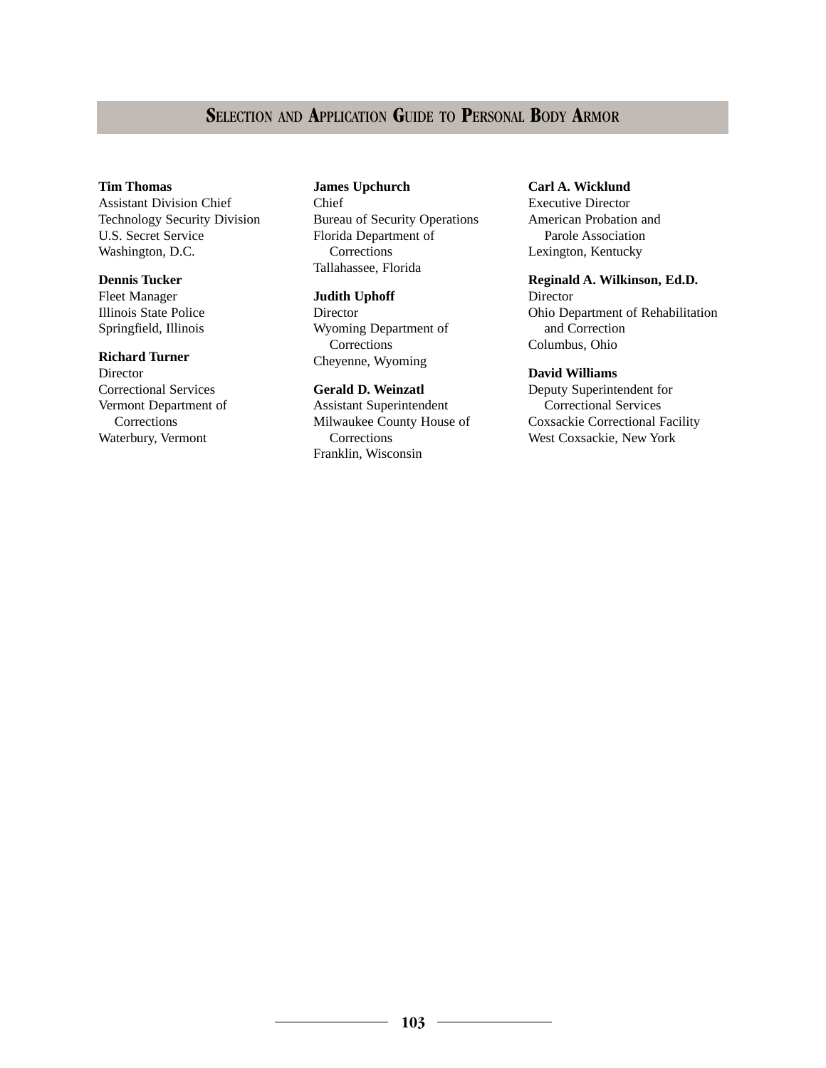**Tim Thomas**
Assistant Division Chief
Technology Security Division
U.S. Secret Service
Washington, D.C.

**Dennis Tucker**
Fleet Manager
Illinois State Police
Springfield, Illinois

**Richard Turner**
Director
Correctional Services
Vermont Department of Corrections
Waterbury, Vermont

**James Upchurch**
Chief
Bureau of Security Operations
Florida Department of Corrections
Tallahassee, Florida

**Judith Uphoff**
Director
Wyoming Department of Corrections
Cheyenne, Wyoming

**Gerald D. Weinzatl**
Assistant Superintendent
Milwaukee County House of Corrections
Franklin, Wisconsin

**Carl A. Wicklund**
Executive Director
American Probation and Parole Association
Lexington, Kentucky

**Reginald A. Wilkinson, Ed.D.**
Director
Ohio Department of Rehabilitation and Correction
Columbus, Ohio

**David Williams**
Deputy Superintendent for Correctional Services
Coxsackie Correctional Facility
West Coxsackie, New York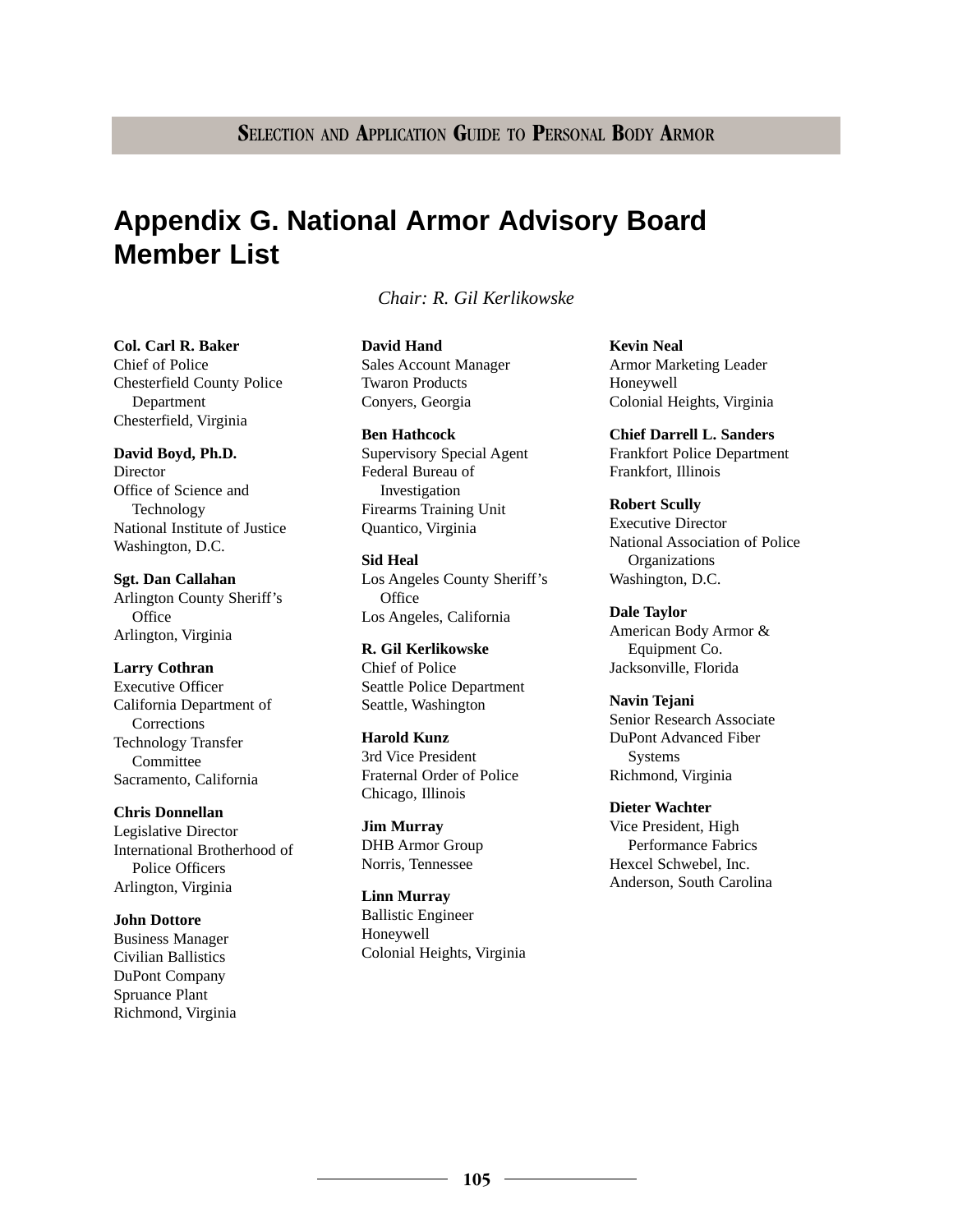# Appendix G. National Armor Advisory Board Member List

*Chair: R. Gil Kerlikowske*

**Col. Carl R. Baker**
Chief of Police
Chesterfield County Police Department
Chesterfield, Virginia

**David Boyd, Ph.D.**
Director
Office of Science and Technology
National Institute of Justice
Washington, D.C.

**Sgt. Dan Callahan**
Arlington County Sheriff's Office
Arlington, Virginia

**Larry Cothran**
Executive Officer
California Department of Corrections
Technology Transfer Committee
Sacramento, California

**Chris Donnellan**
Legislative Director
International Brotherhood of Police Officers
Arlington, Virginia

**John Dottore**
Business Manager
Civilian Ballistics
DuPont Company
Spruance Plant
Richmond, Virginia

**David Hand**
Sales Account Manager
Twaron Products
Conyers, Georgia

**Ben Hathcock**
Supervisory Special Agent
Federal Bureau of Investigation
Firearms Training Unit
Quantico, Virginia

**Sid Heal**
Los Angeles County Sheriff's Office
Los Angeles, California

**R. Gil Kerlikowske**
Chief of Police
Seattle Police Department
Seattle, Washington

**Harold Kunz**
3rd Vice President
Fraternal Order of Police
Chicago, Illinois

**Jim Murray**
DHB Armor Group
Norris, Tennessee

**Linn Murray**
Ballistic Engineer
Honeywell
Colonial Heights, Virginia

**Kevin Neal**
Armor Marketing Leader
Honeywell
Colonial Heights, Virginia

**Chief Darrell L. Sanders**
Frankfort Police Department
Frankfort, Illinois

**Robert Scully**
Executive Director
National Association of Police Organizations
Washington, D.C.

**Dale Taylor**
American Body Armor & Equipment Co.
Jacksonville, Florida

**Navin Tejani**
Senior Research Associate
DuPont Advanced Fiber Systems
Richmond, Virginia

**Dieter Wachter**
Vice President, High Performance Fabrics
Hexcel Schwebel, Inc.
Anderson, South Carolina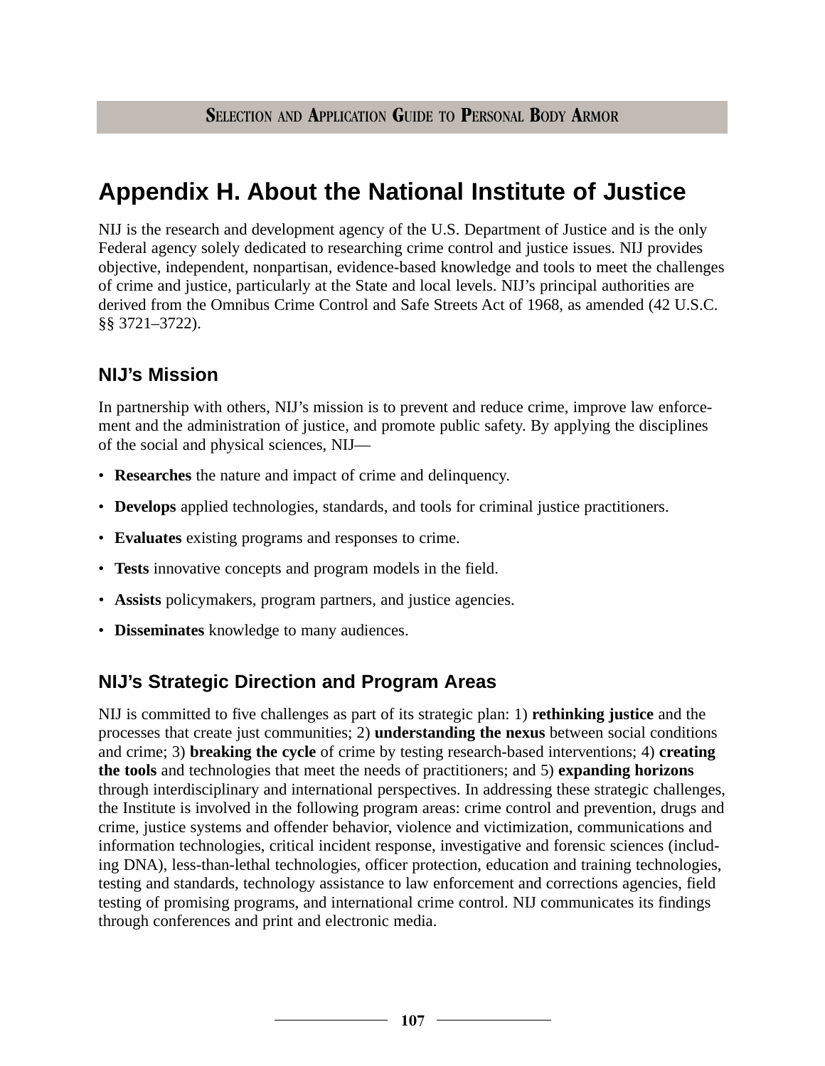# Appendix H. About the National Institute of Justice

NIJ is the research and development agency of the U.S. Department of Justice and is the only Federal agency solely dedicated to researching crime control and justice issues. NIJ provides objective, independent, nonpartisan, evidence-based knowledge and tools to meet the challenges of crime and justice, particularly at the State and local levels. NIJ's principal authorities are derived from the Omnibus Crime Control and Safe Streets Act of 1968, as amended (42 U.S.C. §§ 3721–3722).

## NIJ's Mission

In partnership with others, NIJ's mission is to prevent and reduce crime, improve law enforcement and the administration of justice, and promote public safety. By applying the disciplines of the social and physical sciences, NIJ—

- **Researches** the nature and impact of crime and delinquency.
- **Develops** applied technologies, standards, and tools for criminal justice practitioners.
- **Evaluates** existing programs and responses to crime.
- **Tests** innovative concepts and program models in the field.
- **Assists** policymakers, program partners, and justice agencies.
- **Disseminates** knowledge to many audiences.

## NIJ's Strategic Direction and Program Areas

NIJ is committed to five challenges as part of its strategic plan: 1) **rethinking justice** and the processes that create just communities; 2) **understanding the nexus** between social conditions and crime; 3) **breaking the cycle** of crime by testing research-based interventions; 4) **creating the tools** and technologies that meet the needs of practitioners; and 5) **expanding horizons** through interdisciplinary and international perspectives. In addressing these strategic challenges, the Institute is involved in the following program areas: crime control and prevention, drugs and crime, justice systems and offender behavior, violence and victimization, communications and information technologies, critical incident response, investigative and forensic sciences (including DNA), less-than-lethal technologies, officer protection, education and training technologies, testing and standards, technology assistance to law enforcement and corrections agencies, field testing of promising programs, and international crime control. NIJ communicates its findings through conferences and print and electronic media.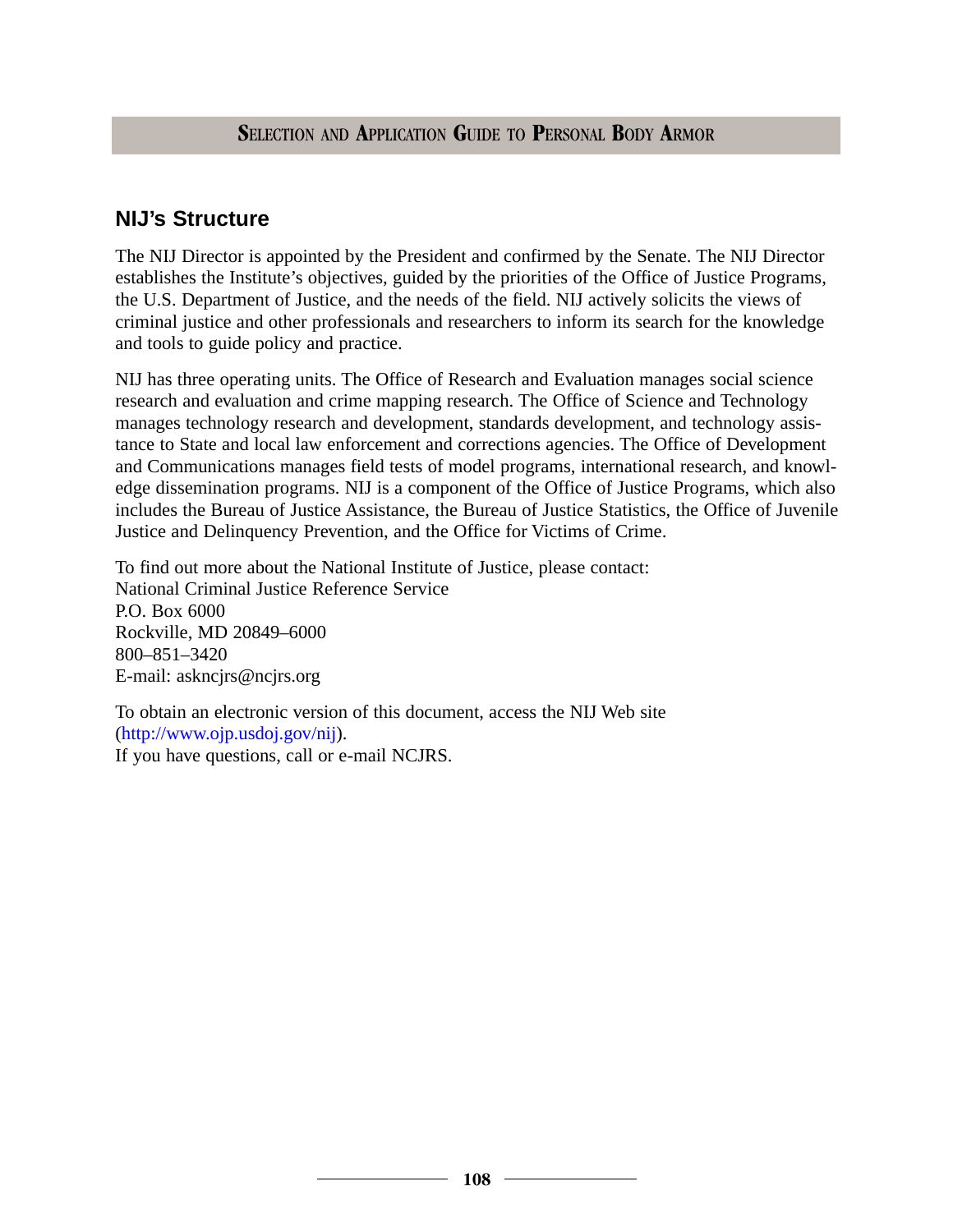## NIJ's Structure

The NIJ Director is appointed by the President and confirmed by the Senate. The NIJ Director establishes the Institute's objectives, guided by the priorities of the Office of Justice Programs, the U.S. Department of Justice, and the needs of the field. NIJ actively solicits the views of criminal justice and other professionals and researchers to inform its search for the knowledge and tools to guide policy and practice.

NIJ has three operating units. The Office of Research and Evaluation manages social science research and evaluation and crime mapping research. The Office of Science and Technology manages technology research and development, standards development, and technology assistance to State and local law enforcement and corrections agencies. The Office of Development and Communications manages field tests of model programs, international research, and knowledge dissemination programs. NIJ is a component of the Office of Justice Programs, which also includes the Bureau of Justice Assistance, the Bureau of Justice Statistics, the Office of Juvenile Justice and Delinquency Prevention, and the Office for Victims of Crime.

To find out more about the National Institute of Justice, please contact:
National Criminal Justice Reference Service
P.O. Box 6000
Rockville, MD 20849–6000
800–851–3420
E-mail: askncjrs@ncjrs.org

To obtain an electronic version of this document, access the NIJ Web site (http://www.ojp.usdoj.gov/nij).
If you have questions, call or e-mail NCJRS.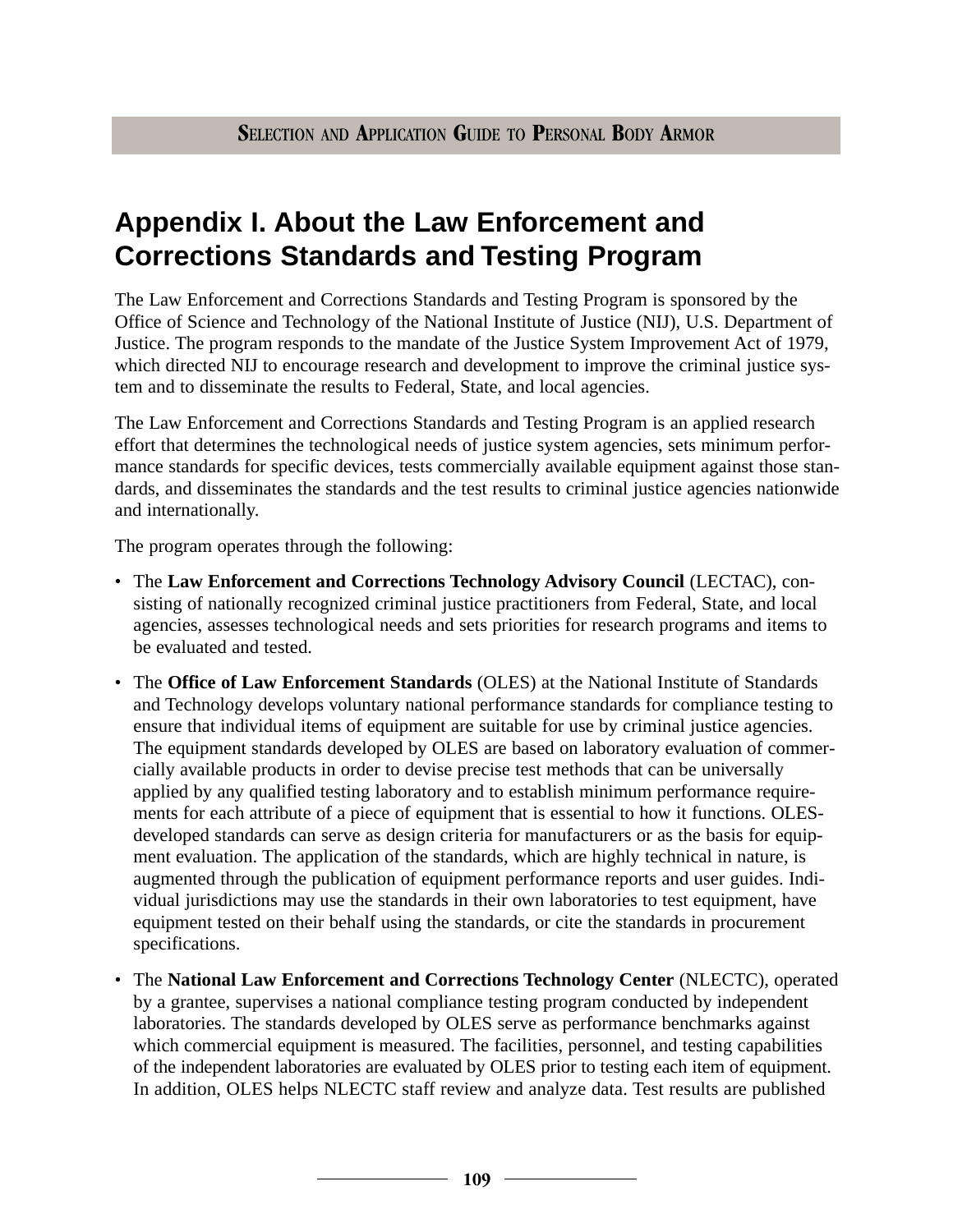# Appendix I. About the Law Enforcement and Corrections Standards and Testing Program

The Law Enforcement and Corrections Standards and Testing Program is sponsored by the Office of Science and Technology of the National Institute of Justice (NIJ), U.S. Department of Justice. The program responds to the mandate of the Justice System Improvement Act of 1979, which directed NIJ to encourage research and development to improve the criminal justice system and to disseminate the results to Federal, State, and local agencies.

The Law Enforcement and Corrections Standards and Testing Program is an applied research effort that determines the technological needs of justice system agencies, sets minimum performance standards for specific devices, tests commercially available equipment against those standards, and disseminates the standards and the test results to criminal justice agencies nationwide and internationally.

The program operates through the following:

- The **Law Enforcement and Corrections Technology Advisory Council** (LECTAC), consisting of nationally recognized criminal justice practitioners from Federal, State, and local agencies, assesses technological needs and sets priorities for research programs and items to be evaluated and tested.
- The **Office of Law Enforcement Standards** (OLES) at the National Institute of Standards and Technology develops voluntary national performance standards for compliance testing to ensure that individual items of equipment are suitable for use by criminal justice agencies. The equipment standards developed by OLES are based on laboratory evaluation of commercially available products in order to devise precise test methods that can be universally applied by any qualified testing laboratory and to establish minimum performance requirements for each attribute of a piece of equipment that is essential to how it functions. OLES-developed standards can serve as design criteria for manufacturers or as the basis for equipment evaluation. The application of the standards, which are highly technical in nature, is augmented through the publication of equipment performance reports and user guides. Individual jurisdictions may use the standards in their own laboratories to test equipment, have equipment tested on their behalf using the standards, or cite the standards in procurement specifications.
- The **National Law Enforcement and Corrections Technology Center** (NLECTC), operated by a grantee, supervises a national compliance testing program conducted by independent laboratories. The standards developed by OLES serve as performance benchmarks against which commercial equipment is measured. The facilities, personnel, and testing capabilities of the independent laboratories are evaluated by OLES prior to testing each item of equipment. In addition, OLES helps NLECTC staff review and analyze data. Test results are published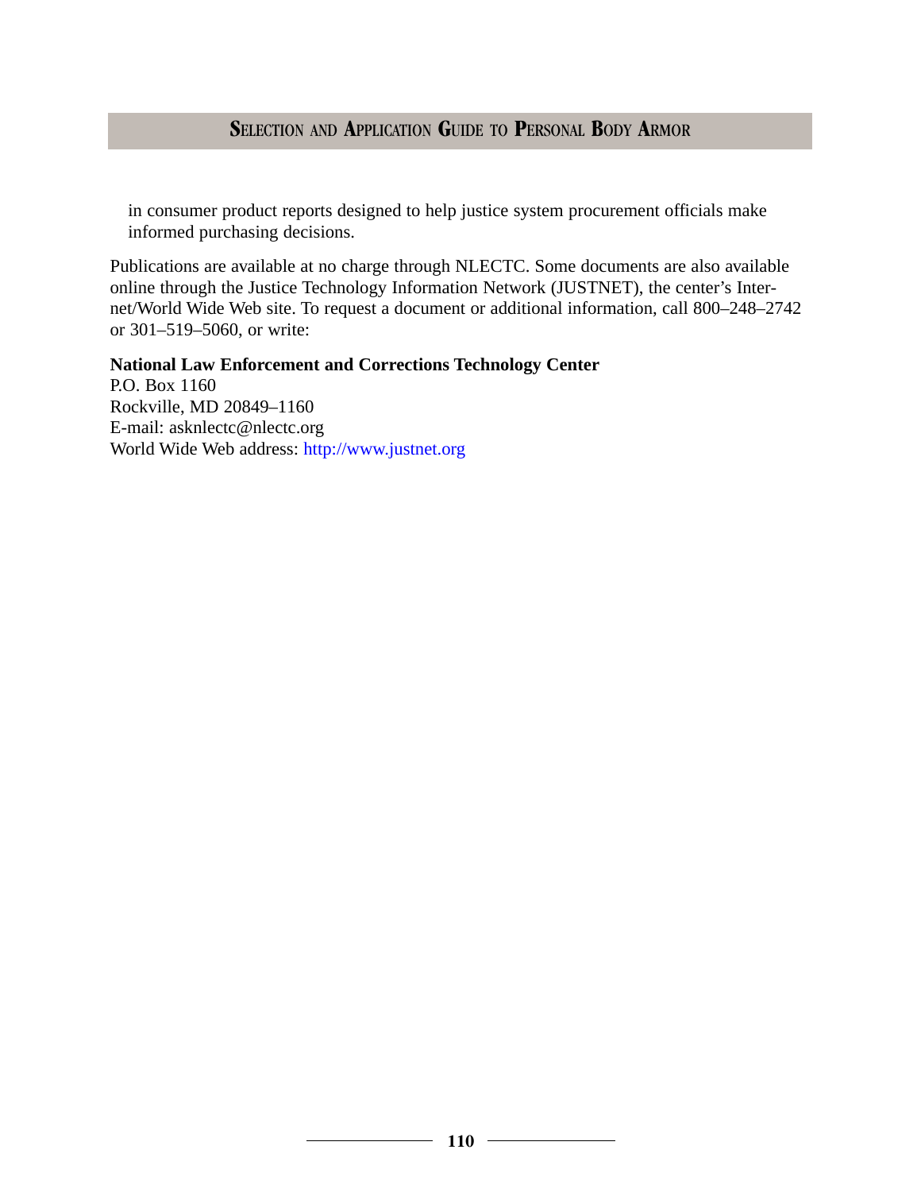in consumer product reports designed to help justice system procurement officials make informed purchasing decisions.

Publications are available at no charge through NLECTC. Some documents are also available online through the Justice Technology Information Network (JUSTNET), the center's Internet/World Wide Web site. To request a document or additional information, call 800–248–2742 or 301–519–5060, or write:

**National Law Enforcement and Corrections Technology Center**
P.O. Box 1160
Rockville, MD 20849–1160
E-mail: asknlectc@nlectc.org
World Wide Web address: http://www.justnet.org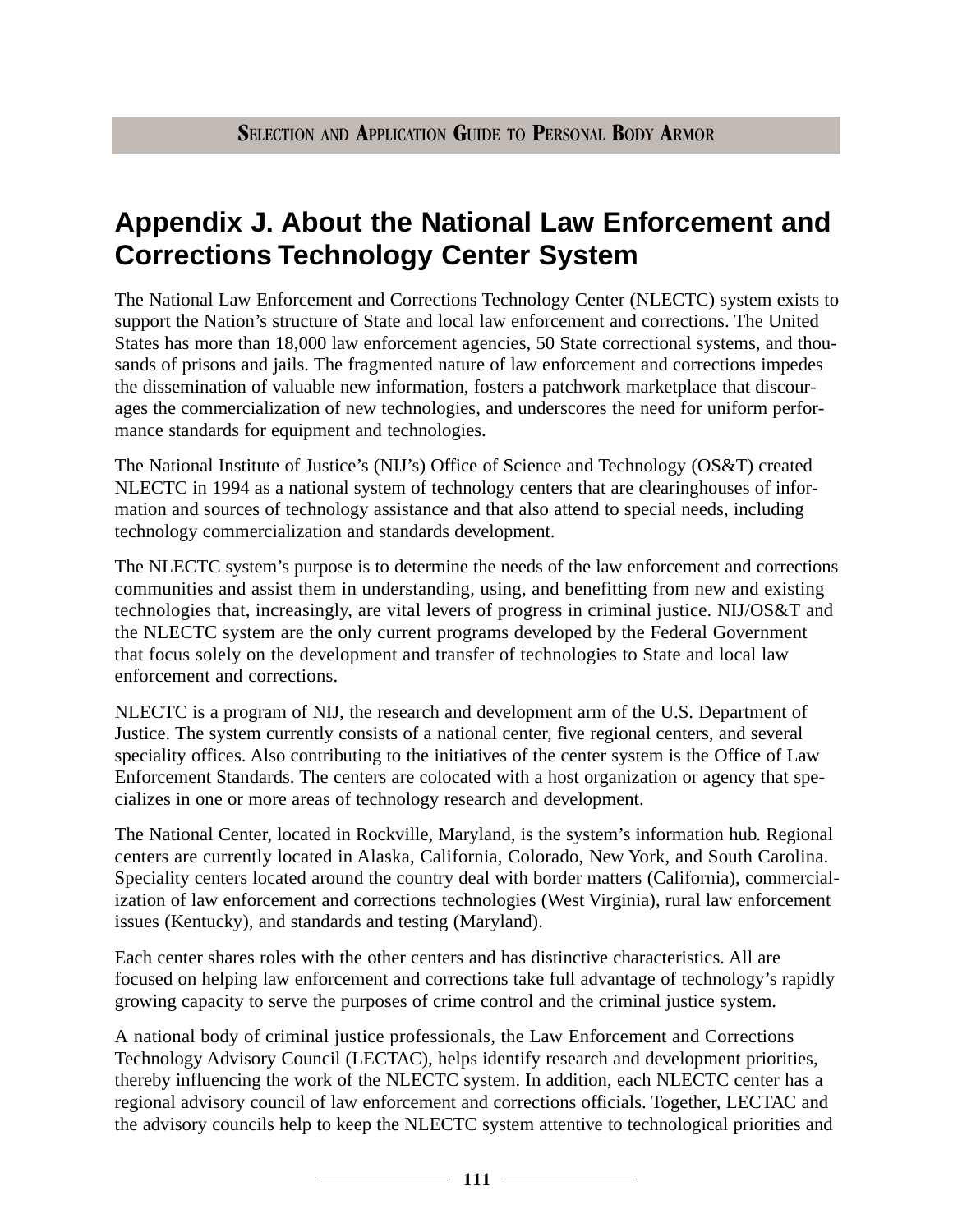# Appendix J. About the National Law Enforcement and Corrections Technology Center System

The National Law Enforcement and Corrections Technology Center (NLECTC) system exists to support the Nation's structure of State and local law enforcement and corrections. The United States has more than 18,000 law enforcement agencies, 50 State correctional systems, and thousands of prisons and jails. The fragmented nature of law enforcement and corrections impedes the dissemination of valuable new information, fosters a patchwork marketplace that discourages the commercialization of new technologies, and underscores the need for uniform performance standards for equipment and technologies.

The National Institute of Justice's (NIJ's) Office of Science and Technology (OS&T) created NLECTC in 1994 as a national system of technology centers that are clearinghouses of information and sources of technology assistance and that also attend to special needs, including technology commercialization and standards development.

The NLECTC system's purpose is to determine the needs of the law enforcement and corrections communities and assist them in understanding, using, and benefitting from new and existing technologies that, increasingly, are vital levers of progress in criminal justice. NIJ/OS&T and the NLECTC system are the only current programs developed by the Federal Government that focus solely on the development and transfer of technologies to State and local law enforcement and corrections.

NLECTC is a program of NIJ, the research and development arm of the U.S. Department of Justice. The system currently consists of a national center, five regional centers, and several speciality offices. Also contributing to the initiatives of the center system is the Office of Law Enforcement Standards. The centers are colocated with a host organization or agency that specializes in one or more areas of technology research and development.

The National Center, located in Rockville, Maryland, is the system's information hub. Regional centers are currently located in Alaska, California, Colorado, New York, and South Carolina. Speciality centers located around the country deal with border matters (California), commercialization of law enforcement and corrections technologies (West Virginia), rural law enforcement issues (Kentucky), and standards and testing (Maryland).

Each center shares roles with the other centers and has distinctive characteristics. All are focused on helping law enforcement and corrections take full advantage of technology's rapidly growing capacity to serve the purposes of crime control and the criminal justice system.

A national body of criminal justice professionals, the Law Enforcement and Corrections Technology Advisory Council (LECTAC), helps identify research and development priorities, thereby influencing the work of the NLECTC system. In addition, each NLECTC center has a regional advisory council of law enforcement and corrections officials. Together, LECTAC and the advisory councils help to keep the NLECTC system attentive to technological priorities and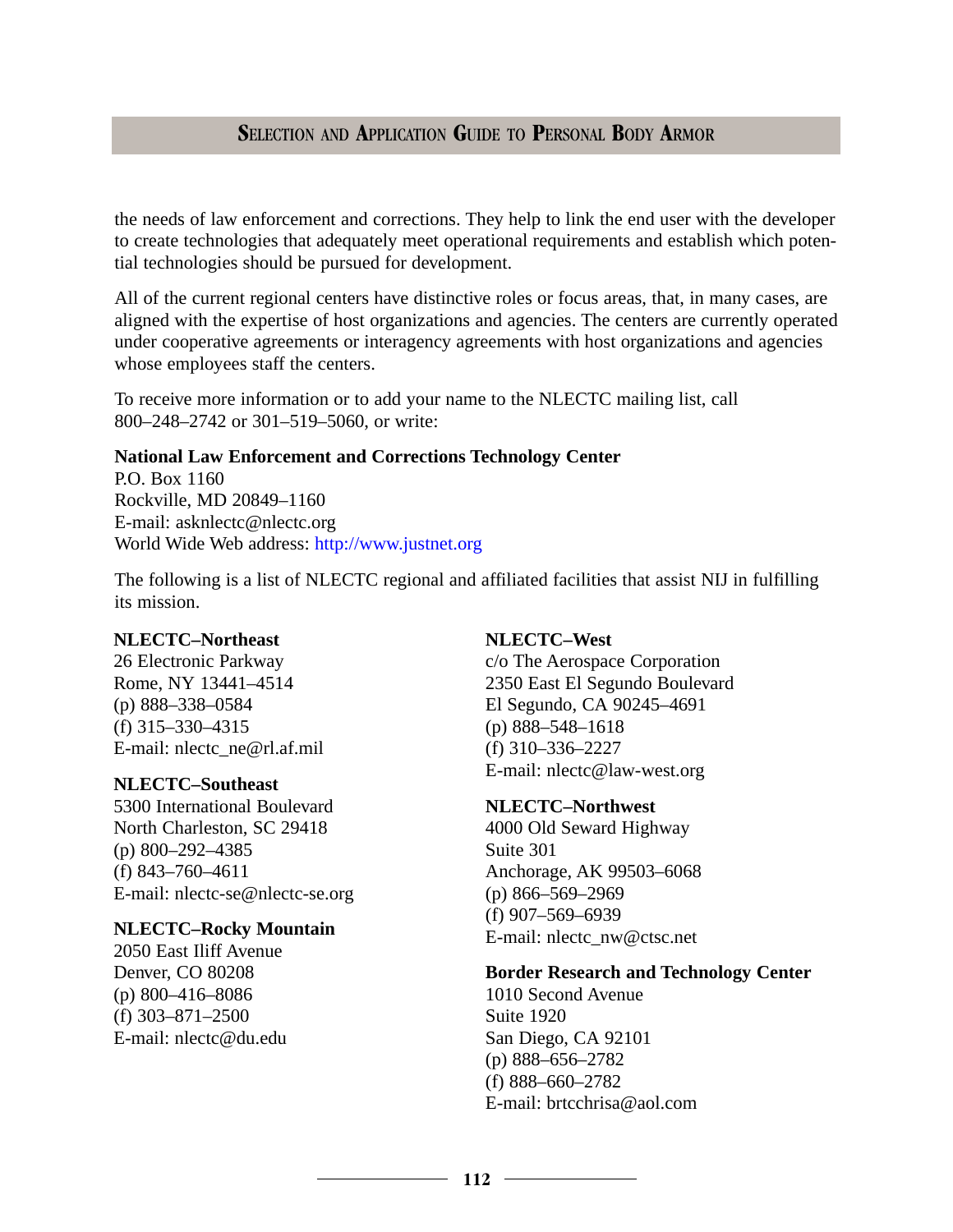the needs of law enforcement and corrections. They help to link the end user with the developer to create technologies that adequately meet operational requirements and establish which potential technologies should be pursued for development.

All of the current regional centers have distinctive roles or focus areas, that, in many cases, are aligned with the expertise of host organizations and agencies. The centers are currently operated under cooperative agreements or interagency agreements with host organizations and agencies whose employees staff the centers.

To receive more information or to add your name to the NLECTC mailing list, call 800–248–2742 or 301–519–5060, or write:

**National Law Enforcement and Corrections Technology Center**
P.O. Box 1160
Rockville, MD 20849–1160
E-mail: asknlectc@nlectc.org
World Wide Web address: http://www.justnet.org

The following is a list of NLECTC regional and affiliated facilities that assist NIJ in fulfilling its mission.

**NLECTC–Northeast**
26 Electronic Parkway
Rome, NY 13441–4514
(p) 888–338–0584
(f) 315–330–4315
E-mail: nlectc_ne@rl.af.mil

**NLECTC–Southeast**
5300 International Boulevard
North Charleston, SC 29418
(p) 800–292–4385
(f) 843–760–4611
E-mail: nlectc-se@nlectc-se.org

**NLECTC–Rocky Mountain**
2050 East Iliff Avenue
Denver, CO 80208
(p) 800–416–8086
(f) 303–871–2500
E-mail: nlectc@du.edu

**NLECTC–West**
c/o The Aerospace Corporation
2350 East El Segundo Boulevard
El Segundo, CA 90245–4691
(p) 888–548–1618
(f) 310–336–2227
E-mail: nlectc@law-west.org

**NLECTC–Northwest**
4000 Old Seward Highway
Suite 301
Anchorage, AK 99503–6068
(p) 866–569–2969
(f) 907–569–6939
E-mail: nlectc_nw@ctsc.net

**Border Research and Technology Center**
1010 Second Avenue
Suite 1920
San Diego, CA 92101
(p) 888–656–2782
(f) 888–660–2782
E-mail: brtcchrisa@aol.com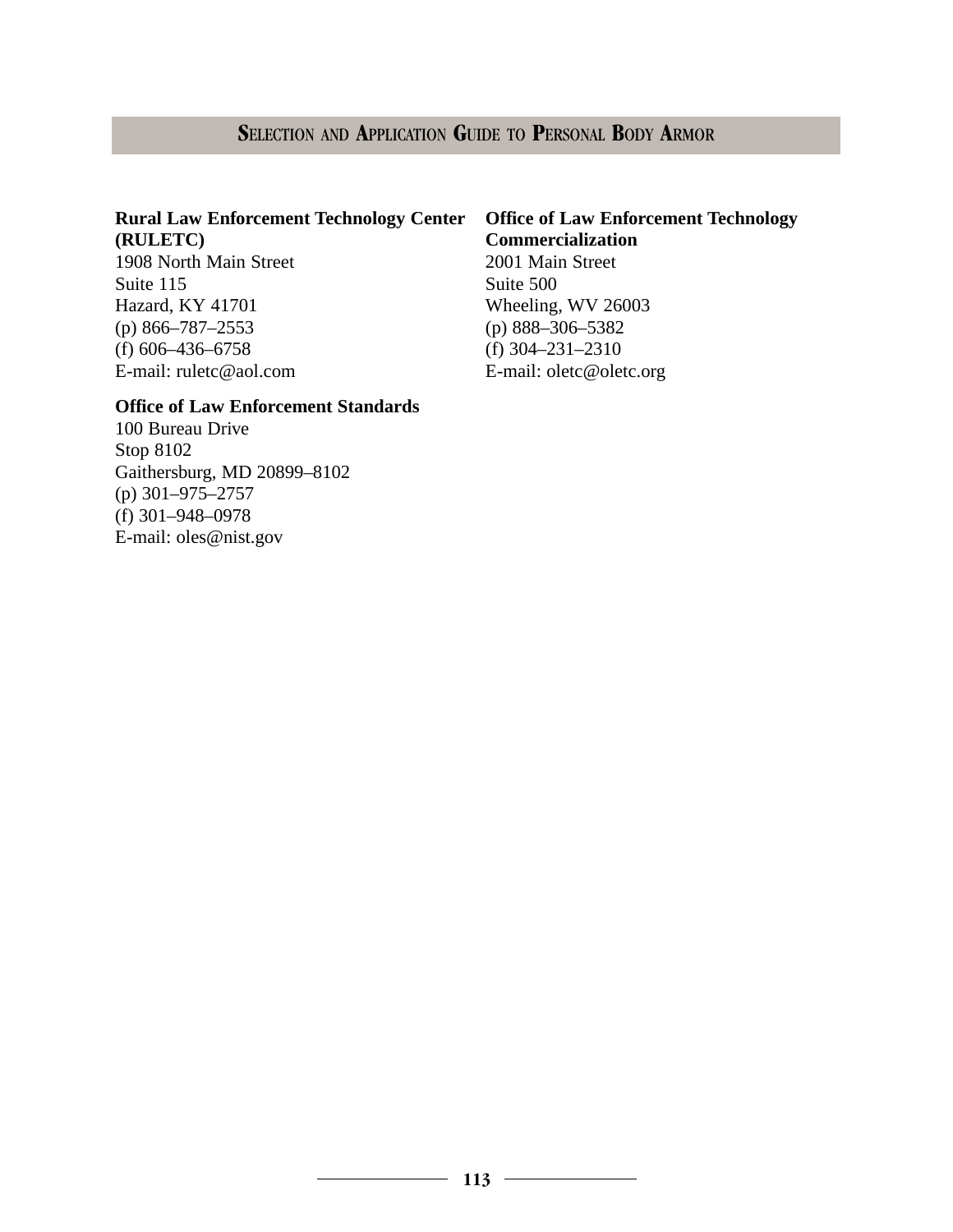**Rural Law Enforcement Technology Center (RULETC)**
1908 North Main Street
Suite 115
Hazard, KY 41701
(p) 866–787–2553
(f) 606–436–6758
E-mail: ruletc@aol.com

**Office of Law Enforcement Standards**
100 Bureau Drive
Stop 8102
Gaithersburg, MD 20899–8102
(p) 301–975–2757
(f) 301–948–0978
E-mail: oles@nist.gov

**Office of Law Enforcement Technology Commercialization**
2001 Main Street
Suite 500
Wheeling, WV 26003
(p) 888–306–5382
(f) 304–231–2310
E-mail: oletc@oletc.org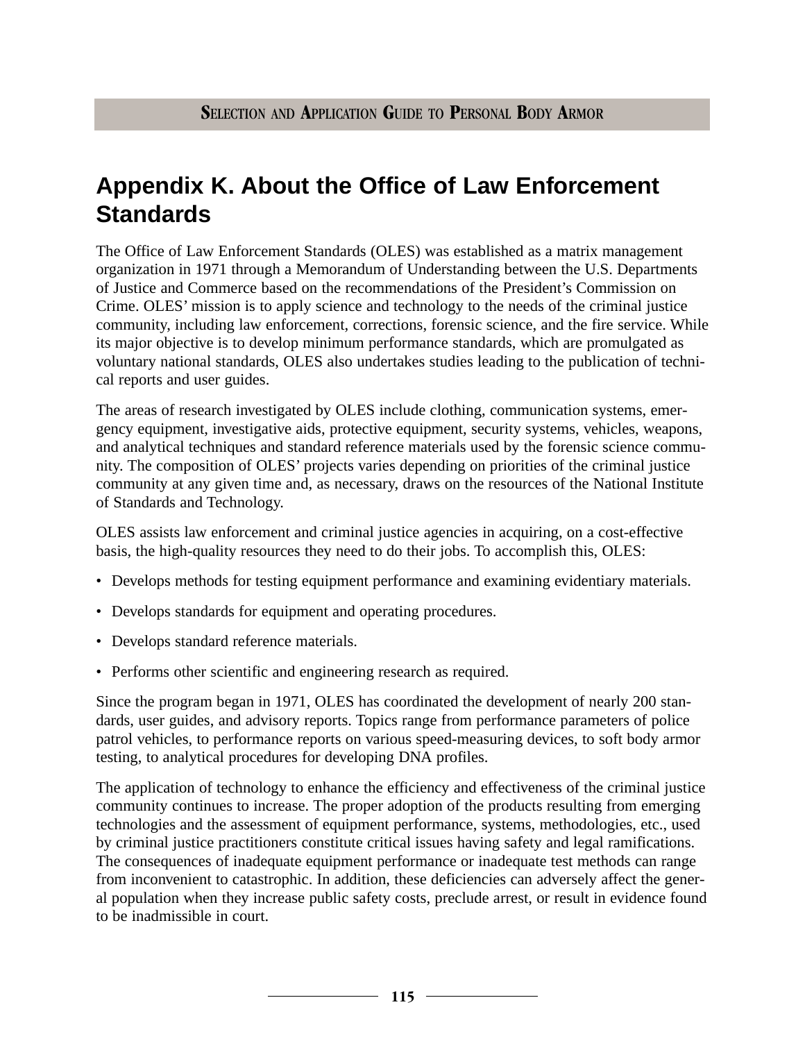# Appendix K. About the Office of Law Enforcement Standards

The Office of Law Enforcement Standards (OLES) was established as a matrix management organization in 1971 through a Memorandum of Understanding between the U.S. Departments of Justice and Commerce based on the recommendations of the President's Commission on Crime. OLES' mission is to apply science and technology to the needs of the criminal justice community, including law enforcement, corrections, forensic science, and the fire service. While its major objective is to develop minimum performance standards, which are promulgated as voluntary national standards, OLES also undertakes studies leading to the publication of technical reports and user guides.

The areas of research investigated by OLES include clothing, communication systems, emergency equipment, investigative aids, protective equipment, security systems, vehicles, weapons, and analytical techniques and standard reference materials used by the forensic science community. The composition of OLES' projects varies depending on priorities of the criminal justice community at any given time and, as necessary, draws on the resources of the National Institute of Standards and Technology.

OLES assists law enforcement and criminal justice agencies in acquiring, on a cost-effective basis, the high-quality resources they need to do their jobs. To accomplish this, OLES:

- Develops methods for testing equipment performance and examining evidentiary materials.
- Develops standards for equipment and operating procedures.
- Develops standard reference materials.
- Performs other scientific and engineering research as required.

Since the program began in 1971, OLES has coordinated the development of nearly 200 standards, user guides, and advisory reports. Topics range from performance parameters of police patrol vehicles, to performance reports on various speed-measuring devices, to soft body armor testing, to analytical procedures for developing DNA profiles.

The application of technology to enhance the efficiency and effectiveness of the criminal justice community continues to increase. The proper adoption of the products resulting from emerging technologies and the assessment of equipment performance, systems, methodologies, etc., used by criminal justice practitioners constitute critical issues having safety and legal ramifications. The consequences of inadequate equipment performance or inadequate test methods can range from inconvenient to catastrophic. In addition, these deficiencies can adversely affect the general population when they increase public safety costs, preclude arrest, or result in evidence found to be inadmissible in court.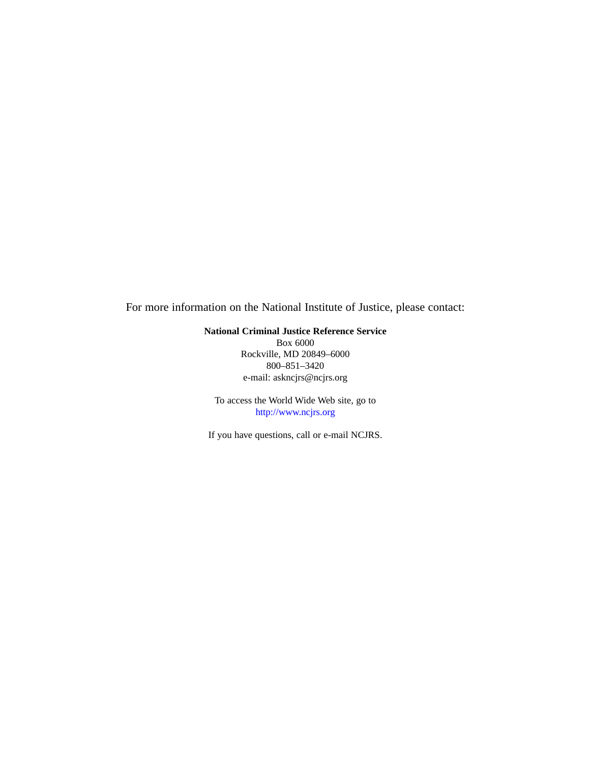For more information on the National Institute of Justice, please contact:

**National Criminal Justice Reference Service**
Box 6000
Rockville, MD 20849–6000
800–851–3420
e-mail: askncjrs@ncjrs.org

To access the World Wide Web site, go to
http://www.ncjrs.org

If you have questions, call or e-mail NCJRS.